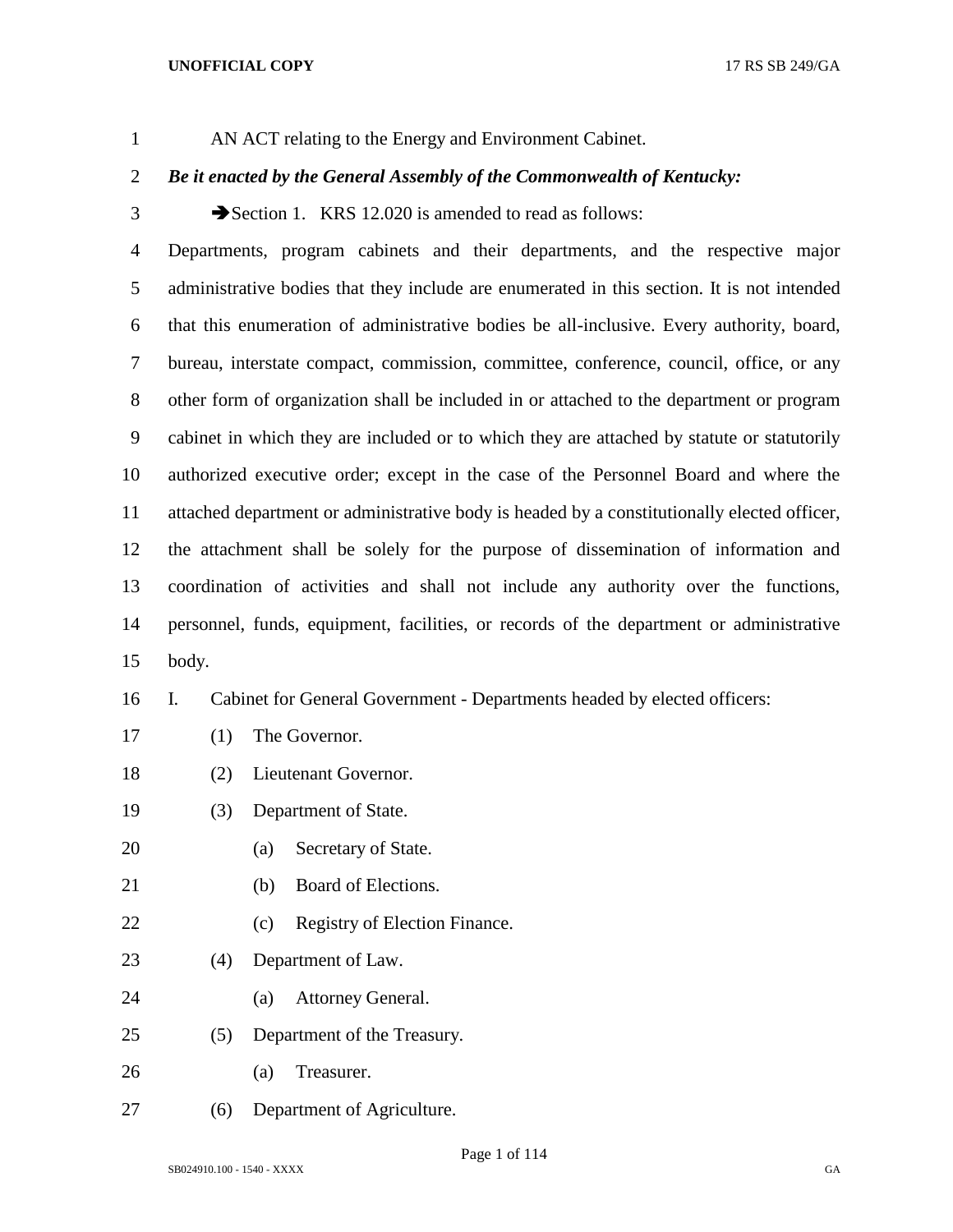AN ACT relating to the Energy and Environment Cabinet.

***Be it enacted by the General Assembly of the Commonwealth of Kentucky:***

➔Section 1. KRS 12.020 is amended to read as follows:

Departments, program cabinets and their departments, and the respective major administrative bodies that they include are enumerated in this section. It is not intended that this enumeration of administrative bodies be all-inclusive. Every authority, board, bureau, interstate compact, commission, committee, conference, council, office, or any other form of organization shall be included in or attached to the department or program cabinet in which they are included or to which they are attached by statute or statutorily authorized executive order; except in the case of the Personnel Board and where the attached department or administrative body is headed by a constitutionally elected officer, the attachment shall be solely for the purpose of dissemination of information and coordination of activities and shall not include any authority over the functions, personnel, funds, equipment, facilities, or records of the department or administrative body.

I. Cabinet for General Government - Departments headed by elected officers:

(1) The Governor.

(2) Lieutenant Governor.

(3) Department of State.

(a) Secretary of State.

(b) Board of Elections.

(c) Registry of Election Finance.

(4) Department of Law.

(a) Attorney General.

(5) Department of the Treasury.

(a) Treasurer.

(6) Department of Agriculture.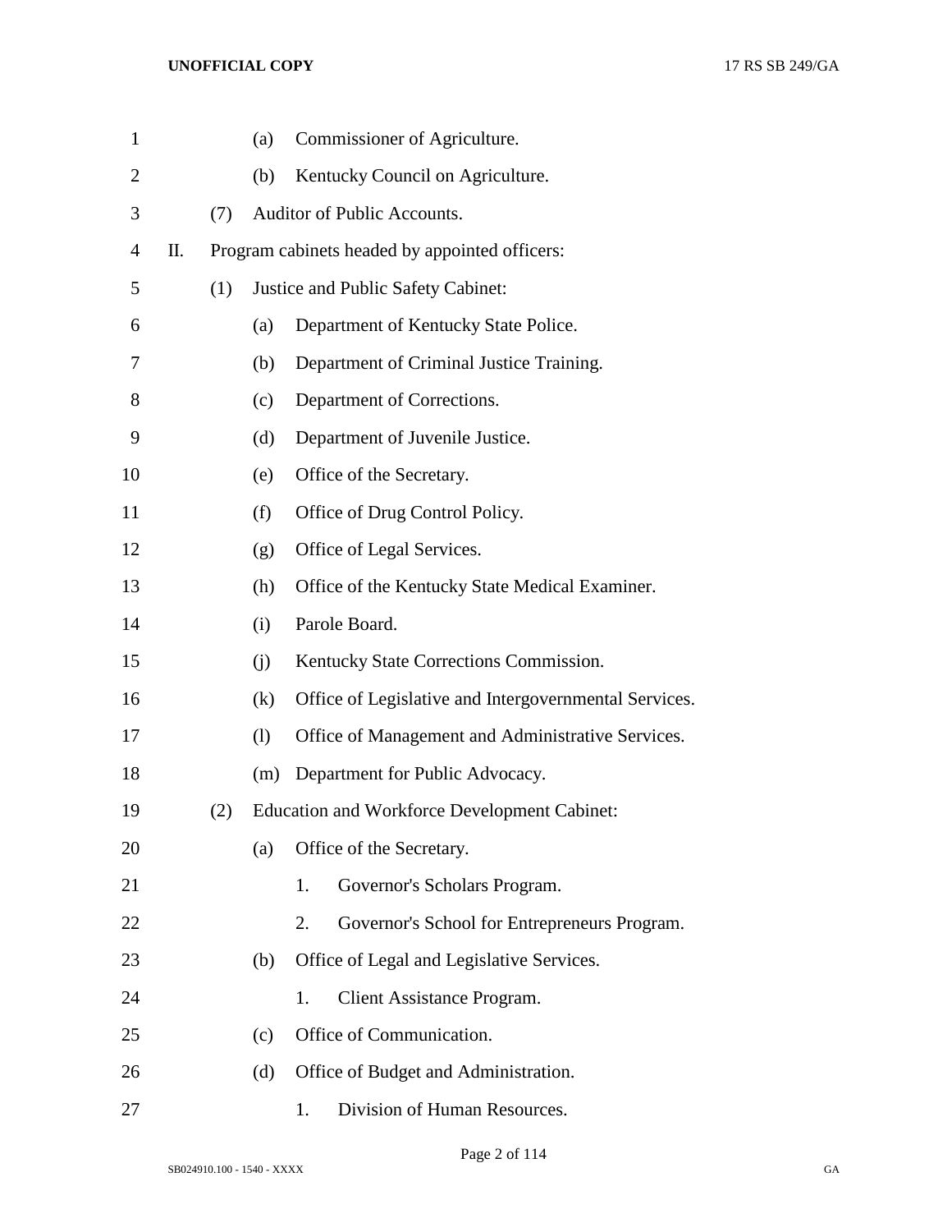(a) Commissioner of Agriculture.

(b) Kentucky Council on Agriculture.

(7) Auditor of Public Accounts.

II. Program cabinets headed by appointed officers:

(1) Justice and Public Safety Cabinet:

(a) Department of Kentucky State Police.

(b) Department of Criminal Justice Training.

(c) Department of Corrections.

(d) Department of Juvenile Justice.

(e) Office of the Secretary.

(f) Office of Drug Control Policy.

(g) Office of Legal Services.

(h) Office of the Kentucky State Medical Examiner.

(i) Parole Board.

(j) Kentucky State Corrections Commission.

(k) Office of Legislative and Intergovernmental Services.

(l) Office of Management and Administrative Services.

(m) Department for Public Advocacy.

(2) Education and Workforce Development Cabinet:

(a) Office of the Secretary.

1. Governor's Scholars Program.

2. Governor's School for Entrepreneurs Program.

(b) Office of Legal and Legislative Services.

1. Client Assistance Program.

(c) Office of Communication.

(d) Office of Budget and Administration.

1. Division of Human Resources.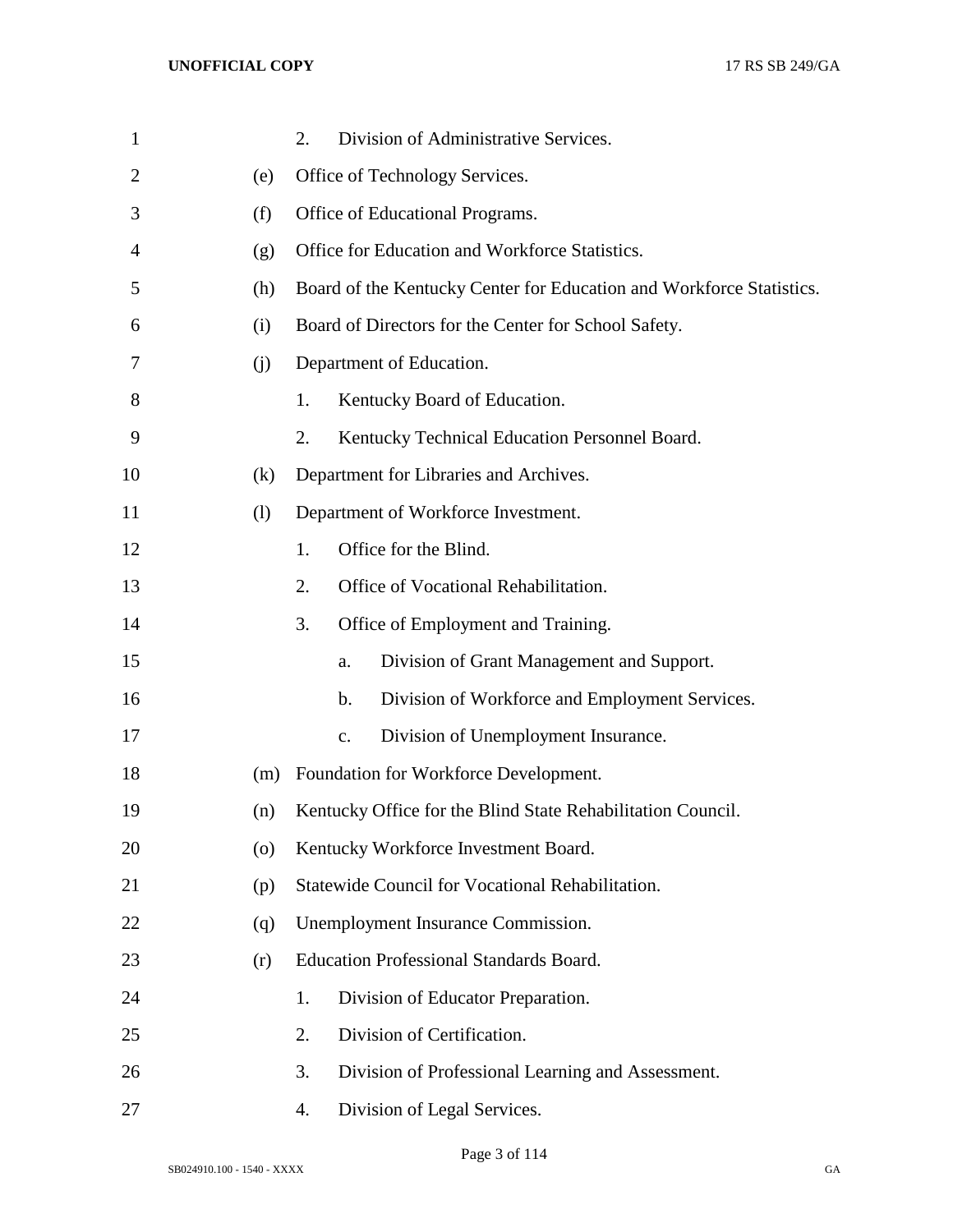2. Division of Administrative Services.

(e) Office of Technology Services.

(f) Office of Educational Programs.

(g) Office for Education and Workforce Statistics.

(h) Board of the Kentucky Center for Education and Workforce Statistics.

(i) Board of Directors for the Center for School Safety.

(j) Department of Education.

1. Kentucky Board of Education.
2. Kentucky Technical Education Personnel Board.

(k) Department for Libraries and Archives.

(l) Department of Workforce Investment.

1. Office for the Blind.
2. Office of Vocational Rehabilitation.
3. Office of Employment and Training.
   a. Division of Grant Management and Support.
   b. Division of Workforce and Employment Services.
   c. Division of Unemployment Insurance.

(m) Foundation for Workforce Development.

(n) Kentucky Office for the Blind State Rehabilitation Council.

(o) Kentucky Workforce Investment Board.

(p) Statewide Council for Vocational Rehabilitation.

(q) Unemployment Insurance Commission.

(r) Education Professional Standards Board.

1. Division of Educator Preparation.
2. Division of Certification.
3. Division of Professional Learning and Assessment.
4. Division of Legal Services.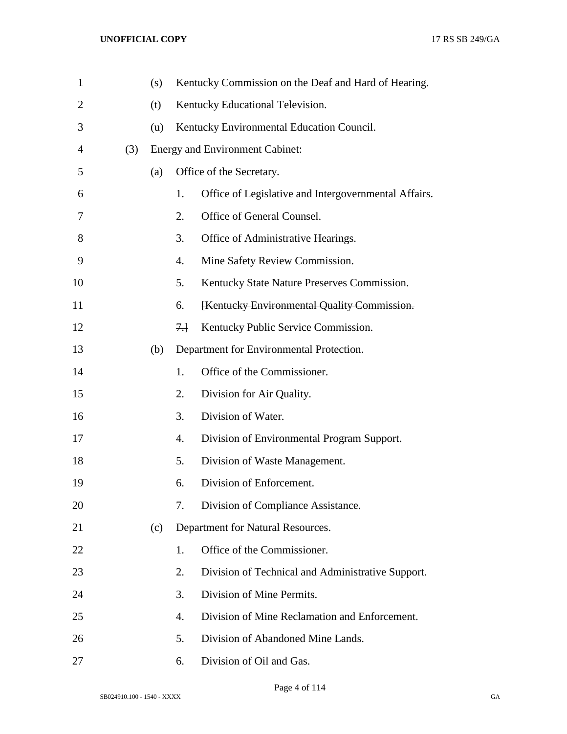(s) Kentucky Commission on the Deaf and Hard of Hearing.

(t) Kentucky Educational Television.

(u) Kentucky Environmental Education Council.

(3) Energy and Environment Cabinet:

(a) Office of the Secretary.

1. Office of Legislative and Intergovernmental Affairs.

2. Office of General Counsel.

3. Office of Administrative Hearings.

4. Mine Safety Review Commission.

5. Kentucky State Nature Preserves Commission.

6. ~~[Kentucky Environmental Quality Commission.~~

~~7.]~~ Kentucky Public Service Commission.

(b) Department for Environmental Protection.

1. Office of the Commissioner.

2. Division for Air Quality.

3. Division of Water.

4. Division of Environmental Program Support.

5. Division of Waste Management.

6. Division of Enforcement.

7. Division of Compliance Assistance.

(c) Department for Natural Resources.

1. Office of the Commissioner.

2. Division of Technical and Administrative Support.

3. Division of Mine Permits.

4. Division of Mine Reclamation and Enforcement.

5. Division of Abandoned Mine Lands.

6. Division of Oil and Gas.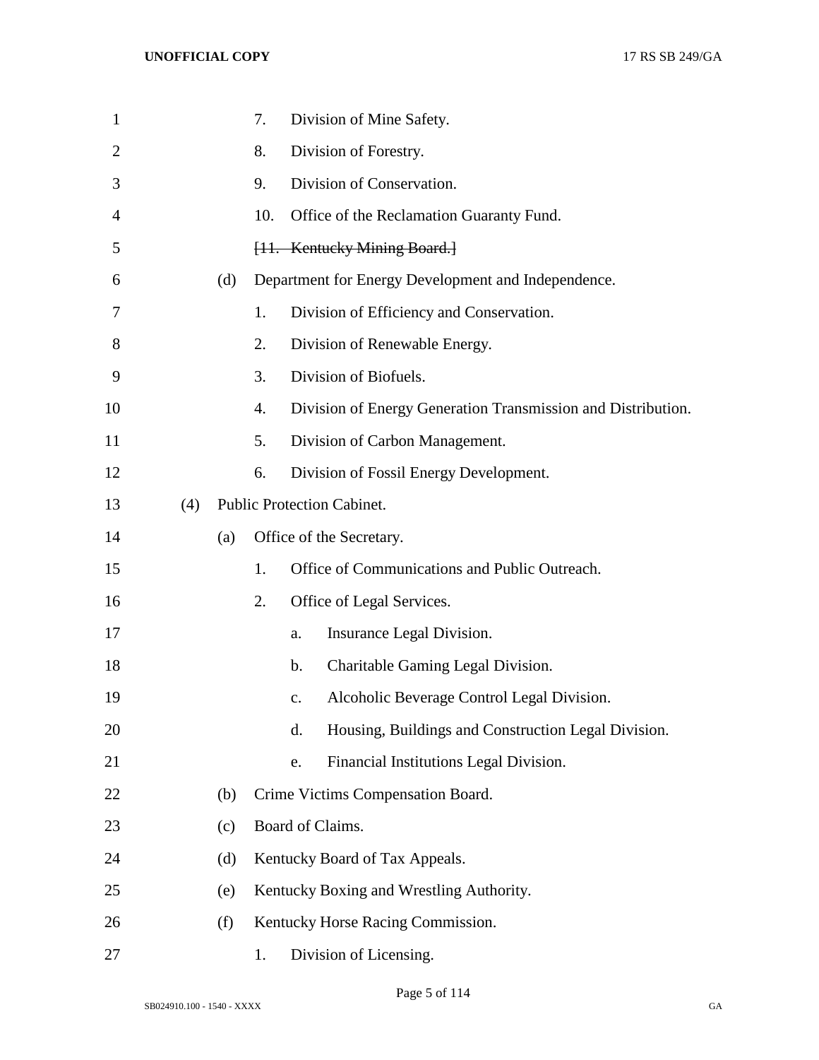7. Division of Mine Safety.

8. Division of Forestry.

9. Division of Conservation.

10. Office of the Reclamation Guaranty Fund.

~~[11. Kentucky Mining Board.]~~

(d) Department for Energy Development and Independence.

1. Division of Efficiency and Conservation.

2. Division of Renewable Energy.

3. Division of Biofuels.

4. Division of Energy Generation Transmission and Distribution.

5. Division of Carbon Management.

6. Division of Fossil Energy Development.

(4) Public Protection Cabinet.

(a) Office of the Secretary.

1. Office of Communications and Public Outreach.

2. Office of Legal Services.

a. Insurance Legal Division.

b. Charitable Gaming Legal Division.

c. Alcoholic Beverage Control Legal Division.

d. Housing, Buildings and Construction Legal Division.

e. Financial Institutions Legal Division.

(b) Crime Victims Compensation Board.

(c) Board of Claims.

(d) Kentucky Board of Tax Appeals.

(e) Kentucky Boxing and Wrestling Authority.

(f) Kentucky Horse Racing Commission.

1. Division of Licensing.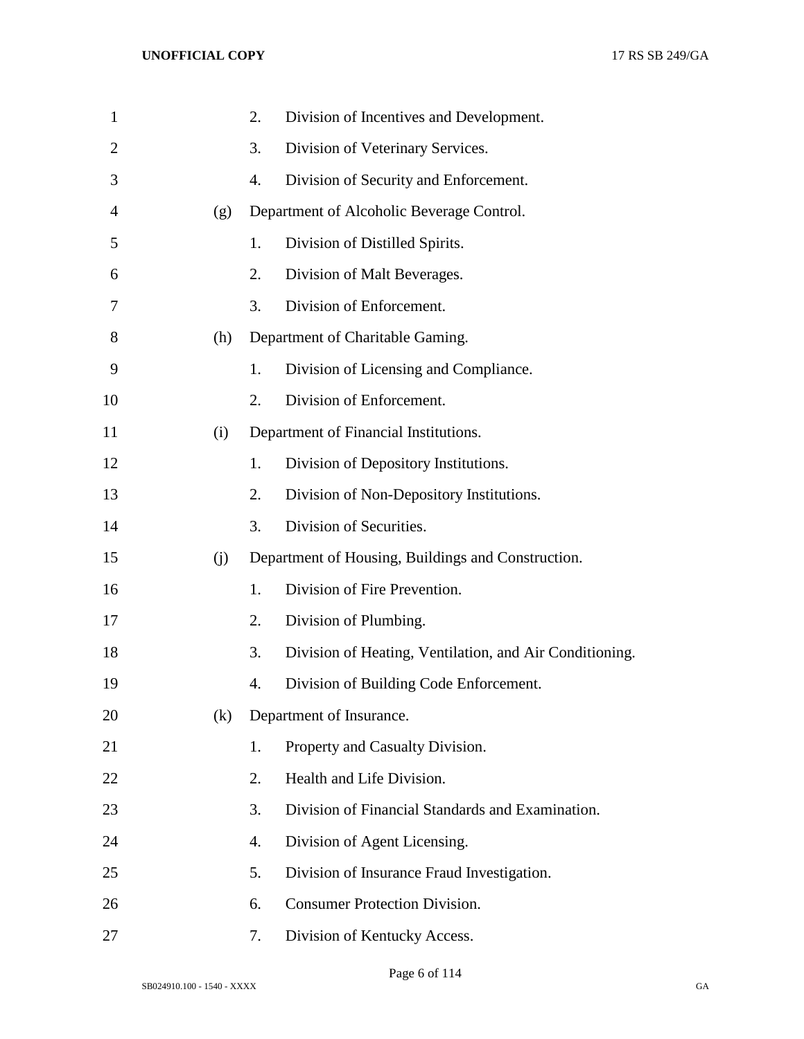2. Division of Incentives and Development.

3. Division of Veterinary Services.

4. Division of Security and Enforcement.

(g) Department of Alcoholic Beverage Control.

1. Division of Distilled Spirits.

2. Division of Malt Beverages.

3. Division of Enforcement.

(h) Department of Charitable Gaming.

1. Division of Licensing and Compliance.

2. Division of Enforcement.

(i) Department of Financial Institutions.

1. Division of Depository Institutions.

2. Division of Non-Depository Institutions.

3. Division of Securities.

(j) Department of Housing, Buildings and Construction.

1. Division of Fire Prevention.

2. Division of Plumbing.

3. Division of Heating, Ventilation, and Air Conditioning.

4. Division of Building Code Enforcement.

(k) Department of Insurance.

1. Property and Casualty Division.

2. Health and Life Division.

3. Division of Financial Standards and Examination.

4. Division of Agent Licensing.

5. Division of Insurance Fraud Investigation.

6. Consumer Protection Division.

7. Division of Kentucky Access.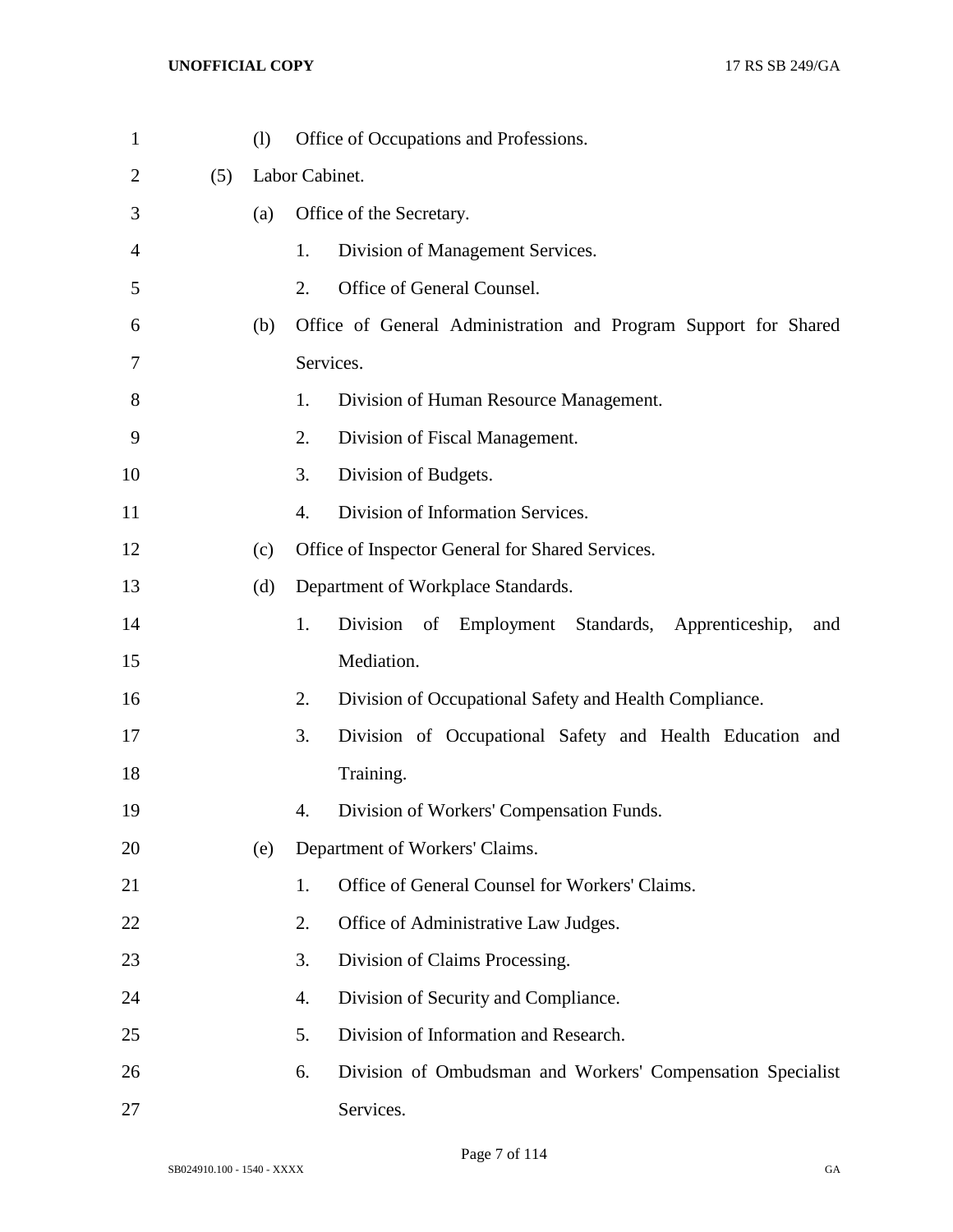(l) Office of Occupations and Professions.

(5) Labor Cabinet.

(a) Office of the Secretary.

1. Division of Management Services.
2. Office of General Counsel.

(b) Office of General Administration and Program Support for Shared Services.

1. Division of Human Resource Management.
2. Division of Fiscal Management.
3. Division of Budgets.
4. Division of Information Services.

(c) Office of Inspector General for Shared Services.

(d) Department of Workplace Standards.

1. Division of Employment Standards, Apprenticeship, and Mediation.
2. Division of Occupational Safety and Health Compliance.
3. Division of Occupational Safety and Health Education and Training.
4. Division of Workers' Compensation Funds.

(e) Department of Workers' Claims.

1. Office of General Counsel for Workers' Claims.
2. Office of Administrative Law Judges.
3. Division of Claims Processing.
4. Division of Security and Compliance.
5. Division of Information and Research.
6. Division of Ombudsman and Workers' Compensation Specialist Services.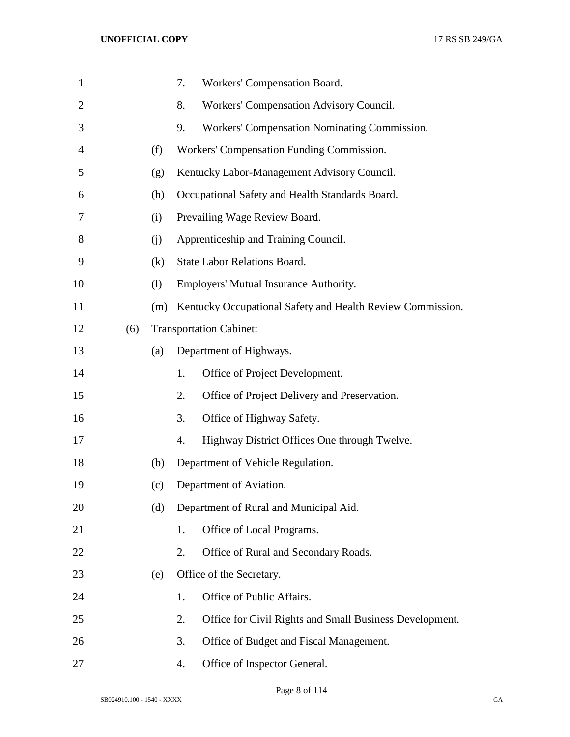7. Workers' Compensation Board.

8. Workers' Compensation Advisory Council.

9. Workers' Compensation Nominating Commission.

(f) Workers' Compensation Funding Commission.

(g) Kentucky Labor-Management Advisory Council.

(h) Occupational Safety and Health Standards Board.

(i) Prevailing Wage Review Board.

(j) Apprenticeship and Training Council.

(k) State Labor Relations Board.

(l) Employers' Mutual Insurance Authority.

(m) Kentucky Occupational Safety and Health Review Commission.

(6) Transportation Cabinet:

(a) Department of Highways.

1. Office of Project Development.

2. Office of Project Delivery and Preservation.

3. Office of Highway Safety.

4. Highway District Offices One through Twelve.

(b) Department of Vehicle Regulation.

(c) Department of Aviation.

(d) Department of Rural and Municipal Aid.

1. Office of Local Programs.

2. Office of Rural and Secondary Roads.

(e) Office of the Secretary.

1. Office of Public Affairs.

2. Office for Civil Rights and Small Business Development.

3. Office of Budget and Fiscal Management.

4. Office of Inspector General.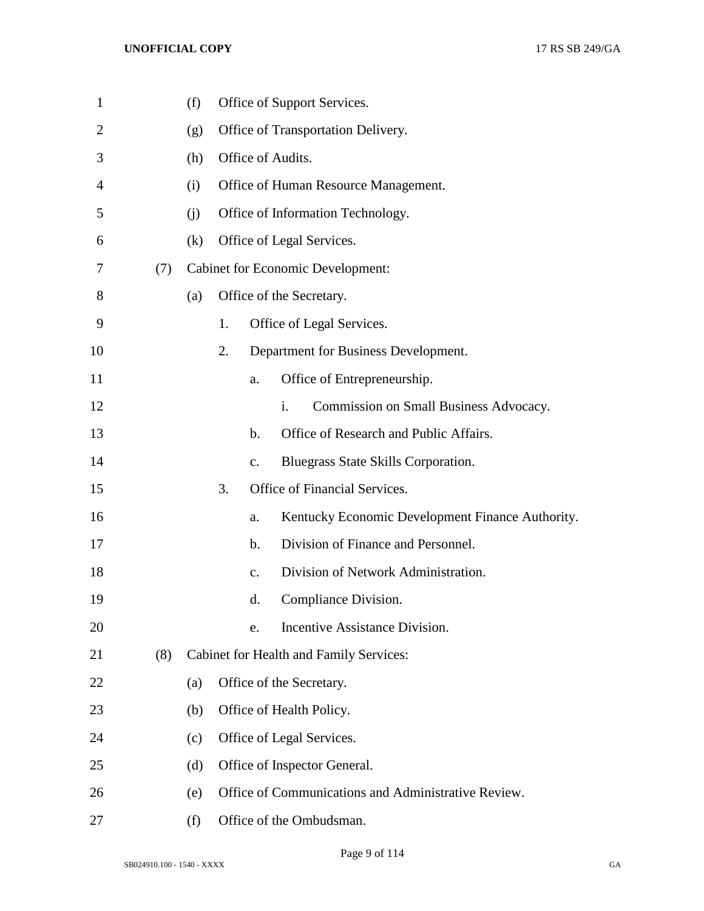(f) Office of Support Services.

(g) Office of Transportation Delivery.

(h) Office of Audits.

(i) Office of Human Resource Management.

(j) Office of Information Technology.

(k) Office of Legal Services.

(7) Cabinet for Economic Development:

(a) Office of the Secretary.

1. Office of Legal Services.

2. Department for Business Development.

a. Office of Entrepreneurship.

i. Commission on Small Business Advocacy.

b. Office of Research and Public Affairs.

c. Bluegrass State Skills Corporation.

3. Office of Financial Services.

a. Kentucky Economic Development Finance Authority.

b. Division of Finance and Personnel.

c. Division of Network Administration.

d. Compliance Division.

e. Incentive Assistance Division.

(8) Cabinet for Health and Family Services:

(a) Office of the Secretary.

(b) Office of Health Policy.

(c) Office of Legal Services.

(d) Office of Inspector General.

(e) Office of Communications and Administrative Review.

(f) Office of the Ombudsman.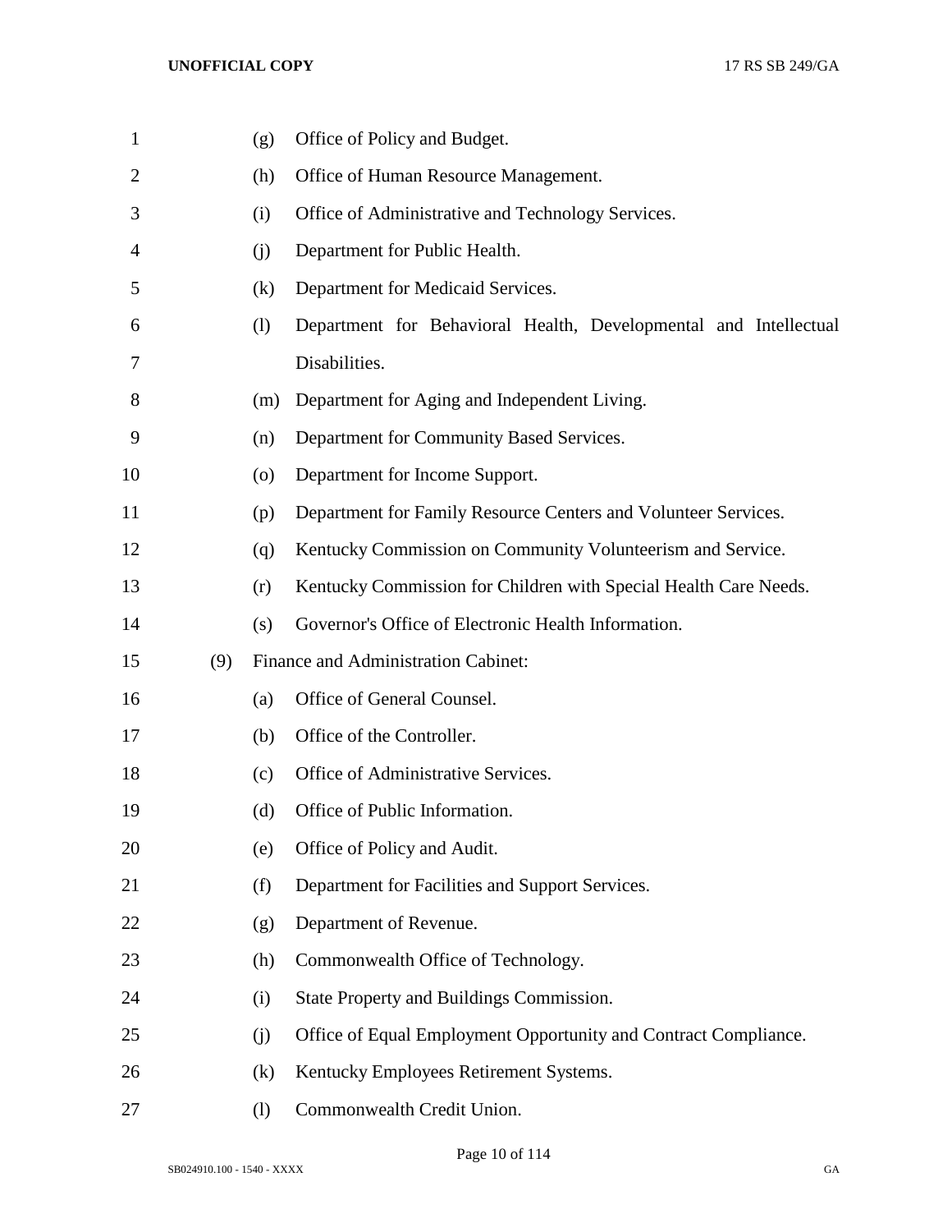(g) Office of Policy and Budget.

(h) Office of Human Resource Management.

(i) Office of Administrative and Technology Services.

(j) Department for Public Health.

(k) Department for Medicaid Services.

(l) Department for Behavioral Health, Developmental and Intellectual Disabilities.

(m) Department for Aging and Independent Living.

(n) Department for Community Based Services.

(o) Department for Income Support.

(p) Department for Family Resource Centers and Volunteer Services.

(q) Kentucky Commission on Community Volunteerism and Service.

(r) Kentucky Commission for Children with Special Health Care Needs.

(s) Governor's Office of Electronic Health Information.

(9) Finance and Administration Cabinet:

(a) Office of General Counsel.

(b) Office of the Controller.

(c) Office of Administrative Services.

(d) Office of Public Information.

(e) Office of Policy and Audit.

(f) Department for Facilities and Support Services.

(g) Department of Revenue.

(h) Commonwealth Office of Technology.

(i) State Property and Buildings Commission.

(j) Office of Equal Employment Opportunity and Contract Compliance.

(k) Kentucky Employees Retirement Systems.

(l) Commonwealth Credit Union.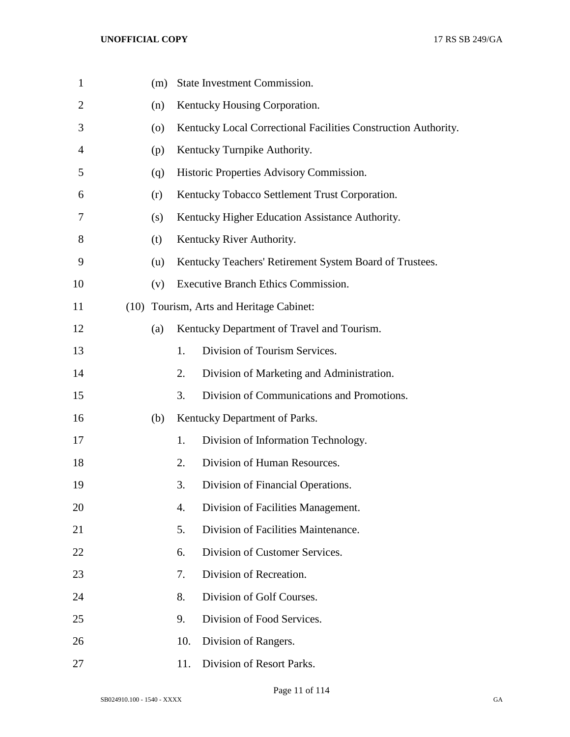(m) State Investment Commission.

(n) Kentucky Housing Corporation.

(o) Kentucky Local Correctional Facilities Construction Authority.

(p) Kentucky Turnpike Authority.

(q) Historic Properties Advisory Commission.

(r) Kentucky Tobacco Settlement Trust Corporation.

(s) Kentucky Higher Education Assistance Authority.

(t) Kentucky River Authority.

(u) Kentucky Teachers' Retirement System Board of Trustees.

(v) Executive Branch Ethics Commission.

(10) Tourism, Arts and Heritage Cabinet:

(a) Kentucky Department of Travel and Tourism.

1. Division of Tourism Services.
2. Division of Marketing and Administration.
3. Division of Communications and Promotions.

(b) Kentucky Department of Parks.

1. Division of Information Technology.
2. Division of Human Resources.
3. Division of Financial Operations.
4. Division of Facilities Management.
5. Division of Facilities Maintenance.
6. Division of Customer Services.
7. Division of Recreation.
8. Division of Golf Courses.
9. Division of Food Services.
10. Division of Rangers.
11. Division of Resort Parks.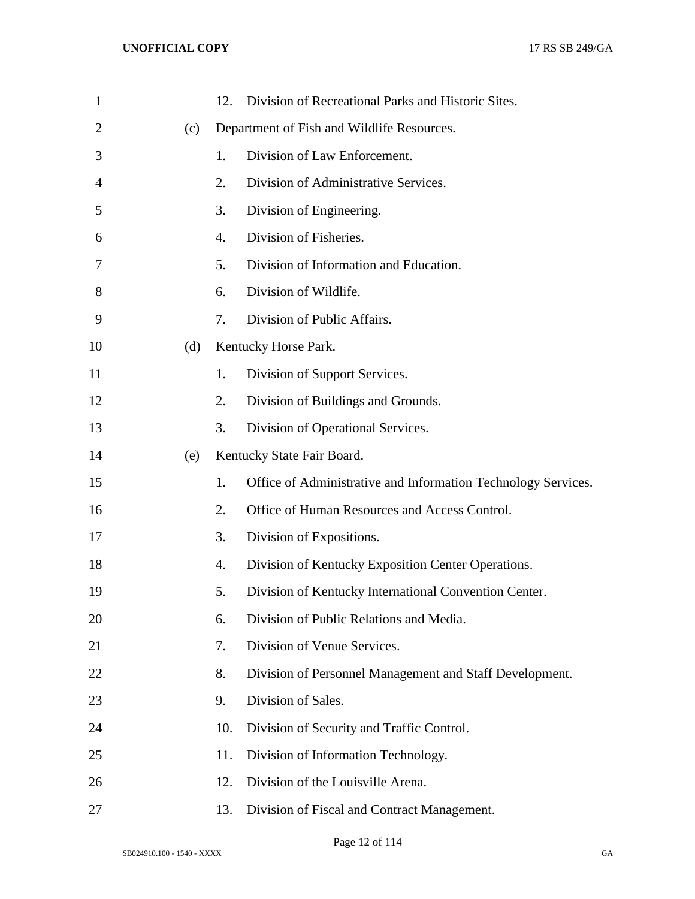12. Division of Recreational Parks and Historic Sites.

(c) Department of Fish and Wildlife Resources.

1. Division of Law Enforcement.
2. Division of Administrative Services.
3. Division of Engineering.
4. Division of Fisheries.
5. Division of Information and Education.
6. Division of Wildlife.
7. Division of Public Affairs.

(d) Kentucky Horse Park.

1. Division of Support Services.
2. Division of Buildings and Grounds.
3. Division of Operational Services.

(e) Kentucky State Fair Board.

1. Office of Administrative and Information Technology Services.
2. Office of Human Resources and Access Control.
3. Division of Expositions.
4. Division of Kentucky Exposition Center Operations.
5. Division of Kentucky International Convention Center.
6. Division of Public Relations and Media.
7. Division of Venue Services.
8. Division of Personnel Management and Staff Development.
9. Division of Sales.
10. Division of Security and Traffic Control.
11. Division of Information Technology.
12. Division of the Louisville Arena.
13. Division of Fiscal and Contract Management.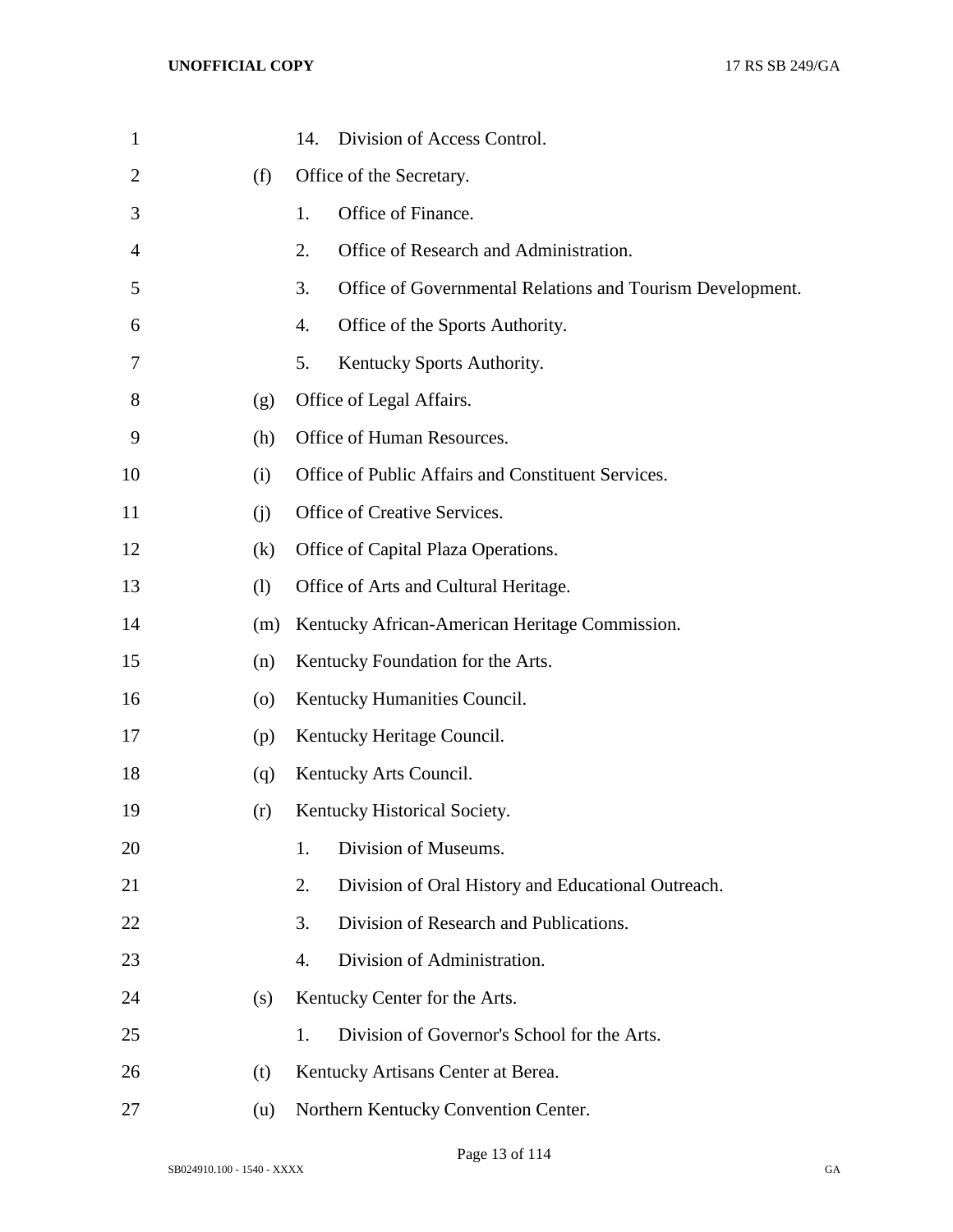14. Division of Access Control.

(f) Office of the Secretary.

1. Office of Finance.
2. Office of Research and Administration.
3. Office of Governmental Relations and Tourism Development.
4. Office of the Sports Authority.
5. Kentucky Sports Authority.

(g) Office of Legal Affairs.

(h) Office of Human Resources.

(i) Office of Public Affairs and Constituent Services.

(j) Office of Creative Services.

(k) Office of Capital Plaza Operations.

(l) Office of Arts and Cultural Heritage.

(m) Kentucky African-American Heritage Commission.

(n) Kentucky Foundation for the Arts.

(o) Kentucky Humanities Council.

(p) Kentucky Heritage Council.

(q) Kentucky Arts Council.

(r) Kentucky Historical Society.

1. Division of Museums.
2. Division of Oral History and Educational Outreach.
3. Division of Research and Publications.
4. Division of Administration.

(s) Kentucky Center for the Arts.

1. Division of Governor's School for the Arts.

(t) Kentucky Artisans Center at Berea.

(u) Northern Kentucky Convention Center.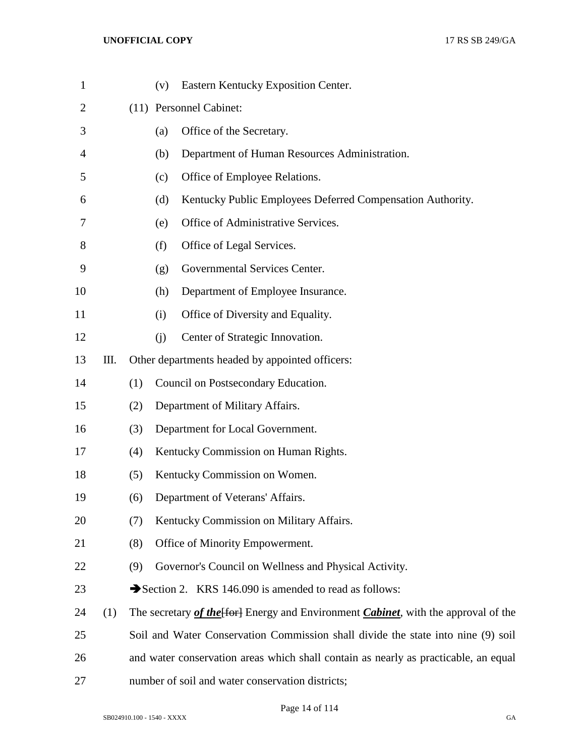(v) Eastern Kentucky Exposition Center.

(11) Personnel Cabinet:

(a) Office of the Secretary.

(b) Department of Human Resources Administration.

(c) Office of Employee Relations.

(d) Kentucky Public Employees Deferred Compensation Authority.

(e) Office of Administrative Services.

(f) Office of Legal Services.

(g) Governmental Services Center.

(h) Department of Employee Insurance.

(i) Office of Diversity and Equality.

(j) Center of Strategic Innovation.

III. Other departments headed by appointed officers:

(1) Council on Postsecondary Education.

(2) Department of Military Affairs.

(3) Department for Local Government.

(4) Kentucky Commission on Human Rights.

(5) Kentucky Commission on Women.

(6) Department of Veterans' Affairs.

(7) Kentucky Commission on Military Affairs.

(8) Office of Minority Empowerment.

(9) Governor's Council on Wellness and Physical Activity.

➔Section 2. KRS 146.090 is amended to read as follows:

(1) The secretary ***of the***~~[for]~~ Energy and Environment ***Cabinet***, with the approval of the Soil and Water Conservation Commission shall divide the state into nine (9) soil and water conservation areas which shall contain as nearly as practicable, an equal number of soil and water conservation districts;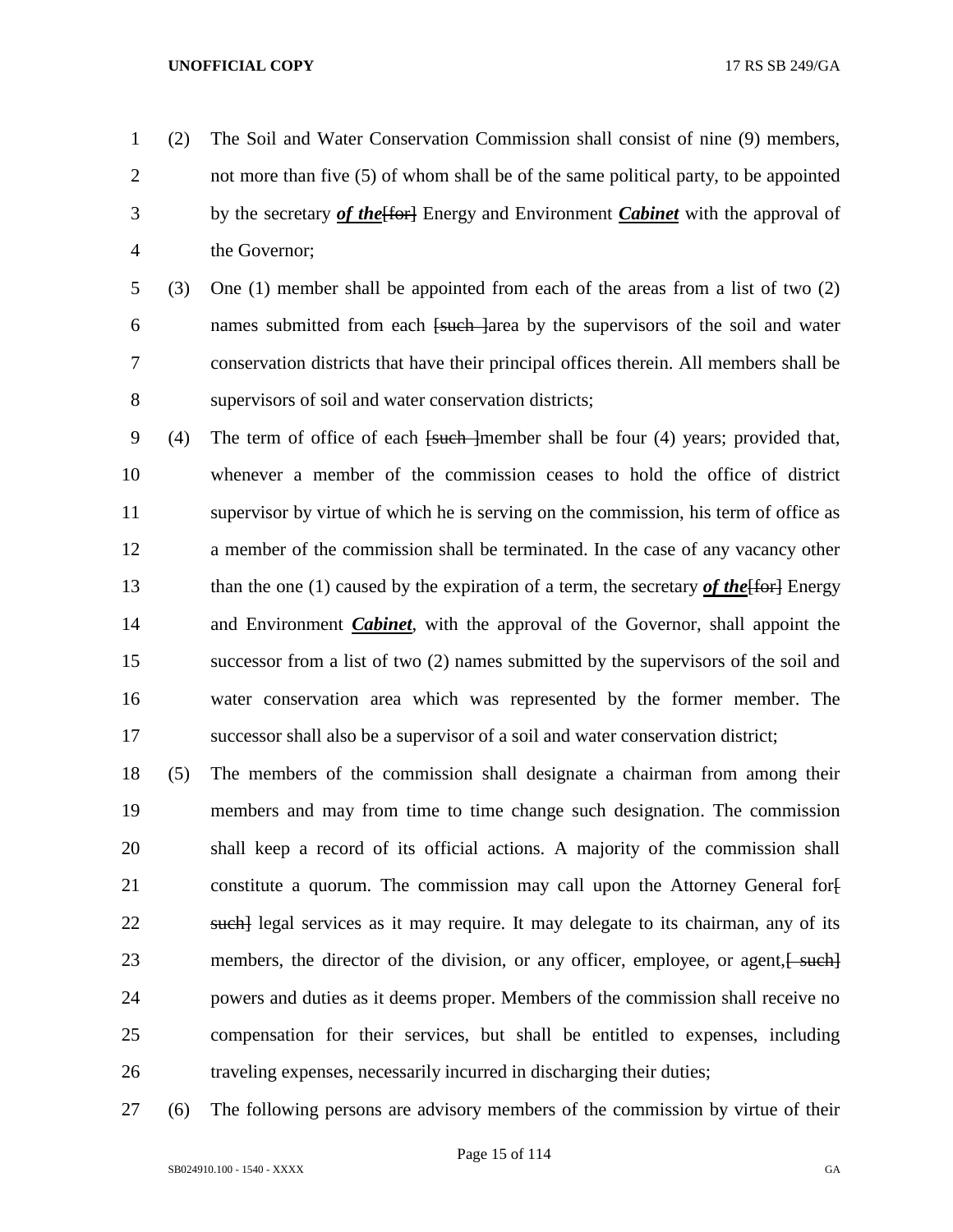(2) The Soil and Water Conservation Commission shall consist of nine (9) members, not more than five (5) of whom shall be of the same political party, to be appointed by the secretary ***of the***~~[for]~~ Energy and Environment ***Cabinet*** with the approval of the Governor;

(3) One (1) member shall be appointed from each of the areas from a list of two (2) names submitted from each ~~[such ]~~area by the supervisors of the soil and water conservation districts that have their principal offices therein. All members shall be supervisors of soil and water conservation districts;

(4) The term of office of each ~~[such ]~~member shall be four (4) years; provided that, whenever a member of the commission ceases to hold the office of district supervisor by virtue of which he is serving on the commission, his term of office as a member of the commission shall be terminated. In the case of any vacancy other than the one (1) caused by the expiration of a term, the secretary ***of the***~~[for]~~ Energy and Environment ***Cabinet***, with the approval of the Governor, shall appoint the successor from a list of two (2) names submitted by the supervisors of the soil and water conservation area which was represented by the former member. The successor shall also be a supervisor of a soil and water conservation district;

(5) The members of the commission shall designate a chairman from among their members and may from time to time change such designation. The commission shall keep a record of its official actions. A majority of the commission shall constitute a quorum. The commission may call upon the Attorney General for~~[ such]~~ legal services as it may require. It may delegate to its chairman, any of its members, the director of the division, or any officer, employee, or agent,~~[ such]~~ powers and duties as it deems proper. Members of the commission shall receive no compensation for their services, but shall be entitled to expenses, including traveling expenses, necessarily incurred in discharging their duties;

(6) The following persons are advisory members of the commission by virtue of their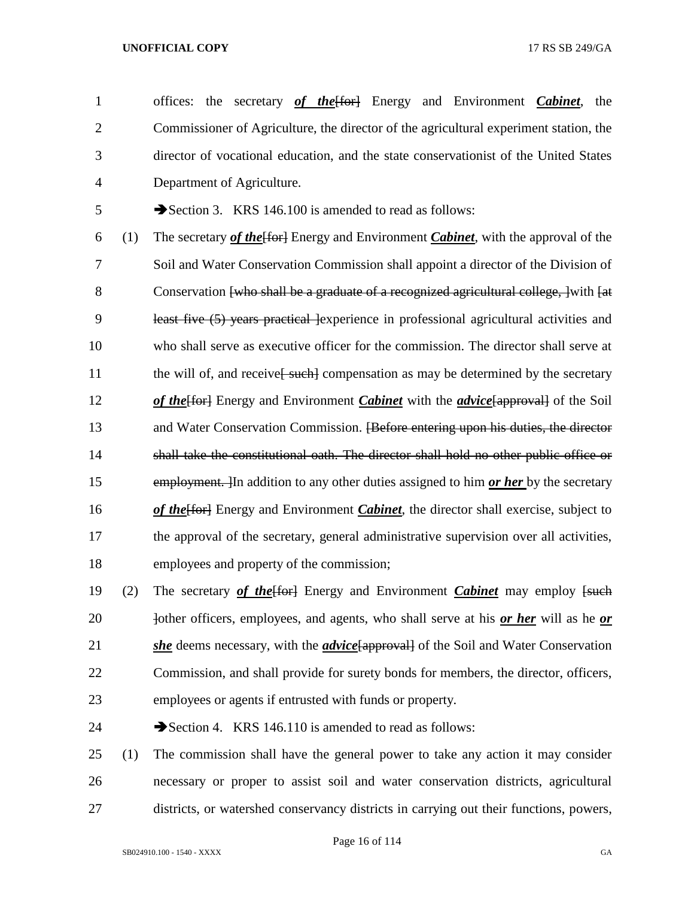offices: the secretary ***of the***[for] Energy and Environment ***Cabinet***, the Commissioner of Agriculture, the director of the agricultural experiment station, the director of vocational education, and the state conservationist of the United States Department of Agriculture.

➔Section 3. KRS 146.100 is amended to read as follows:

(1) The secretary ***of the***[for] Energy and Environment ***Cabinet***, with the approval of the Soil and Water Conservation Commission shall appoint a director of the Division of Conservation [who shall be a graduate of a recognized agricultural college, ]with [at least five (5) years practical ]experience in professional agricultural activities and who shall serve as executive officer for the commission. The director shall serve at the will of, and receive[ such] compensation as may be determined by the secretary ***of the***[for] Energy and Environment ***Cabinet*** with the ***advice***[approval] of the Soil and Water Conservation Commission. [Before entering upon his duties, the director shall take the constitutional oath. The director shall hold no other public office or employment. ]In addition to any other duties assigned to him ***or her*** by the secretary ***of the***[for] Energy and Environment ***Cabinet***, the director shall exercise, subject to the approval of the secretary, general administrative supervision over all activities, employees and property of the commission;

(2) The secretary ***of the***[for] Energy and Environment ***Cabinet*** may employ [such ]other officers, employees, and agents, who shall serve at his ***or her*** will as he ***or she*** deems necessary, with the ***advice***[approval] of the Soil and Water Conservation Commission, and shall provide for surety bonds for members, the director, officers, employees or agents if entrusted with funds or property.

➔Section 4. KRS 146.110 is amended to read as follows:

(1) The commission shall have the general power to take any action it may consider necessary or proper to assist soil and water conservation districts, agricultural districts, or watershed conservancy districts in carrying out their functions, powers,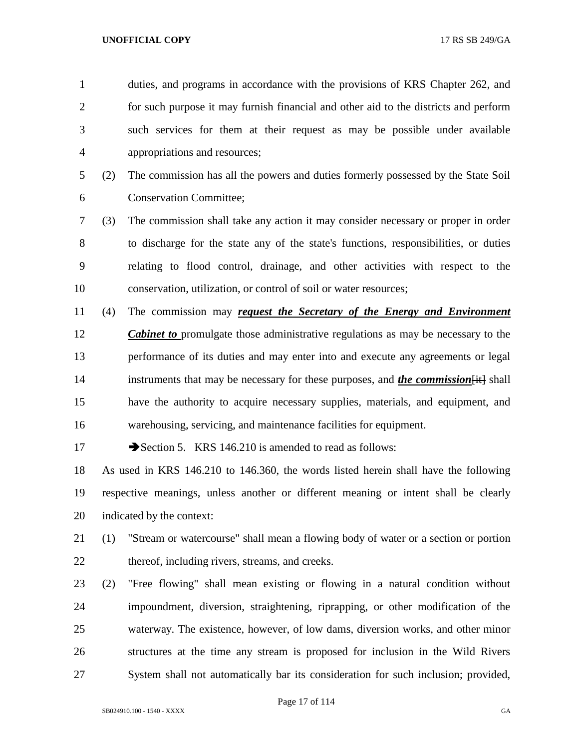duties, and programs in accordance with the provisions of KRS Chapter 262, and for such purpose it may furnish financial and other aid to the districts and perform such services for them at their request as may be possible under available appropriations and resources;

(2) The commission has all the powers and duties formerly possessed by the State Soil Conservation Committee;

(3) The commission shall take any action it may consider necessary or proper in order to discharge for the state any of the state's functions, responsibilities, or duties relating to flood control, drainage, and other activities with respect to the conservation, utilization, or control of soil or water resources;

(4) The commission may ***request the Secretary of the Energy and Environment Cabinet to*** promulgate those administrative regulations as may be necessary to the performance of its duties and may enter into and execute any agreements or legal instruments that may be necessary for these purposes, and ***the commission***~~[it]~~ shall have the authority to acquire necessary supplies, materials, and equipment, and warehousing, servicing, and maintenance facilities for equipment.

➔Section 5. KRS 146.210 is amended to read as follows:

As used in KRS 146.210 to 146.360, the words listed herein shall have the following respective meanings, unless another or different meaning or intent shall be clearly indicated by the context:

(1) "Stream or watercourse" shall mean a flowing body of water or a section or portion thereof, including rivers, streams, and creeks.

(2) "Free flowing" shall mean existing or flowing in a natural condition without impoundment, diversion, straightening, riprapping, or other modification of the waterway. The existence, however, of low dams, diversion works, and other minor structures at the time any stream is proposed for inclusion in the Wild Rivers System shall not automatically bar its consideration for such inclusion; provided,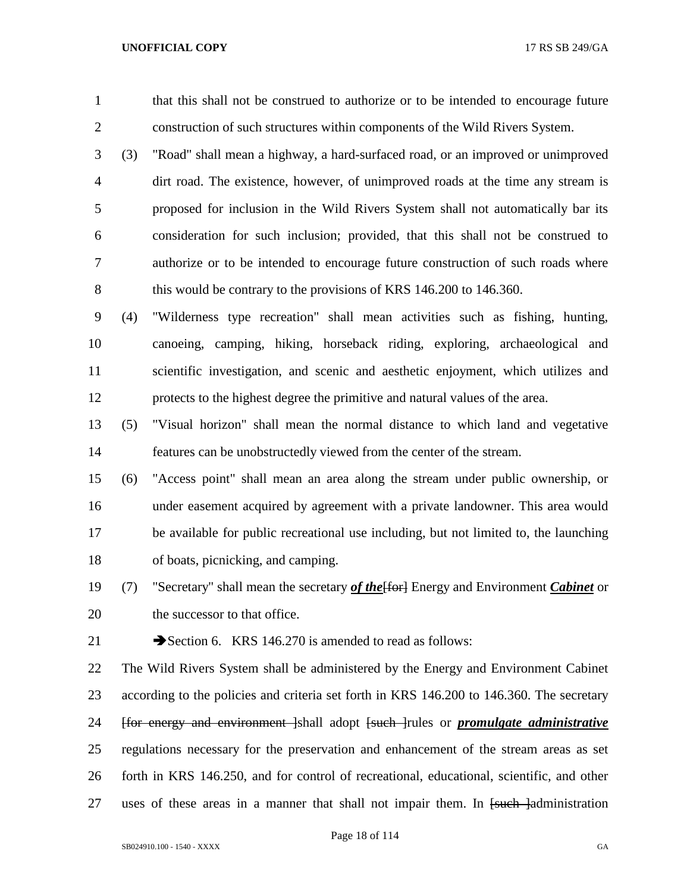that this shall not be construed to authorize or to be intended to encourage future construction of such structures within components of the Wild Rivers System.

(3) "Road" shall mean a highway, a hard-surfaced road, or an improved or unimproved dirt road. The existence, however, of unimproved roads at the time any stream is proposed for inclusion in the Wild Rivers System shall not automatically bar its consideration for such inclusion; provided, that this shall not be construed to authorize or to be intended to encourage future construction of such roads where this would be contrary to the provisions of KRS 146.200 to 146.360.

(4) "Wilderness type recreation" shall mean activities such as fishing, hunting, canoeing, camping, hiking, horseback riding, exploring, archaeological and scientific investigation, and scenic and aesthetic enjoyment, which utilizes and protects to the highest degree the primitive and natural values of the area.

(5) "Visual horizon" shall mean the normal distance to which land and vegetative features can be unobstructedly viewed from the center of the stream.

(6) "Access point" shall mean an area along the stream under public ownership, or under easement acquired by agreement with a private landowner. This area would be available for public recreational use including, but not limited to, the launching of boats, picnicking, and camping.

(7) "Secretary" shall mean the secretary ***of the***[~~for~~] Energy and Environment ***Cabinet*** or the successor to that office.

➔Section 6. KRS 146.270 is amended to read as follows:

The Wild Rivers System shall be administered by the Energy and Environment Cabinet according to the policies and criteria set forth in KRS 146.200 to 146.360. The secretary [~~for energy and environment~~ ]shall adopt [~~such~~ ]rules or ***promulgate administrative*** regulations necessary for the preservation and enhancement of the stream areas as set forth in KRS 146.250, and for control of recreational, educational, scientific, and other uses of these areas in a manner that shall not impair them. In [~~such~~ ]administration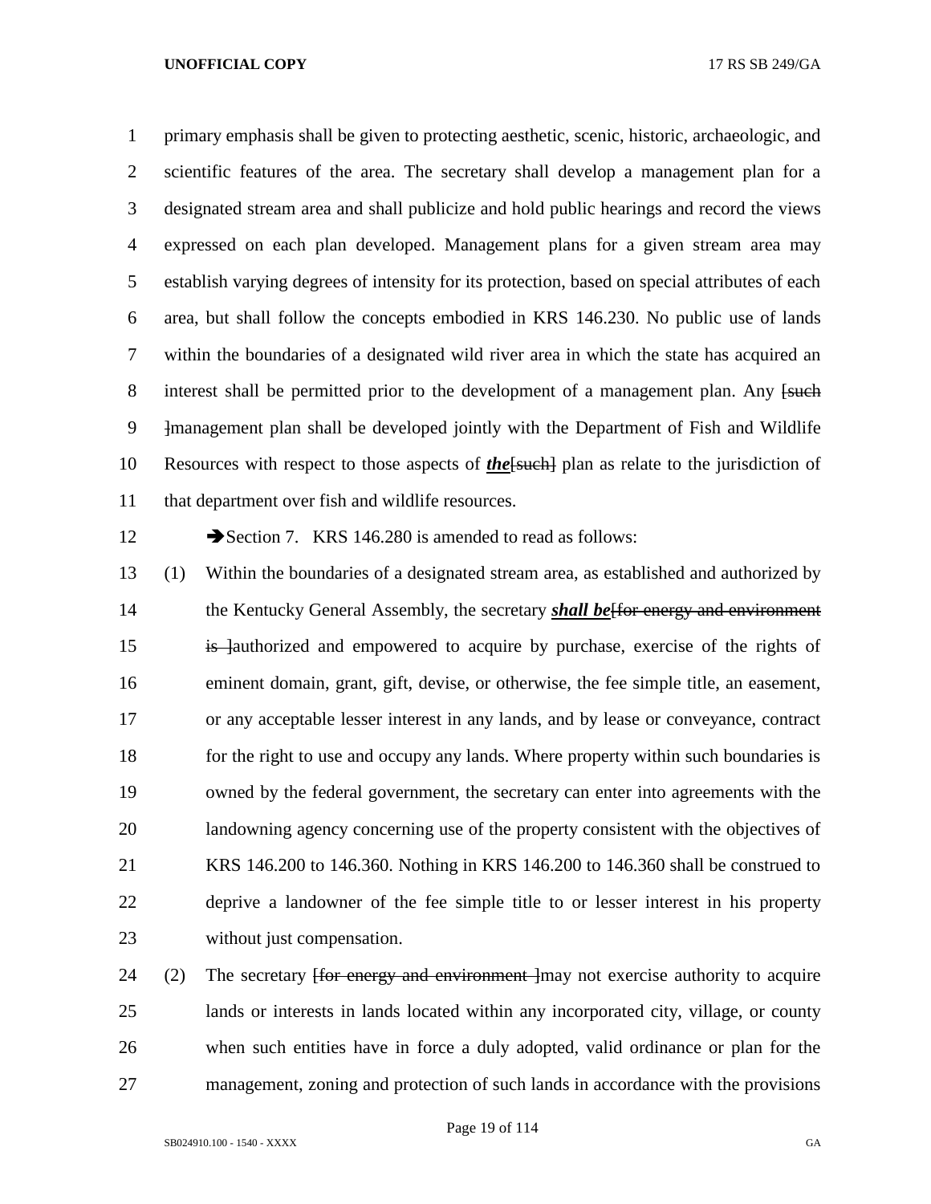primary emphasis shall be given to protecting aesthetic, scenic, historic, archaeologic, and scientific features of the area. The secretary shall develop a management plan for a designated stream area and shall publicize and hold public hearings and record the views expressed on each plan developed. Management plans for a given stream area may establish varying degrees of intensity for its protection, based on special attributes of each area, but shall follow the concepts embodied in KRS 146.230. No public use of lands within the boundaries of a designated wild river area in which the state has acquired an interest shall be permitted prior to the development of a management plan. Any ~~[such ]~~management plan shall be developed jointly with the Department of Fish and Wildlife Resources with respect to those aspects of ***the***~~[such]~~ plan as relate to the jurisdiction of that department over fish and wildlife resources.

➔Section 7. KRS 146.280 is amended to read as follows:

(1) Within the boundaries of a designated stream area, as established and authorized by the Kentucky General Assembly, the secretary ***shall be***~~[for energy and environment is ]~~authorized and empowered to acquire by purchase, exercise of the rights of eminent domain, grant, gift, devise, or otherwise, the fee simple title, an easement, or any acceptable lesser interest in any lands, and by lease or conveyance, contract for the right to use and occupy any lands. Where property within such boundaries is owned by the federal government, the secretary can enter into agreements with the landowning agency concerning use of the property consistent with the objectives of KRS 146.200 to 146.360. Nothing in KRS 146.200 to 146.360 shall be construed to deprive a landowner of the fee simple title to or lesser interest in his property without just compensation.

(2) The secretary ~~[for energy and environment ]~~may not exercise authority to acquire lands or interests in lands located within any incorporated city, village, or county when such entities have in force a duly adopted, valid ordinance or plan for the management, zoning and protection of such lands in accordance with the provisions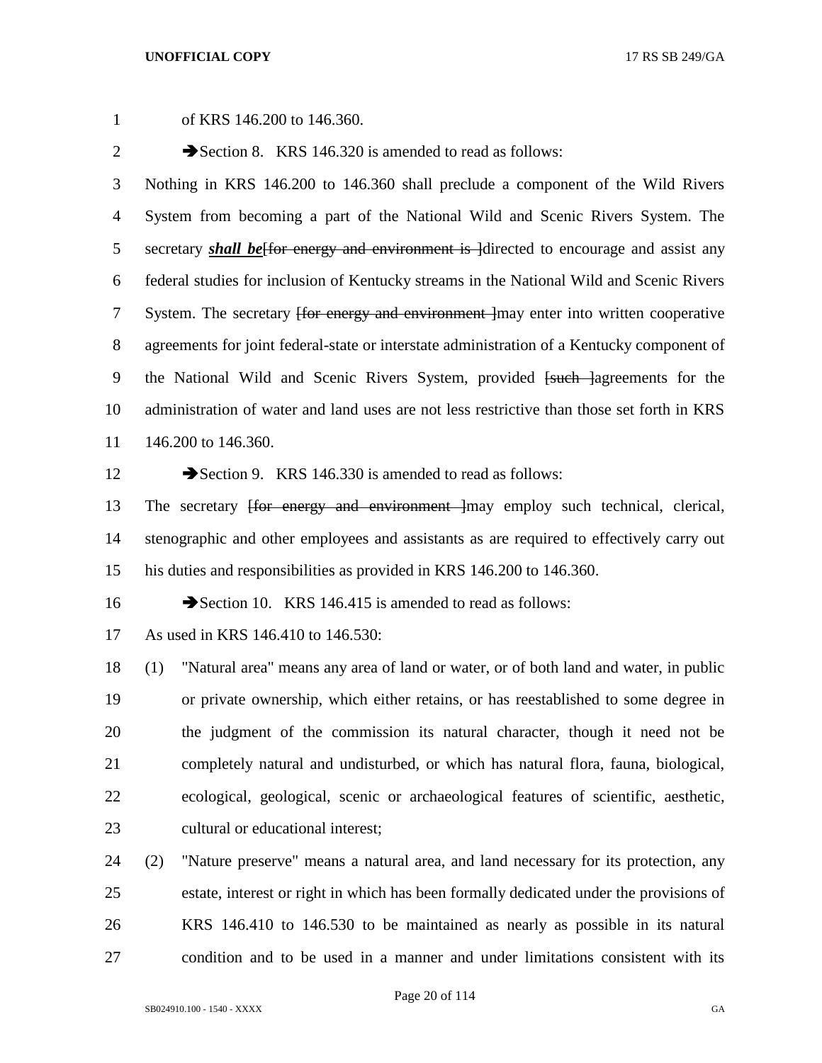of KRS 146.200 to 146.360.

➔Section 8. KRS 146.320 is amended to read as follows:

Nothing in KRS 146.200 to 146.360 shall preclude a component of the Wild Rivers System from becoming a part of the National Wild and Scenic Rivers System. The secretary ***shall be***~~[for energy and environment is ]~~directed to encourage and assist any federal studies for inclusion of Kentucky streams in the National Wild and Scenic Rivers System. The secretary ~~[for energy and environment ]~~may enter into written cooperative agreements for joint federal-state or interstate administration of a Kentucky component of the National Wild and Scenic Rivers System, provided ~~[such ]~~agreements for the administration of water and land uses are not less restrictive than those set forth in KRS 146.200 to 146.360.

➔Section 9. KRS 146.330 is amended to read as follows:

The secretary ~~[for energy and environment ]~~may employ such technical, clerical, stenographic and other employees and assistants as are required to effectively carry out his duties and responsibilities as provided in KRS 146.200 to 146.360.

➔Section 10. KRS 146.415 is amended to read as follows:

As used in KRS 146.410 to 146.530:

(1) "Natural area" means any area of land or water, or of both land and water, in public or private ownership, which either retains, or has reestablished to some degree in the judgment of the commission its natural character, though it need not be completely natural and undisturbed, or which has natural flora, fauna, biological, ecological, geological, scenic or archaeological features of scientific, aesthetic, cultural or educational interest;

(2) "Nature preserve" means a natural area, and land necessary for its protection, any estate, interest or right in which has been formally dedicated under the provisions of KRS 146.410 to 146.530 to be maintained as nearly as possible in its natural condition and to be used in a manner and under limitations consistent with its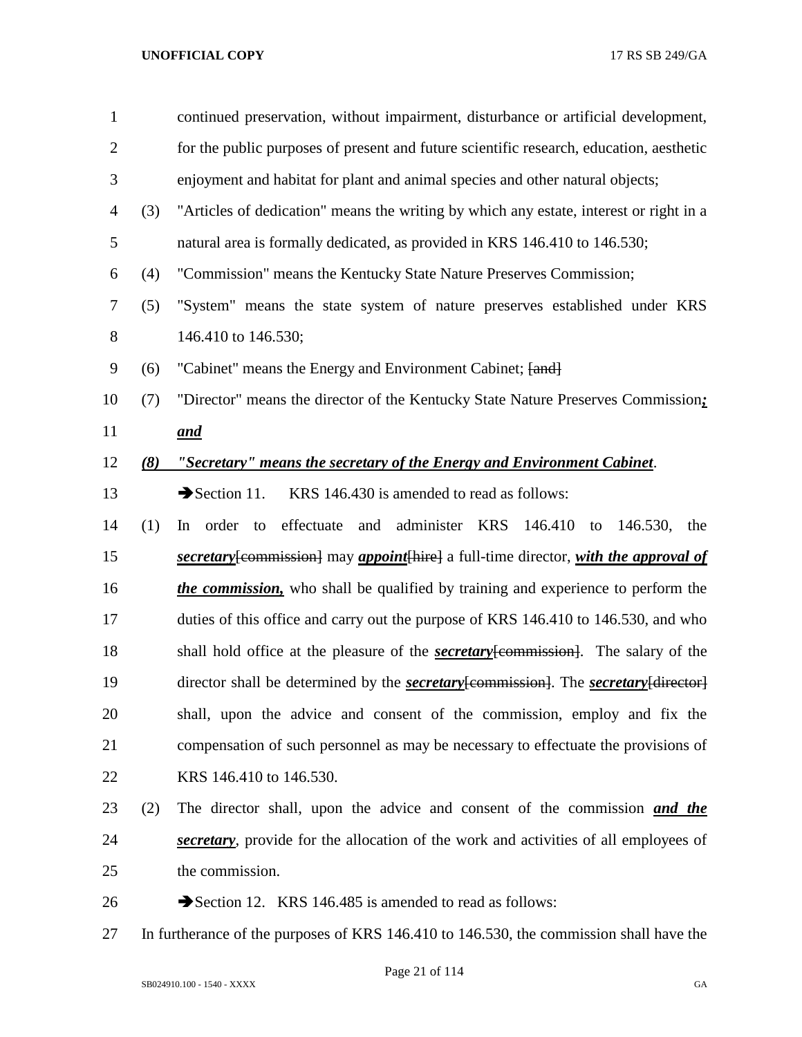continued preservation, without impairment, disturbance or artificial development, for the public purposes of present and future scientific research, education, aesthetic enjoyment and habitat for plant and animal species and other natural objects;

(3) "Articles of dedication" means the writing by which any estate, interest or right in a natural area is formally dedicated, as provided in KRS 146.410 to 146.530;

(4) "Commission" means the Kentucky State Nature Preserves Commission;

(5) "System" means the state system of nature preserves established under KRS 146.410 to 146.530;

(6) "Cabinet" means the Energy and Environment Cabinet; ~~[and]~~

(7) "Director" means the director of the Kentucky State Nature Preserves Commission***;*** ***and***

***(8) "Secretary" means the secretary of the Energy and Environment Cabinet***.

➔Section 11. KRS 146.430 is amended to read as follows:

(1) In order to effectuate and administer KRS 146.410 to 146.530, the ***secretary***~~[commission]~~ may ***appoint***~~[hire]~~ a full-time director, ***with the approval of the commission,*** who shall be qualified by training and experience to perform the duties of this office and carry out the purpose of KRS 146.410 to 146.530, and who shall hold office at the pleasure of the ***secretary***~~[commission]~~. The salary of the director shall be determined by the ***secretary***~~[commission]~~. The ***secretary***~~[director]~~ shall, upon the advice and consent of the commission, employ and fix the compensation of such personnel as may be necessary to effectuate the provisions of KRS 146.410 to 146.530.

(2) The director shall, upon the advice and consent of the commission ***and the secretary***, provide for the allocation of the work and activities of all employees of the commission.

➔Section 12. KRS 146.485 is amended to read as follows:

In furtherance of the purposes of KRS 146.410 to 146.530, the commission shall have the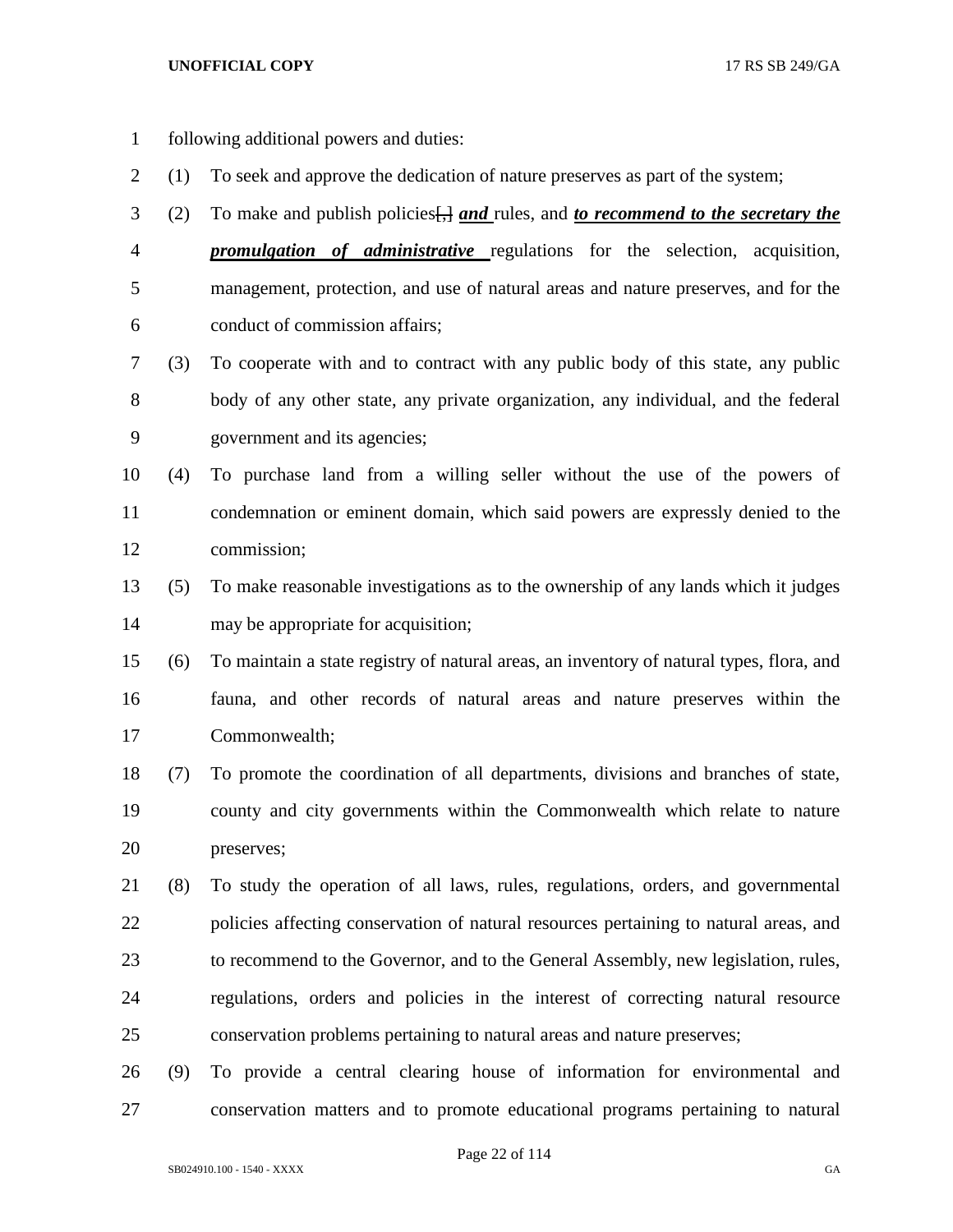following additional powers and duties:

(1) To seek and approve the dedication of nature preserves as part of the system;

(2) To make and publish policies[,] ***and*** rules, and ***to recommend to the secretary the promulgation of administrative*** regulations for the selection, acquisition, management, protection, and use of natural areas and nature preserves, and for the conduct of commission affairs;

(3) To cooperate with and to contract with any public body of this state, any public body of any other state, any private organization, any individual, and the federal government and its agencies;

(4) To purchase land from a willing seller without the use of the powers of condemnation or eminent domain, which said powers are expressly denied to the commission;

(5) To make reasonable investigations as to the ownership of any lands which it judges may be appropriate for acquisition;

(6) To maintain a state registry of natural areas, an inventory of natural types, flora, and fauna, and other records of natural areas and nature preserves within the Commonwealth;

(7) To promote the coordination of all departments, divisions and branches of state, county and city governments within the Commonwealth which relate to nature preserves;

(8) To study the operation of all laws, rules, regulations, orders, and governmental policies affecting conservation of natural resources pertaining to natural areas, and to recommend to the Governor, and to the General Assembly, new legislation, rules, regulations, orders and policies in the interest of correcting natural resource conservation problems pertaining to natural areas and nature preserves;

(9) To provide a central clearing house of information for environmental and conservation matters and to promote educational programs pertaining to natural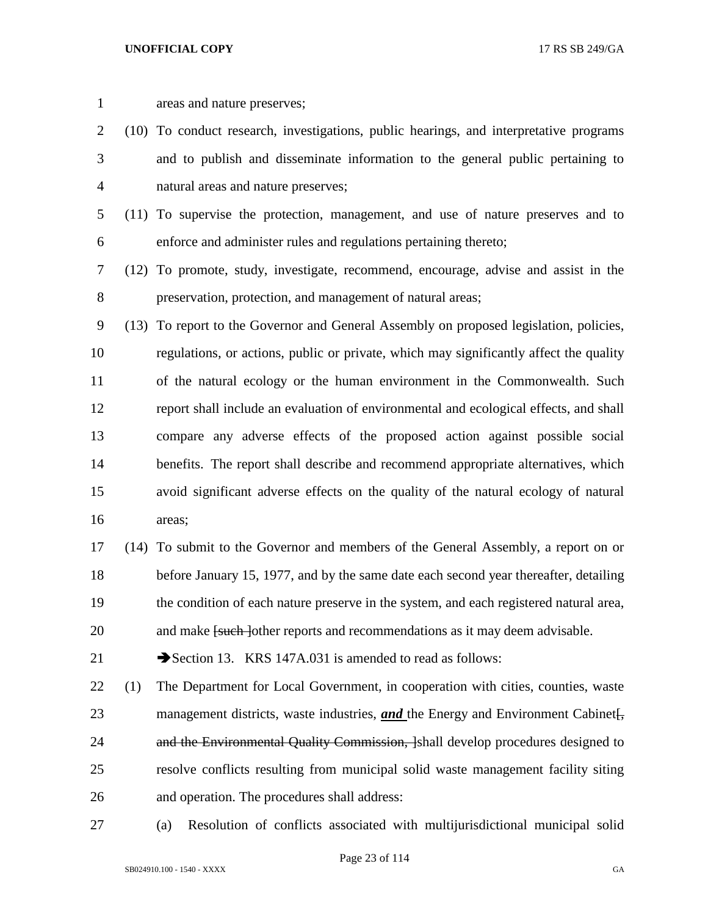areas and nature preserves;

(10) To conduct research, investigations, public hearings, and interpretative programs and to publish and disseminate information to the general public pertaining to natural areas and nature preserves;

(11) To supervise the protection, management, and use of nature preserves and to enforce and administer rules and regulations pertaining thereto;

(12) To promote, study, investigate, recommend, encourage, advise and assist in the preservation, protection, and management of natural areas;

(13) To report to the Governor and General Assembly on proposed legislation, policies, regulations, or actions, public or private, which may significantly affect the quality of the natural ecology or the human environment in the Commonwealth. Such report shall include an evaluation of environmental and ecological effects, and shall compare any adverse effects of the proposed action against possible social benefits. The report shall describe and recommend appropriate alternatives, which avoid significant adverse effects on the quality of the natural ecology of natural areas;

(14) To submit to the Governor and members of the General Assembly, a report on or before January 15, 1977, and by the same date each second year thereafter, detailing the condition of each nature preserve in the system, and each registered natural area, and make ~~[such ]~~other reports and recommendations as it may deem advisable.

➔Section 13. KRS 147A.031 is amended to read as follows:

(1) The Department for Local Government, in cooperation with cities, counties, waste management districts, waste industries, ***and*** the Energy and Environment Cabinet~~[, and the Environmental Quality Commission, ]~~shall develop procedures designed to resolve conflicts resulting from municipal solid waste management facility siting and operation. The procedures shall address:

(a) Resolution of conflicts associated with multijurisdictional municipal solid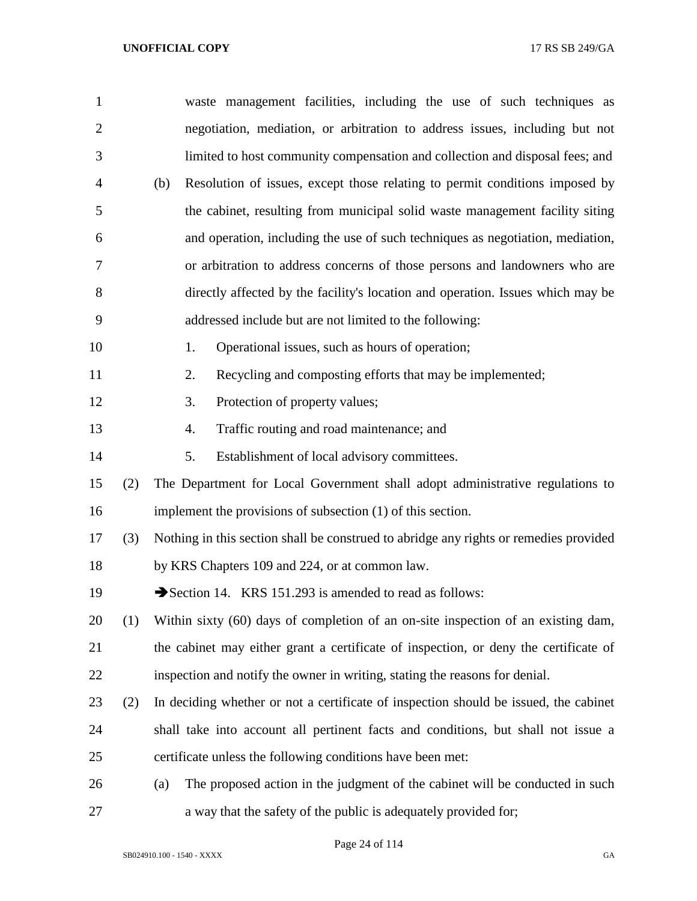waste management facilities, including the use of such techniques as negotiation, mediation, or arbitration to address issues, including but not limited to host community compensation and collection and disposal fees; and

(b) Resolution of issues, except those relating to permit conditions imposed by the cabinet, resulting from municipal solid waste management facility siting and operation, including the use of such techniques as negotiation, mediation, or arbitration to address concerns of those persons and landowners who are directly affected by the facility's location and operation. Issues which may be addressed include but are not limited to the following:

1. Operational issues, such as hours of operation;
2. Recycling and composting efforts that may be implemented;
3. Protection of property values;
4. Traffic routing and road maintenance; and
5. Establishment of local advisory committees.

(2) The Department for Local Government shall adopt administrative regulations to implement the provisions of subsection (1) of this section.

(3) Nothing in this section shall be construed to abridge any rights or remedies provided by KRS Chapters 109 and 224, or at common law.

➔Section 14. KRS 151.293 is amended to read as follows:

(1) Within sixty (60) days of completion of an on-site inspection of an existing dam, the cabinet may either grant a certificate of inspection, or deny the certificate of inspection and notify the owner in writing, stating the reasons for denial.

(2) In deciding whether or not a certificate of inspection should be issued, the cabinet shall take into account all pertinent facts and conditions, but shall not issue a certificate unless the following conditions have been met:

(a) The proposed action in the judgment of the cabinet will be conducted in such a way that the safety of the public is adequately provided for;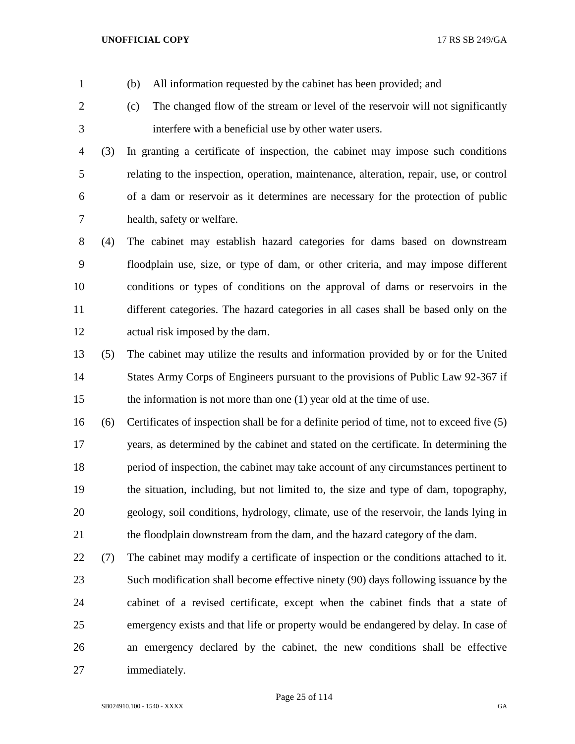(b) All information requested by the cabinet has been provided; and

(c) The changed flow of the stream or level of the reservoir will not significantly interfere with a beneficial use by other water users.

(3) In granting a certificate of inspection, the cabinet may impose such conditions relating to the inspection, operation, maintenance, alteration, repair, use, or control of a dam or reservoir as it determines are necessary for the protection of public health, safety or welfare.

(4) The cabinet may establish hazard categories for dams based on downstream floodplain use, size, or type of dam, or other criteria, and may impose different conditions or types of conditions on the approval of dams or reservoirs in the different categories. The hazard categories in all cases shall be based only on the actual risk imposed by the dam.

(5) The cabinet may utilize the results and information provided by or for the United States Army Corps of Engineers pursuant to the provisions of Public Law 92-367 if the information is not more than one (1) year old at the time of use.

(6) Certificates of inspection shall be for a definite period of time, not to exceed five (5) years, as determined by the cabinet and stated on the certificate. In determining the period of inspection, the cabinet may take account of any circumstances pertinent to the situation, including, but not limited to, the size and type of dam, topography, geology, soil conditions, hydrology, climate, use of the reservoir, the lands lying in the floodplain downstream from the dam, and the hazard category of the dam.

(7) The cabinet may modify a certificate of inspection or the conditions attached to it. Such modification shall become effective ninety (90) days following issuance by the cabinet of a revised certificate, except when the cabinet finds that a state of emergency exists and that life or property would be endangered by delay. In case of an emergency declared by the cabinet, the new conditions shall be effective immediately.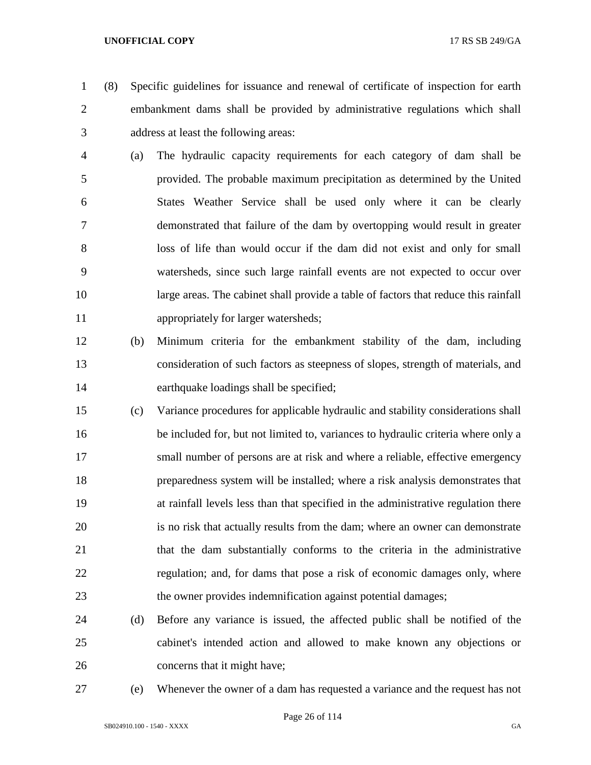(8) Specific guidelines for issuance and renewal of certificate of inspection for earth embankment dams shall be provided by administrative regulations which shall address at least the following areas:

(a) The hydraulic capacity requirements for each category of dam shall be provided. The probable maximum precipitation as determined by the United States Weather Service shall be used only where it can be clearly demonstrated that failure of the dam by overtopping would result in greater loss of life than would occur if the dam did not exist and only for small watersheds, since such large rainfall events are not expected to occur over large areas. The cabinet shall provide a table of factors that reduce this rainfall appropriately for larger watersheds;

(b) Minimum criteria for the embankment stability of the dam, including consideration of such factors as steepness of slopes, strength of materials, and earthquake loadings shall be specified;

(c) Variance procedures for applicable hydraulic and stability considerations shall be included for, but not limited to, variances to hydraulic criteria where only a small number of persons are at risk and where a reliable, effective emergency preparedness system will be installed; where a risk analysis demonstrates that at rainfall levels less than that specified in the administrative regulation there is no risk that actually results from the dam; where an owner can demonstrate that the dam substantially conforms to the criteria in the administrative regulation; and, for dams that pose a risk of economic damages only, where the owner provides indemnification against potential damages;

(d) Before any variance is issued, the affected public shall be notified of the cabinet's intended action and allowed to make known any objections or concerns that it might have;

(e) Whenever the owner of a dam has requested a variance and the request has not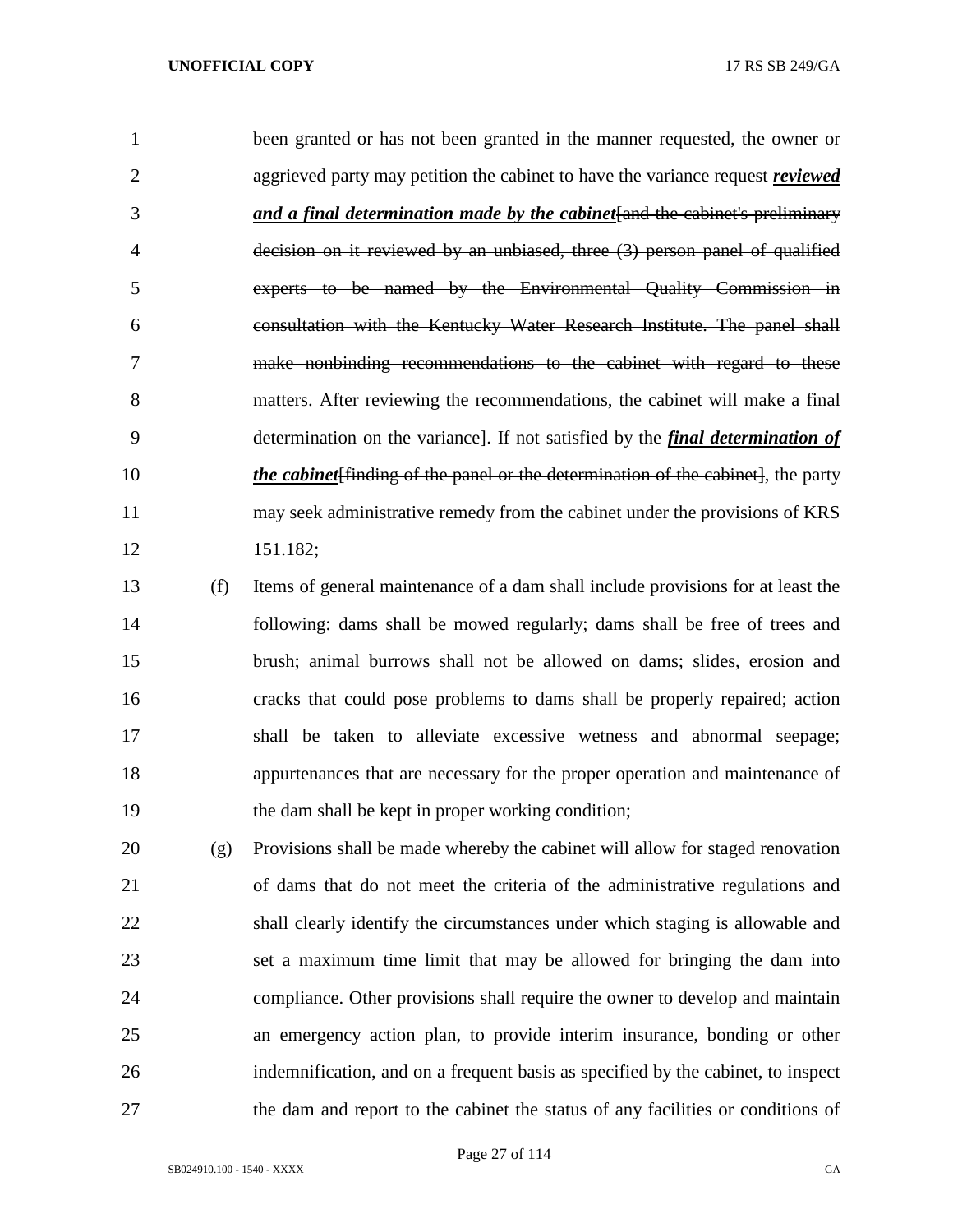been granted or has not been granted in the manner requested, the owner or aggrieved party may petition the cabinet to have the variance request ***reviewed and a final determination made by the cabinet***[~~and the cabinet's preliminary decision on it reviewed by an unbiased, three (3) person panel of qualified experts to be named by the Environmental Quality Commission in consultation with the Kentucky Water Research Institute. The panel shall make nonbinding recommendations to the cabinet with regard to these matters. After reviewing the recommendations, the cabinet will make a final determination on the variance~~]. If not satisfied by the ***final determination of the cabinet***[~~finding of the panel or the determination of the cabinet~~], the party may seek administrative remedy from the cabinet under the provisions of KRS 151.182;

(f) Items of general maintenance of a dam shall include provisions for at least the following: dams shall be mowed regularly; dams shall be free of trees and brush; animal burrows shall not be allowed on dams; slides, erosion and cracks that could pose problems to dams shall be properly repaired; action shall be taken to alleviate excessive wetness and abnormal seepage; appurtenances that are necessary for the proper operation and maintenance of the dam shall be kept in proper working condition;

(g) Provisions shall be made whereby the cabinet will allow for staged renovation of dams that do not meet the criteria of the administrative regulations and shall clearly identify the circumstances under which staging is allowable and set a maximum time limit that may be allowed for bringing the dam into compliance. Other provisions shall require the owner to develop and maintain an emergency action plan, to provide interim insurance, bonding or other indemnification, and on a frequent basis as specified by the cabinet, to inspect the dam and report to the cabinet the status of any facilities or conditions of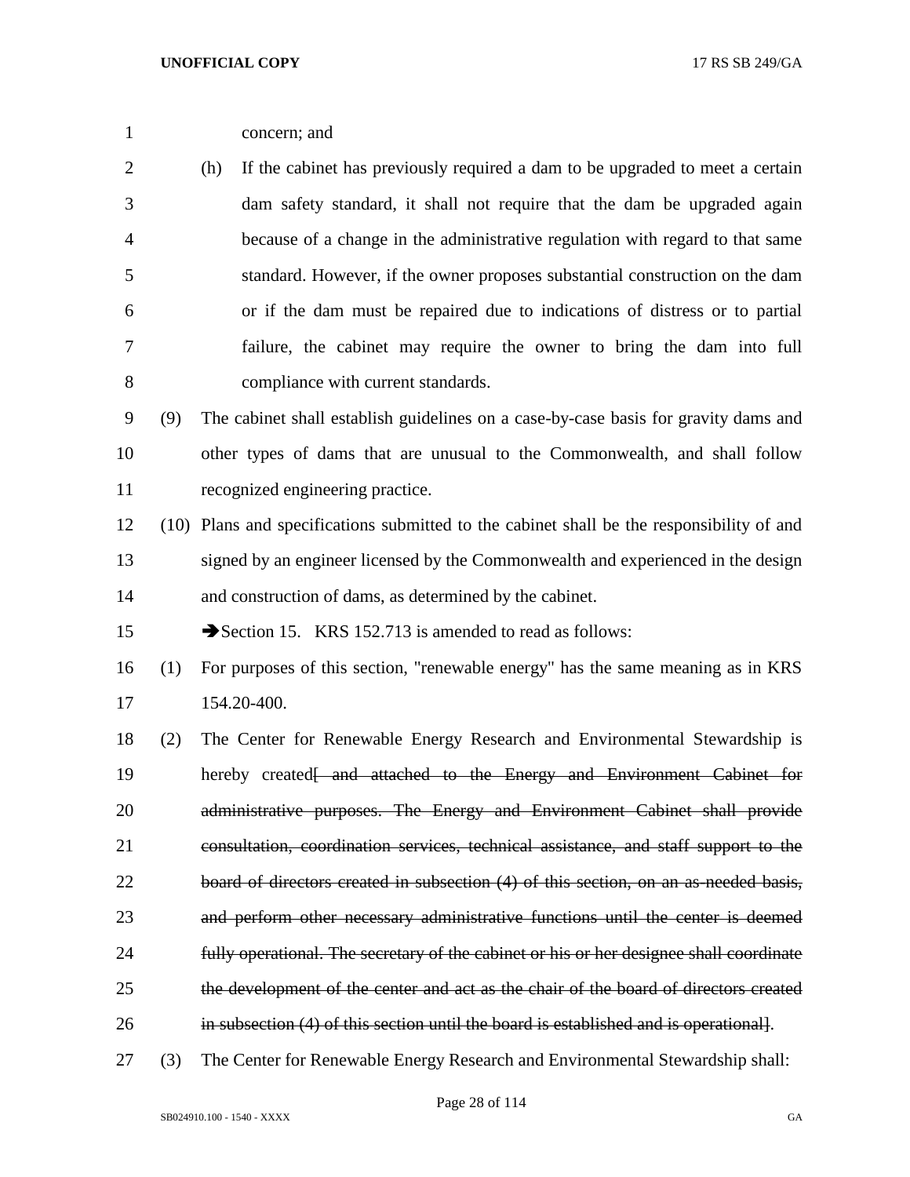concern; and

(h) If the cabinet has previously required a dam to be upgraded to meet a certain dam safety standard, it shall not require that the dam be upgraded again because of a change in the administrative regulation with regard to that same standard. However, if the owner proposes substantial construction on the dam or if the dam must be repaired due to indications of distress or to partial failure, the cabinet may require the owner to bring the dam into full compliance with current standards.

(9) The cabinet shall establish guidelines on a case-by-case basis for gravity dams and other types of dams that are unusual to the Commonwealth, and shall follow recognized engineering practice.

(10) Plans and specifications submitted to the cabinet shall be the responsibility of and signed by an engineer licensed by the Commonwealth and experienced in the design and construction of dams, as determined by the cabinet.

➔Section 15. KRS 152.713 is amended to read as follows:

(1) For purposes of this section, "renewable energy" has the same meaning as in KRS 154.20-400.

(2) The Center for Renewable Energy Research and Environmental Stewardship is hereby created~~[ and attached to the Energy and Environment Cabinet for administrative purposes. The Energy and Environment Cabinet shall provide consultation, coordination services, technical assistance, and staff support to the board of directors created in subsection (4) of this section, on an as-needed basis, and perform other necessary administrative functions until the center is deemed fully operational. The secretary of the cabinet or his or her designee shall coordinate the development of the center and act as the chair of the board of directors created in subsection (4) of this section until the board is established and is operational]~~.

(3) The Center for Renewable Energy Research and Environmental Stewardship shall: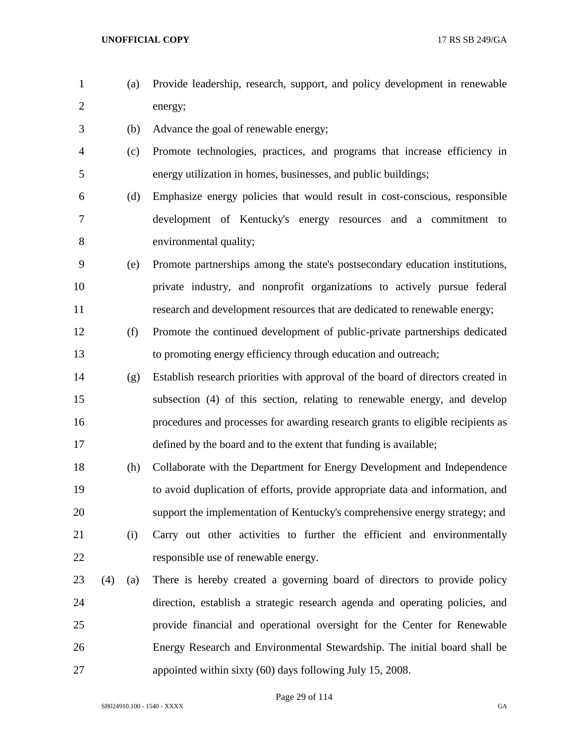(a) Provide leadership, research, support, and policy development in renewable energy;

(b) Advance the goal of renewable energy;

(c) Promote technologies, practices, and programs that increase efficiency in energy utilization in homes, businesses, and public buildings;

(d) Emphasize energy policies that would result in cost-conscious, responsible development of Kentucky's energy resources and a commitment to environmental quality;

(e) Promote partnerships among the state's postsecondary education institutions, private industry, and nonprofit organizations to actively pursue federal research and development resources that are dedicated to renewable energy;

(f) Promote the continued development of public-private partnerships dedicated to promoting energy efficiency through education and outreach;

(g) Establish research priorities with approval of the board of directors created in subsection (4) of this section, relating to renewable energy, and develop procedures and processes for awarding research grants to eligible recipients as defined by the board and to the extent that funding is available;

(h) Collaborate with the Department for Energy Development and Independence to avoid duplication of efforts, provide appropriate data and information, and support the implementation of Kentucky's comprehensive energy strategy; and

(i) Carry out other activities to further the efficient and environmentally responsible use of renewable energy.

(4) (a) There is hereby created a governing board of directors to provide policy direction, establish a strategic research agenda and operating policies, and provide financial and operational oversight for the Center for Renewable Energy Research and Environmental Stewardship. The initial board shall be appointed within sixty (60) days following July 15, 2008.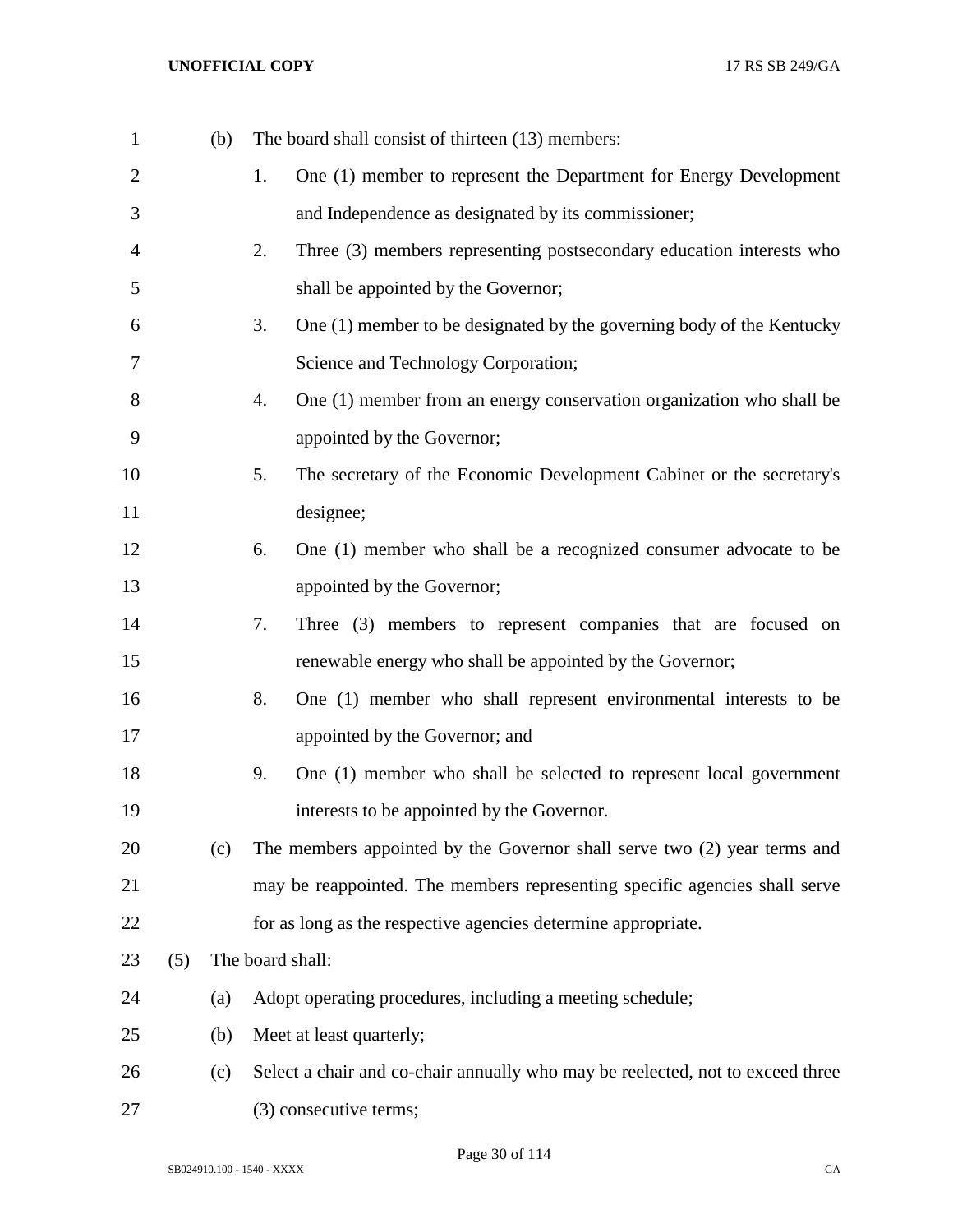(b) The board shall consist of thirteen (13) members:

1. One (1) member to represent the Department for Energy Development and Independence as designated by its commissioner;
2. Three (3) members representing postsecondary education interests who shall be appointed by the Governor;
3. One (1) member to be designated by the governing body of the Kentucky Science and Technology Corporation;
4. One (1) member from an energy conservation organization who shall be appointed by the Governor;
5. The secretary of the Economic Development Cabinet or the secretary's designee;
6. One (1) member who shall be a recognized consumer advocate to be appointed by the Governor;
7. Three (3) members to represent companies that are focused on renewable energy who shall be appointed by the Governor;
8. One (1) member who shall represent environmental interests to be appointed by the Governor; and
9. One (1) member who shall be selected to represent local government interests to be appointed by the Governor.

(c) The members appointed by the Governor shall serve two (2) year terms and may be reappointed. The members representing specific agencies shall serve for as long as the respective agencies determine appropriate.

(5) The board shall:

(a) Adopt operating procedures, including a meeting schedule;

(b) Meet at least quarterly;

(c) Select a chair and co-chair annually who may be reelected, not to exceed three (3) consecutive terms;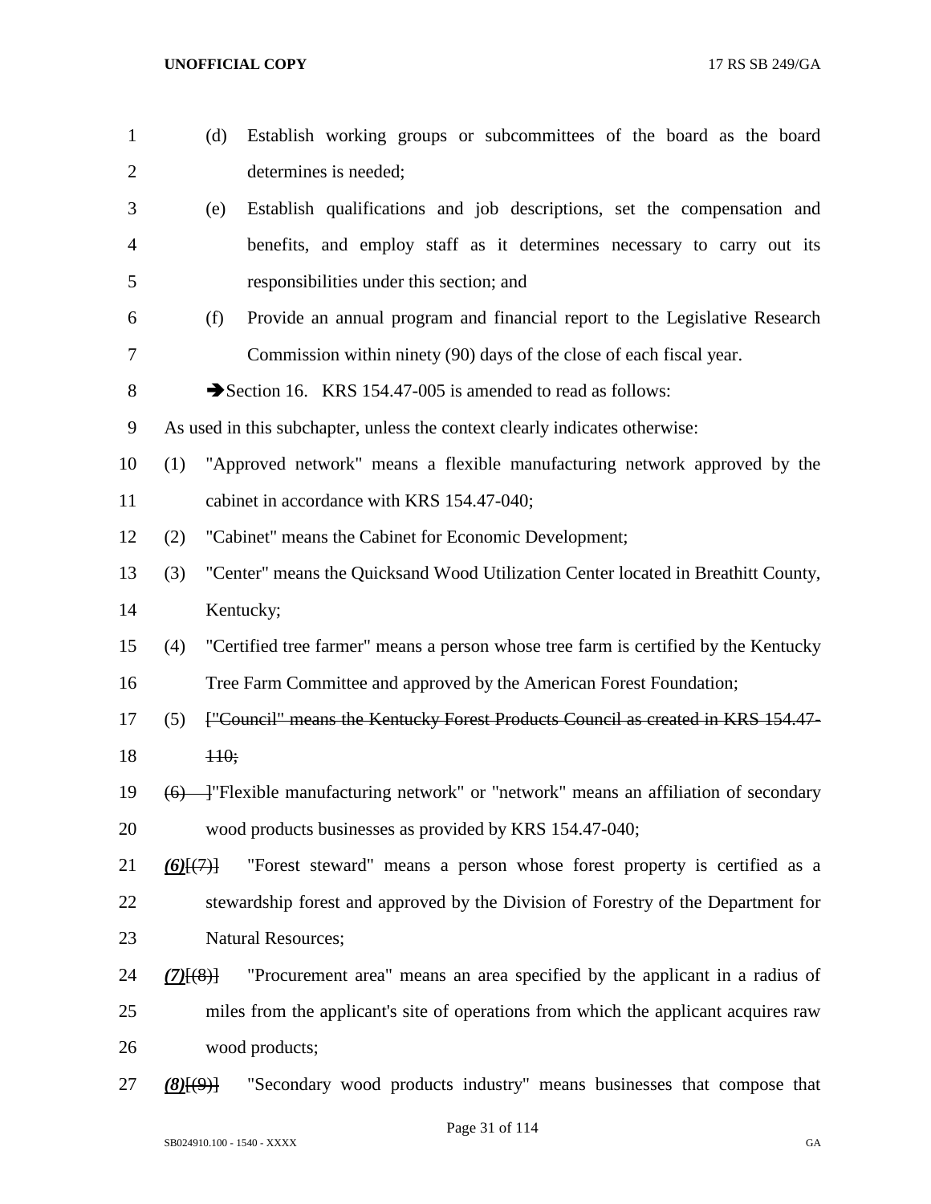(d) Establish working groups or subcommittees of the board as the board determines is needed;

(e) Establish qualifications and job descriptions, set the compensation and benefits, and employ staff as it determines necessary to carry out its responsibilities under this section; and

(f) Provide an annual program and financial report to the Legislative Research Commission within ninety (90) days of the close of each fiscal year.

➔Section 16. KRS 154.47-005 is amended to read as follows:

As used in this subchapter, unless the context clearly indicates otherwise:

(1) "Approved network" means a flexible manufacturing network approved by the cabinet in accordance with KRS 154.47-040;

(2) "Cabinet" means the Cabinet for Economic Development;

(3) "Center" means the Quicksand Wood Utilization Center located in Breathitt County, Kentucky;

(4) "Certified tree farmer" means a person whose tree farm is certified by the Kentucky Tree Farm Committee and approved by the American Forest Foundation;

(5) [~~"Council" means the Kentucky Forest Products Council as created in KRS 154.47-110;~~

~~(6)~~ ]"Flexible manufacturing network" or "network" means an affiliation of secondary wood products businesses as provided by KRS 154.47-040;

***(6)***[~~(7)~~] "Forest steward" means a person whose forest property is certified as a stewardship forest and approved by the Division of Forestry of the Department for Natural Resources;

***(7)***[~~(8)~~] "Procurement area" means an area specified by the applicant in a radius of miles from the applicant's site of operations from which the applicant acquires raw wood products;

***(8)***[~~(9)~~] "Secondary wood products industry" means businesses that compose that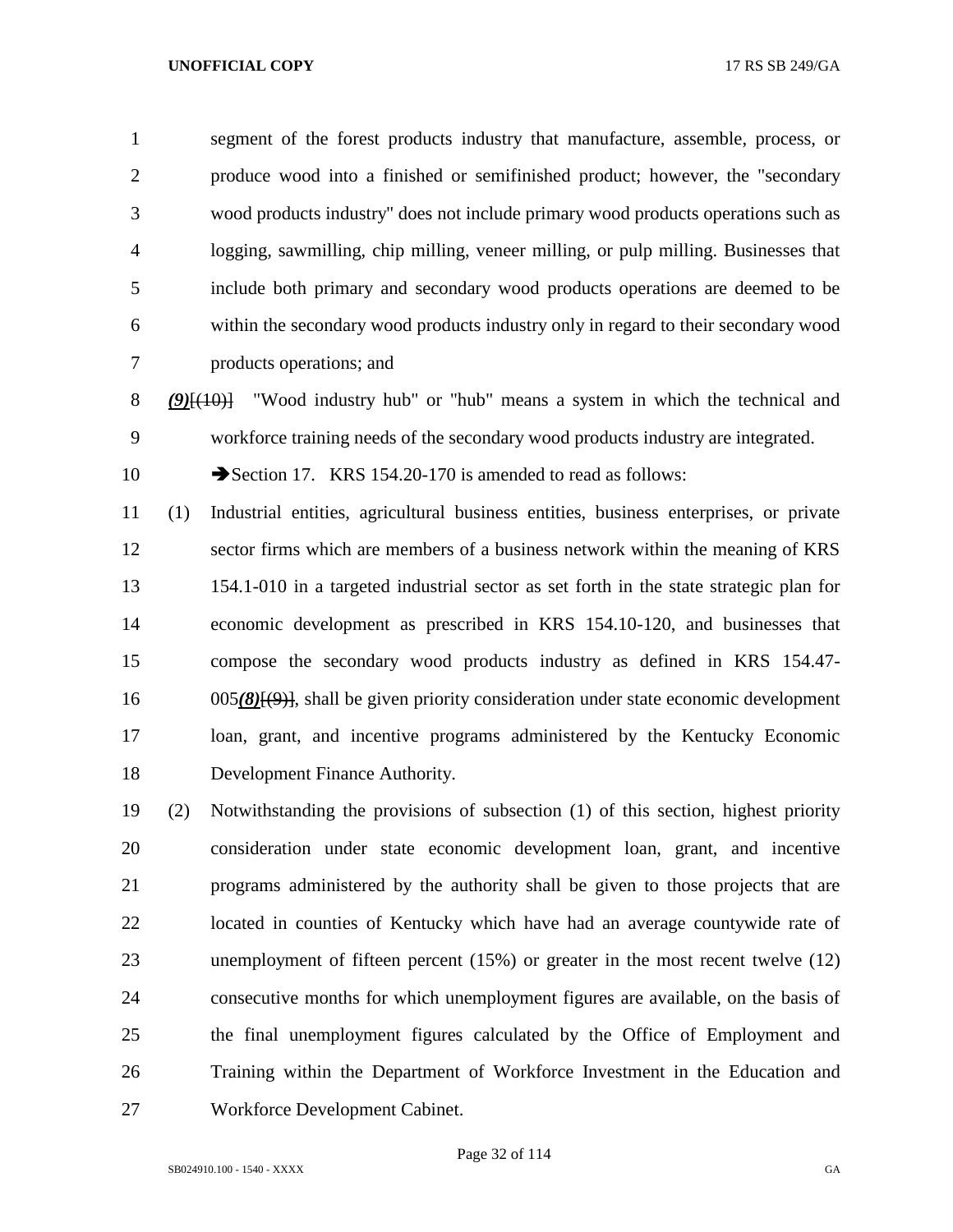segment of the forest products industry that manufacture, assemble, process, or produce wood into a finished or semifinished product; however, the "secondary wood products industry" does not include primary wood products operations such as logging, sawmilling, chip milling, veneer milling, or pulp milling. Businesses that include both primary and secondary wood products operations are deemed to be within the secondary wood products industry only in regard to their secondary wood products operations; and

***(9)***~~[(10)]~~ "Wood industry hub" or "hub" means a system in which the technical and workforce training needs of the secondary wood products industry are integrated.

➔Section 17. KRS 154.20-170 is amended to read as follows:

(1) Industrial entities, agricultural business entities, business enterprises, or private sector firms which are members of a business network within the meaning of KRS 154.1-010 in a targeted industrial sector as set forth in the state strategic plan for economic development as prescribed in KRS 154.10-120, and businesses that compose the secondary wood products industry as defined in KRS 154.47-005***(8)***~~[(9)]~~, shall be given priority consideration under state economic development loan, grant, and incentive programs administered by the Kentucky Economic Development Finance Authority.

(2) Notwithstanding the provisions of subsection (1) of this section, highest priority consideration under state economic development loan, grant, and incentive programs administered by the authority shall be given to those projects that are located in counties of Kentucky which have had an average countywide rate of unemployment of fifteen percent (15%) or greater in the most recent twelve (12) consecutive months for which unemployment figures are available, on the basis of the final unemployment figures calculated by the Office of Employment and Training within the Department of Workforce Investment in the Education and Workforce Development Cabinet.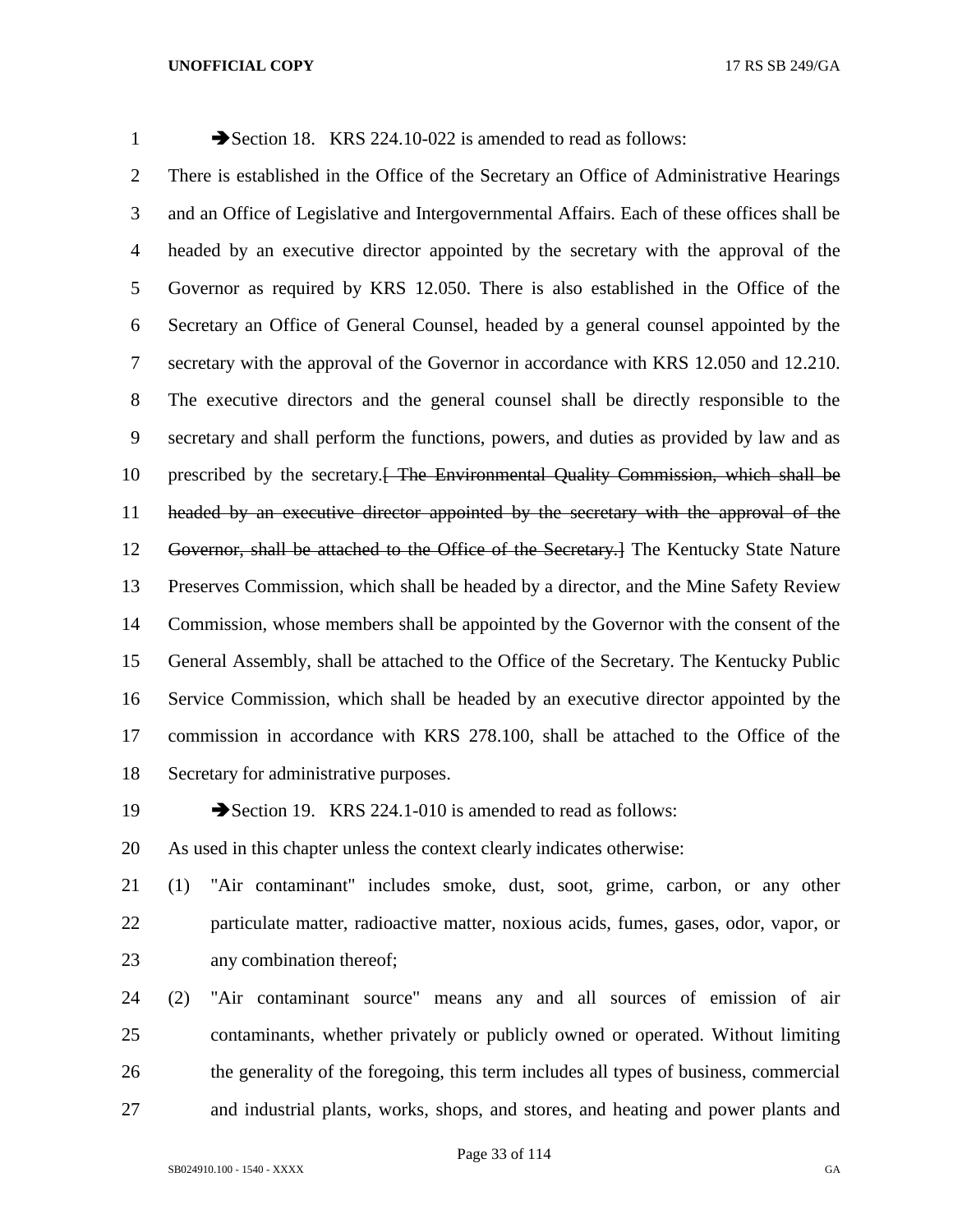➔Section 18. KRS 224.10-022 is amended to read as follows:

There is established in the Office of the Secretary an Office of Administrative Hearings and an Office of Legislative and Intergovernmental Affairs. Each of these offices shall be headed by an executive director appointed by the secretary with the approval of the Governor as required by KRS 12.050. There is also established in the Office of the Secretary an Office of General Counsel, headed by a general counsel appointed by the secretary with the approval of the Governor in accordance with KRS 12.050 and 12.210. The executive directors and the general counsel shall be directly responsible to the secretary and shall perform the functions, powers, and duties as provided by law and as prescribed by the secretary.~~[ The Environmental Quality Commission, which shall be headed by an executive director appointed by the secretary with the approval of the Governor, shall be attached to the Office of the Secretary.]~~ The Kentucky State Nature Preserves Commission, which shall be headed by a director, and the Mine Safety Review Commission, whose members shall be appointed by the Governor with the consent of the General Assembly, shall be attached to the Office of the Secretary. The Kentucky Public Service Commission, which shall be headed by an executive director appointed by the commission in accordance with KRS 278.100, shall be attached to the Office of the Secretary for administrative purposes.

➔Section 19. KRS 224.1-010 is amended to read as follows:

As used in this chapter unless the context clearly indicates otherwise:

(1) "Air contaminant" includes smoke, dust, soot, grime, carbon, or any other particulate matter, radioactive matter, noxious acids, fumes, gases, odor, vapor, or any combination thereof;

(2) "Air contaminant source" means any and all sources of emission of air contaminants, whether privately or publicly owned or operated. Without limiting the generality of the foregoing, this term includes all types of business, commercial and industrial plants, works, shops, and stores, and heating and power plants and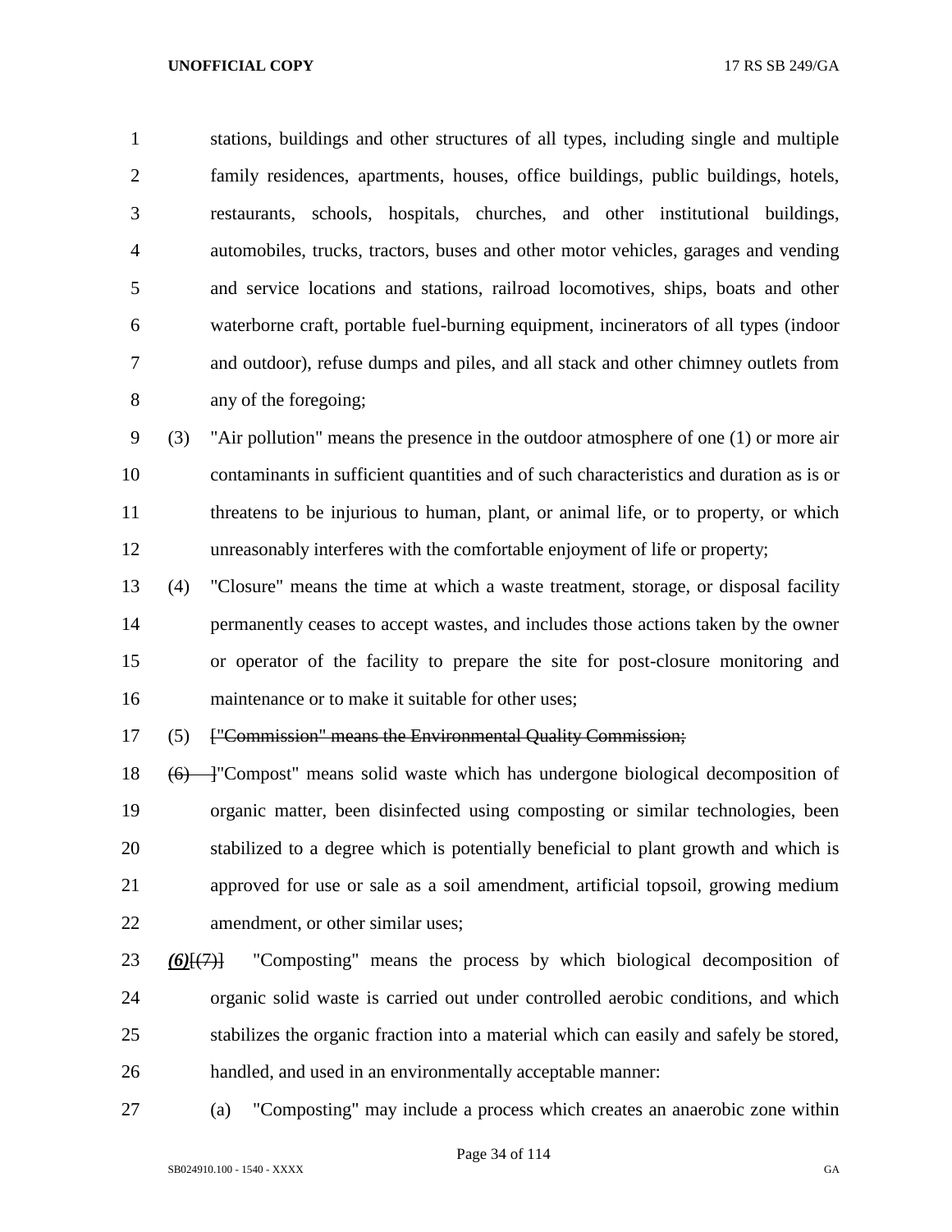stations, buildings and other structures of all types, including single and multiple family residences, apartments, houses, office buildings, public buildings, hotels, restaurants, schools, hospitals, churches, and other institutional buildings, automobiles, trucks, tractors, buses and other motor vehicles, garages and vending and service locations and stations, railroad locomotives, ships, boats and other waterborne craft, portable fuel-burning equipment, incinerators of all types (indoor and outdoor), refuse dumps and piles, and all stack and other chimney outlets from any of the foregoing;

(3) "Air pollution" means the presence in the outdoor atmosphere of one (1) or more air contaminants in sufficient quantities and of such characteristics and duration as is or threatens to be injurious to human, plant, or animal life, or to property, or which unreasonably interferes with the comfortable enjoyment of life or property;

(4) "Closure" means the time at which a waste treatment, storage, or disposal facility permanently ceases to accept wastes, and includes those actions taken by the owner or operator of the facility to prepare the site for post-closure monitoring and maintenance or to make it suitable for other uses;

(5) ~~["Commission" means the Environmental Quality Commission;~~

~~(6) ]~~"Compost" means solid waste which has undergone biological decomposition of organic matter, been disinfected using composting or similar technologies, been stabilized to a degree which is potentially beneficial to plant growth and which is approved for use or sale as a soil amendment, artificial topsoil, growing medium amendment, or other similar uses;

***(6)***~~[(7)]~~ "Composting" means the process by which biological decomposition of organic solid waste is carried out under controlled aerobic conditions, and which stabilizes the organic fraction into a material which can easily and safely be stored, handled, and used in an environmentally acceptable manner:

(a) "Composting" may include a process which creates an anaerobic zone within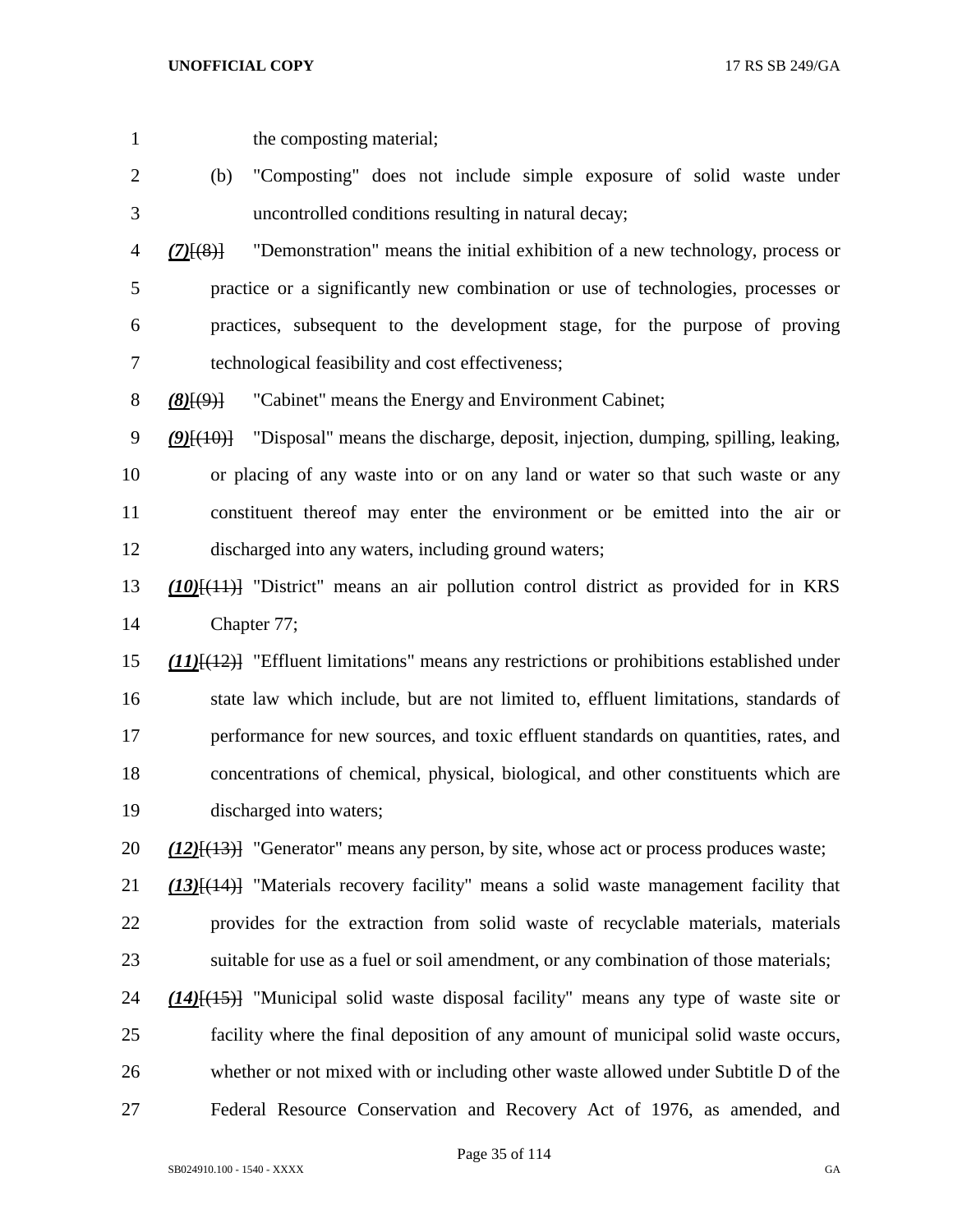the composting material;

(b) "Composting" does not include simple exposure of solid waste under uncontrolled conditions resulting in natural decay;

***(7)***[(8)] "Demonstration" means the initial exhibition of a new technology, process or practice or a significantly new combination or use of technologies, processes or practices, subsequent to the development stage, for the purpose of proving technological feasibility and cost effectiveness;

***(8)***[(9)] "Cabinet" means the Energy and Environment Cabinet;

***(9)***[(10)] "Disposal" means the discharge, deposit, injection, dumping, spilling, leaking, or placing of any waste into or on any land or water so that such waste or any constituent thereof may enter the environment or be emitted into the air or discharged into any waters, including ground waters;

***(10)***[(11)] "District" means an air pollution control district as provided for in KRS Chapter 77;

***(11)***[(12)] "Effluent limitations" means any restrictions or prohibitions established under state law which include, but are not limited to, effluent limitations, standards of performance for new sources, and toxic effluent standards on quantities, rates, and concentrations of chemical, physical, biological, and other constituents which are discharged into waters;

***(12)***[(13)] "Generator" means any person, by site, whose act or process produces waste;

***(13)***[(14)] "Materials recovery facility" means a solid waste management facility that provides for the extraction from solid waste of recyclable materials, materials suitable for use as a fuel or soil amendment, or any combination of those materials;

***(14)***[(15)] "Municipal solid waste disposal facility" means any type of waste site or facility where the final deposition of any amount of municipal solid waste occurs, whether or not mixed with or including other waste allowed under Subtitle D of the Federal Resource Conservation and Recovery Act of 1976, as amended, and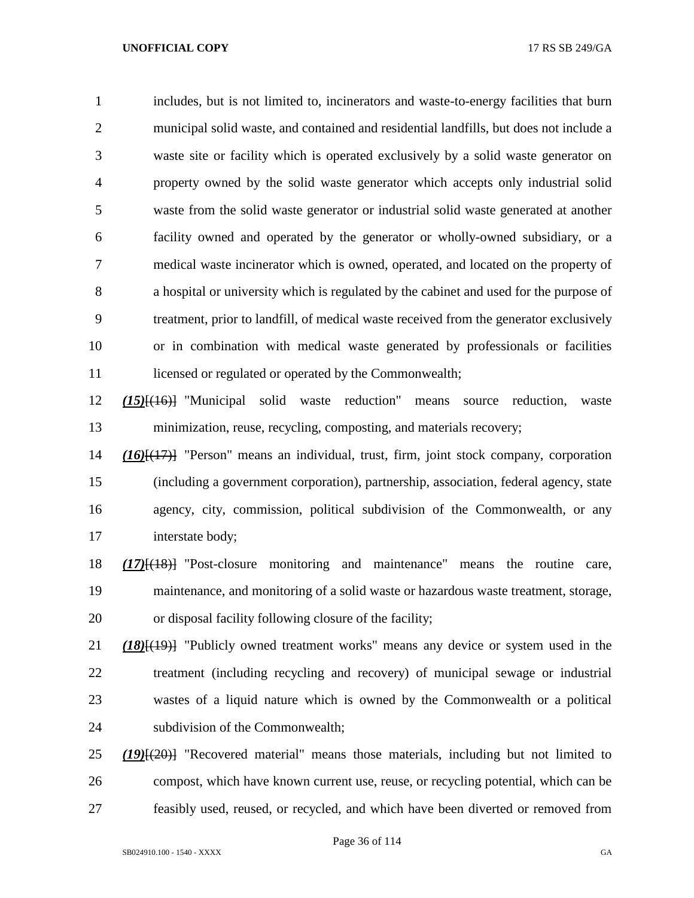includes, but is not limited to, incinerators and waste-to-energy facilities that burn municipal solid waste, and contained and residential landfills, but does not include a waste site or facility which is operated exclusively by a solid waste generator on property owned by the solid waste generator which accepts only industrial solid waste from the solid waste generator or industrial solid waste generated at another facility owned and operated by the generator or wholly-owned subsidiary, or a medical waste incinerator which is owned, operated, and located on the property of a hospital or university which is regulated by the cabinet and used for the purpose of treatment, prior to landfill, of medical waste received from the generator exclusively or in combination with medical waste generated by professionals or facilities licensed or regulated or operated by the Commonwealth;

***(15)***[~~(16)~~] "Municipal solid waste reduction" means source reduction, waste minimization, reuse, recycling, composting, and materials recovery;

***(16)***[~~(17)~~] "Person" means an individual, trust, firm, joint stock company, corporation (including a government corporation), partnership, association, federal agency, state agency, city, commission, political subdivision of the Commonwealth, or any interstate body;

***(17)***[~~(18)~~] "Post-closure monitoring and maintenance" means the routine care, maintenance, and monitoring of a solid waste or hazardous waste treatment, storage, or disposal facility following closure of the facility;

***(18)***[~~(19)~~] "Publicly owned treatment works" means any device or system used in the treatment (including recycling and recovery) of municipal sewage or industrial wastes of a liquid nature which is owned by the Commonwealth or a political subdivision of the Commonwealth;

***(19)***[~~(20)~~] "Recovered material" means those materials, including but not limited to compost, which have known current use, reuse, or recycling potential, which can be feasibly used, reused, or recycled, and which have been diverted or removed from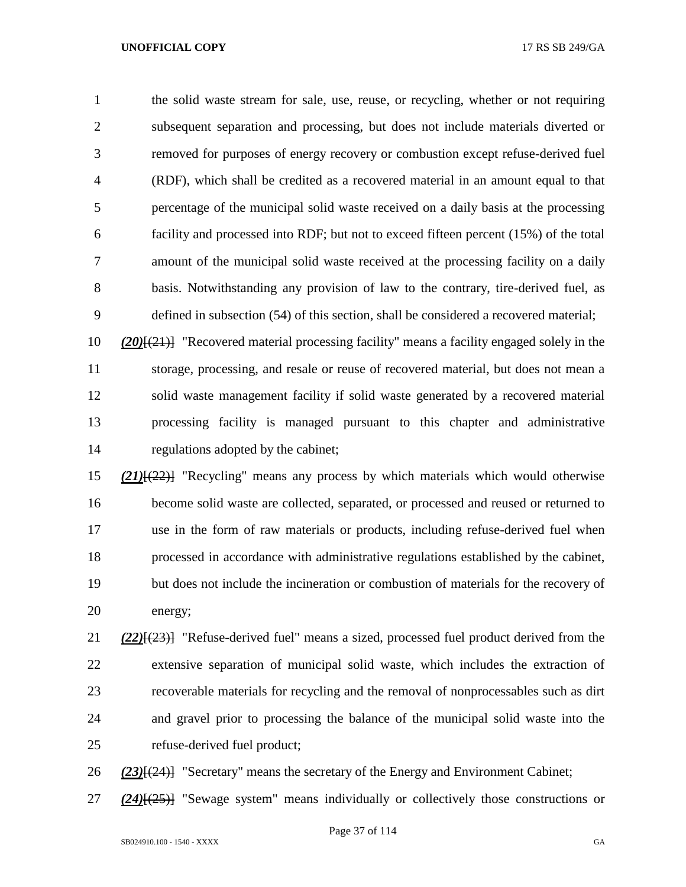the solid waste stream for sale, use, reuse, or recycling, whether or not requiring subsequent separation and processing, but does not include materials diverted or removed for purposes of energy recovery or combustion except refuse-derived fuel (RDF), which shall be credited as a recovered material in an amount equal to that percentage of the municipal solid waste received on a daily basis at the processing facility and processed into RDF; but not to exceed fifteen percent (15%) of the total amount of the municipal solid waste received at the processing facility on a daily basis. Notwithstanding any provision of law to the contrary, tire-derived fuel, as defined in subsection (54) of this section, shall be considered a recovered material;

***(20)***[~~(21)~~] "Recovered material processing facility" means a facility engaged solely in the storage, processing, and resale or reuse of recovered material, but does not mean a solid waste management facility if solid waste generated by a recovered material processing facility is managed pursuant to this chapter and administrative regulations adopted by the cabinet;

***(21)***[~~(22)~~] "Recycling" means any process by which materials which would otherwise become solid waste are collected, separated, or processed and reused or returned to use in the form of raw materials or products, including refuse-derived fuel when processed in accordance with administrative regulations established by the cabinet, but does not include the incineration or combustion of materials for the recovery of energy;

***(22)***[~~(23)~~] "Refuse-derived fuel" means a sized, processed fuel product derived from the extensive separation of municipal solid waste, which includes the extraction of recoverable materials for recycling and the removal of nonprocessables such as dirt and gravel prior to processing the balance of the municipal solid waste into the refuse-derived fuel product;

***(23)***[~~(24)~~] "Secretary" means the secretary of the Energy and Environment Cabinet;

***(24)***[~~(25)~~] "Sewage system" means individually or collectively those constructions or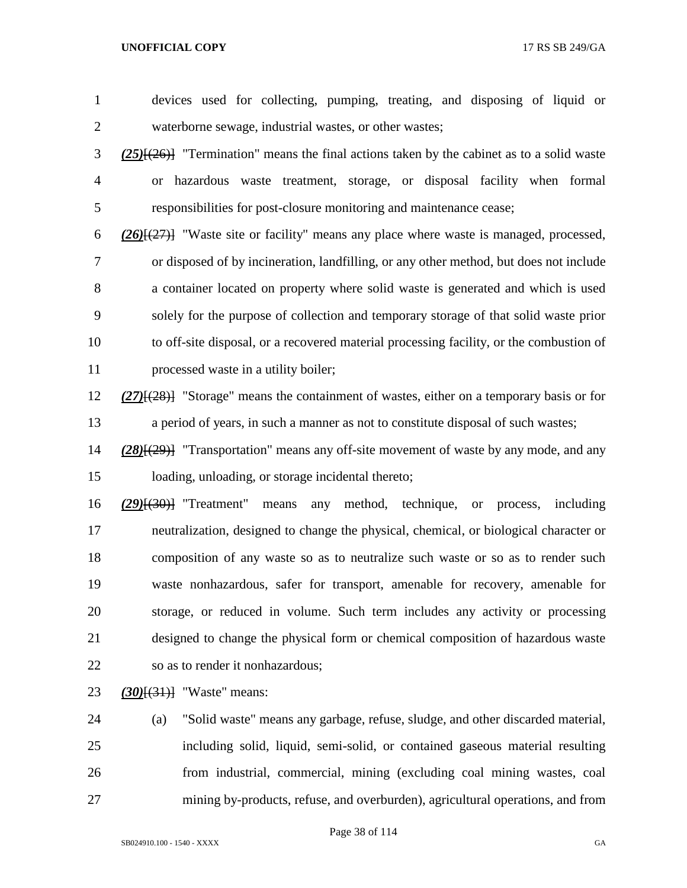devices used for collecting, pumping, treating, and disposing of liquid or waterborne sewage, industrial wastes, or other wastes;

***(25)***~~[(26)]~~ "Termination" means the final actions taken by the cabinet as to a solid waste or hazardous waste treatment, storage, or disposal facility when formal responsibilities for post-closure monitoring and maintenance cease;

***(26)***~~[(27)]~~ "Waste site or facility" means any place where waste is managed, processed, or disposed of by incineration, landfilling, or any other method, but does not include a container located on property where solid waste is generated and which is used solely for the purpose of collection and temporary storage of that solid waste prior to off-site disposal, or a recovered material processing facility, or the combustion of processed waste in a utility boiler;

***(27)***~~[(28)]~~ "Storage" means the containment of wastes, either on a temporary basis or for a period of years, in such a manner as not to constitute disposal of such wastes;

***(28)***~~[(29)]~~ "Transportation" means any off-site movement of waste by any mode, and any loading, unloading, or storage incidental thereto;

***(29)***~~[(30)]~~ "Treatment" means any method, technique, or process, including neutralization, designed to change the physical, chemical, or biological character or composition of any waste so as to neutralize such waste or so as to render such waste nonhazardous, safer for transport, amenable for recovery, amenable for storage, or reduced in volume. Such term includes any activity or processing designed to change the physical form or chemical composition of hazardous waste so as to render it nonhazardous;

***(30)***~~[(31)]~~ "Waste" means:

(a) "Solid waste" means any garbage, refuse, sludge, and other discarded material, including solid, liquid, semi-solid, or contained gaseous material resulting from industrial, commercial, mining (excluding coal mining wastes, coal mining by-products, refuse, and overburden), agricultural operations, and from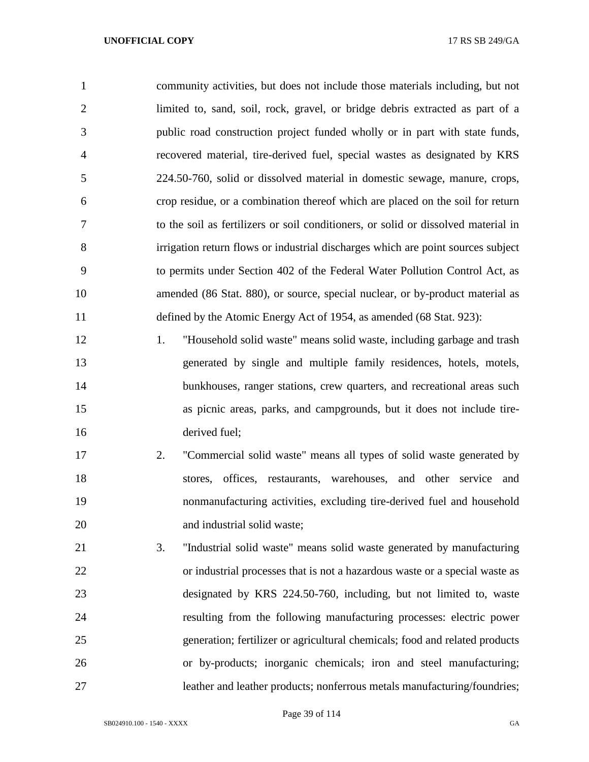community activities, but does not include those materials including, but not limited to, sand, soil, rock, gravel, or bridge debris extracted as part of a public road construction project funded wholly or in part with state funds, recovered material, tire-derived fuel, special wastes as designated by KRS 224.50-760, solid or dissolved material in domestic sewage, manure, crops, crop residue, or a combination thereof which are placed on the soil for return to the soil as fertilizers or soil conditioners, or solid or dissolved material in irrigation return flows or industrial discharges which are point sources subject to permits under Section 402 of the Federal Water Pollution Control Act, as amended (86 Stat. 880), or source, special nuclear, or by-product material as defined by the Atomic Energy Act of 1954, as amended (68 Stat. 923):

1. "Household solid waste" means solid waste, including garbage and trash generated by single and multiple family residences, hotels, motels, bunkhouses, ranger stations, crew quarters, and recreational areas such as picnic areas, parks, and campgrounds, but it does not include tire-derived fuel;
2. "Commercial solid waste" means all types of solid waste generated by stores, offices, restaurants, warehouses, and other service and nonmanufacturing activities, excluding tire-derived fuel and household and industrial solid waste;
3. "Industrial solid waste" means solid waste generated by manufacturing or industrial processes that is not a hazardous waste or a special waste as designated by KRS 224.50-760, including, but not limited to, waste resulting from the following manufacturing processes: electric power generation; fertilizer or agricultural chemicals; food and related products or by-products; inorganic chemicals; iron and steel manufacturing; leather and leather products; nonferrous metals manufacturing/foundries;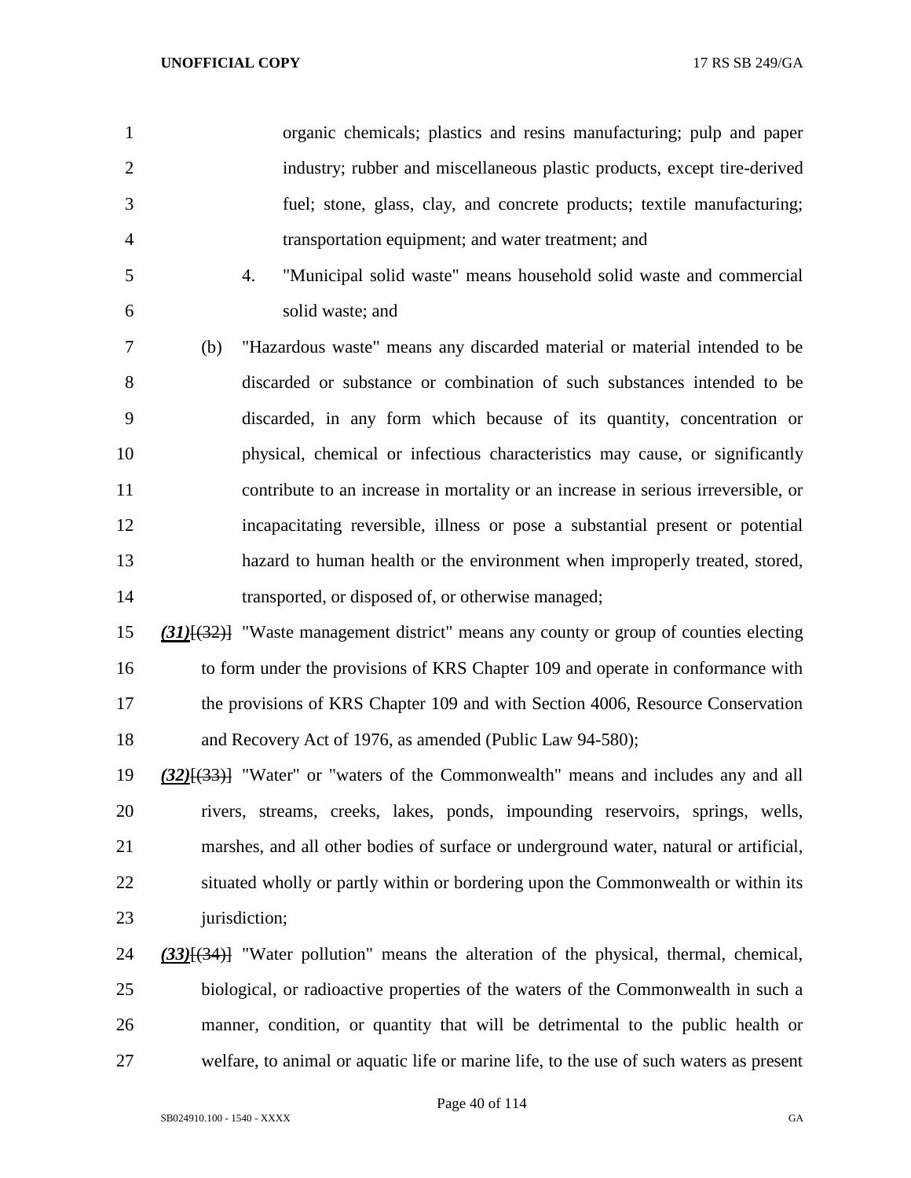organic chemicals; plastics and resins manufacturing; pulp and paper industry; rubber and miscellaneous plastic products, except tire-derived fuel; stone, glass, clay, and concrete products; textile manufacturing; transportation equipment; and water treatment; and

4. "Municipal solid waste" means household solid waste and commercial solid waste; and

(b) "Hazardous waste" means any discarded material or material intended to be discarded or substance or combination of such substances intended to be discarded, in any form which because of its quantity, concentration or physical, chemical or infectious characteristics may cause, or significantly contribute to an increase in mortality or an increase in serious irreversible, or incapacitating reversible, illness or pose a substantial present or potential hazard to human health or the environment when improperly treated, stored, transported, or disposed of, or otherwise managed;

***(31)***[~~(32)~~] "Waste management district" means any county or group of counties electing to form under the provisions of KRS Chapter 109 and operate in conformance with the provisions of KRS Chapter 109 and with Section 4006, Resource Conservation and Recovery Act of 1976, as amended (Public Law 94-580);

***(32)***[~~(33)~~] "Water" or "waters of the Commonwealth" means and includes any and all rivers, streams, creeks, lakes, ponds, impounding reservoirs, springs, wells, marshes, and all other bodies of surface or underground water, natural or artificial, situated wholly or partly within or bordering upon the Commonwealth or within its jurisdiction;

***(33)***[~~(34)~~] "Water pollution" means the alteration of the physical, thermal, chemical, biological, or radioactive properties of the waters of the Commonwealth in such a manner, condition, or quantity that will be detrimental to the public health or welfare, to animal or aquatic life or marine life, to the use of such waters as present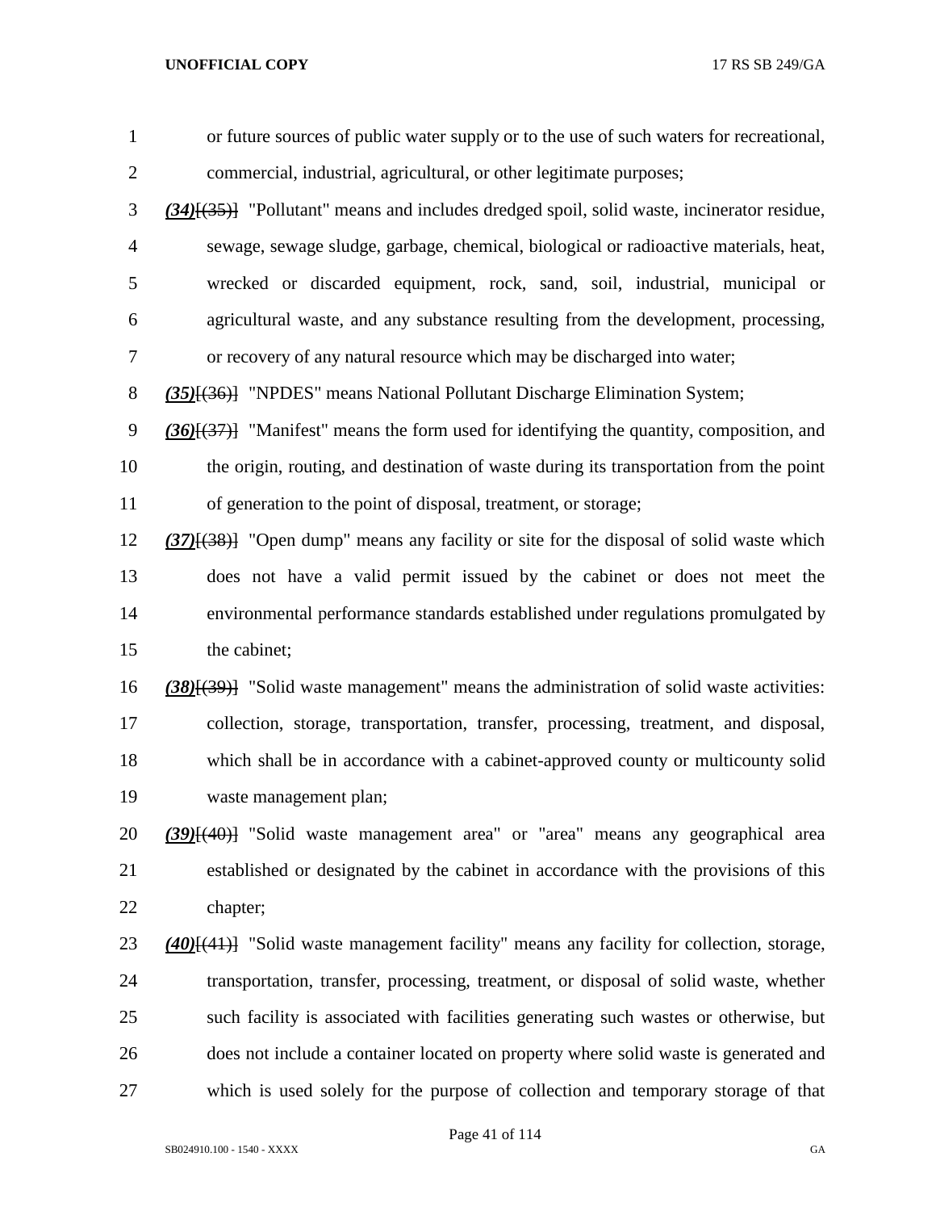or future sources of public water supply or to the use of such waters for recreational, commercial, industrial, agricultural, or other legitimate purposes;

***(34)***~~[(35)]~~ "Pollutant" means and includes dredged spoil, solid waste, incinerator residue, sewage, sewage sludge, garbage, chemical, biological or radioactive materials, heat, wrecked or discarded equipment, rock, sand, soil, industrial, municipal or agricultural waste, and any substance resulting from the development, processing, or recovery of any natural resource which may be discharged into water;

***(35)***~~[(36)]~~ "NPDES" means National Pollutant Discharge Elimination System;

***(36)***~~[(37)]~~ "Manifest" means the form used for identifying the quantity, composition, and the origin, routing, and destination of waste during its transportation from the point of generation to the point of disposal, treatment, or storage;

***(37)***~~[(38)]~~ "Open dump" means any facility or site for the disposal of solid waste which does not have a valid permit issued by the cabinet or does not meet the environmental performance standards established under regulations promulgated by the cabinet;

***(38)***~~[(39)]~~ "Solid waste management" means the administration of solid waste activities: collection, storage, transportation, transfer, processing, treatment, and disposal, which shall be in accordance with a cabinet-approved county or multicounty solid waste management plan;

***(39)***~~[(40)]~~ "Solid waste management area" or "area" means any geographical area established or designated by the cabinet in accordance with the provisions of this chapter;

***(40)***~~[(41)]~~ "Solid waste management facility" means any facility for collection, storage, transportation, transfer, processing, treatment, or disposal of solid waste, whether such facility is associated with facilities generating such wastes or otherwise, but does not include a container located on property where solid waste is generated and which is used solely for the purpose of collection and temporary storage of that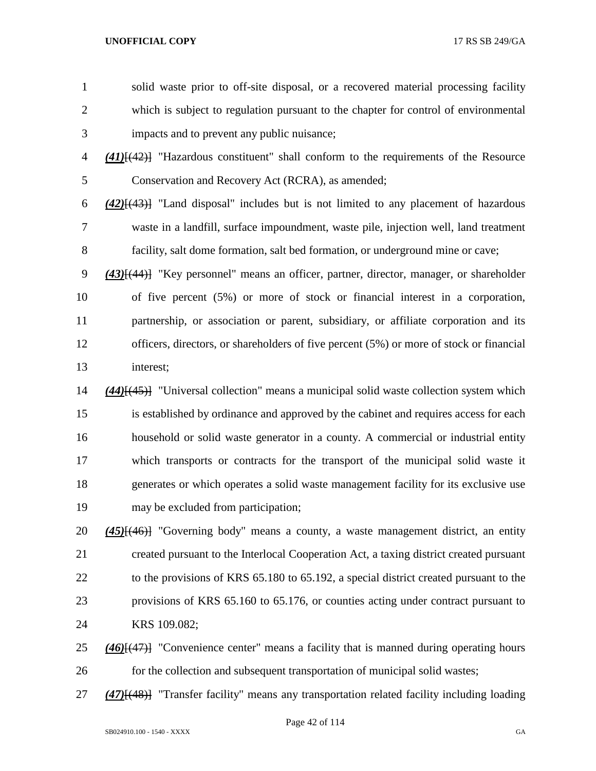solid waste prior to off-site disposal, or a recovered material processing facility which is subject to regulation pursuant to the chapter for control of environmental impacts and to prevent any public nuisance;

***(41)***[(42)] "Hazardous constituent" shall conform to the requirements of the Resource Conservation and Recovery Act (RCRA), as amended;

***(42)***[(43)] "Land disposal" includes but is not limited to any placement of hazardous waste in a landfill, surface impoundment, waste pile, injection well, land treatment facility, salt dome formation, salt bed formation, or underground mine or cave;

***(43)***[(44)] "Key personnel" means an officer, partner, director, manager, or shareholder of five percent (5%) or more of stock or financial interest in a corporation, partnership, or association or parent, subsidiary, or affiliate corporation and its officers, directors, or shareholders of five percent (5%) or more of stock or financial interest;

***(44)***[(45)] "Universal collection" means a municipal solid waste collection system which is established by ordinance and approved by the cabinet and requires access for each household or solid waste generator in a county. A commercial or industrial entity which transports or contracts for the transport of the municipal solid waste it generates or which operates a solid waste management facility for its exclusive use may be excluded from participation;

***(45)***[(46)] "Governing body" means a county, a waste management district, an entity created pursuant to the Interlocal Cooperation Act, a taxing district created pursuant to the provisions of KRS 65.180 to 65.192, a special district created pursuant to the provisions of KRS 65.160 to 65.176, or counties acting under contract pursuant to KRS 109.082;

***(46)***[(47)] "Convenience center" means a facility that is manned during operating hours for the collection and subsequent transportation of municipal solid wastes;

***(47)***[(48)] "Transfer facility" means any transportation related facility including loading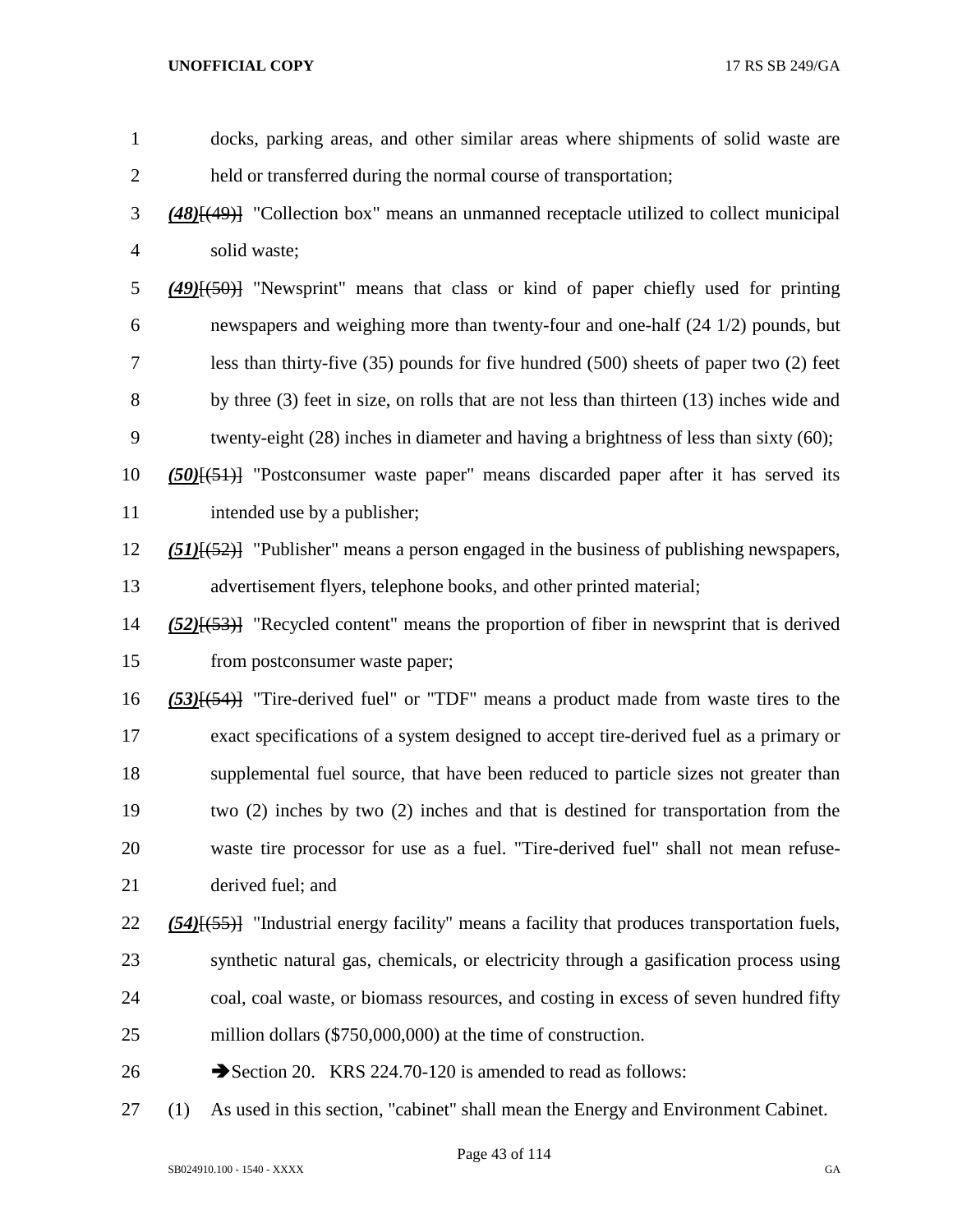docks, parking areas, and other similar areas where shipments of solid waste are held or transferred during the normal course of transportation;

***(48)***[(49)] "Collection box" means an unmanned receptacle utilized to collect municipal solid waste;

***(49)***[(50)] "Newsprint" means that class or kind of paper chiefly used for printing newspapers and weighing more than twenty-four and one-half (24 1/2) pounds, but less than thirty-five (35) pounds for five hundred (500) sheets of paper two (2) feet by three (3) feet in size, on rolls that are not less than thirteen (13) inches wide and twenty-eight (28) inches in diameter and having a brightness of less than sixty (60);

***(50)***[(51)] "Postconsumer waste paper" means discarded paper after it has served its intended use by a publisher;

***(51)***[(52)] "Publisher" means a person engaged in the business of publishing newspapers, advertisement flyers, telephone books, and other printed material;

***(52)***[(53)] "Recycled content" means the proportion of fiber in newsprint that is derived from postconsumer waste paper;

***(53)***[(54)] "Tire-derived fuel" or "TDF" means a product made from waste tires to the exact specifications of a system designed to accept tire-derived fuel as a primary or supplemental fuel source, that have been reduced to particle sizes not greater than two (2) inches by two (2) inches and that is destined for transportation from the waste tire processor for use as a fuel. "Tire-derived fuel" shall not mean refuse-derived fuel; and

***(54)***[(55)] "Industrial energy facility" means a facility that produces transportation fuels, synthetic natural gas, chemicals, or electricity through a gasification process using coal, coal waste, or biomass resources, and costing in excess of seven hundred fifty million dollars ($750,000,000) at the time of construction.

➔Section 20. KRS 224.70-120 is amended to read as follows:

(1) As used in this section, "cabinet" shall mean the Energy and Environment Cabinet.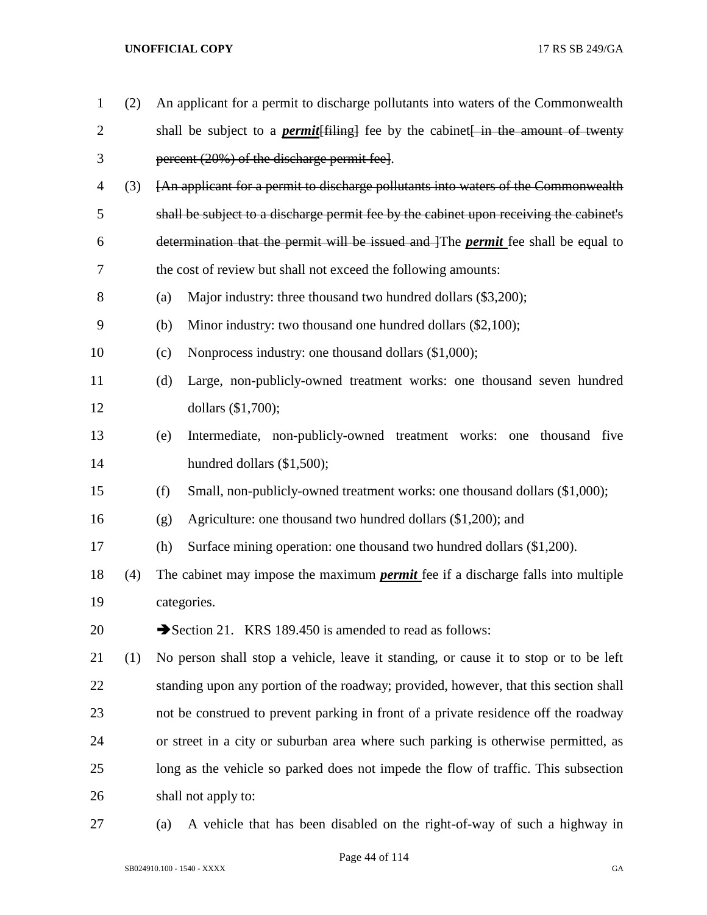(2) An applicant for a permit to discharge pollutants into waters of the Commonwealth shall be subject to a ***permit***~~[filing]~~ fee by the cabinet~~[ in the amount of twenty percent (20%) of the discharge permit fee]~~.

(3) ~~[An applicant for a permit to discharge pollutants into waters of the Commonwealth shall be subject to a discharge permit fee by the cabinet upon receiving the cabinet's determination that the permit will be issued and ]~~The ***permit*** fee shall be equal to the cost of review but shall not exceed the following amounts:

(a) Major industry: three thousand two hundred dollars ($3,200);

(b) Minor industry: two thousand one hundred dollars ($2,100);

(c) Nonprocess industry: one thousand dollars ($1,000);

(d) Large, non-publicly-owned treatment works: one thousand seven hundred dollars ($1,700);

(e) Intermediate, non-publicly-owned treatment works: one thousand five hundred dollars ($1,500);

(f) Small, non-publicly-owned treatment works: one thousand dollars ($1,000);

(g) Agriculture: one thousand two hundred dollars ($1,200); and

(h) Surface mining operation: one thousand two hundred dollars ($1,200).

(4) The cabinet may impose the maximum ***permit*** fee if a discharge falls into multiple categories.

➔Section 21. KRS 189.450 is amended to read as follows:

(1) No person shall stop a vehicle, leave it standing, or cause it to stop or to be left standing upon any portion of the roadway; provided, however, that this section shall not be construed to prevent parking in front of a private residence off the roadway or street in a city or suburban area where such parking is otherwise permitted, as long as the vehicle so parked does not impede the flow of traffic. This subsection shall not apply to:

(a) A vehicle that has been disabled on the right-of-way of such a highway in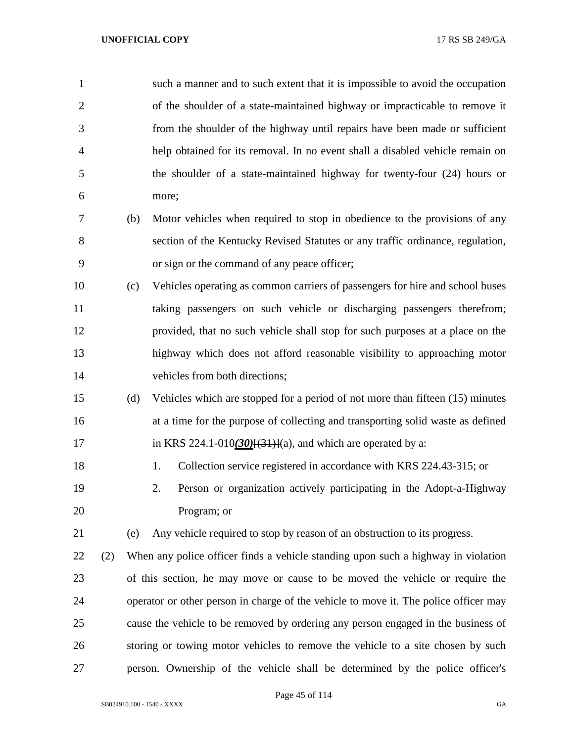such a manner and to such extent that it is impossible to avoid the occupation of the shoulder of a state-maintained highway or impracticable to remove it from the shoulder of the highway until repairs have been made or sufficient help obtained for its removal. In no event shall a disabled vehicle remain on the shoulder of a state-maintained highway for twenty-four (24) hours or more;

(b) Motor vehicles when required to stop in obedience to the provisions of any section of the Kentucky Revised Statutes or any traffic ordinance, regulation, or sign or the command of any peace officer;

(c) Vehicles operating as common carriers of passengers for hire and school buses taking passengers on such vehicle or discharging passengers therefrom; provided, that no such vehicle shall stop for such purposes at a place on the highway which does not afford reasonable visibility to approaching motor vehicles from both directions;

(d) Vehicles which are stopped for a period of not more than fifteen (15) minutes at a time for the purpose of collecting and transporting solid waste as defined in KRS 224.1-010***(30)***[~~(31)~~](a), and which are operated by a:

1. Collection service registered in accordance with KRS 224.43-315; or
2. Person or organization actively participating in the Adopt-a-Highway Program; or

(e) Any vehicle required to stop by reason of an obstruction to its progress.

(2) When any police officer finds a vehicle standing upon such a highway in violation of this section, he may move or cause to be moved the vehicle or require the operator or other person in charge of the vehicle to move it. The police officer may cause the vehicle to be removed by ordering any person engaged in the business of storing or towing motor vehicles to remove the vehicle to a site chosen by such person. Ownership of the vehicle shall be determined by the police officer's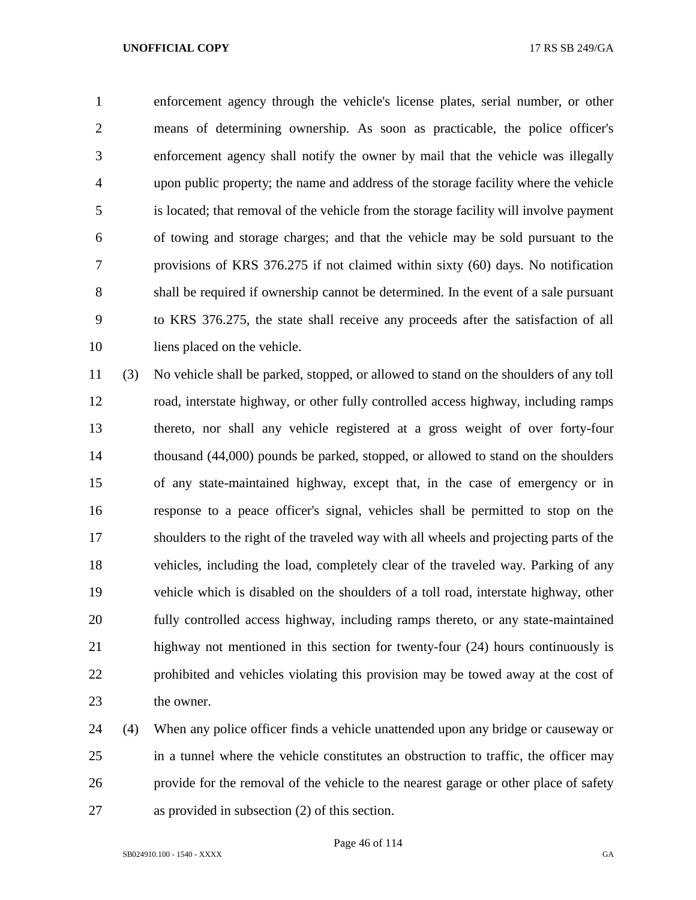enforcement agency through the vehicle's license plates, serial number, or other means of determining ownership. As soon as practicable, the police officer's enforcement agency shall notify the owner by mail that the vehicle was illegally upon public property; the name and address of the storage facility where the vehicle is located; that removal of the vehicle from the storage facility will involve payment of towing and storage charges; and that the vehicle may be sold pursuant to the provisions of KRS 376.275 if not claimed within sixty (60) days. No notification shall be required if ownership cannot be determined. In the event of a sale pursuant to KRS 376.275, the state shall receive any proceeds after the satisfaction of all liens placed on the vehicle.

(3) No vehicle shall be parked, stopped, or allowed to stand on the shoulders of any toll road, interstate highway, or other fully controlled access highway, including ramps thereto, nor shall any vehicle registered at a gross weight of over forty-four thousand (44,000) pounds be parked, stopped, or allowed to stand on the shoulders of any state-maintained highway, except that, in the case of emergency or in response to a peace officer's signal, vehicles shall be permitted to stop on the shoulders to the right of the traveled way with all wheels and projecting parts of the vehicles, including the load, completely clear of the traveled way. Parking of any vehicle which is disabled on the shoulders of a toll road, interstate highway, other fully controlled access highway, including ramps thereto, or any state-maintained highway not mentioned in this section for twenty-four (24) hours continuously is prohibited and vehicles violating this provision may be towed away at the cost of the owner.

(4) When any police officer finds a vehicle unattended upon any bridge or causeway or in a tunnel where the vehicle constitutes an obstruction to traffic, the officer may provide for the removal of the vehicle to the nearest garage or other place of safety as provided in subsection (2) of this section.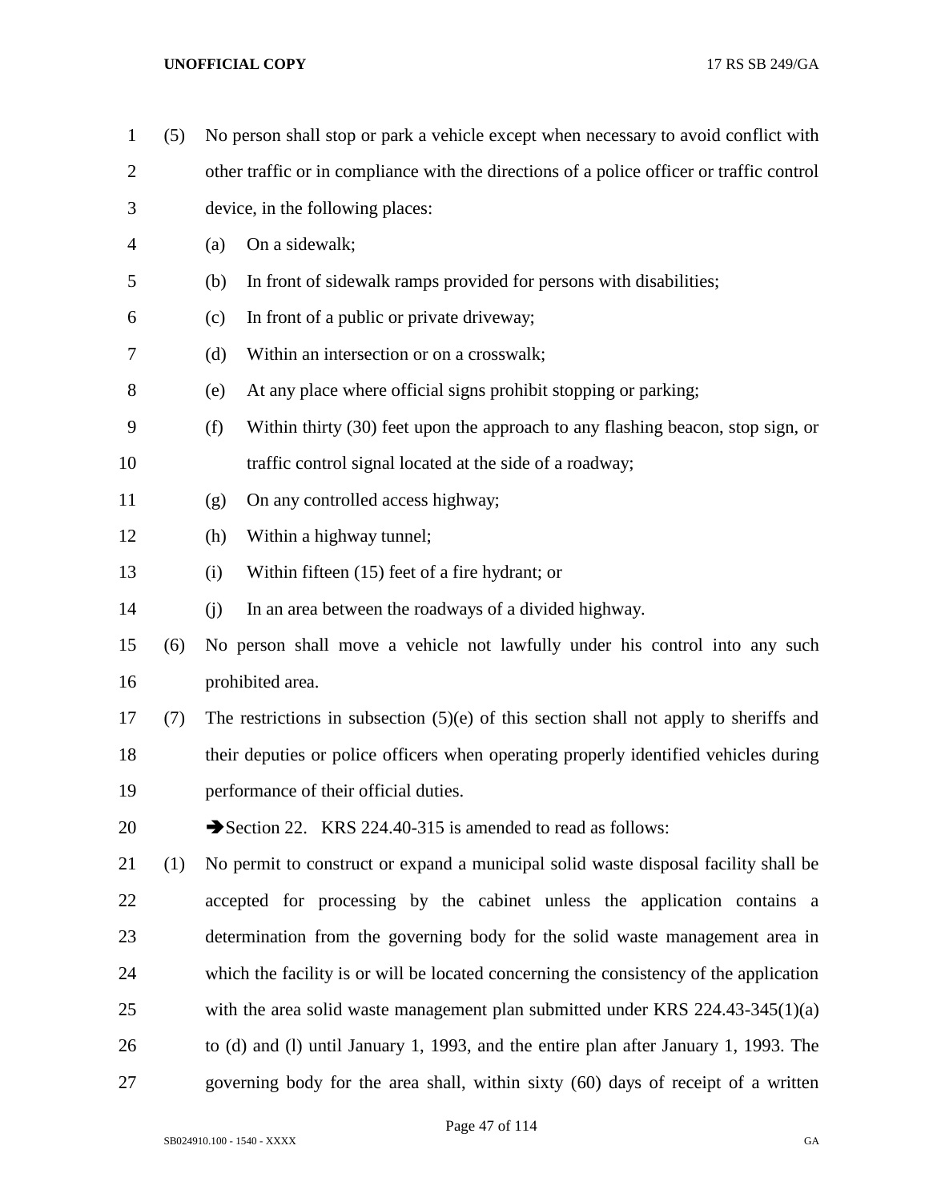(5) No person shall stop or park a vehicle except when necessary to avoid conflict with other traffic or in compliance with the directions of a police officer or traffic control device, in the following places:

(a) On a sidewalk;

(b) In front of sidewalk ramps provided for persons with disabilities;

(c) In front of a public or private driveway;

(d) Within an intersection or on a crosswalk;

(e) At any place where official signs prohibit stopping or parking;

(f) Within thirty (30) feet upon the approach to any flashing beacon, stop sign, or traffic control signal located at the side of a roadway;

(g) On any controlled access highway;

(h) Within a highway tunnel;

(i) Within fifteen (15) feet of a fire hydrant; or

(j) In an area between the roadways of a divided highway.

(6) No person shall move a vehicle not lawfully under his control into any such prohibited area.

(7) The restrictions in subsection (5)(e) of this section shall not apply to sheriffs and their deputies or police officers when operating properly identified vehicles during performance of their official duties.

➔Section 22. KRS 224.40-315 is amended to read as follows:

(1) No permit to construct or expand a municipal solid waste disposal facility shall be accepted for processing by the cabinet unless the application contains a determination from the governing body for the solid waste management area in which the facility is or will be located concerning the consistency of the application with the area solid waste management plan submitted under KRS 224.43-345(1)(a) to (d) and (l) until January 1, 1993, and the entire plan after January 1, 1993. The governing body for the area shall, within sixty (60) days of receipt of a written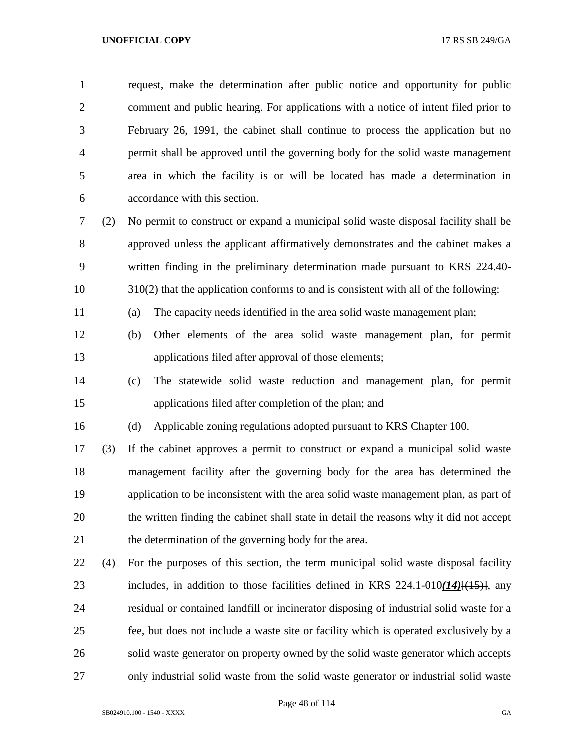request, make the determination after public notice and opportunity for public comment and public hearing. For applications with a notice of intent filed prior to February 26, 1991, the cabinet shall continue to process the application but no permit shall be approved until the governing body for the solid waste management area in which the facility is or will be located has made a determination in accordance with this section.

(2) No permit to construct or expand a municipal solid waste disposal facility shall be approved unless the applicant affirmatively demonstrates and the cabinet makes a written finding in the preliminary determination made pursuant to KRS 224.40-310(2) that the application conforms to and is consistent with all of the following:

(a) The capacity needs identified in the area solid waste management plan;

(b) Other elements of the area solid waste management plan, for permit applications filed after approval of those elements;

(c) The statewide solid waste reduction and management plan, for permit applications filed after completion of the plan; and

(d) Applicable zoning regulations adopted pursuant to KRS Chapter 100.

(3) If the cabinet approves a permit to construct or expand a municipal solid waste management facility after the governing body for the area has determined the application to be inconsistent with the area solid waste management plan, as part of the written finding the cabinet shall state in detail the reasons why it did not accept the determination of the governing body for the area.

(4) For the purposes of this section, the term municipal solid waste disposal facility includes, in addition to those facilities defined in KRS 224.1-010***(14)***[~~(15)~~], any residual or contained landfill or incinerator disposing of industrial solid waste for a fee, but does not include a waste site or facility which is operated exclusively by a solid waste generator on property owned by the solid waste generator which accepts only industrial solid waste from the solid waste generator or industrial solid waste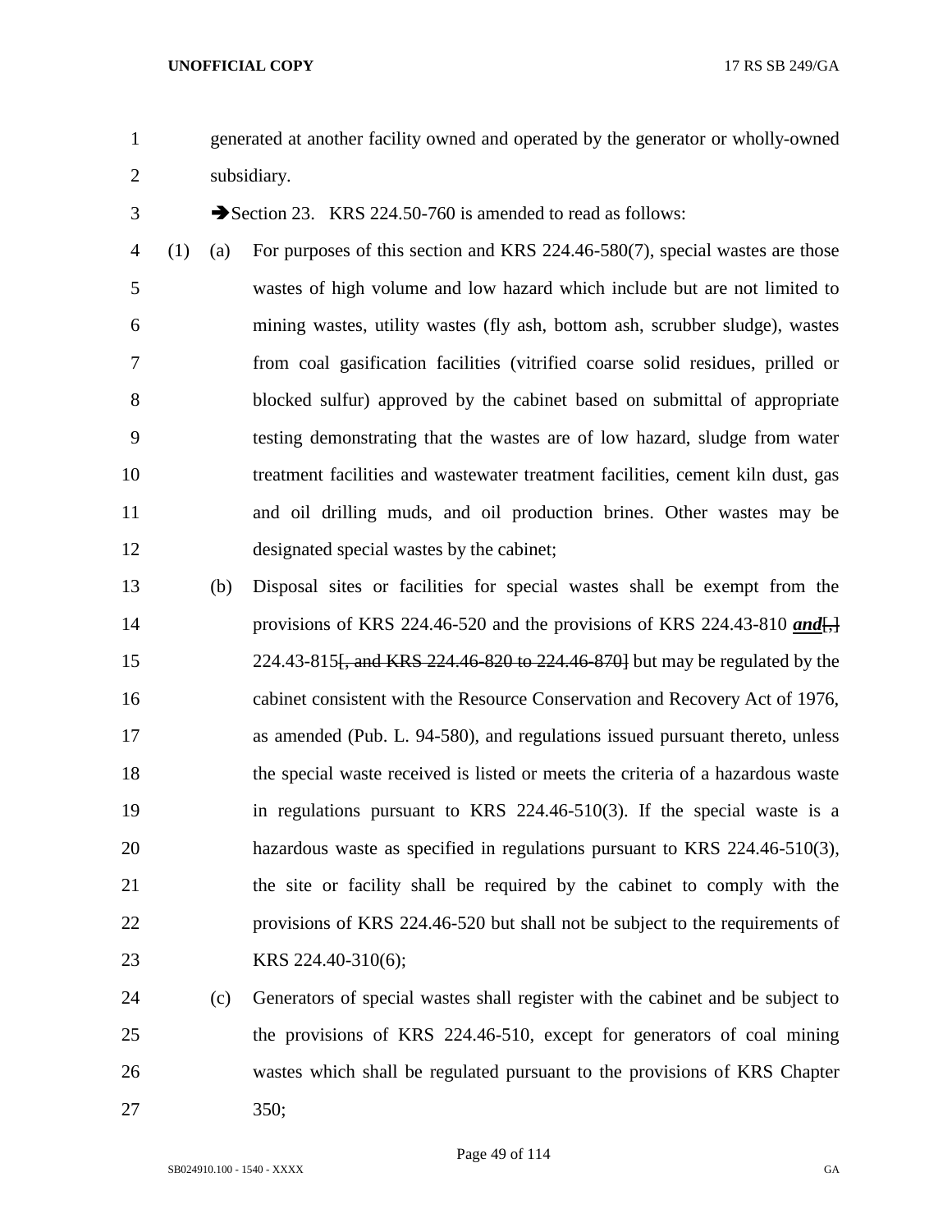generated at another facility owned and operated by the generator or wholly-owned subsidiary.

➔Section 23. KRS 224.50-760 is amended to read as follows:

(1) (a) For purposes of this section and KRS 224.46-580(7), special wastes are those wastes of high volume and low hazard which include but are not limited to mining wastes, utility wastes (fly ash, bottom ash, scrubber sludge), wastes from coal gasification facilities (vitrified coarse solid residues, prilled or blocked sulfur) approved by the cabinet based on submittal of appropriate testing demonstrating that the wastes are of low hazard, sludge from water treatment facilities and wastewater treatment facilities, cement kiln dust, gas and oil drilling muds, and oil production brines. Other wastes may be designated special wastes by the cabinet;

(b) Disposal sites or facilities for special wastes shall be exempt from the provisions of KRS 224.46-520 and the provisions of KRS 224.43-810 ***and***[,] 224.43-815[, and KRS 224.46-820 to 224.46-870] but may be regulated by the cabinet consistent with the Resource Conservation and Recovery Act of 1976, as amended (Pub. L. 94-580), and regulations issued pursuant thereto, unless the special waste received is listed or meets the criteria of a hazardous waste in regulations pursuant to KRS 224.46-510(3). If the special waste is a hazardous waste as specified in regulations pursuant to KRS 224.46-510(3), the site or facility shall be required by the cabinet to comply with the provisions of KRS 224.46-520 but shall not be subject to the requirements of KRS 224.40-310(6);

(c) Generators of special wastes shall register with the cabinet and be subject to the provisions of KRS 224.46-510, except for generators of coal mining wastes which shall be regulated pursuant to the provisions of KRS Chapter 350;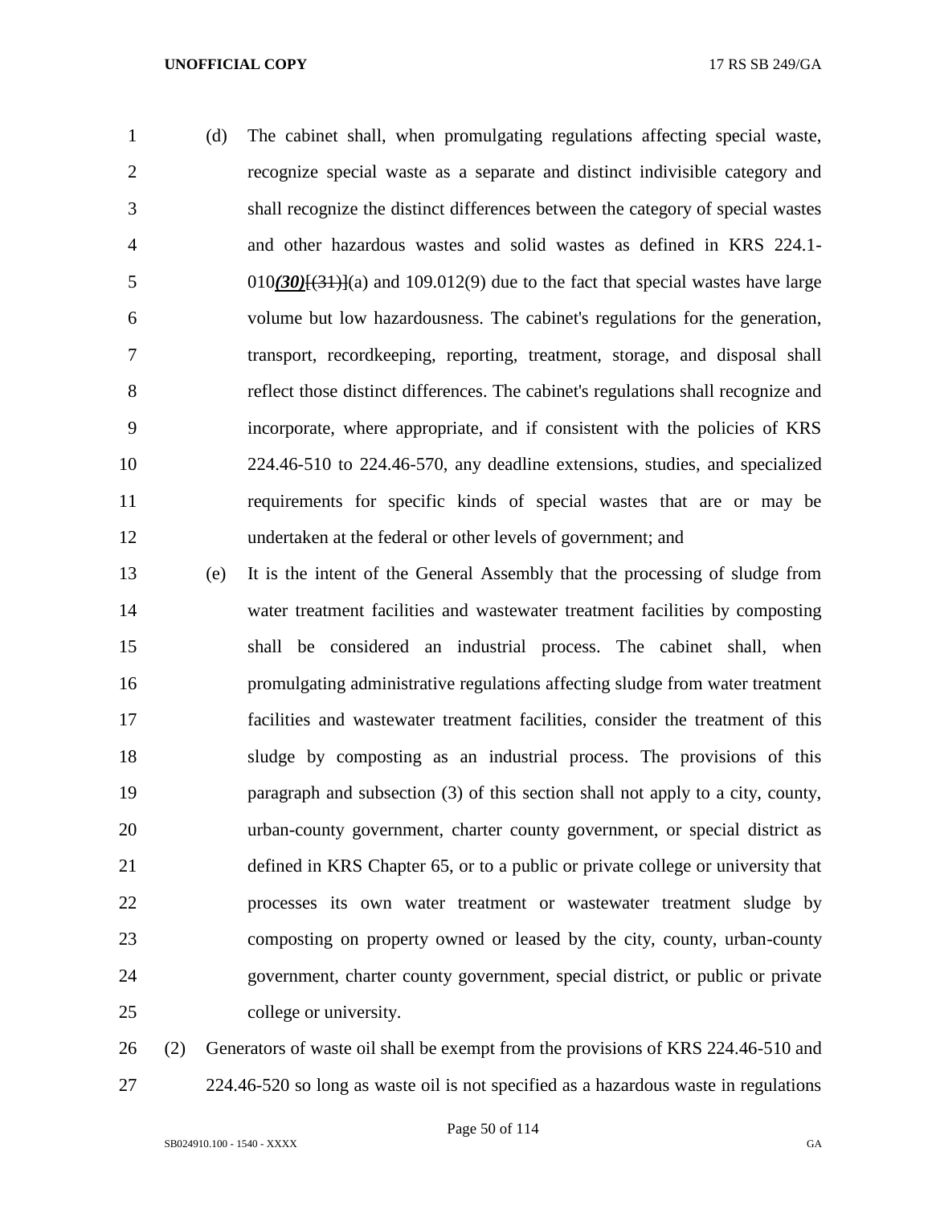(d) The cabinet shall, when promulgating regulations affecting special waste, recognize special waste as a separate and distinct indivisible category and shall recognize the distinct differences between the category of special wastes and other hazardous wastes and solid wastes as defined in KRS 224.1-010***(30)***~~[(31)]~~(a) and 109.012(9) due to the fact that special wastes have large volume but low hazardousness. The cabinet's regulations for the generation, transport, recordkeeping, reporting, treatment, storage, and disposal shall reflect those distinct differences. The cabinet's regulations shall recognize and incorporate, where appropriate, and if consistent with the policies of KRS 224.46-510 to 224.46-570, any deadline extensions, studies, and specialized requirements for specific kinds of special wastes that are or may be undertaken at the federal or other levels of government; and

(e) It is the intent of the General Assembly that the processing of sludge from water treatment facilities and wastewater treatment facilities by composting shall be considered an industrial process. The cabinet shall, when promulgating administrative regulations affecting sludge from water treatment facilities and wastewater treatment facilities, consider the treatment of this sludge by composting as an industrial process. The provisions of this paragraph and subsection (3) of this section shall not apply to a city, county, urban-county government, charter county government, or special district as defined in KRS Chapter 65, or to a public or private college or university that processes its own water treatment or wastewater treatment sludge by composting on property owned or leased by the city, county, urban-county government, charter county government, special district, or public or private college or university.

(2) Generators of waste oil shall be exempt from the provisions of KRS 224.46-510 and 224.46-520 so long as waste oil is not specified as a hazardous waste in regulations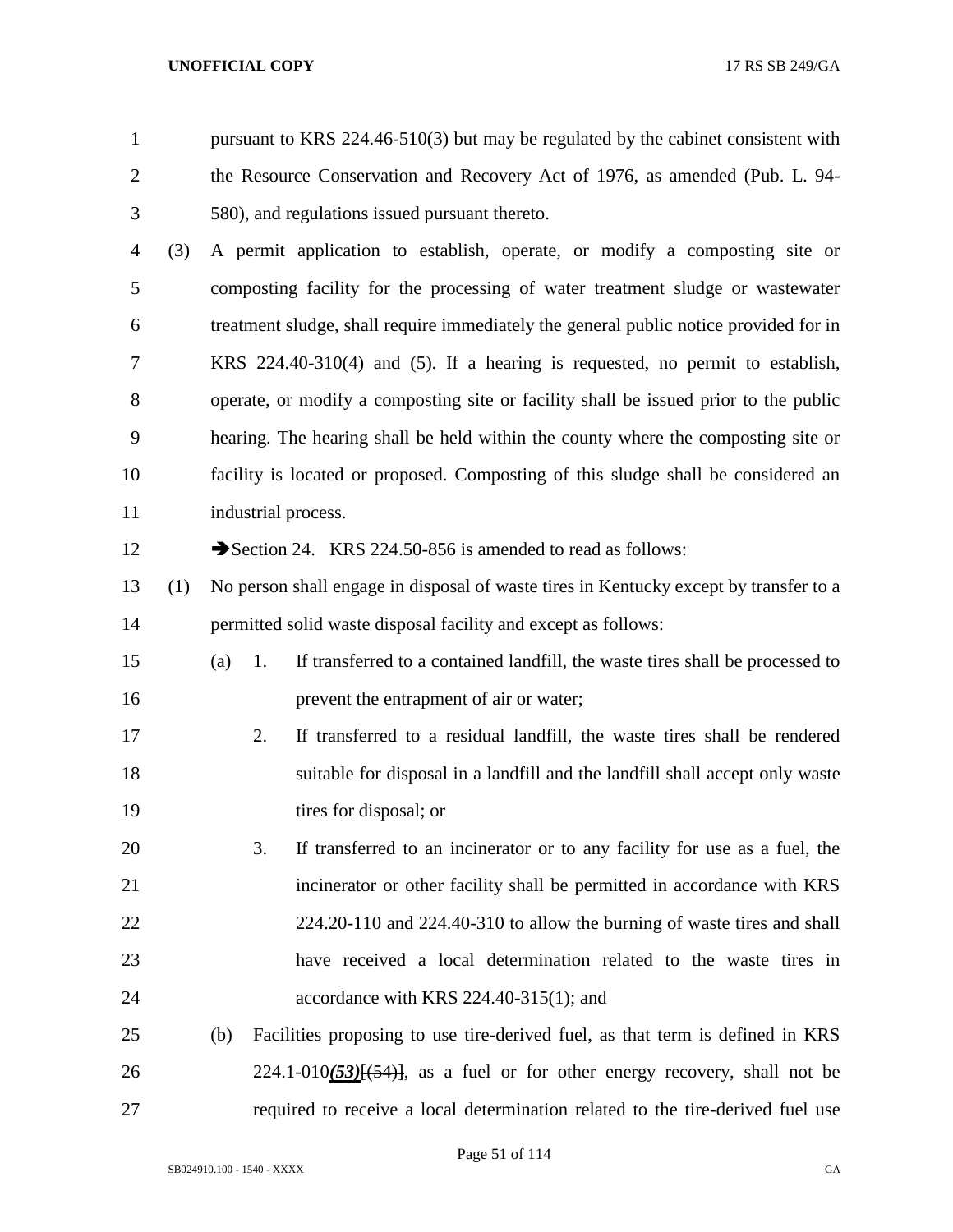pursuant to KRS 224.46-510(3) but may be regulated by the cabinet consistent with the Resource Conservation and Recovery Act of 1976, as amended (Pub. L. 94-580), and regulations issued pursuant thereto.

(3) A permit application to establish, operate, or modify a composting site or composting facility for the processing of water treatment sludge or wastewater treatment sludge, shall require immediately the general public notice provided for in KRS 224.40-310(4) and (5). If a hearing is requested, no permit to establish, operate, or modify a composting site or facility shall be issued prior to the public hearing. The hearing shall be held within the county where the composting site or facility is located or proposed. Composting of this sludge shall be considered an industrial process.

➔Section 24. KRS 224.50-856 is amended to read as follows:

(1) No person shall engage in disposal of waste tires in Kentucky except by transfer to a permitted solid waste disposal facility and except as follows:

(a) 1. If transferred to a contained landfill, the waste tires shall be processed to prevent the entrapment of air or water;

2. If transferred to a residual landfill, the waste tires shall be rendered suitable for disposal in a landfill and the landfill shall accept only waste tires for disposal; or

3. If transferred to an incinerator or to any facility for use as a fuel, the incinerator or other facility shall be permitted in accordance with KRS 224.20-110 and 224.40-310 to allow the burning of waste tires and shall have received a local determination related to the waste tires in accordance with KRS 224.40-315(1); and

(b) Facilities proposing to use tire-derived fuel, as that term is defined in KRS 224.1-010***(53)***~~[(54)]~~, as a fuel or for other energy recovery, shall not be required to receive a local determination related to the tire-derived fuel use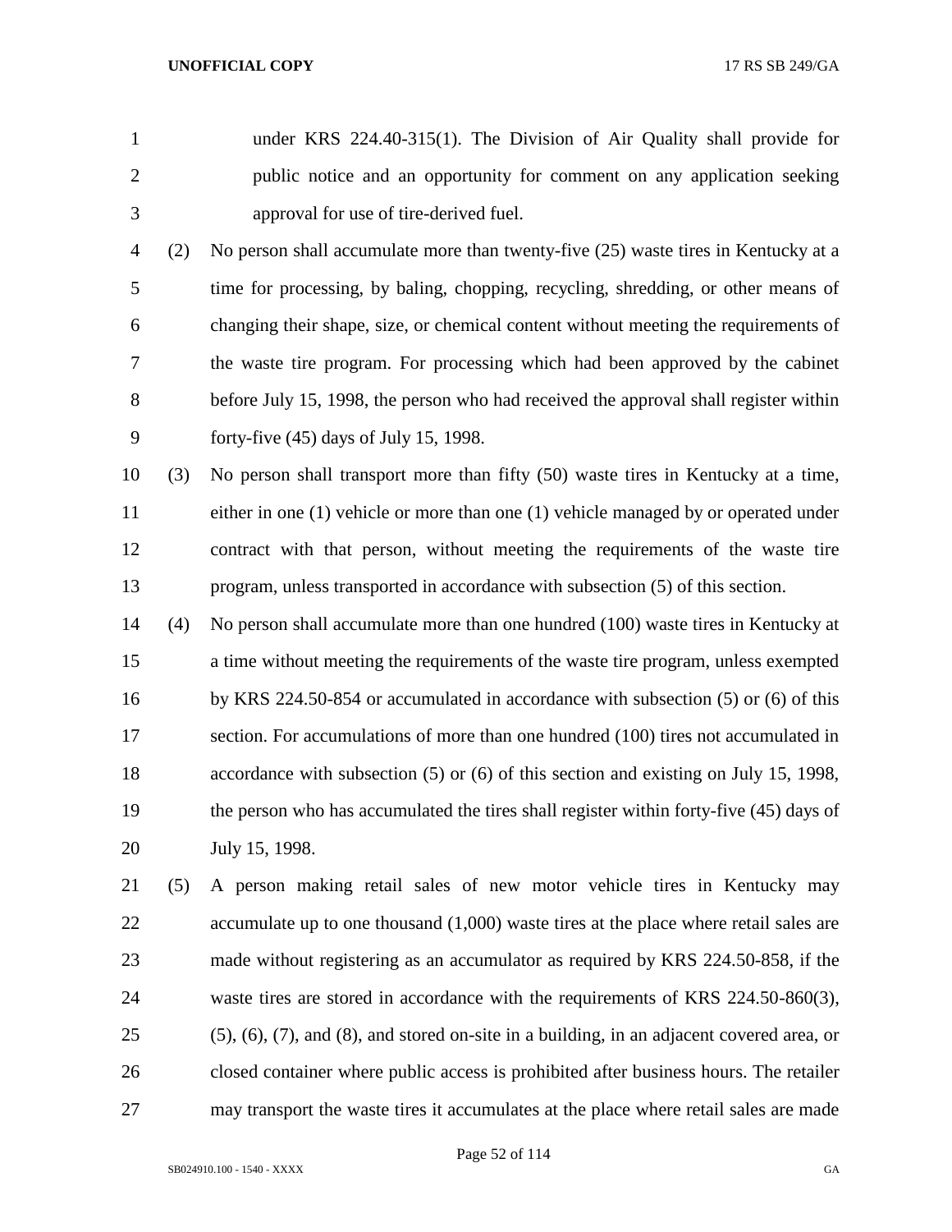under KRS 224.40-315(1). The Division of Air Quality shall provide for public notice and an opportunity for comment on any application seeking approval for use of tire-derived fuel.

(2) No person shall accumulate more than twenty-five (25) waste tires in Kentucky at a time for processing, by baling, chopping, recycling, shredding, or other means of changing their shape, size, or chemical content without meeting the requirements of the waste tire program. For processing which had been approved by the cabinet before July 15, 1998, the person who had received the approval shall register within forty-five (45) days of July 15, 1998.

(3) No person shall transport more than fifty (50) waste tires in Kentucky at a time, either in one (1) vehicle or more than one (1) vehicle managed by or operated under contract with that person, without meeting the requirements of the waste tire program, unless transported in accordance with subsection (5) of this section.

(4) No person shall accumulate more than one hundred (100) waste tires in Kentucky at a time without meeting the requirements of the waste tire program, unless exempted by KRS 224.50-854 or accumulated in accordance with subsection (5) or (6) of this section. For accumulations of more than one hundred (100) tires not accumulated in accordance with subsection (5) or (6) of this section and existing on July 15, 1998, the person who has accumulated the tires shall register within forty-five (45) days of July 15, 1998.

(5) A person making retail sales of new motor vehicle tires in Kentucky may accumulate up to one thousand (1,000) waste tires at the place where retail sales are made without registering as an accumulator as required by KRS 224.50-858, if the waste tires are stored in accordance with the requirements of KRS 224.50-860(3), (5), (6), (7), and (8), and stored on-site in a building, in an adjacent covered area, or closed container where public access is prohibited after business hours. The retailer may transport the waste tires it accumulates at the place where retail sales are made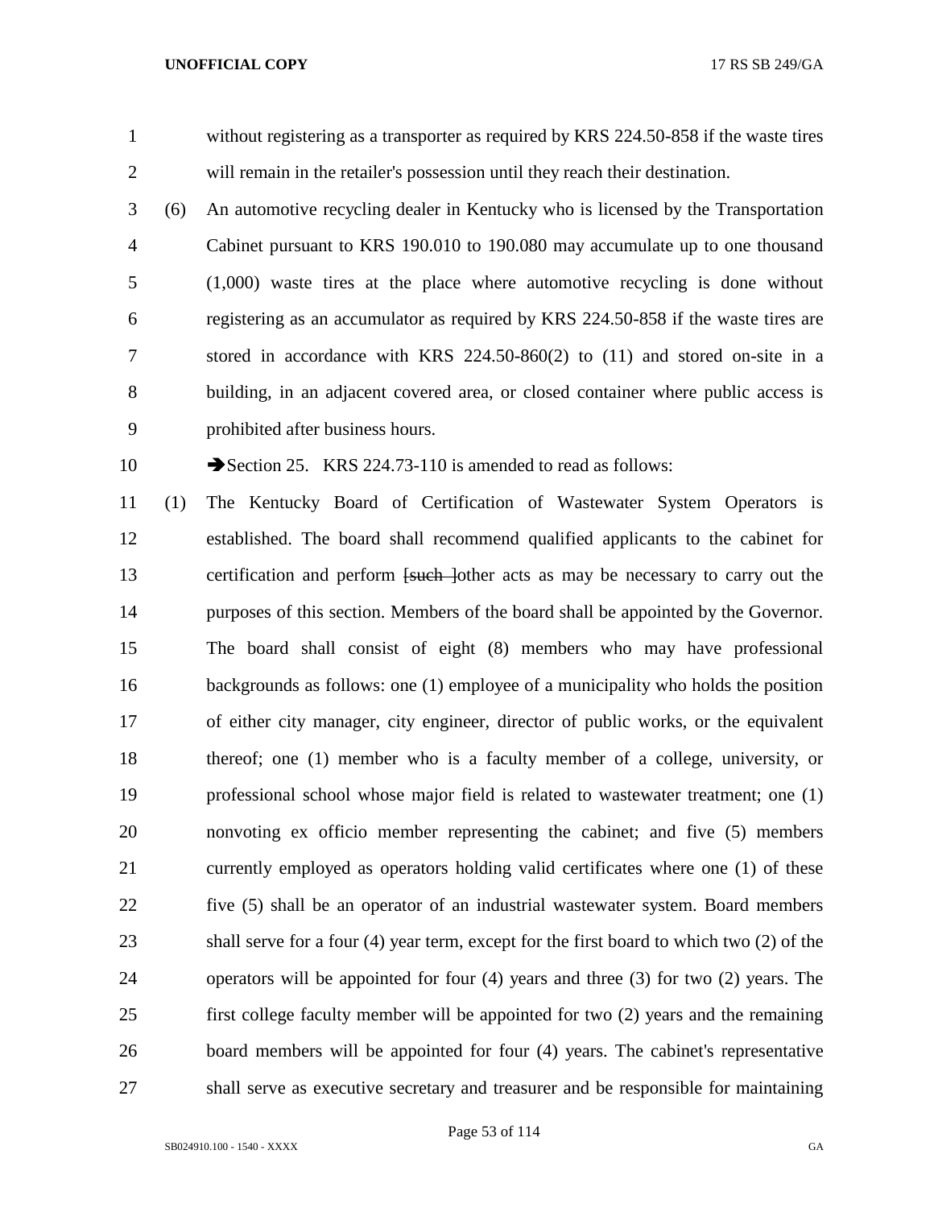without registering as a transporter as required by KRS 224.50-858 if the waste tires will remain in the retailer's possession until they reach their destination.

(6) An automotive recycling dealer in Kentucky who is licensed by the Transportation Cabinet pursuant to KRS 190.010 to 190.080 may accumulate up to one thousand (1,000) waste tires at the place where automotive recycling is done without registering as an accumulator as required by KRS 224.50-858 if the waste tires are stored in accordance with KRS 224.50-860(2) to (11) and stored on-site in a building, in an adjacent covered area, or closed container where public access is prohibited after business hours.

➔Section 25. KRS 224.73-110 is amended to read as follows:

(1) The Kentucky Board of Certification of Wastewater System Operators is established. The board shall recommend qualified applicants to the cabinet for certification and perform ~~[such ]~~other acts as may be necessary to carry out the purposes of this section. Members of the board shall be appointed by the Governor. The board shall consist of eight (8) members who may have professional backgrounds as follows: one (1) employee of a municipality who holds the position of either city manager, city engineer, director of public works, or the equivalent thereof; one (1) member who is a faculty member of a college, university, or professional school whose major field is related to wastewater treatment; one (1) nonvoting ex officio member representing the cabinet; and five (5) members currently employed as operators holding valid certificates where one (1) of these five (5) shall be an operator of an industrial wastewater system. Board members shall serve for a four (4) year term, except for the first board to which two (2) of the operators will be appointed for four (4) years and three (3) for two (2) years. The first college faculty member will be appointed for two (2) years and the remaining board members will be appointed for four (4) years. The cabinet's representative shall serve as executive secretary and treasurer and be responsible for maintaining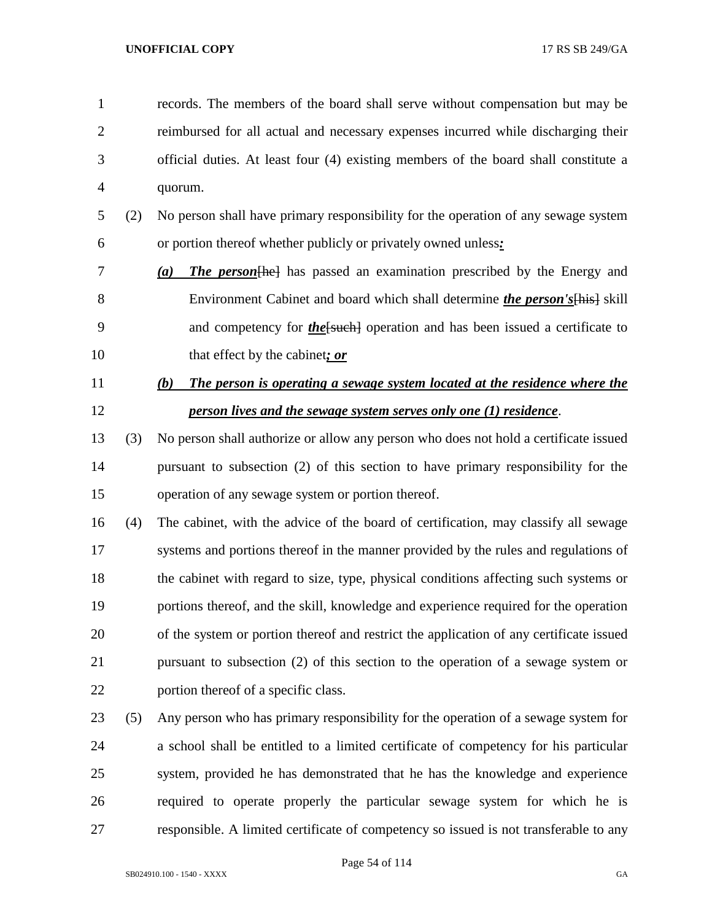records. The members of the board shall serve without compensation but may be reimbursed for all actual and necessary expenses incurred while discharging their official duties. At least four (4) existing members of the board shall constitute a quorum.

(2) No person shall have primary responsibility for the operation of any sewage system or portion thereof whether publicly or privately owned unless***:***

***(a)*** ***The person***[he] has passed an examination prescribed by the Energy and Environment Cabinet and board which shall determine ***the person's***[his] skill and competency for ***the***[such] operation and has been issued a certificate to that effect by the cabinet***; or***

***(b)*** ***The person is operating a sewage system located at the residence where the person lives and the sewage system serves only one (1) residence***.

(3) No person shall authorize or allow any person who does not hold a certificate issued pursuant to subsection (2) of this section to have primary responsibility for the operation of any sewage system or portion thereof.

(4) The cabinet, with the advice of the board of certification, may classify all sewage systems and portions thereof in the manner provided by the rules and regulations of the cabinet with regard to size, type, physical conditions affecting such systems or portions thereof, and the skill, knowledge and experience required for the operation of the system or portion thereof and restrict the application of any certificate issued pursuant to subsection (2) of this section to the operation of a sewage system or portion thereof of a specific class.

(5) Any person who has primary responsibility for the operation of a sewage system for a school shall be entitled to a limited certificate of competency for his particular system, provided he has demonstrated that he has the knowledge and experience required to operate properly the particular sewage system for which he is responsible. A limited certificate of competency so issued is not transferable to any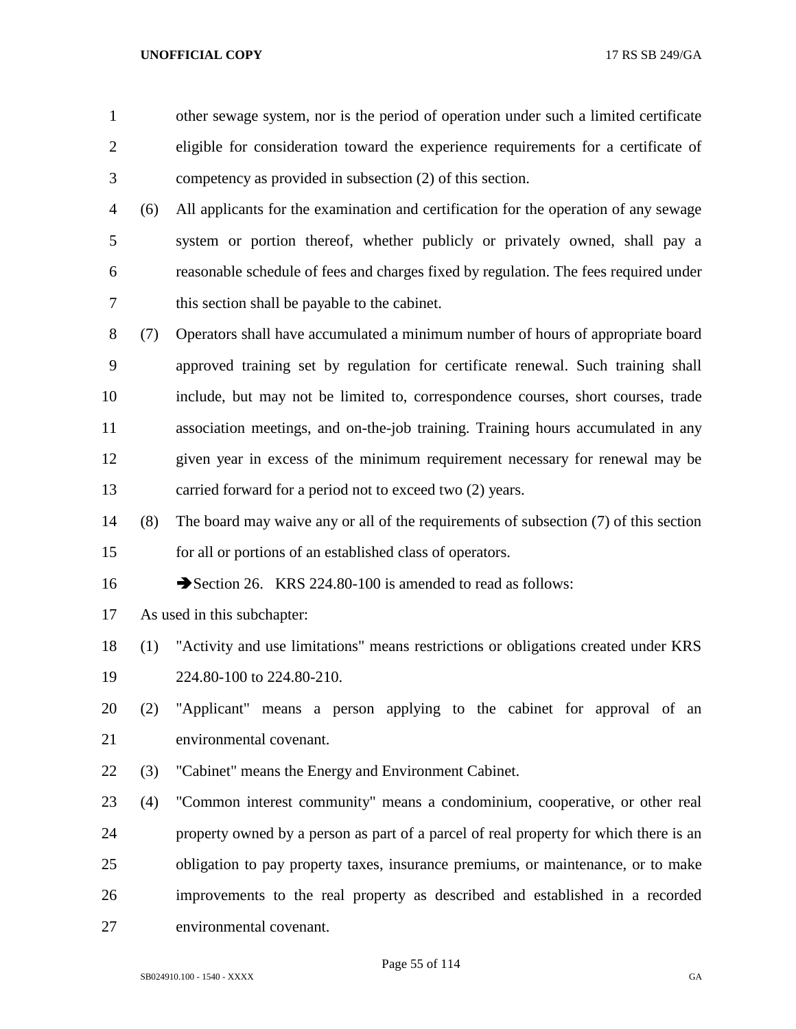other sewage system, nor is the period of operation under such a limited certificate eligible for consideration toward the experience requirements for a certificate of competency as provided in subsection (2) of this section.

(6) All applicants for the examination and certification for the operation of any sewage system or portion thereof, whether publicly or privately owned, shall pay a reasonable schedule of fees and charges fixed by regulation. The fees required under this section shall be payable to the cabinet.

(7) Operators shall have accumulated a minimum number of hours of appropriate board approved training set by regulation for certificate renewal. Such training shall include, but may not be limited to, correspondence courses, short courses, trade association meetings, and on-the-job training. Training hours accumulated in any given year in excess of the minimum requirement necessary for renewal may be carried forward for a period not to exceed two (2) years.

(8) The board may waive any or all of the requirements of subsection (7) of this section for all or portions of an established class of operators.

➔Section 26. KRS 224.80-100 is amended to read as follows:

As used in this subchapter:

(1) "Activity and use limitations" means restrictions or obligations created under KRS 224.80-100 to 224.80-210.

(2) "Applicant" means a person applying to the cabinet for approval of an environmental covenant.

(3) "Cabinet" means the Energy and Environment Cabinet.

(4) "Common interest community" means a condominium, cooperative, or other real property owned by a person as part of a parcel of real property for which there is an obligation to pay property taxes, insurance premiums, or maintenance, or to make improvements to the real property as described and established in a recorded environmental covenant.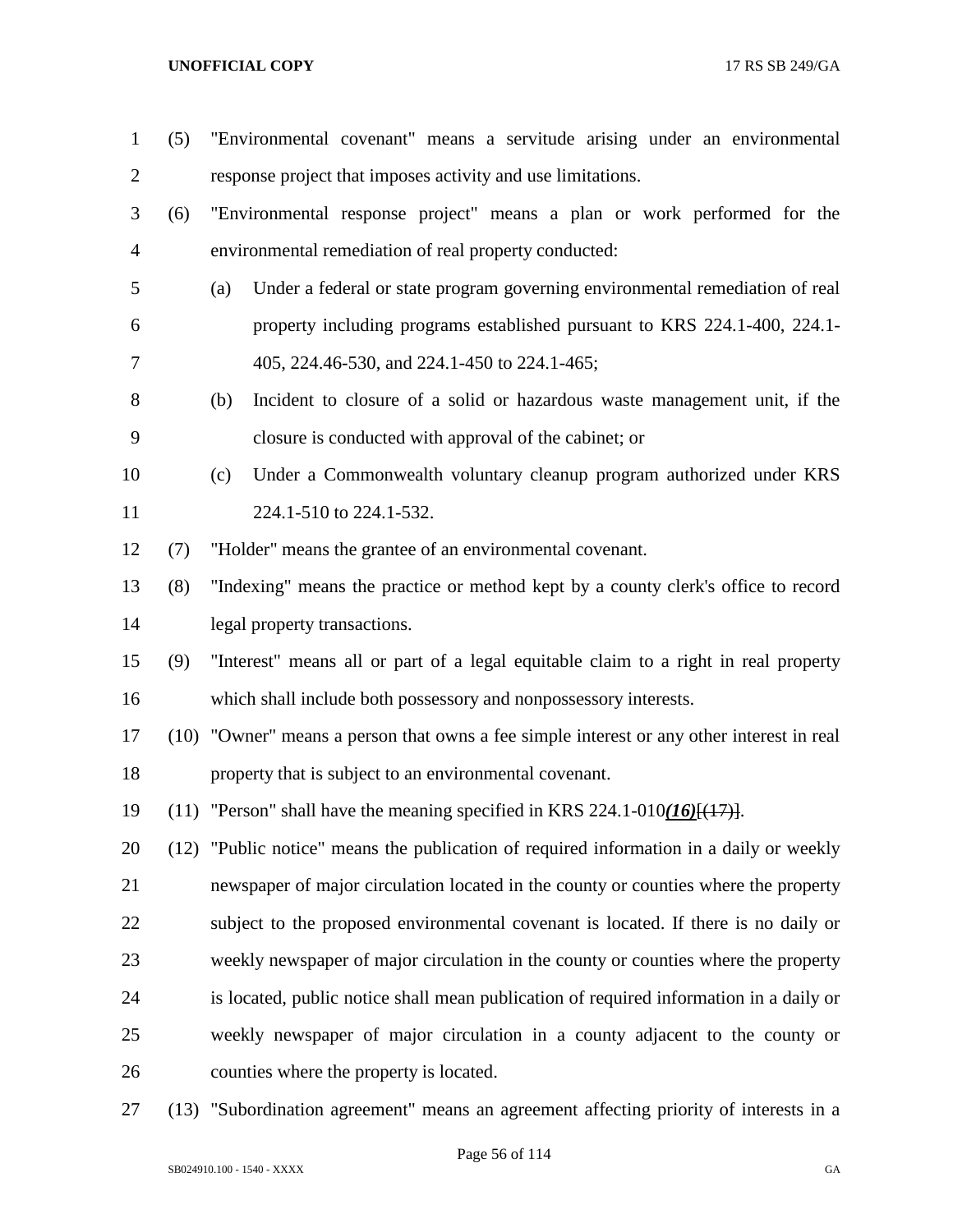(5) "Environmental covenant" means a servitude arising under an environmental response project that imposes activity and use limitations.

(6) "Environmental response project" means a plan or work performed for the environmental remediation of real property conducted:

(a) Under a federal or state program governing environmental remediation of real property including programs established pursuant to KRS 224.1-400, 224.1-405, 224.46-530, and 224.1-450 to 224.1-465;

(b) Incident to closure of a solid or hazardous waste management unit, if the closure is conducted with approval of the cabinet; or

(c) Under a Commonwealth voluntary cleanup program authorized under KRS 224.1-510 to 224.1-532.

(7) "Holder" means the grantee of an environmental covenant.

(8) "Indexing" means the practice or method kept by a county clerk's office to record legal property transactions.

(9) "Interest" means all or part of a legal equitable claim to a right in real property which shall include both possessory and nonpossessory interests.

(10) "Owner" means a person that owns a fee simple interest or any other interest in real property that is subject to an environmental covenant.

(11) "Person" shall have the meaning specified in KRS 224.1-010***(16)***~~[(17)]~~.

(12) "Public notice" means the publication of required information in a daily or weekly newspaper of major circulation located in the county or counties where the property subject to the proposed environmental covenant is located. If there is no daily or weekly newspaper of major circulation in the county or counties where the property is located, public notice shall mean publication of required information in a daily or weekly newspaper of major circulation in a county adjacent to the county or counties where the property is located.

(13) "Subordination agreement" means an agreement affecting priority of interests in a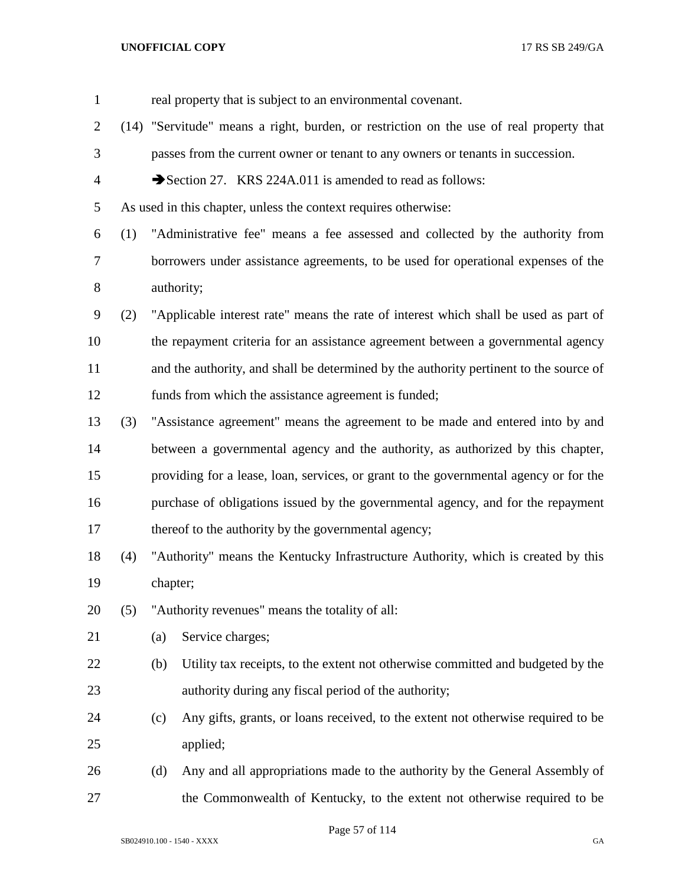real property that is subject to an environmental covenant.

(14) "Servitude" means a right, burden, or restriction on the use of real property that passes from the current owner or tenant to any owners or tenants in succession.

➔Section 27. KRS 224A.011 is amended to read as follows:

As used in this chapter, unless the context requires otherwise:

(1) "Administrative fee" means a fee assessed and collected by the authority from borrowers under assistance agreements, to be used for operational expenses of the authority;

(2) "Applicable interest rate" means the rate of interest which shall be used as part of the repayment criteria for an assistance agreement between a governmental agency and the authority, and shall be determined by the authority pertinent to the source of funds from which the assistance agreement is funded;

(3) "Assistance agreement" means the agreement to be made and entered into by and between a governmental agency and the authority, as authorized by this chapter, providing for a lease, loan, services, or grant to the governmental agency or for the purchase of obligations issued by the governmental agency, and for the repayment thereof to the authority by the governmental agency;

(4) "Authority" means the Kentucky Infrastructure Authority, which is created by this chapter;

(5) "Authority revenues" means the totality of all:

(a) Service charges;

(b) Utility tax receipts, to the extent not otherwise committed and budgeted by the authority during any fiscal period of the authority;

(c) Any gifts, grants, or loans received, to the extent not otherwise required to be applied;

(d) Any and all appropriations made to the authority by the General Assembly of the Commonwealth of Kentucky, to the extent not otherwise required to be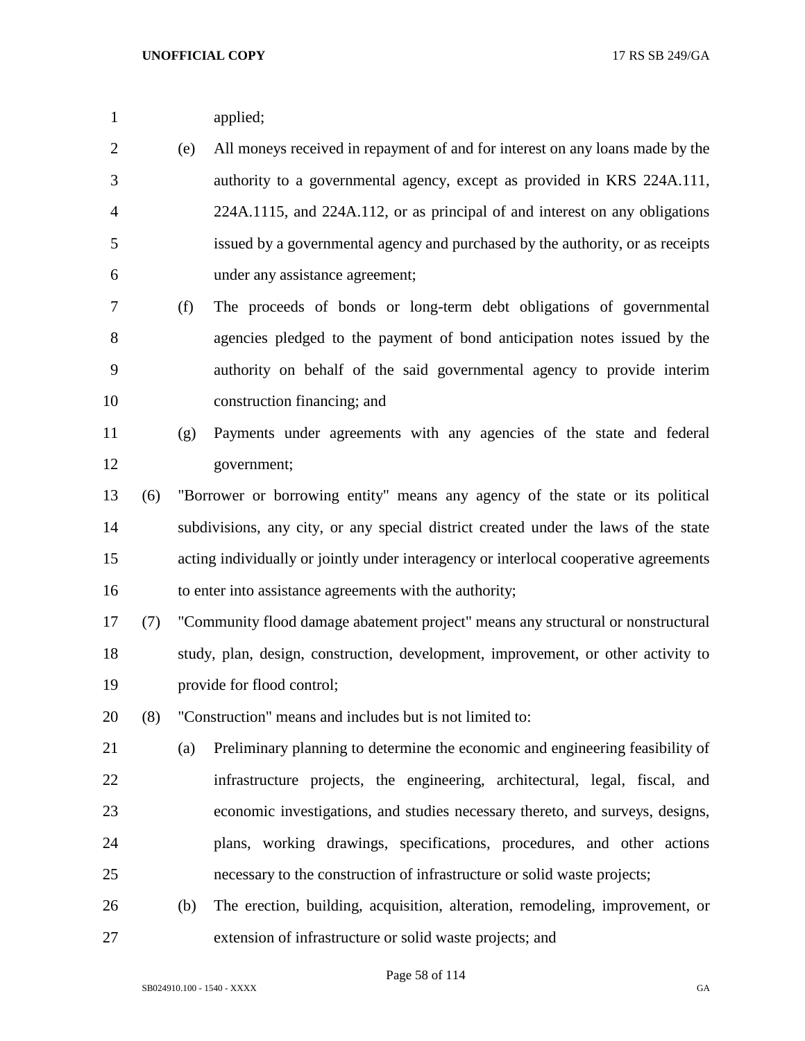applied;

(e) All moneys received in repayment of and for interest on any loans made by the authority to a governmental agency, except as provided in KRS 224A.111, 224A.1115, and 224A.112, or as principal of and interest on any obligations issued by a governmental agency and purchased by the authority, or as receipts under any assistance agreement;

(f) The proceeds of bonds or long-term debt obligations of governmental agencies pledged to the payment of bond anticipation notes issued by the authority on behalf of the said governmental agency to provide interim construction financing; and

(g) Payments under agreements with any agencies of the state and federal government;

(6) "Borrower or borrowing entity" means any agency of the state or its political subdivisions, any city, or any special district created under the laws of the state acting individually or jointly under interagency or interlocal cooperative agreements to enter into assistance agreements with the authority;

(7) "Community flood damage abatement project" means any structural or nonstructural study, plan, design, construction, development, improvement, or other activity to provide for flood control;

(8) "Construction" means and includes but is not limited to:

(a) Preliminary planning to determine the economic and engineering feasibility of infrastructure projects, the engineering, architectural, legal, fiscal, and economic investigations, and studies necessary thereto, and surveys, designs, plans, working drawings, specifications, procedures, and other actions necessary to the construction of infrastructure or solid waste projects;

(b) The erection, building, acquisition, alteration, remodeling, improvement, or extension of infrastructure or solid waste projects; and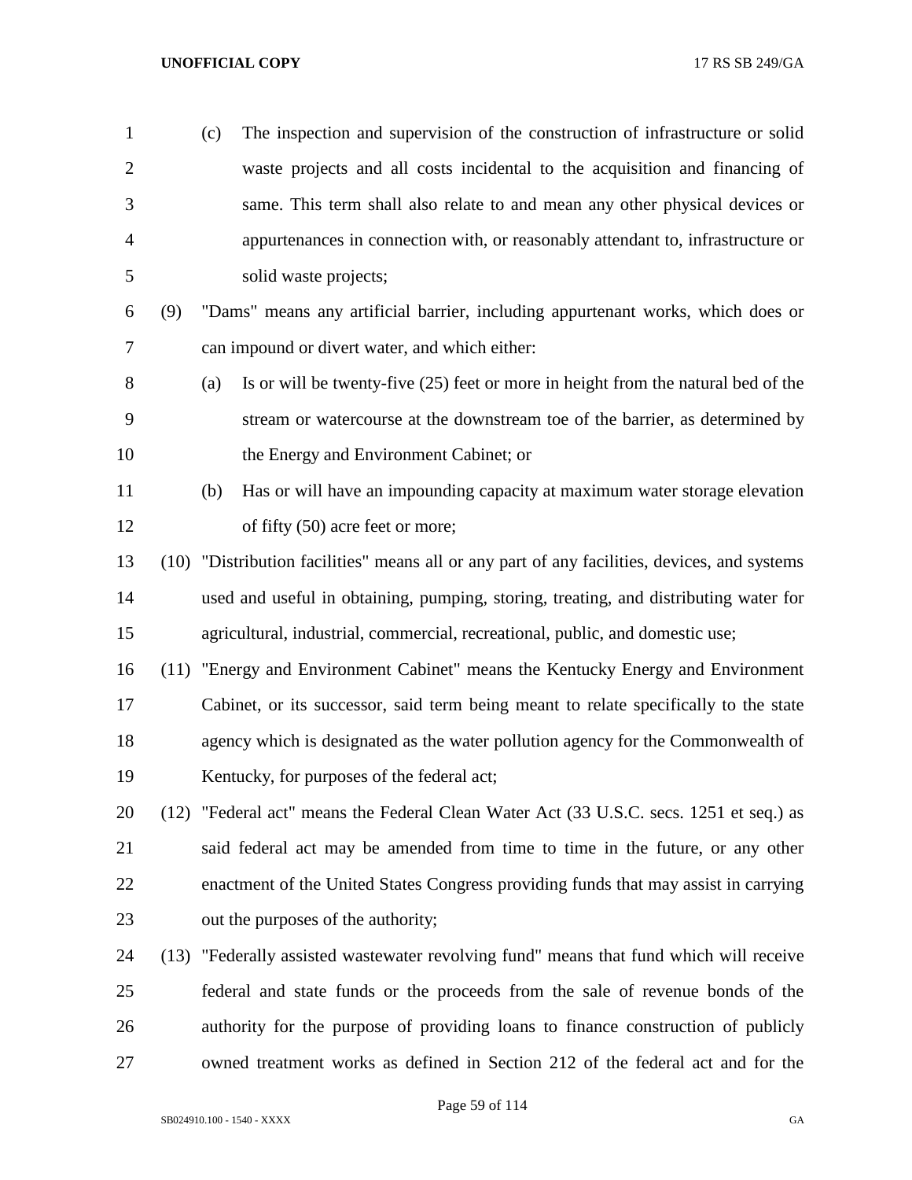(c) The inspection and supervision of the construction of infrastructure or solid waste projects and all costs incidental to the acquisition and financing of same. This term shall also relate to and mean any other physical devices or appurtenances in connection with, or reasonably attendant to, infrastructure or solid waste projects;

(9) "Dams" means any artificial barrier, including appurtenant works, which does or can impound or divert water, and which either:

(a) Is or will be twenty-five (25) feet or more in height from the natural bed of the stream or watercourse at the downstream toe of the barrier, as determined by the Energy and Environment Cabinet; or

(b) Has or will have an impounding capacity at maximum water storage elevation of fifty (50) acre feet or more;

(10) "Distribution facilities" means all or any part of any facilities, devices, and systems used and useful in obtaining, pumping, storing, treating, and distributing water for agricultural, industrial, commercial, recreational, public, and domestic use;

(11) "Energy and Environment Cabinet" means the Kentucky Energy and Environment Cabinet, or its successor, said term being meant to relate specifically to the state agency which is designated as the water pollution agency for the Commonwealth of Kentucky, for purposes of the federal act;

(12) "Federal act" means the Federal Clean Water Act (33 U.S.C. secs. 1251 et seq.) as said federal act may be amended from time to time in the future, or any other enactment of the United States Congress providing funds that may assist in carrying out the purposes of the authority;

(13) "Federally assisted wastewater revolving fund" means that fund which will receive federal and state funds or the proceeds from the sale of revenue bonds of the authority for the purpose of providing loans to finance construction of publicly owned treatment works as defined in Section 212 of the federal act and for the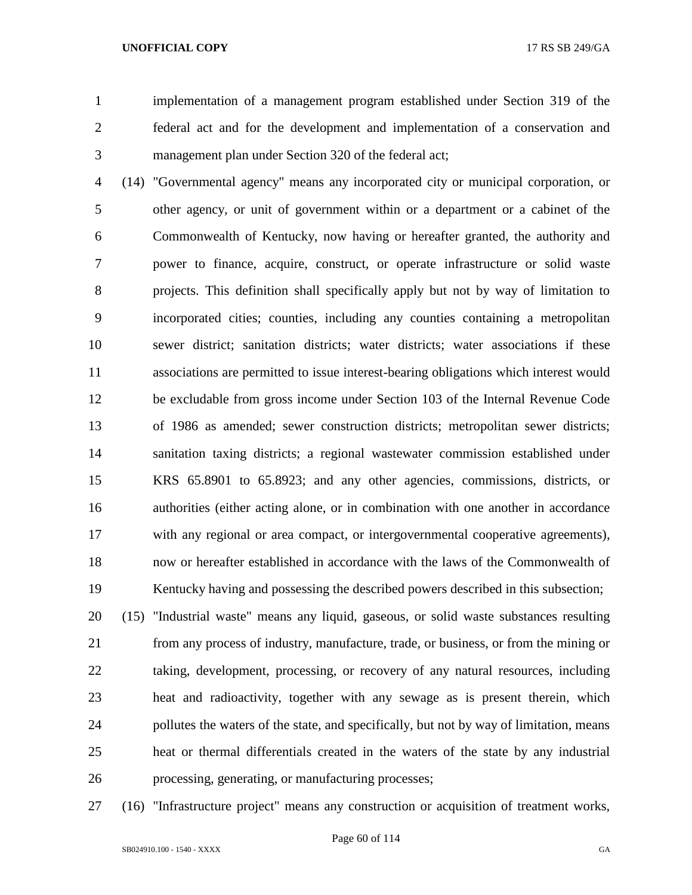implementation of a management program established under Section 319 of the federal act and for the development and implementation of a conservation and management plan under Section 320 of the federal act;

(14) "Governmental agency" means any incorporated city or municipal corporation, or other agency, or unit of government within or a department or a cabinet of the Commonwealth of Kentucky, now having or hereafter granted, the authority and power to finance, acquire, construct, or operate infrastructure or solid waste projects. This definition shall specifically apply but not by way of limitation to incorporated cities; counties, including any counties containing a metropolitan sewer district; sanitation districts; water districts; water associations if these associations are permitted to issue interest-bearing obligations which interest would be excludable from gross income under Section 103 of the Internal Revenue Code of 1986 as amended; sewer construction districts; metropolitan sewer districts; sanitation taxing districts; a regional wastewater commission established under KRS 65.8901 to 65.8923; and any other agencies, commissions, districts, or authorities (either acting alone, or in combination with one another in accordance with any regional or area compact, or intergovernmental cooperative agreements), now or hereafter established in accordance with the laws of the Commonwealth of Kentucky having and possessing the described powers described in this subsection;

(15) "Industrial waste" means any liquid, gaseous, or solid waste substances resulting from any process of industry, manufacture, trade, or business, or from the mining or taking, development, processing, or recovery of any natural resources, including heat and radioactivity, together with any sewage as is present therein, which pollutes the waters of the state, and specifically, but not by way of limitation, means heat or thermal differentials created in the waters of the state by any industrial processing, generating, or manufacturing processes;

(16) "Infrastructure project" means any construction or acquisition of treatment works,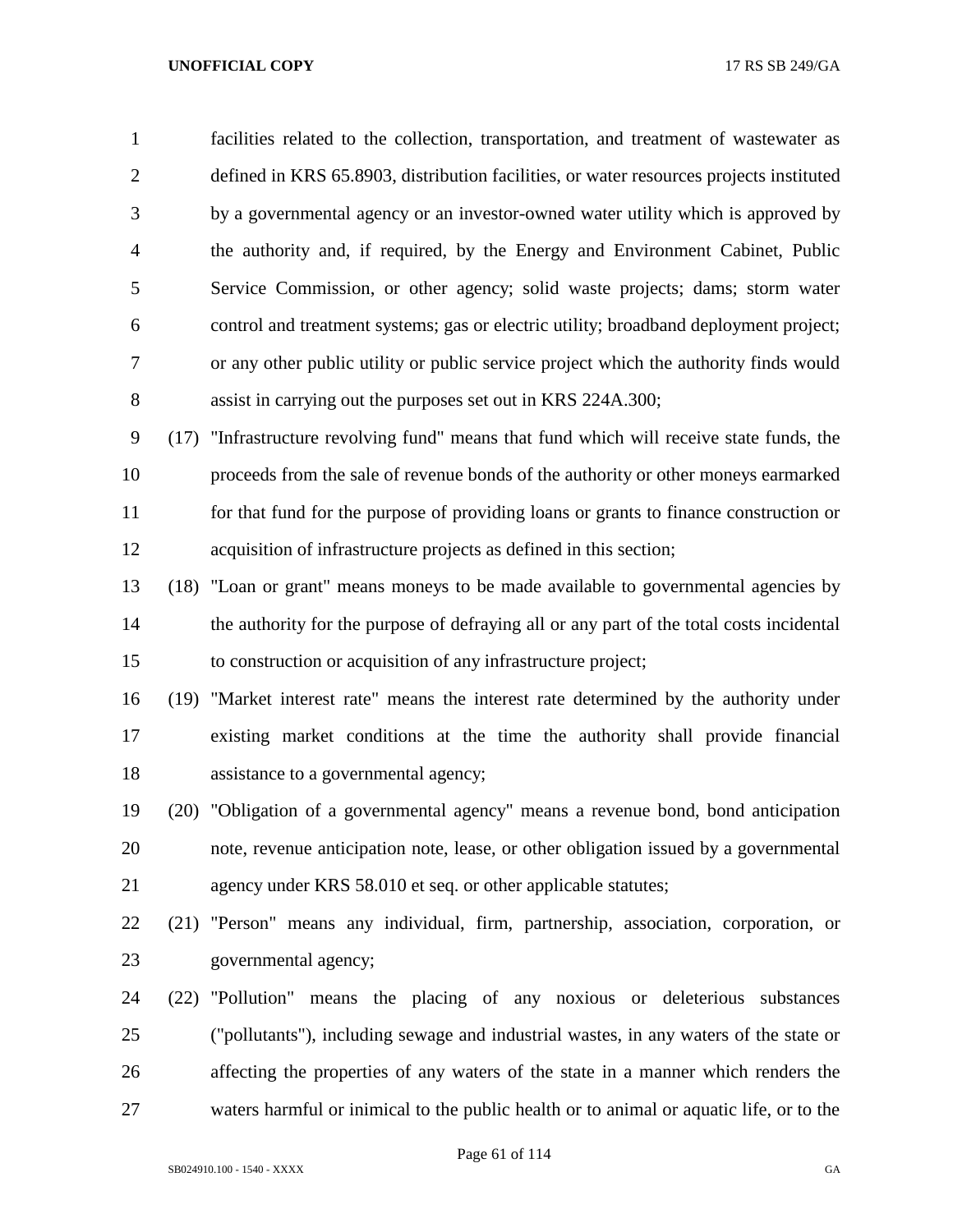facilities related to the collection, transportation, and treatment of wastewater as defined in KRS 65.8903, distribution facilities, or water resources projects instituted by a governmental agency or an investor-owned water utility which is approved by the authority and, if required, by the Energy and Environment Cabinet, Public Service Commission, or other agency; solid waste projects; dams; storm water control and treatment systems; gas or electric utility; broadband deployment project; or any other public utility or public service project which the authority finds would assist in carrying out the purposes set out in KRS 224A.300;

(17) "Infrastructure revolving fund" means that fund which will receive state funds, the proceeds from the sale of revenue bonds of the authority or other moneys earmarked for that fund for the purpose of providing loans or grants to finance construction or acquisition of infrastructure projects as defined in this section;

(18) "Loan or grant" means moneys to be made available to governmental agencies by the authority for the purpose of defraying all or any part of the total costs incidental to construction or acquisition of any infrastructure project;

(19) "Market interest rate" means the interest rate determined by the authority under existing market conditions at the time the authority shall provide financial assistance to a governmental agency;

(20) "Obligation of a governmental agency" means a revenue bond, bond anticipation note, revenue anticipation note, lease, or other obligation issued by a governmental agency under KRS 58.010 et seq. or other applicable statutes;

(21) "Person" means any individual, firm, partnership, association, corporation, or governmental agency;

(22) "Pollution" means the placing of any noxious or deleterious substances ("pollutants"), including sewage and industrial wastes, in any waters of the state or affecting the properties of any waters of the state in a manner which renders the waters harmful or inimical to the public health or to animal or aquatic life, or to the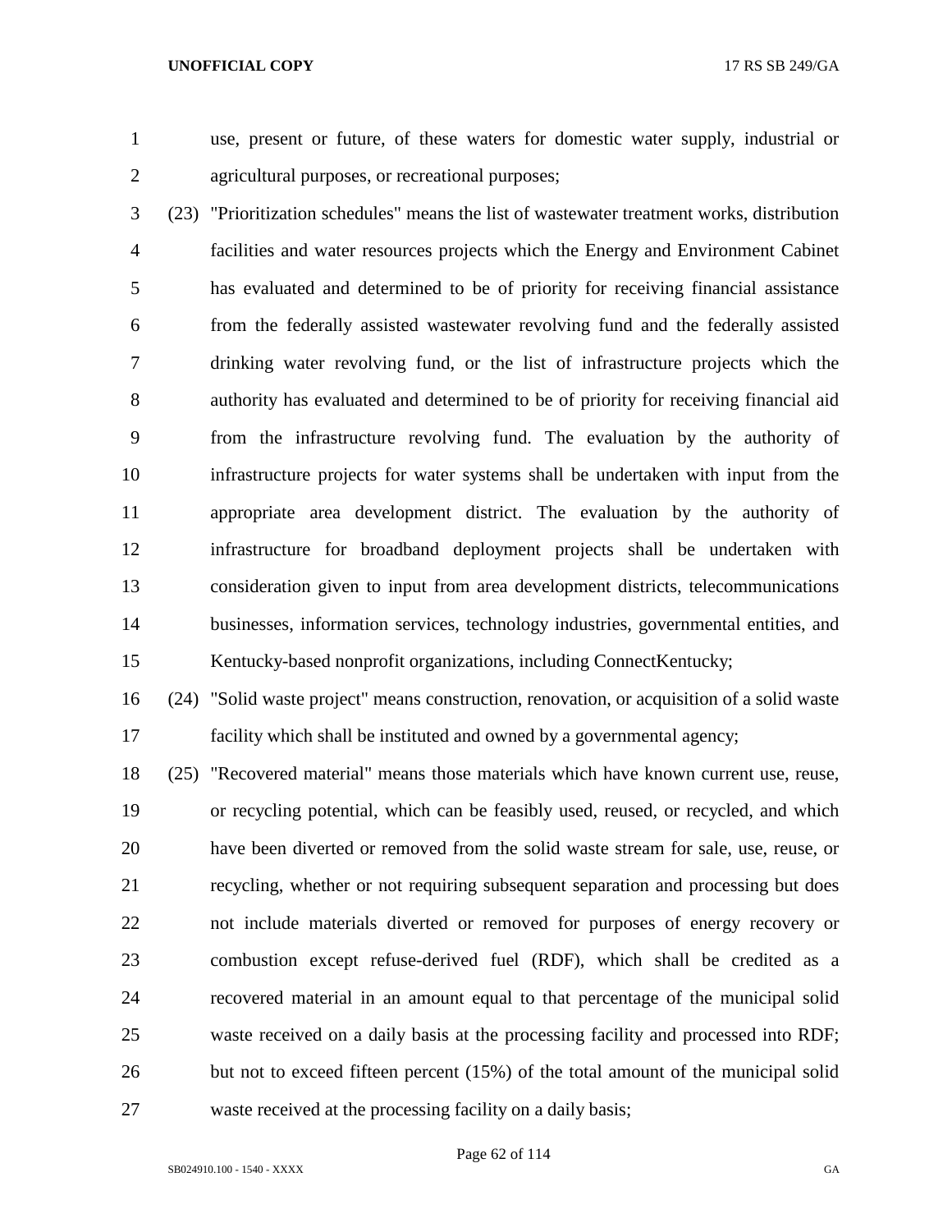use, present or future, of these waters for domestic water supply, industrial or agricultural purposes, or recreational purposes;

(23) "Prioritization schedules" means the list of wastewater treatment works, distribution facilities and water resources projects which the Energy and Environment Cabinet has evaluated and determined to be of priority for receiving financial assistance from the federally assisted wastewater revolving fund and the federally assisted drinking water revolving fund, or the list of infrastructure projects which the authority has evaluated and determined to be of priority for receiving financial aid from the infrastructure revolving fund. The evaluation by the authority of infrastructure projects for water systems shall be undertaken with input from the appropriate area development district. The evaluation by the authority of infrastructure for broadband deployment projects shall be undertaken with consideration given to input from area development districts, telecommunications businesses, information services, technology industries, governmental entities, and Kentucky-based nonprofit organizations, including ConnectKentucky;

(24) "Solid waste project" means construction, renovation, or acquisition of a solid waste facility which shall be instituted and owned by a governmental agency;

(25) "Recovered material" means those materials which have known current use, reuse, or recycling potential, which can be feasibly used, reused, or recycled, and which have been diverted or removed from the solid waste stream for sale, use, reuse, or recycling, whether or not requiring subsequent separation and processing but does not include materials diverted or removed for purposes of energy recovery or combustion except refuse-derived fuel (RDF), which shall be credited as a recovered material in an amount equal to that percentage of the municipal solid waste received on a daily basis at the processing facility and processed into RDF; but not to exceed fifteen percent (15%) of the total amount of the municipal solid waste received at the processing facility on a daily basis;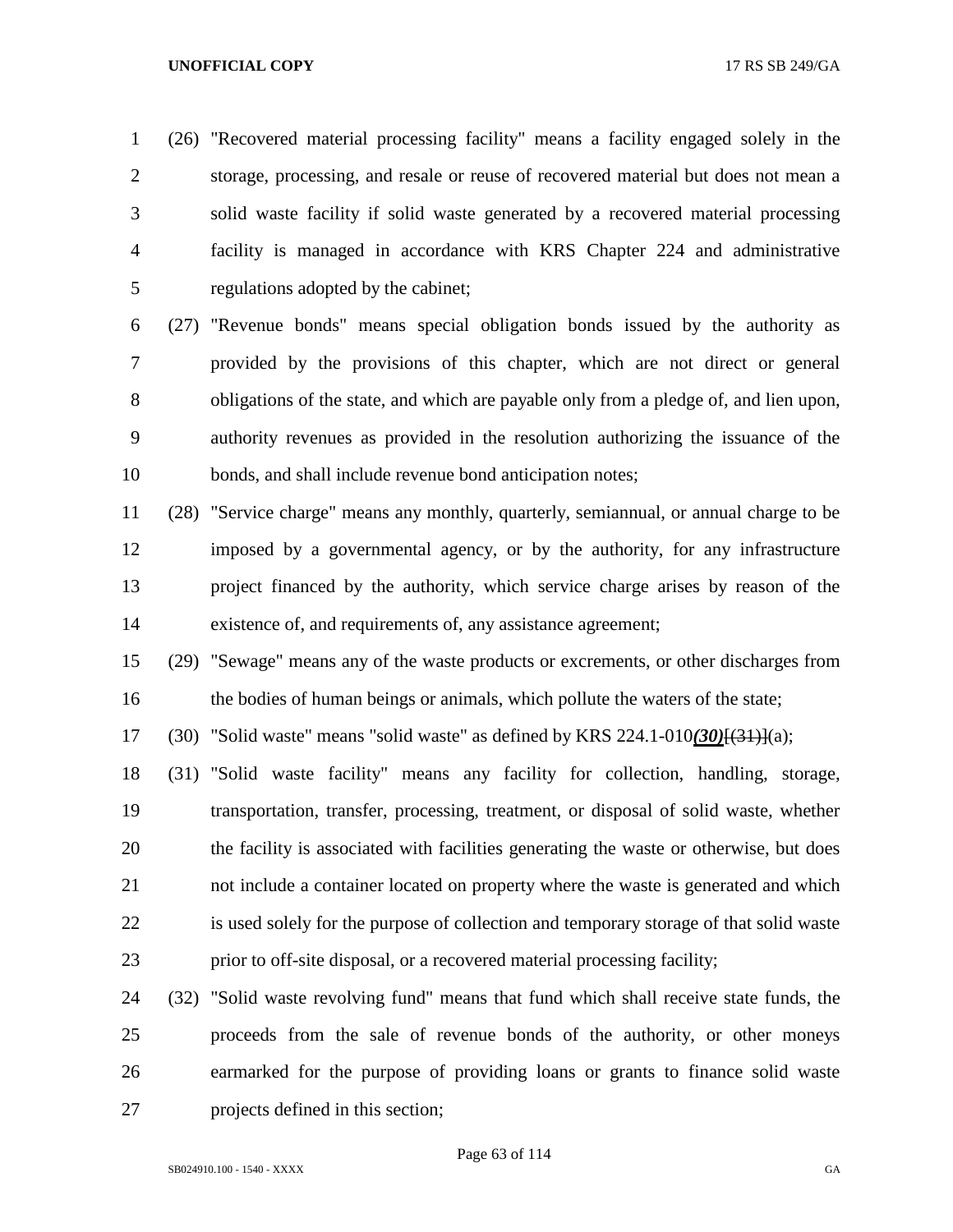(26) "Recovered material processing facility" means a facility engaged solely in the storage, processing, and resale or reuse of recovered material but does not mean a solid waste facility if solid waste generated by a recovered material processing facility is managed in accordance with KRS Chapter 224 and administrative regulations adopted by the cabinet;

(27) "Revenue bonds" means special obligation bonds issued by the authority as provided by the provisions of this chapter, which are not direct or general obligations of the state, and which are payable only from a pledge of, and lien upon, authority revenues as provided in the resolution authorizing the issuance of the bonds, and shall include revenue bond anticipation notes;

(28) "Service charge" means any monthly, quarterly, semiannual, or annual charge to be imposed by a governmental agency, or by the authority, for any infrastructure project financed by the authority, which service charge arises by reason of the existence of, and requirements of, any assistance agreement;

(29) "Sewage" means any of the waste products or excrements, or other discharges from the bodies of human beings or animals, which pollute the waters of the state;

(30) "Solid waste" means "solid waste" as defined by KRS 224.1-010***(30)***[~~(31)~~](a);

(31) "Solid waste facility" means any facility for collection, handling, storage, transportation, transfer, processing, treatment, or disposal of solid waste, whether the facility is associated with facilities generating the waste or otherwise, but does not include a container located on property where the waste is generated and which is used solely for the purpose of collection and temporary storage of that solid waste prior to off-site disposal, or a recovered material processing facility;

(32) "Solid waste revolving fund" means that fund which shall receive state funds, the proceeds from the sale of revenue bonds of the authority, or other moneys earmarked for the purpose of providing loans or grants to finance solid waste projects defined in this section;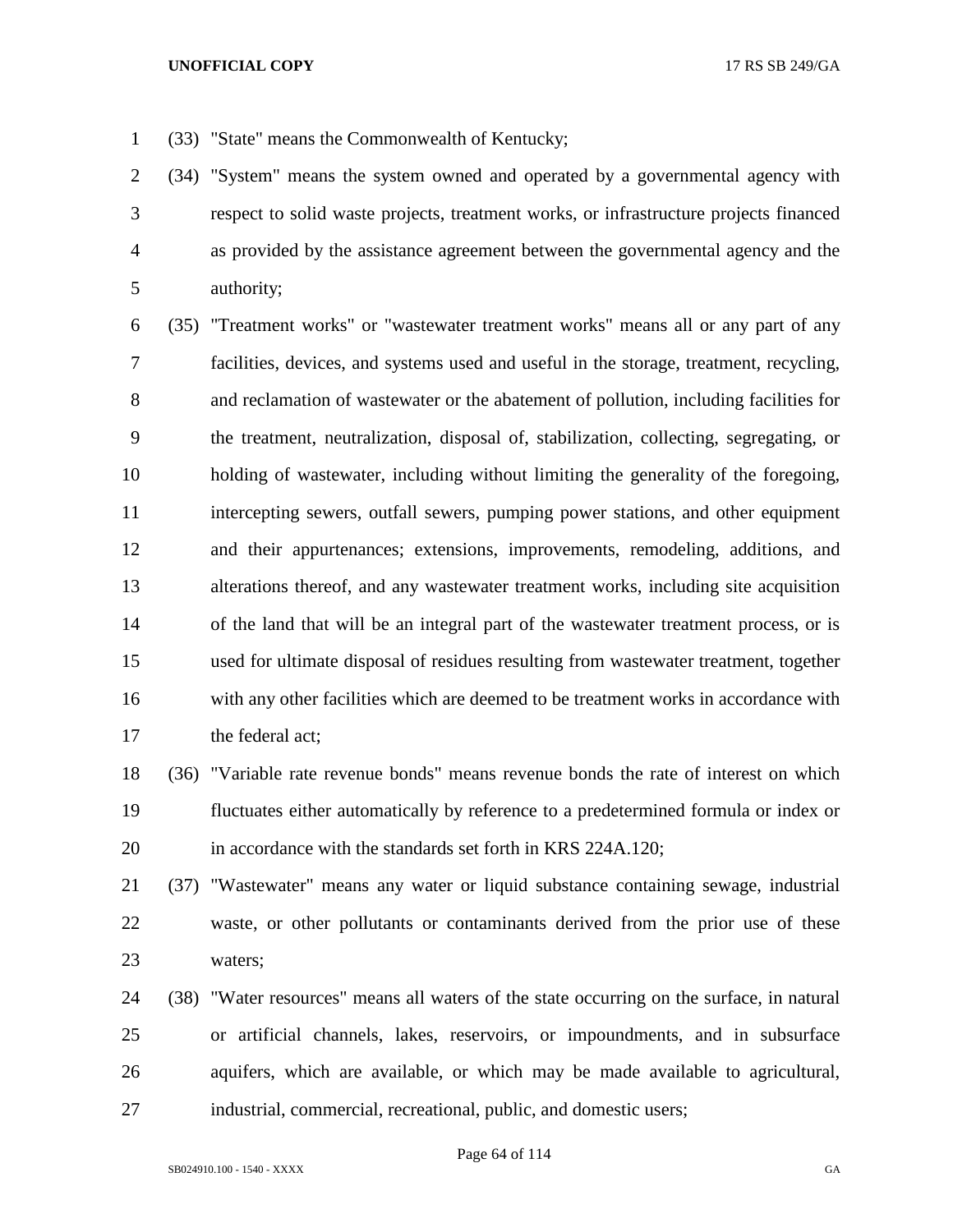(33) "State" means the Commonwealth of Kentucky;

(34) "System" means the system owned and operated by a governmental agency with respect to solid waste projects, treatment works, or infrastructure projects financed as provided by the assistance agreement between the governmental agency and the authority;

(35) "Treatment works" or "wastewater treatment works" means all or any part of any facilities, devices, and systems used and useful in the storage, treatment, recycling, and reclamation of wastewater or the abatement of pollution, including facilities for the treatment, neutralization, disposal of, stabilization, collecting, segregating, or holding of wastewater, including without limiting the generality of the foregoing, intercepting sewers, outfall sewers, pumping power stations, and other equipment and their appurtenances; extensions, improvements, remodeling, additions, and alterations thereof, and any wastewater treatment works, including site acquisition of the land that will be an integral part of the wastewater treatment process, or is used for ultimate disposal of residues resulting from wastewater treatment, together with any other facilities which are deemed to be treatment works in accordance with the federal act;

(36) "Variable rate revenue bonds" means revenue bonds the rate of interest on which fluctuates either automatically by reference to a predetermined formula or index or in accordance with the standards set forth in KRS 224A.120;

(37) "Wastewater" means any water or liquid substance containing sewage, industrial waste, or other pollutants or contaminants derived from the prior use of these waters;

(38) "Water resources" means all waters of the state occurring on the surface, in natural or artificial channels, lakes, reservoirs, or impoundments, and in subsurface aquifers, which are available, or which may be made available to agricultural, industrial, commercial, recreational, public, and domestic users;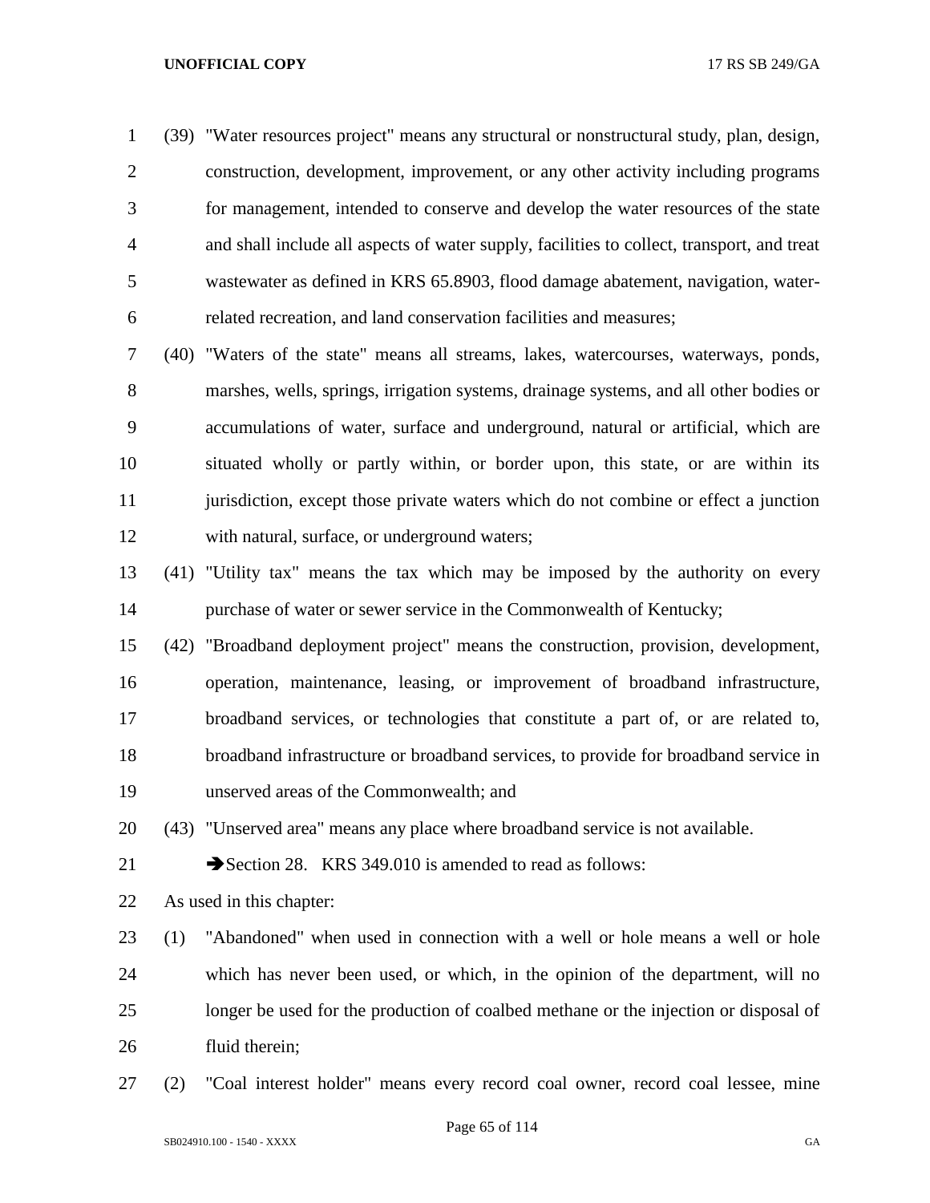(39) "Water resources project" means any structural or nonstructural study, plan, design, construction, development, improvement, or any other activity including programs for management, intended to conserve and develop the water resources of the state and shall include all aspects of water supply, facilities to collect, transport, and treat wastewater as defined in KRS 65.8903, flood damage abatement, navigation, water-related recreation, and land conservation facilities and measures;

(40) "Waters of the state" means all streams, lakes, watercourses, waterways, ponds, marshes, wells, springs, irrigation systems, drainage systems, and all other bodies or accumulations of water, surface and underground, natural or artificial, which are situated wholly or partly within, or border upon, this state, or are within its jurisdiction, except those private waters which do not combine or effect a junction with natural, surface, or underground waters;

(41) "Utility tax" means the tax which may be imposed by the authority on every purchase of water or sewer service in the Commonwealth of Kentucky;

(42) "Broadband deployment project" means the construction, provision, development, operation, maintenance, leasing, or improvement of broadband infrastructure, broadband services, or technologies that constitute a part of, or are related to, broadband infrastructure or broadband services, to provide for broadband service in unserved areas of the Commonwealth; and

(43) "Unserved area" means any place where broadband service is not available.

➔Section 28. KRS 349.010 is amended to read as follows:

As used in this chapter:

(1) "Abandoned" when used in connection with a well or hole means a well or hole which has never been used, or which, in the opinion of the department, will no longer be used for the production of coalbed methane or the injection or disposal of fluid therein;

(2) "Coal interest holder" means every record coal owner, record coal lessee, mine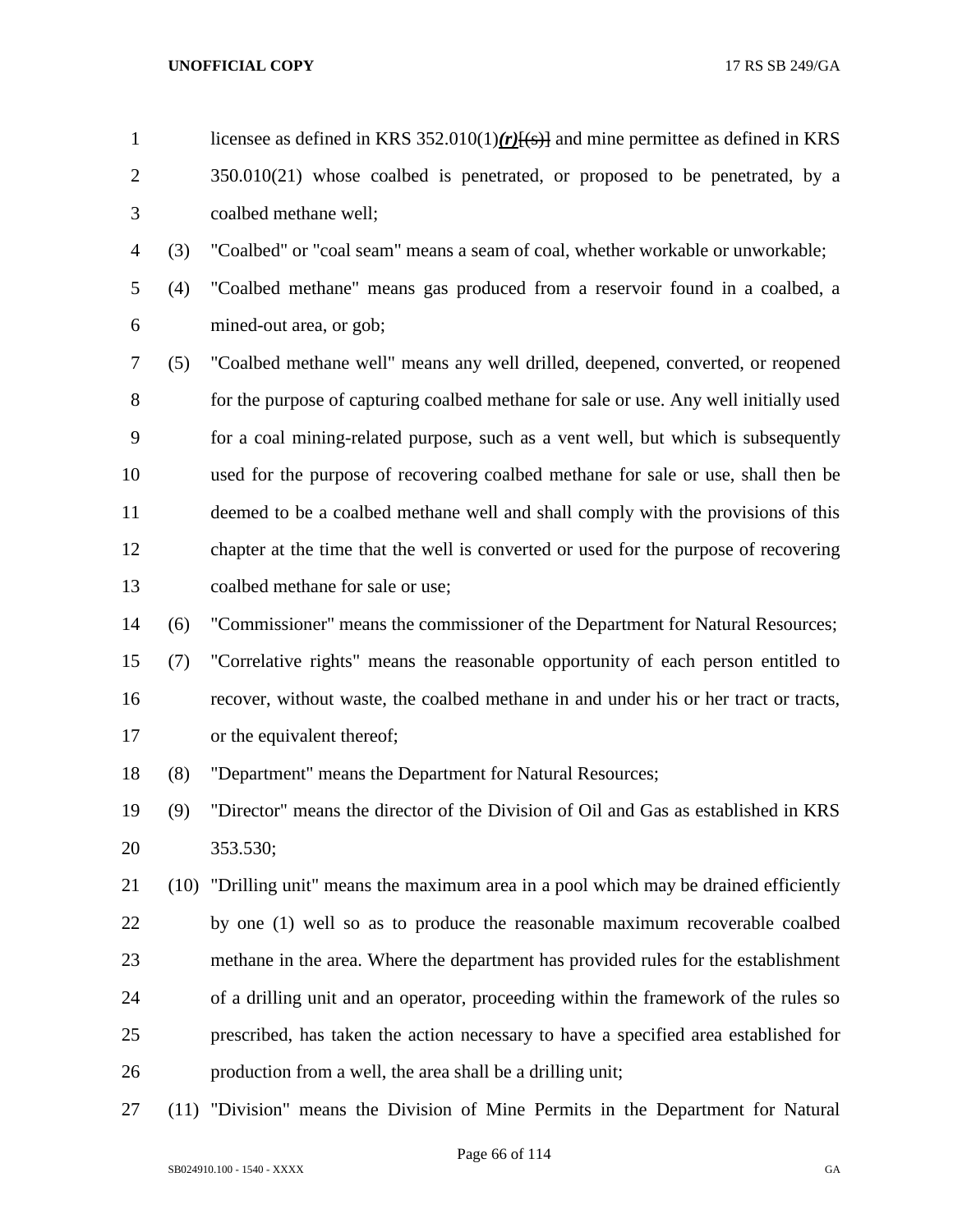licensee as defined in KRS 352.010(1)***(r)***[(s)] and mine permittee as defined in KRS 350.010(21) whose coalbed is penetrated, or proposed to be penetrated, by a coalbed methane well;

(3) "Coalbed" or "coal seam" means a seam of coal, whether workable or unworkable;

(4) "Coalbed methane" means gas produced from a reservoir found in a coalbed, a mined-out area, or gob;

(5) "Coalbed methane well" means any well drilled, deepened, converted, or reopened for the purpose of capturing coalbed methane for sale or use. Any well initially used for a coal mining-related purpose, such as a vent well, but which is subsequently used for the purpose of recovering coalbed methane for sale or use, shall then be deemed to be a coalbed methane well and shall comply with the provisions of this chapter at the time that the well is converted or used for the purpose of recovering coalbed methane for sale or use;

(6) "Commissioner" means the commissioner of the Department for Natural Resources;

(7) "Correlative rights" means the reasonable opportunity of each person entitled to recover, without waste, the coalbed methane in and under his or her tract or tracts, or the equivalent thereof;

(8) "Department" means the Department for Natural Resources;

(9) "Director" means the director of the Division of Oil and Gas as established in KRS 353.530;

(10) "Drilling unit" means the maximum area in a pool which may be drained efficiently by one (1) well so as to produce the reasonable maximum recoverable coalbed methane in the area. Where the department has provided rules for the establishment of a drilling unit and an operator, proceeding within the framework of the rules so prescribed, has taken the action necessary to have a specified area established for production from a well, the area shall be a drilling unit;

(11) "Division" means the Division of Mine Permits in the Department for Natural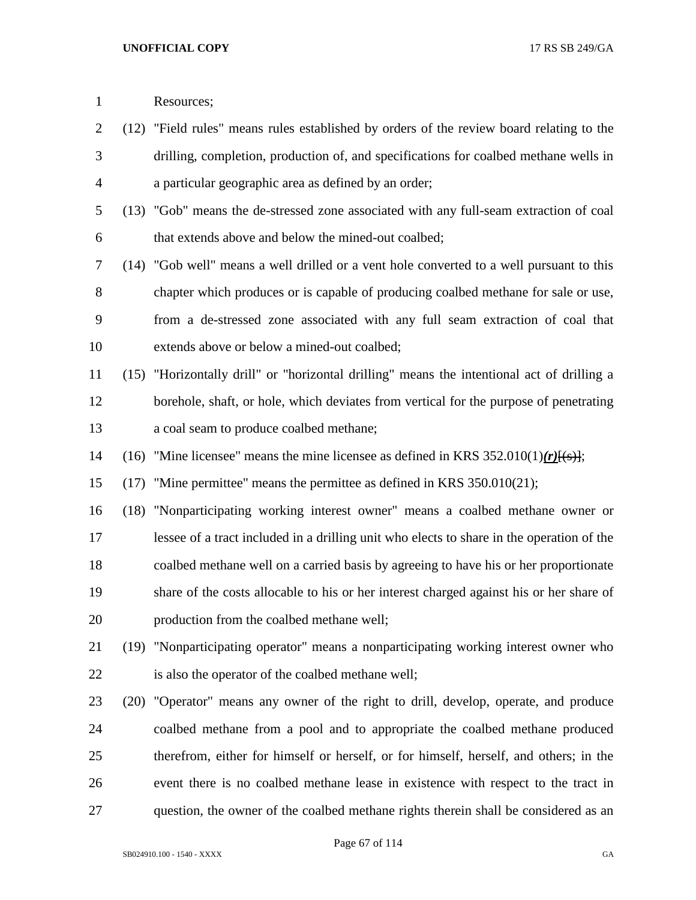Resources;

(12) "Field rules" means rules established by orders of the review board relating to the drilling, completion, production of, and specifications for coalbed methane wells in a particular geographic area as defined by an order;

(13) "Gob" means the de-stressed zone associated with any full-seam extraction of coal that extends above and below the mined-out coalbed;

(14) "Gob well" means a well drilled or a vent hole converted to a well pursuant to this chapter which produces or is capable of producing coalbed methane for sale or use, from a de-stressed zone associated with any full seam extraction of coal that extends above or below a mined-out coalbed;

(15) "Horizontally drill" or "horizontal drilling" means the intentional act of drilling a borehole, shaft, or hole, which deviates from vertical for the purpose of penetrating a coal seam to produce coalbed methane;

(16) "Mine licensee" means the mine licensee as defined in KRS 352.010(1)***(r)***[~~(s)~~];

(17) "Mine permittee" means the permittee as defined in KRS 350.010(21);

(18) "Nonparticipating working interest owner" means a coalbed methane owner or lessee of a tract included in a drilling unit who elects to share in the operation of the coalbed methane well on a carried basis by agreeing to have his or her proportionate share of the costs allocable to his or her interest charged against his or her share of production from the coalbed methane well;

(19) "Nonparticipating operator" means a nonparticipating working interest owner who is also the operator of the coalbed methane well;

(20) "Operator" means any owner of the right to drill, develop, operate, and produce coalbed methane from a pool and to appropriate the coalbed methane produced therefrom, either for himself or herself, or for himself, herself, and others; in the event there is no coalbed methane lease in existence with respect to the tract in question, the owner of the coalbed methane rights therein shall be considered as an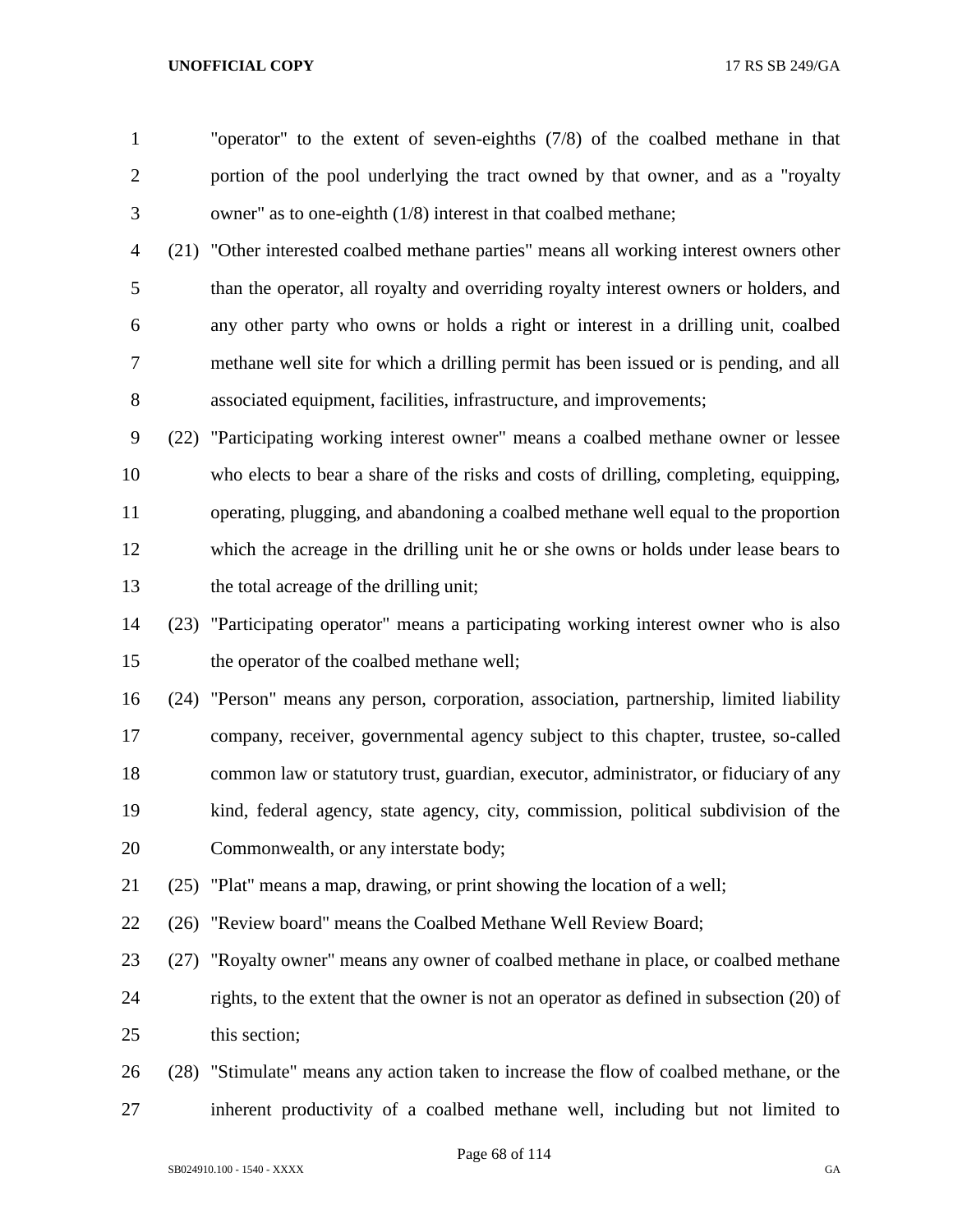"operator" to the extent of seven-eighths (7/8) of the coalbed methane in that portion of the pool underlying the tract owned by that owner, and as a "royalty owner" as to one-eighth (1/8) interest in that coalbed methane;

(21) "Other interested coalbed methane parties" means all working interest owners other than the operator, all royalty and overriding royalty interest owners or holders, and any other party who owns or holds a right or interest in a drilling unit, coalbed methane well site for which a drilling permit has been issued or is pending, and all associated equipment, facilities, infrastructure, and improvements;

(22) "Participating working interest owner" means a coalbed methane owner or lessee who elects to bear a share of the risks and costs of drilling, completing, equipping, operating, plugging, and abandoning a coalbed methane well equal to the proportion which the acreage in the drilling unit he or she owns or holds under lease bears to the total acreage of the drilling unit;

(23) "Participating operator" means a participating working interest owner who is also the operator of the coalbed methane well;

(24) "Person" means any person, corporation, association, partnership, limited liability company, receiver, governmental agency subject to this chapter, trustee, so-called common law or statutory trust, guardian, executor, administrator, or fiduciary of any kind, federal agency, state agency, city, commission, political subdivision of the Commonwealth, or any interstate body;

(25) "Plat" means a map, drawing, or print showing the location of a well;

(26) "Review board" means the Coalbed Methane Well Review Board;

(27) "Royalty owner" means any owner of coalbed methane in place, or coalbed methane rights, to the extent that the owner is not an operator as defined in subsection (20) of this section;

(28) "Stimulate" means any action taken to increase the flow of coalbed methane, or the inherent productivity of a coalbed methane well, including but not limited to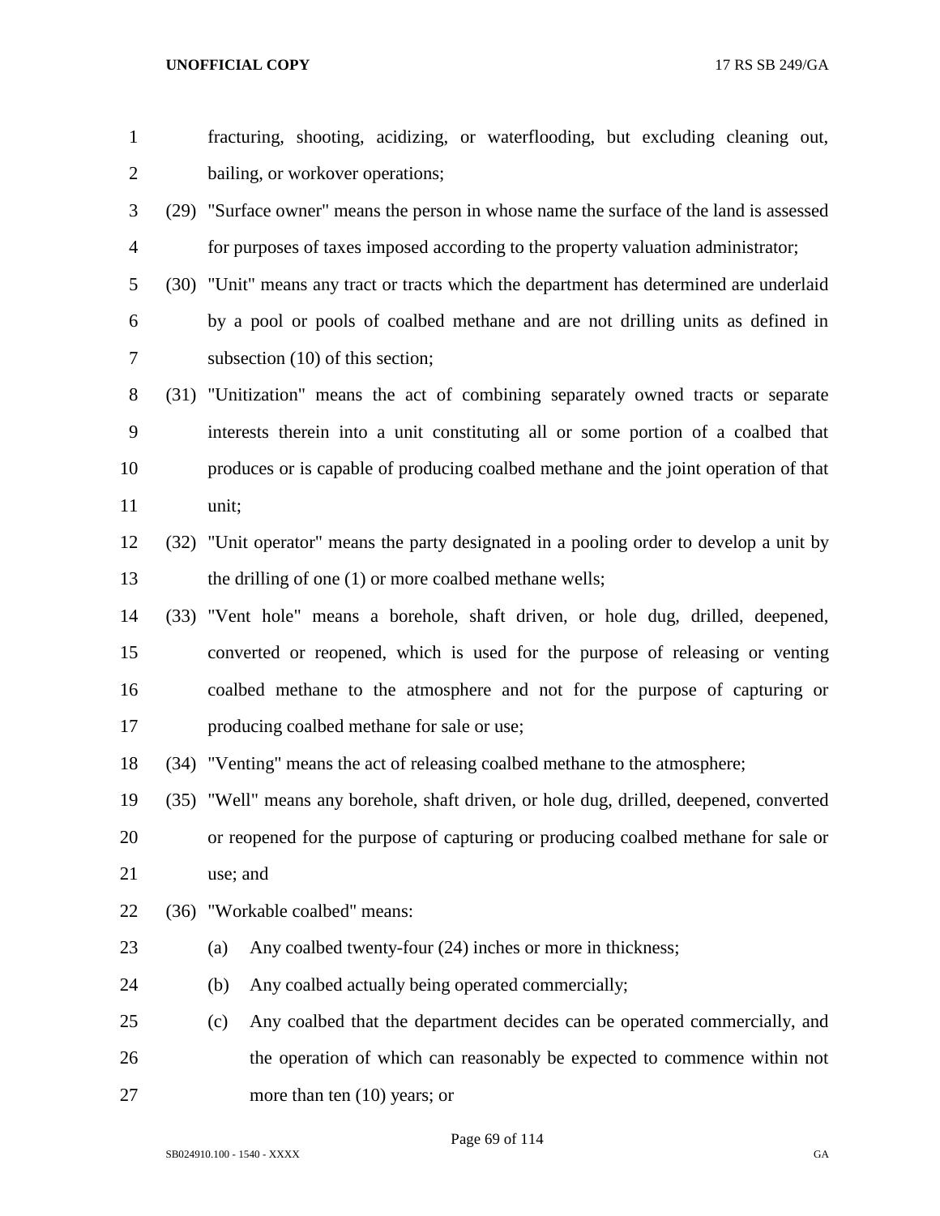fracturing, shooting, acidizing, or waterflooding, but excluding cleaning out, bailing, or workover operations;

(29) "Surface owner" means the person in whose name the surface of the land is assessed for purposes of taxes imposed according to the property valuation administrator;

(30) "Unit" means any tract or tracts which the department has determined are underlaid by a pool or pools of coalbed methane and are not drilling units as defined in subsection (10) of this section;

(31) "Unitization" means the act of combining separately owned tracts or separate interests therein into a unit constituting all or some portion of a coalbed that produces or is capable of producing coalbed methane and the joint operation of that unit;

(32) "Unit operator" means the party designated in a pooling order to develop a unit by the drilling of one (1) or more coalbed methane wells;

(33) "Vent hole" means a borehole, shaft driven, or hole dug, drilled, deepened, converted or reopened, which is used for the purpose of releasing or venting coalbed methane to the atmosphere and not for the purpose of capturing or producing coalbed methane for sale or use;

(34) "Venting" means the act of releasing coalbed methane to the atmosphere;

(35) "Well" means any borehole, shaft driven, or hole dug, drilled, deepened, converted or reopened for the purpose of capturing or producing coalbed methane for sale or use; and

(36) "Workable coalbed" means:

(a) Any coalbed twenty-four (24) inches or more in thickness;

(b) Any coalbed actually being operated commercially;

(c) Any coalbed that the department decides can be operated commercially, and the operation of which can reasonably be expected to commence within not more than ten (10) years; or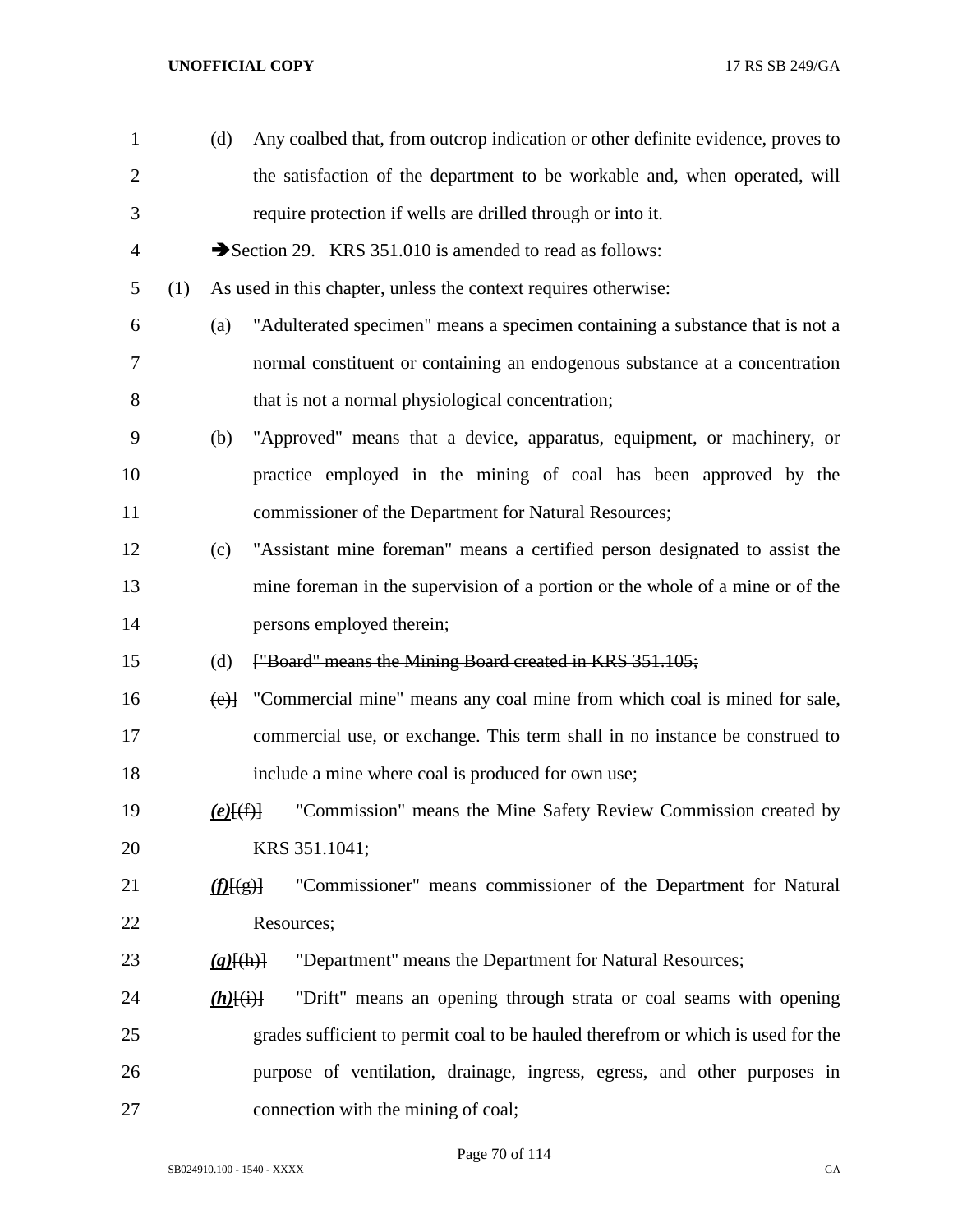(d) Any coalbed that, from outcrop indication or other definite evidence, proves to the satisfaction of the department to be workable and, when operated, will require protection if wells are drilled through or into it.

➔Section 29. KRS 351.010 is amended to read as follows:

(1) As used in this chapter, unless the context requires otherwise:

(a) "Adulterated specimen" means a specimen containing a substance that is not a normal constituent or containing an endogenous substance at a concentration that is not a normal physiological concentration;

(b) "Approved" means that a device, apparatus, equipment, or machinery, or practice employed in the mining of coal has been approved by the commissioner of the Department for Natural Resources;

(c) "Assistant mine foreman" means a certified person designated to assist the mine foreman in the supervision of a portion or the whole of a mine or of the persons employed therein;

(d) [~~"Board" means the Mining Board created in KRS 351.105;~~

~~(e)~~] "Commercial mine" means any coal mine from which coal is mined for sale, commercial use, or exchange. This term shall in no instance be construed to include a mine where coal is produced for own use;

***(e)***[~~(f)~~] "Commission" means the Mine Safety Review Commission created by KRS 351.1041;

***(f)***[~~(g)~~] "Commissioner" means commissioner of the Department for Natural Resources;

***(g)***[~~(h)~~] "Department" means the Department for Natural Resources;

***(h)***[~~(i)~~] "Drift" means an opening through strata or coal seams with opening grades sufficient to permit coal to be hauled therefrom or which is used for the purpose of ventilation, drainage, ingress, egress, and other purposes in connection with the mining of coal;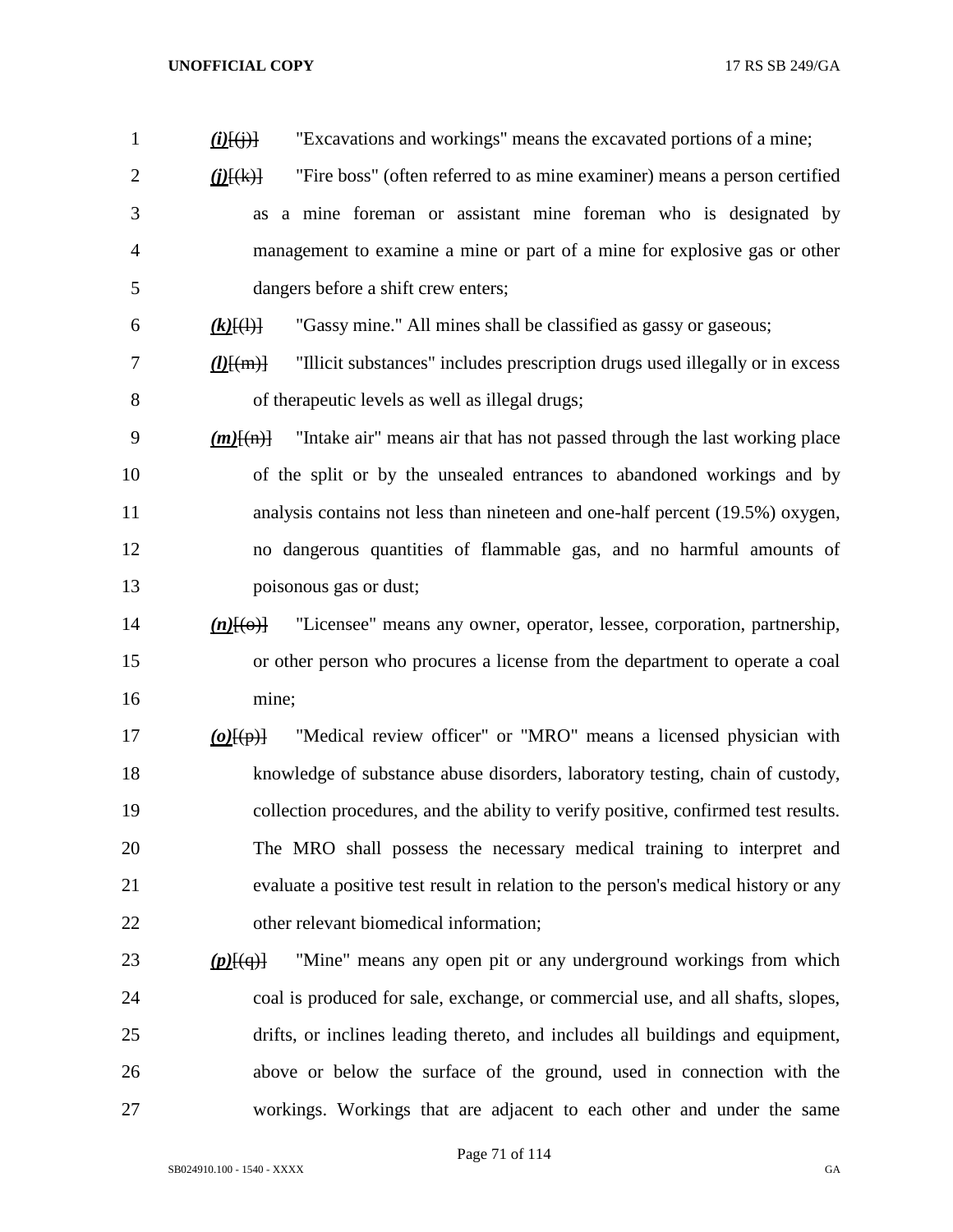*(i)*[(j)] "Excavations and workings" means the excavated portions of a mine;

*(j)*[(k)] "Fire boss" (often referred to as mine examiner) means a person certified as a mine foreman or assistant mine foreman who is designated by management to examine a mine or part of a mine for explosive gas or other dangers before a shift crew enters;

*(k)*[(l)] "Gassy mine." All mines shall be classified as gassy or gaseous;

*(l)*[(m)] "Illicit substances" includes prescription drugs used illegally or in excess of therapeutic levels as well as illegal drugs;

*(m)*[(n)] "Intake air" means air that has not passed through the last working place of the split or by the unsealed entrances to abandoned workings and by analysis contains not less than nineteen and one-half percent (19.5%) oxygen, no dangerous quantities of flammable gas, and no harmful amounts of poisonous gas or dust;

*(n)*[(o)] "Licensee" means any owner, operator, lessee, corporation, partnership, or other person who procures a license from the department to operate a coal mine;

*(o)*[(p)] "Medical review officer" or "MRO" means a licensed physician with knowledge of substance abuse disorders, laboratory testing, chain of custody, collection procedures, and the ability to verify positive, confirmed test results. The MRO shall possess the necessary medical training to interpret and evaluate a positive test result in relation to the person's medical history or any other relevant biomedical information;

*(p)*[(q)] "Mine" means any open pit or any underground workings from which coal is produced for sale, exchange, or commercial use, and all shafts, slopes, drifts, or inclines leading thereto, and includes all buildings and equipment, above or below the surface of the ground, used in connection with the workings. Workings that are adjacent to each other and under the same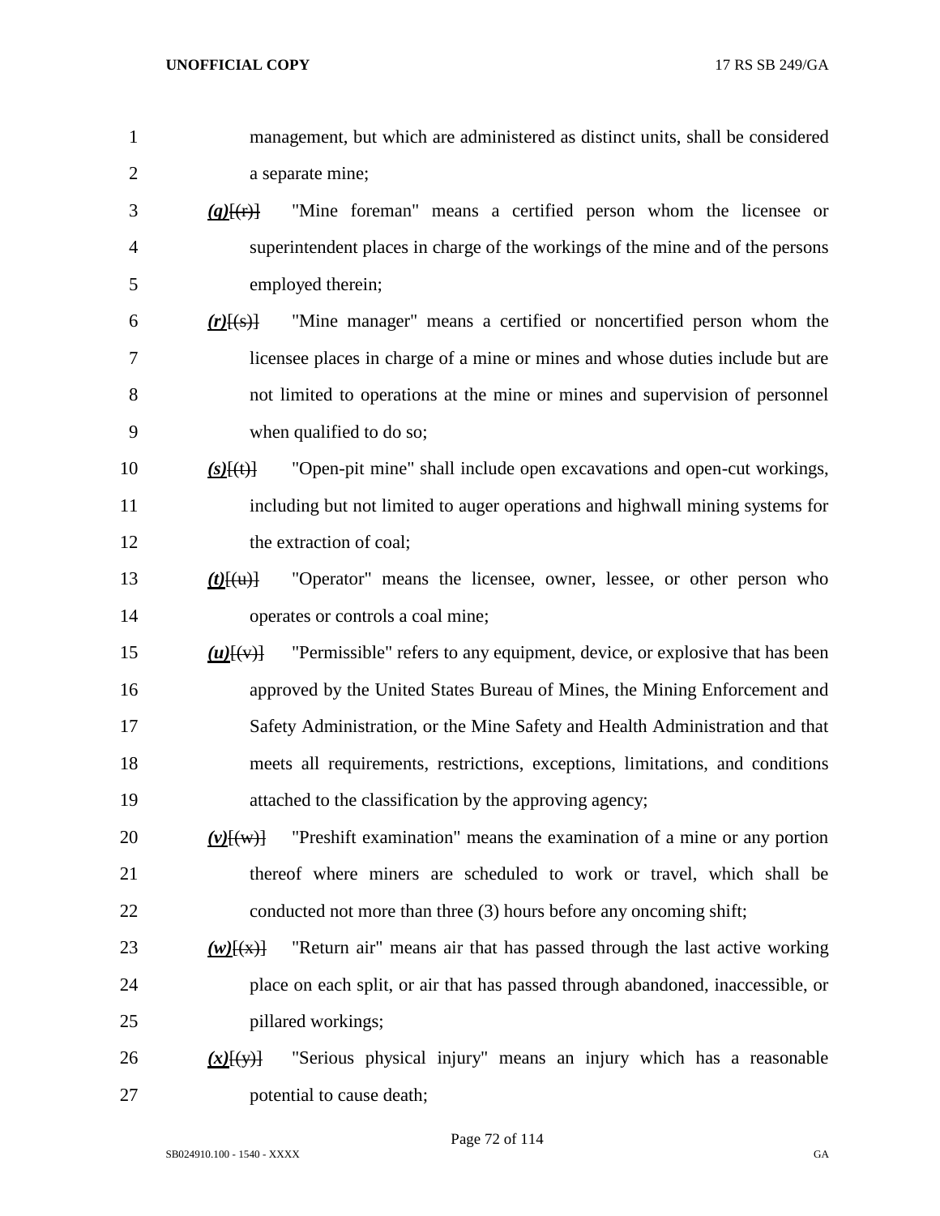management, but which are administered as distinct units, shall be considered a separate mine;

***(q)***[(r)] "Mine foreman" means a certified person whom the licensee or superintendent places in charge of the workings of the mine and of the persons employed therein;

***(r)***[(s)] "Mine manager" means a certified or noncertified person whom the licensee places in charge of a mine or mines and whose duties include but are not limited to operations at the mine or mines and supervision of personnel when qualified to do so;

***(s)***[(t)] "Open-pit mine" shall include open excavations and open-cut workings, including but not limited to auger operations and highwall mining systems for the extraction of coal;

***(t)***[(u)] "Operator" means the licensee, owner, lessee, or other person who operates or controls a coal mine;

***(u)***[(v)] "Permissible" refers to any equipment, device, or explosive that has been approved by the United States Bureau of Mines, the Mining Enforcement and Safety Administration, or the Mine Safety and Health Administration and that meets all requirements, restrictions, exceptions, limitations, and conditions attached to the classification by the approving agency;

***(v)***[(w)] "Preshift examination" means the examination of a mine or any portion thereof where miners are scheduled to work or travel, which shall be conducted not more than three (3) hours before any oncoming shift;

***(w)***[(x)] "Return air" means air that has passed through the last active working place on each split, or air that has passed through abandoned, inaccessible, or pillared workings;

***(x)***[(y)] "Serious physical injury" means an injury which has a reasonable potential to cause death;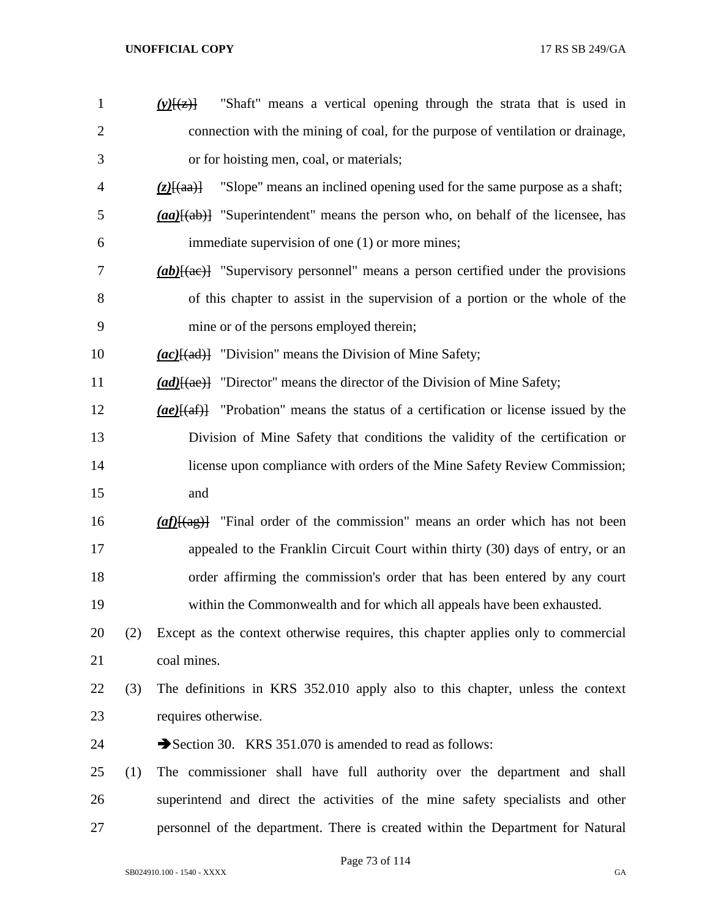*(y)*[(z)] "Shaft" means a vertical opening through the strata that is used in connection with the mining of coal, for the purpose of ventilation or drainage, or for hoisting men, coal, or materials;

*(z)*[(aa)] "Slope" means an inclined opening used for the same purpose as a shaft;

*(aa)*[(ab)] "Superintendent" means the person who, on behalf of the licensee, has immediate supervision of one (1) or more mines;

*(ab)*[(ac)] "Supervisory personnel" means a person certified under the provisions of this chapter to assist in the supervision of a portion or the whole of the mine or of the persons employed therein;

*(ac)*[(ad)] "Division" means the Division of Mine Safety;

*(ad)*[(ae)] "Director" means the director of the Division of Mine Safety;

*(ae)*[(af)] "Probation" means the status of a certification or license issued by the Division of Mine Safety that conditions the validity of the certification or license upon compliance with orders of the Mine Safety Review Commission; and

*(af)*[(ag)] "Final order of the commission" means an order which has not been appealed to the Franklin Circuit Court within thirty (30) days of entry, or an order affirming the commission's order that has been entered by any court within the Commonwealth and for which all appeals have been exhausted.

(2) Except as the context otherwise requires, this chapter applies only to commercial coal mines.

(3) The definitions in KRS 352.010 apply also to this chapter, unless the context requires otherwise.

➔Section 30. KRS 351.070 is amended to read as follows:

(1) The commissioner shall have full authority over the department and shall superintend and direct the activities of the mine safety specialists and other personnel of the department. There is created within the Department for Natural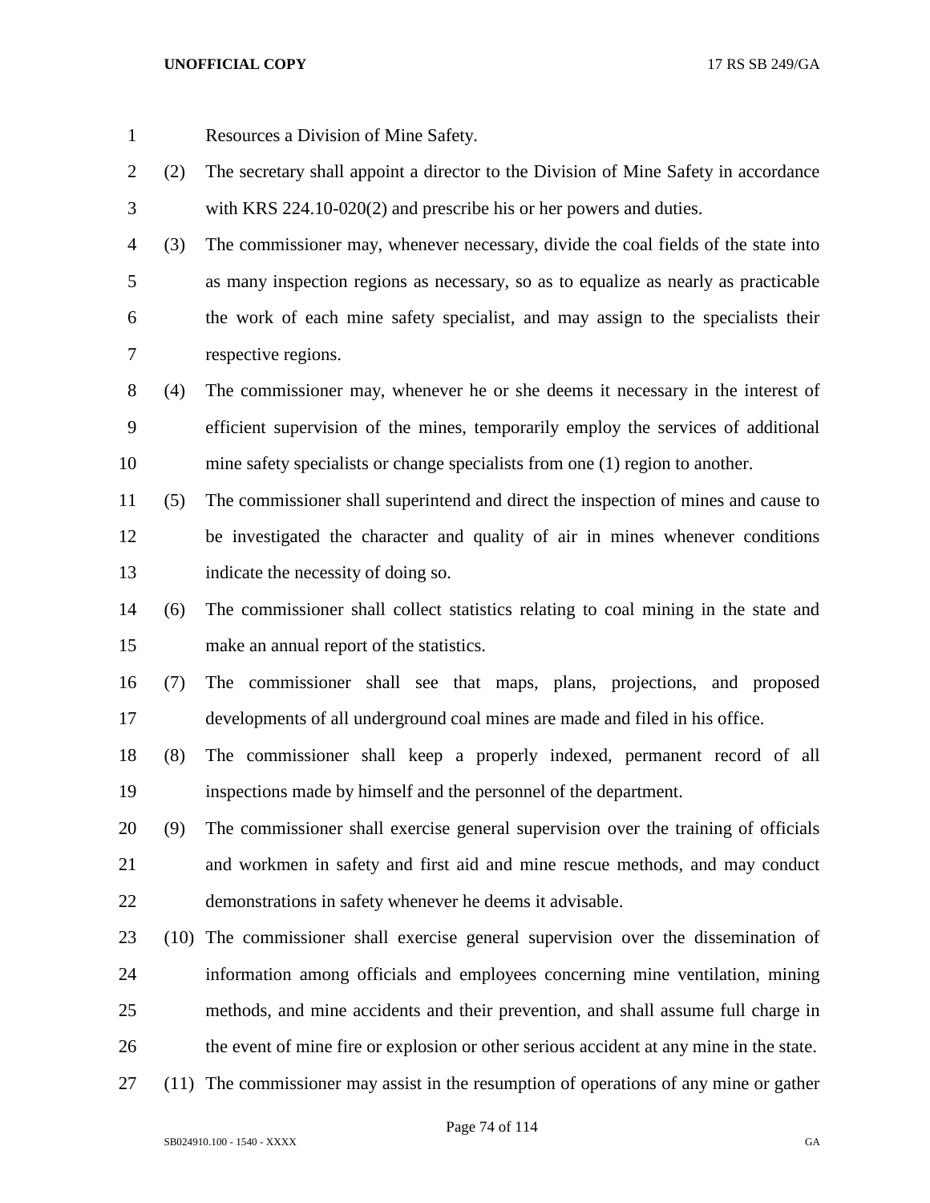Resources a Division of Mine Safety.

(2) The secretary shall appoint a director to the Division of Mine Safety in accordance with KRS 224.10-020(2) and prescribe his or her powers and duties.

(3) The commissioner may, whenever necessary, divide the coal fields of the state into as many inspection regions as necessary, so as to equalize as nearly as practicable the work of each mine safety specialist, and may assign to the specialists their respective regions.

(4) The commissioner may, whenever he or she deems it necessary in the interest of efficient supervision of the mines, temporarily employ the services of additional mine safety specialists or change specialists from one (1) region to another.

(5) The commissioner shall superintend and direct the inspection of mines and cause to be investigated the character and quality of air in mines whenever conditions indicate the necessity of doing so.

(6) The commissioner shall collect statistics relating to coal mining in the state and make an annual report of the statistics.

(7) The commissioner shall see that maps, plans, projections, and proposed developments of all underground coal mines are made and filed in his office.

(8) The commissioner shall keep a properly indexed, permanent record of all inspections made by himself and the personnel of the department.

(9) The commissioner shall exercise general supervision over the training of officials and workmen in safety and first aid and mine rescue methods, and may conduct demonstrations in safety whenever he deems it advisable.

(10) The commissioner shall exercise general supervision over the dissemination of information among officials and employees concerning mine ventilation, mining methods, and mine accidents and their prevention, and shall assume full charge in the event of mine fire or explosion or other serious accident at any mine in the state.

(11) The commissioner may assist in the resumption of operations of any mine or gather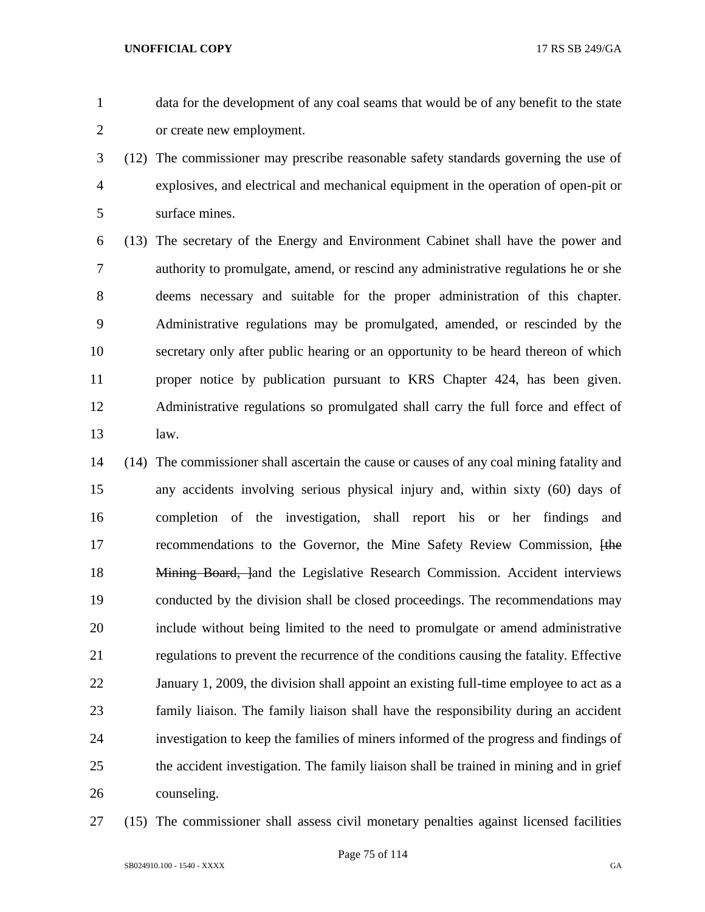data for the development of any coal seams that would be of any benefit to the state or create new employment.

(12) The commissioner may prescribe reasonable safety standards governing the use of explosives, and electrical and mechanical equipment in the operation of open-pit or surface mines.

(13) The secretary of the Energy and Environment Cabinet shall have the power and authority to promulgate, amend, or rescind any administrative regulations he or she deems necessary and suitable for the proper administration of this chapter. Administrative regulations may be promulgated, amended, or rescinded by the secretary only after public hearing or an opportunity to be heard thereon of which proper notice by publication pursuant to KRS Chapter 424, has been given. Administrative regulations so promulgated shall carry the full force and effect of law.

(14) The commissioner shall ascertain the cause or causes of any coal mining fatality and any accidents involving serious physical injury and, within sixty (60) days of completion of the investigation, shall report his or her findings and recommendations to the Governor, the Mine Safety Review Commission, [~~the Mining Board,~~ ]and the Legislative Research Commission. Accident interviews conducted by the division shall be closed proceedings. The recommendations may include without being limited to the need to promulgate or amend administrative regulations to prevent the recurrence of the conditions causing the fatality. Effective January 1, 2009, the division shall appoint an existing full-time employee to act as a family liaison. The family liaison shall have the responsibility during an accident investigation to keep the families of miners informed of the progress and findings of the accident investigation. The family liaison shall be trained in mining and in grief counseling.

(15) The commissioner shall assess civil monetary penalties against licensed facilities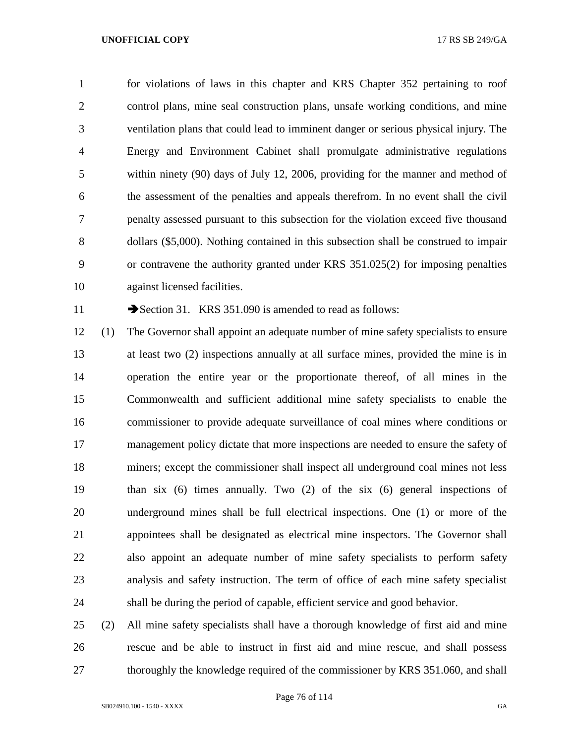for violations of laws in this chapter and KRS Chapter 352 pertaining to roof control plans, mine seal construction plans, unsafe working conditions, and mine ventilation plans that could lead to imminent danger or serious physical injury. The Energy and Environment Cabinet shall promulgate administrative regulations within ninety (90) days of July 12, 2006, providing for the manner and method of the assessment of the penalties and appeals therefrom. In no event shall the civil penalty assessed pursuant to this subsection for the violation exceed five thousand dollars ($5,000). Nothing contained in this subsection shall be construed to impair or contravene the authority granted under KRS 351.025(2) for imposing penalties against licensed facilities.

➔Section 31. KRS 351.090 is amended to read as follows:

(1) The Governor shall appoint an adequate number of mine safety specialists to ensure at least two (2) inspections annually at all surface mines, provided the mine is in operation the entire year or the proportionate thereof, of all mines in the Commonwealth and sufficient additional mine safety specialists to enable the commissioner to provide adequate surveillance of coal mines where conditions or management policy dictate that more inspections are needed to ensure the safety of miners; except the commissioner shall inspect all underground coal mines not less than six (6) times annually. Two (2) of the six (6) general inspections of underground mines shall be full electrical inspections. One (1) or more of the appointees shall be designated as electrical mine inspectors. The Governor shall also appoint an adequate number of mine safety specialists to perform safety analysis and safety instruction. The term of office of each mine safety specialist shall be during the period of capable, efficient service and good behavior.

(2) All mine safety specialists shall have a thorough knowledge of first aid and mine rescue and be able to instruct in first aid and mine rescue, and shall possess thoroughly the knowledge required of the commissioner by KRS 351.060, and shall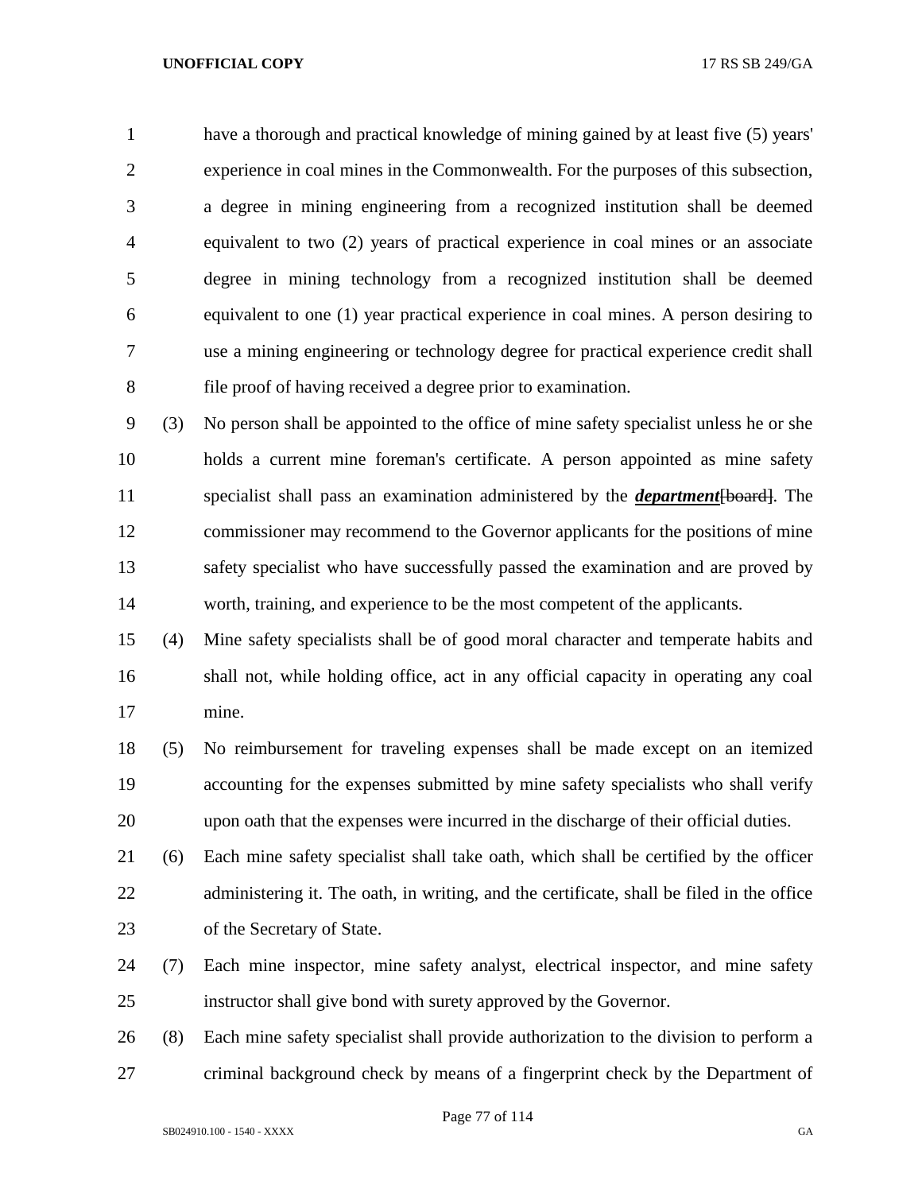have a thorough and practical knowledge of mining gained by at least five (5) years' experience in coal mines in the Commonwealth. For the purposes of this subsection, a degree in mining engineering from a recognized institution shall be deemed equivalent to two (2) years of practical experience in coal mines or an associate degree in mining technology from a recognized institution shall be deemed equivalent to one (1) year practical experience in coal mines. A person desiring to use a mining engineering or technology degree for practical experience credit shall file proof of having received a degree prior to examination.

(3) No person shall be appointed to the office of mine safety specialist unless he or she holds a current mine foreman's certificate. A person appointed as mine safety specialist shall pass an examination administered by the ***department***~~[board]~~. The commissioner may recommend to the Governor applicants for the positions of mine safety specialist who have successfully passed the examination and are proved by worth, training, and experience to be the most competent of the applicants.

(4) Mine safety specialists shall be of good moral character and temperate habits and shall not, while holding office, act in any official capacity in operating any coal mine.

(5) No reimbursement for traveling expenses shall be made except on an itemized accounting for the expenses submitted by mine safety specialists who shall verify upon oath that the expenses were incurred in the discharge of their official duties.

(6) Each mine safety specialist shall take oath, which shall be certified by the officer administering it. The oath, in writing, and the certificate, shall be filed in the office of the Secretary of State.

(7) Each mine inspector, mine safety analyst, electrical inspector, and mine safety instructor shall give bond with surety approved by the Governor.

(8) Each mine safety specialist shall provide authorization to the division to perform a criminal background check by means of a fingerprint check by the Department of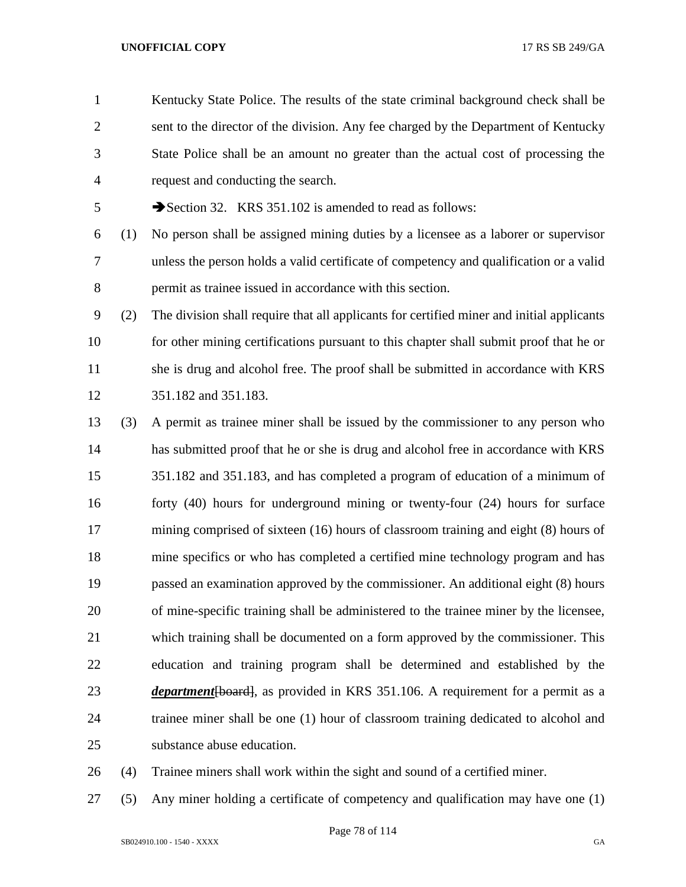Kentucky State Police. The results of the state criminal background check shall be sent to the director of the division. Any fee charged by the Department of Kentucky State Police shall be an amount no greater than the actual cost of processing the request and conducting the search.

➔Section 32. KRS 351.102 is amended to read as follows:

(1) No person shall be assigned mining duties by a licensee as a laborer or supervisor unless the person holds a valid certificate of competency and qualification or a valid permit as trainee issued in accordance with this section.

(2) The division shall require that all applicants for certified miner and initial applicants for other mining certifications pursuant to this chapter shall submit proof that he or she is drug and alcohol free. The proof shall be submitted in accordance with KRS 351.182 and 351.183.

(3) A permit as trainee miner shall be issued by the commissioner to any person who has submitted proof that he or she is drug and alcohol free in accordance with KRS 351.182 and 351.183, and has completed a program of education of a minimum of forty (40) hours for underground mining or twenty-four (24) hours for surface mining comprised of sixteen (16) hours of classroom training and eight (8) hours of mine specifics or who has completed a certified mine technology program and has passed an examination approved by the commissioner. An additional eight (8) hours of mine-specific training shall be administered to the trainee miner by the licensee, which training shall be documented on a form approved by the commissioner. This education and training program shall be determined and established by the ***department***~~[board]~~, as provided in KRS 351.106. A requirement for a permit as a trainee miner shall be one (1) hour of classroom training dedicated to alcohol and substance abuse education.

(4) Trainee miners shall work within the sight and sound of a certified miner.

(5) Any miner holding a certificate of competency and qualification may have one (1)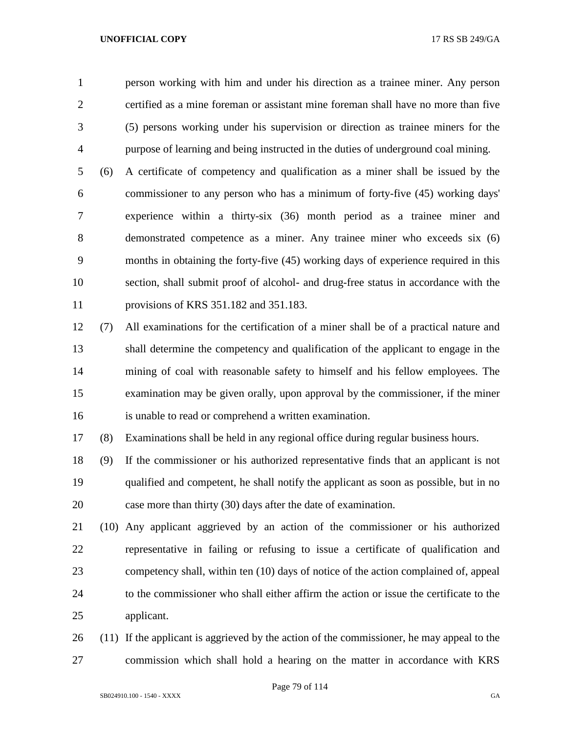person working with him and under his direction as a trainee miner. Any person certified as a mine foreman or assistant mine foreman shall have no more than five (5) persons working under his supervision or direction as trainee miners for the purpose of learning and being instructed in the duties of underground coal mining.

(6) A certificate of competency and qualification as a miner shall be issued by the commissioner to any person who has a minimum of forty-five (45) working days' experience within a thirty-six (36) month period as a trainee miner and demonstrated competence as a miner. Any trainee miner who exceeds six (6) months in obtaining the forty-five (45) working days of experience required in this section, shall submit proof of alcohol- and drug-free status in accordance with the provisions of KRS 351.182 and 351.183.

(7) All examinations for the certification of a miner shall be of a practical nature and shall determine the competency and qualification of the applicant to engage in the mining of coal with reasonable safety to himself and his fellow employees. The examination may be given orally, upon approval by the commissioner, if the miner is unable to read or comprehend a written examination.

(8) Examinations shall be held in any regional office during regular business hours.

(9) If the commissioner or his authorized representative finds that an applicant is not qualified and competent, he shall notify the applicant as soon as possible, but in no case more than thirty (30) days after the date of examination.

(10) Any applicant aggrieved by an action of the commissioner or his authorized representative in failing or refusing to issue a certificate of qualification and competency shall, within ten (10) days of notice of the action complained of, appeal to the commissioner who shall either affirm the action or issue the certificate to the applicant.

(11) If the applicant is aggrieved by the action of the commissioner, he may appeal to the commission which shall hold a hearing on the matter in accordance with KRS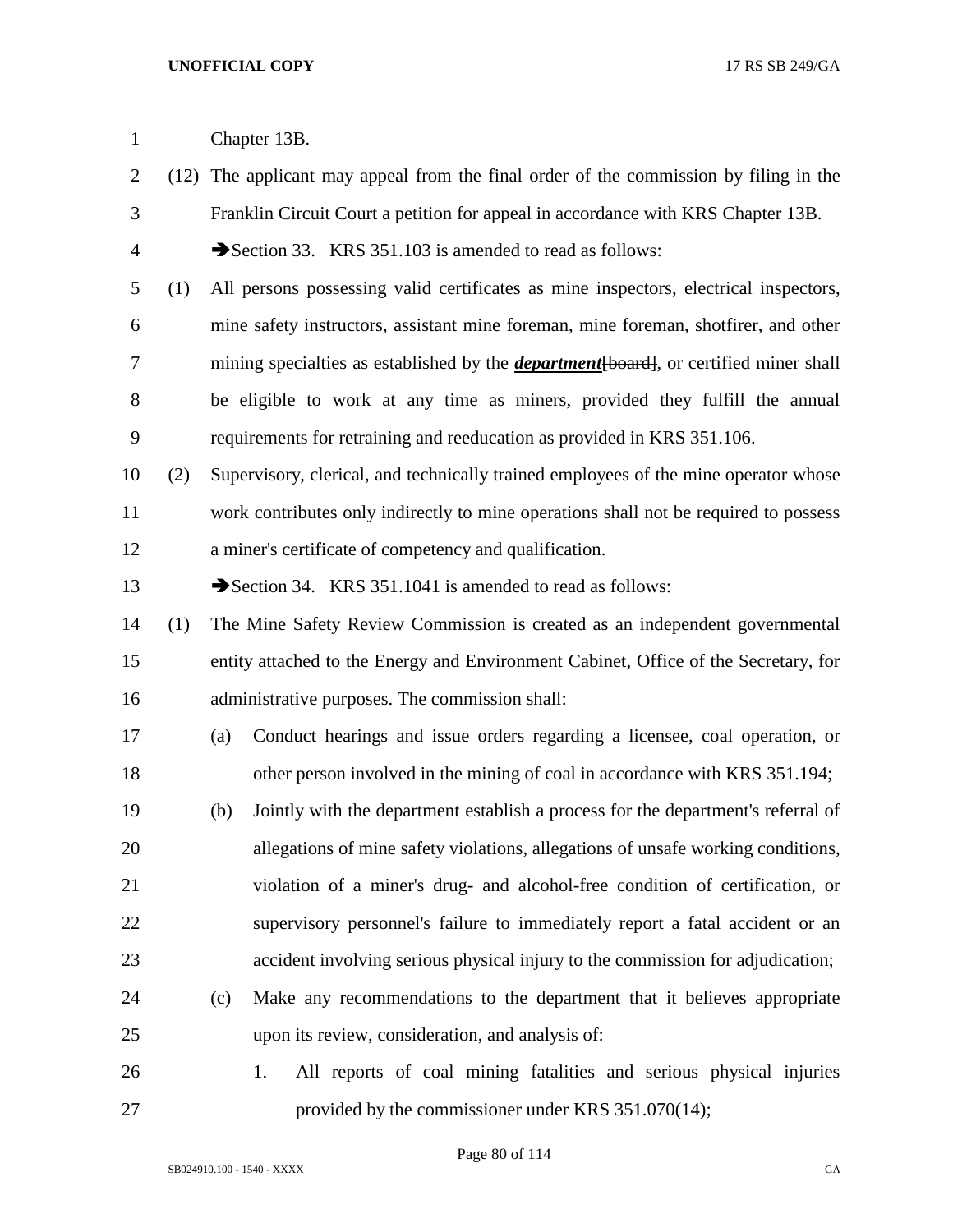Chapter 13B.

(12) The applicant may appeal from the final order of the commission by filing in the Franklin Circuit Court a petition for appeal in accordance with KRS Chapter 13B.

➔Section 33. KRS 351.103 is amended to read as follows:

(1) All persons possessing valid certificates as mine inspectors, electrical inspectors, mine safety instructors, assistant mine foreman, mine foreman, shotfirer, and other mining specialties as established by the ***department***~~[board]~~, or certified miner shall be eligible to work at any time as miners, provided they fulfill the annual requirements for retraining and reeducation as provided in KRS 351.106.

(2) Supervisory, clerical, and technically trained employees of the mine operator whose work contributes only indirectly to mine operations shall not be required to possess a miner's certificate of competency and qualification.

➔Section 34. KRS 351.1041 is amended to read as follows:

(1) The Mine Safety Review Commission is created as an independent governmental entity attached to the Energy and Environment Cabinet, Office of the Secretary, for administrative purposes. The commission shall:

(a) Conduct hearings and issue orders regarding a licensee, coal operation, or other person involved in the mining of coal in accordance with KRS 351.194;

(b) Jointly with the department establish a process for the department's referral of allegations of mine safety violations, allegations of unsafe working conditions, violation of a miner's drug- and alcohol-free condition of certification, or supervisory personnel's failure to immediately report a fatal accident or an accident involving serious physical injury to the commission for adjudication;

(c) Make any recommendations to the department that it believes appropriate upon its review, consideration, and analysis of:

1. All reports of coal mining fatalities and serious physical injuries provided by the commissioner under KRS 351.070(14);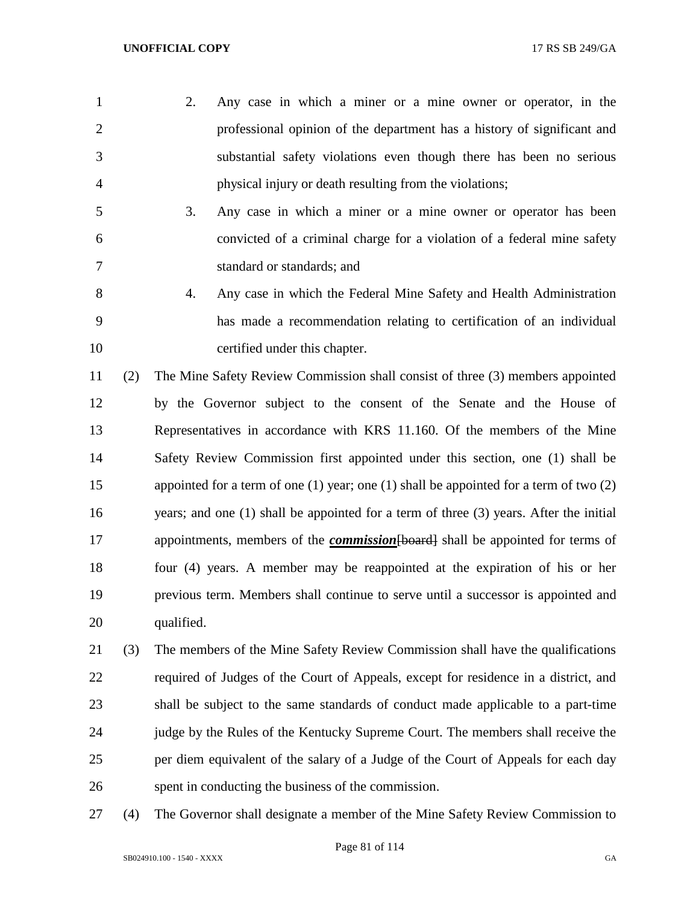2. Any case in which a miner or a mine owner or operator, in the professional opinion of the department has a history of significant and substantial safety violations even though there has been no serious physical injury or death resulting from the violations;

3. Any case in which a miner or a mine owner or operator has been convicted of a criminal charge for a violation of a federal mine safety standard or standards; and

4. Any case in which the Federal Mine Safety and Health Administration has made a recommendation relating to certification of an individual certified under this chapter.

(2) The Mine Safety Review Commission shall consist of three (3) members appointed by the Governor subject to the consent of the Senate and the House of Representatives in accordance with KRS 11.160. Of the members of the Mine Safety Review Commission first appointed under this section, one (1) shall be appointed for a term of one (1) year; one (1) shall be appointed for a term of two (2) years; and one (1) shall be appointed for a term of three (3) years. After the initial appointments, members of the ***commission***~~[board]~~ shall be appointed for terms of four (4) years. A member may be reappointed at the expiration of his or her previous term. Members shall continue to serve until a successor is appointed and qualified.

(3) The members of the Mine Safety Review Commission shall have the qualifications required of Judges of the Court of Appeals, except for residence in a district, and shall be subject to the same standards of conduct made applicable to a part-time judge by the Rules of the Kentucky Supreme Court. The members shall receive the per diem equivalent of the salary of a Judge of the Court of Appeals for each day spent in conducting the business of the commission.

(4) The Governor shall designate a member of the Mine Safety Review Commission to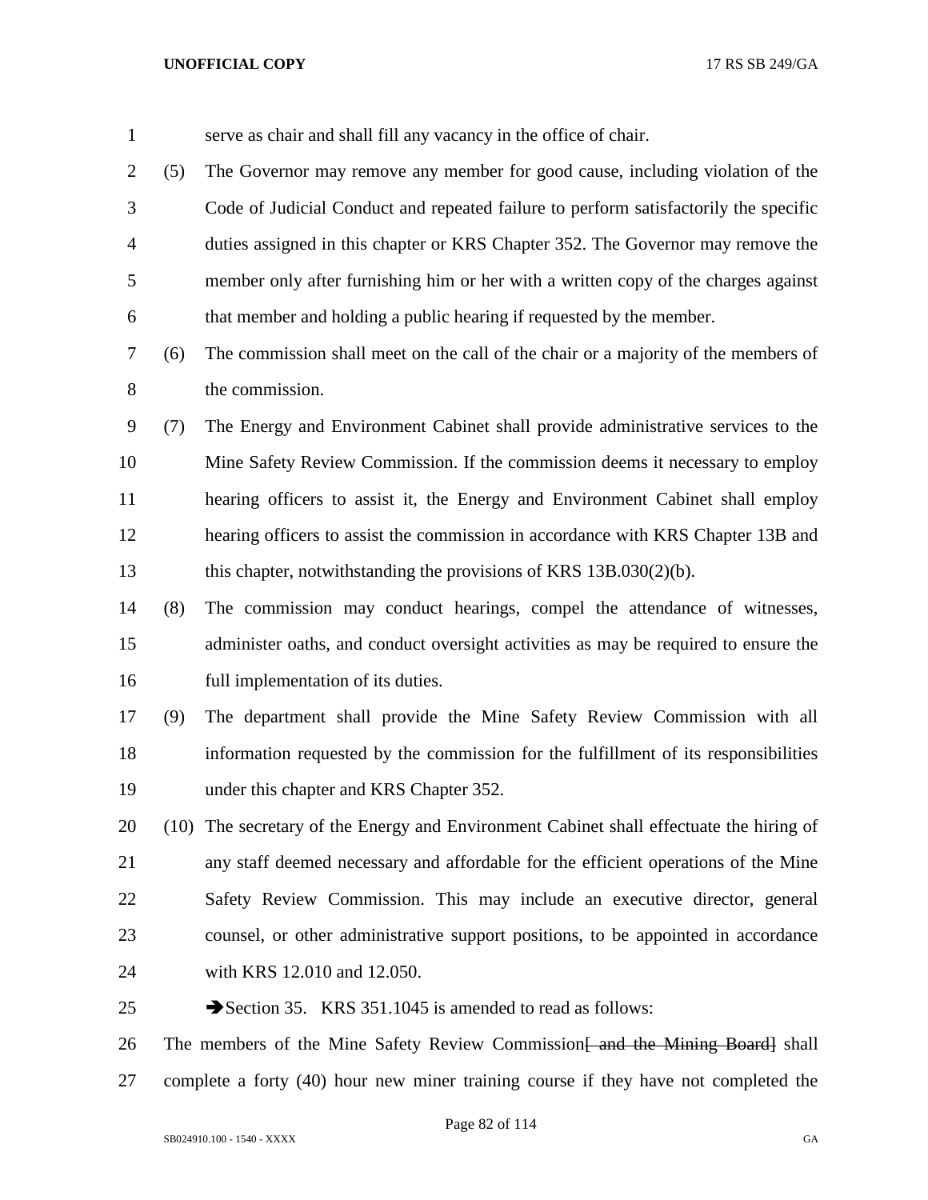serve as chair and shall fill any vacancy in the office of chair.

(5) The Governor may remove any member for good cause, including violation of the Code of Judicial Conduct and repeated failure to perform satisfactorily the specific duties assigned in this chapter or KRS Chapter 352. The Governor may remove the member only after furnishing him or her with a written copy of the charges against that member and holding a public hearing if requested by the member.

(6) The commission shall meet on the call of the chair or a majority of the members of the commission.

(7) The Energy and Environment Cabinet shall provide administrative services to the Mine Safety Review Commission. If the commission deems it necessary to employ hearing officers to assist it, the Energy and Environment Cabinet shall employ hearing officers to assist the commission in accordance with KRS Chapter 13B and this chapter, notwithstanding the provisions of KRS 13B.030(2)(b).

(8) The commission may conduct hearings, compel the attendance of witnesses, administer oaths, and conduct oversight activities as may be required to ensure the full implementation of its duties.

(9) The department shall provide the Mine Safety Review Commission with all information requested by the commission for the fulfillment of its responsibilities under this chapter and KRS Chapter 352.

(10) The secretary of the Energy and Environment Cabinet shall effectuate the hiring of any staff deemed necessary and affordable for the efficient operations of the Mine Safety Review Commission. This may include an executive director, general counsel, or other administrative support positions, to be appointed in accordance with KRS 12.010 and 12.050.

➔Section 35. KRS 351.1045 is amended to read as follows:

The members of the Mine Safety Review Commission~~[ and the Mining Board]~~ shall complete a forty (40) hour new miner training course if they have not completed the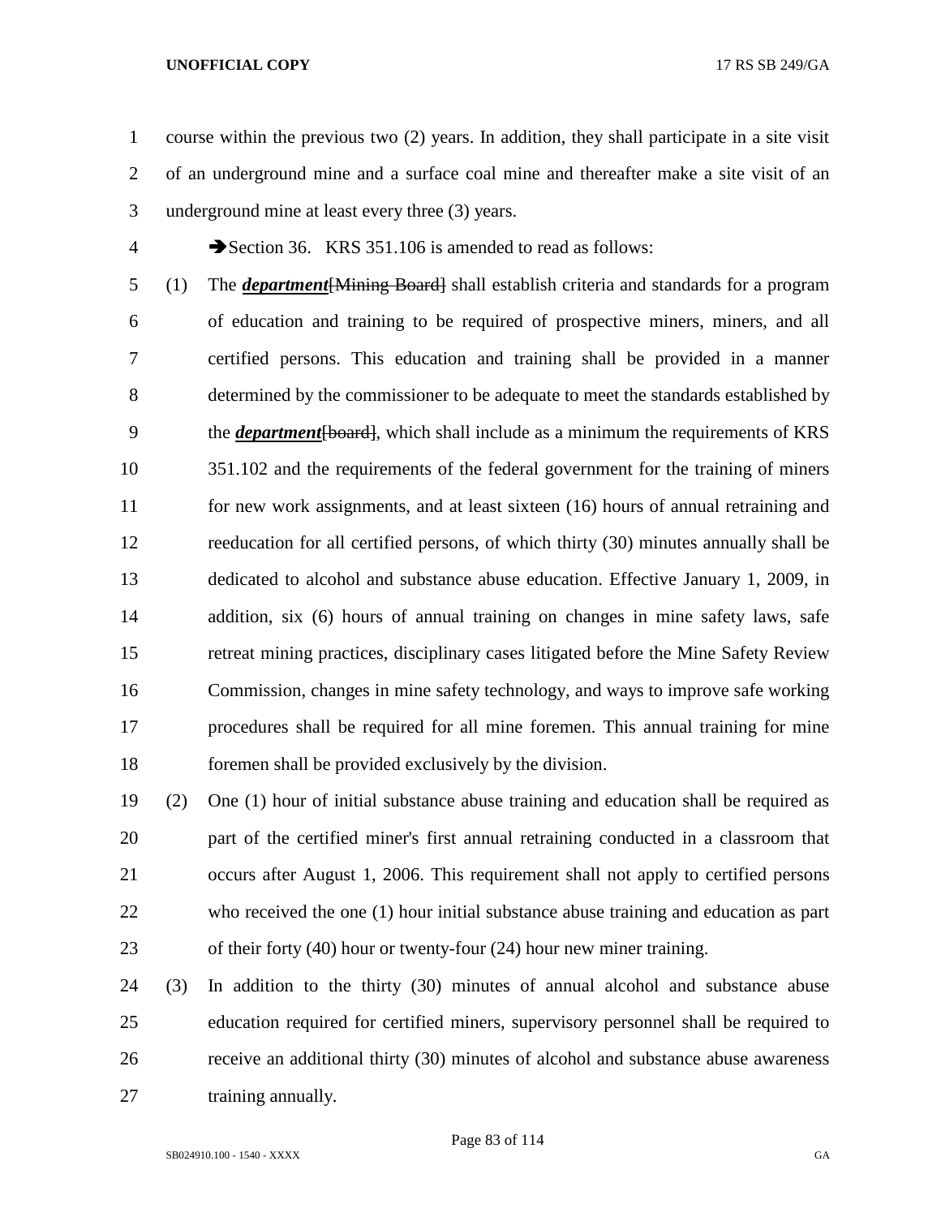course within the previous two (2) years. In addition, they shall participate in a site visit of an underground mine and a surface coal mine and thereafter make a site visit of an underground mine at least every three (3) years.

➔Section 36. KRS 351.106 is amended to read as follows:

(1) The ***department***[~~Mining Board~~] shall establish criteria and standards for a program of education and training to be required of prospective miners, miners, and all certified persons. This education and training shall be provided in a manner determined by the commissioner to be adequate to meet the standards established by the ***department***[~~board~~], which shall include as a minimum the requirements of KRS 351.102 and the requirements of the federal government for the training of miners for new work assignments, and at least sixteen (16) hours of annual retraining and reeducation for all certified persons, of which thirty (30) minutes annually shall be dedicated to alcohol and substance abuse education. Effective January 1, 2009, in addition, six (6) hours of annual training on changes in mine safety laws, safe retreat mining practices, disciplinary cases litigated before the Mine Safety Review Commission, changes in mine safety technology, and ways to improve safe working procedures shall be required for all mine foremen. This annual training for mine foremen shall be provided exclusively by the division.

(2) One (1) hour of initial substance abuse training and education shall be required as part of the certified miner's first annual retraining conducted in a classroom that occurs after August 1, 2006. This requirement shall not apply to certified persons who received the one (1) hour initial substance abuse training and education as part of their forty (40) hour or twenty-four (24) hour new miner training.

(3) In addition to the thirty (30) minutes of annual alcohol and substance abuse education required for certified miners, supervisory personnel shall be required to receive an additional thirty (30) minutes of alcohol and substance abuse awareness training annually.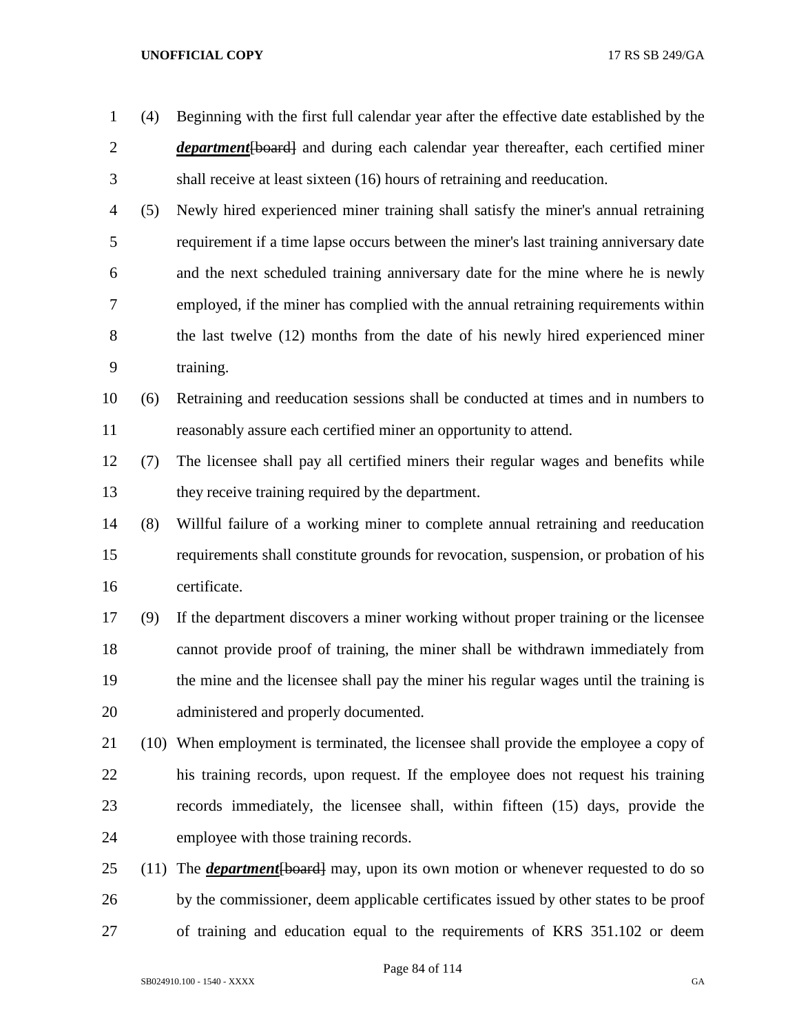(4) Beginning with the first full calendar year after the effective date established by the ***department***~~[board]~~ and during each calendar year thereafter, each certified miner shall receive at least sixteen (16) hours of retraining and reeducation.

(5) Newly hired experienced miner training shall satisfy the miner's annual retraining requirement if a time lapse occurs between the miner's last training anniversary date and the next scheduled training anniversary date for the mine where he is newly employed, if the miner has complied with the annual retraining requirements within the last twelve (12) months from the date of his newly hired experienced miner training.

(6) Retraining and reeducation sessions shall be conducted at times and in numbers to reasonably assure each certified miner an opportunity to attend.

(7) The licensee shall pay all certified miners their regular wages and benefits while they receive training required by the department.

(8) Willful failure of a working miner to complete annual retraining and reeducation requirements shall constitute grounds for revocation, suspension, or probation of his certificate.

(9) If the department discovers a miner working without proper training or the licensee cannot provide proof of training, the miner shall be withdrawn immediately from the mine and the licensee shall pay the miner his regular wages until the training is administered and properly documented.

(10) When employment is terminated, the licensee shall provide the employee a copy of his training records, upon request. If the employee does not request his training records immediately, the licensee shall, within fifteen (15) days, provide the employee with those training records.

(11) The ***department***~~[board]~~ may, upon its own motion or whenever requested to do so by the commissioner, deem applicable certificates issued by other states to be proof of training and education equal to the requirements of KRS 351.102 or deem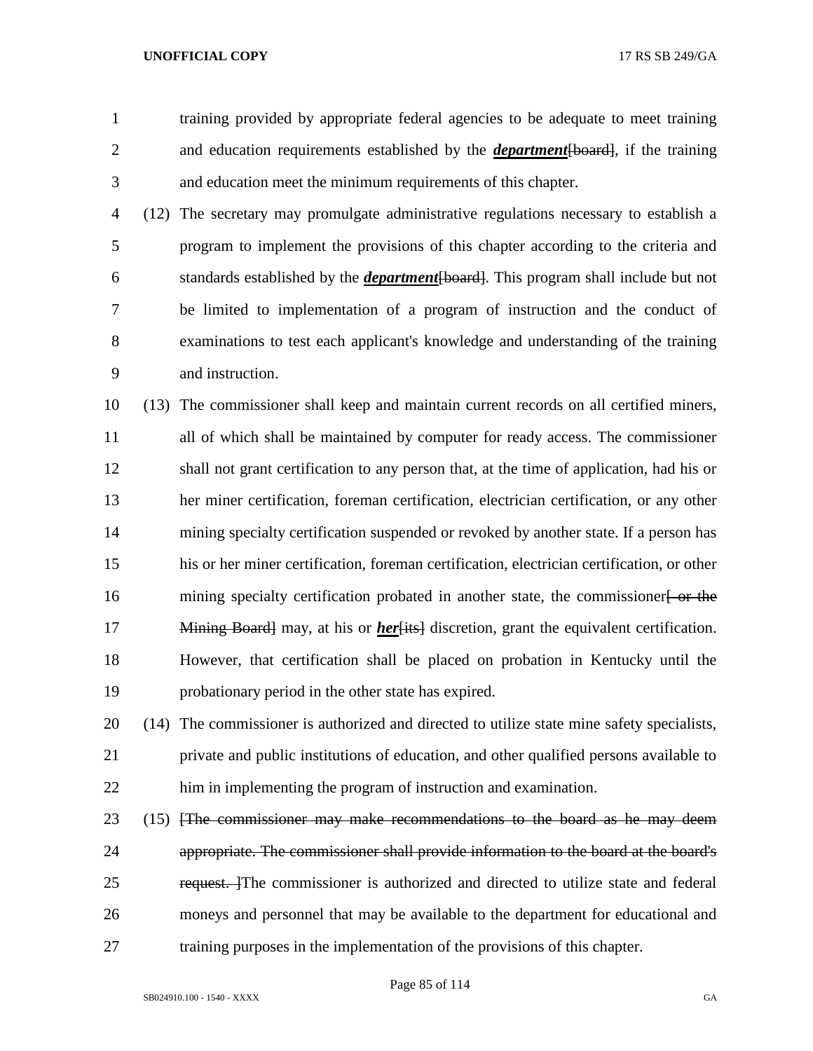training provided by appropriate federal agencies to be adequate to meet training and education requirements established by the ***department***[~~board~~], if the training and education meet the minimum requirements of this chapter.

(12) The secretary may promulgate administrative regulations necessary to establish a program to implement the provisions of this chapter according to the criteria and standards established by the ***department***[~~board~~]. This program shall include but not be limited to implementation of a program of instruction and the conduct of examinations to test each applicant's knowledge and understanding of the training and instruction.

(13) The commissioner shall keep and maintain current records on all certified miners, all of which shall be maintained by computer for ready access. The commissioner shall not grant certification to any person that, at the time of application, had his or her miner certification, foreman certification, electrician certification, or any other mining specialty certification suspended or revoked by another state. If a person has his or her miner certification, foreman certification, electrician certification, or other mining specialty certification probated in another state, the commissioner[~~ or the Mining Board~~] may, at his or ***her***[~~its~~] discretion, grant the equivalent certification. However, that certification shall be placed on probation in Kentucky until the probationary period in the other state has expired.

(14) The commissioner is authorized and directed to utilize state mine safety specialists, private and public institutions of education, and other qualified persons available to him in implementing the program of instruction and examination.

(15) [~~The commissioner may make recommendations to the board as he may deem appropriate. The commissioner shall provide information to the board at the board's request. ~~]The commissioner is authorized and directed to utilize state and federal moneys and personnel that may be available to the department for educational and training purposes in the implementation of the provisions of this chapter.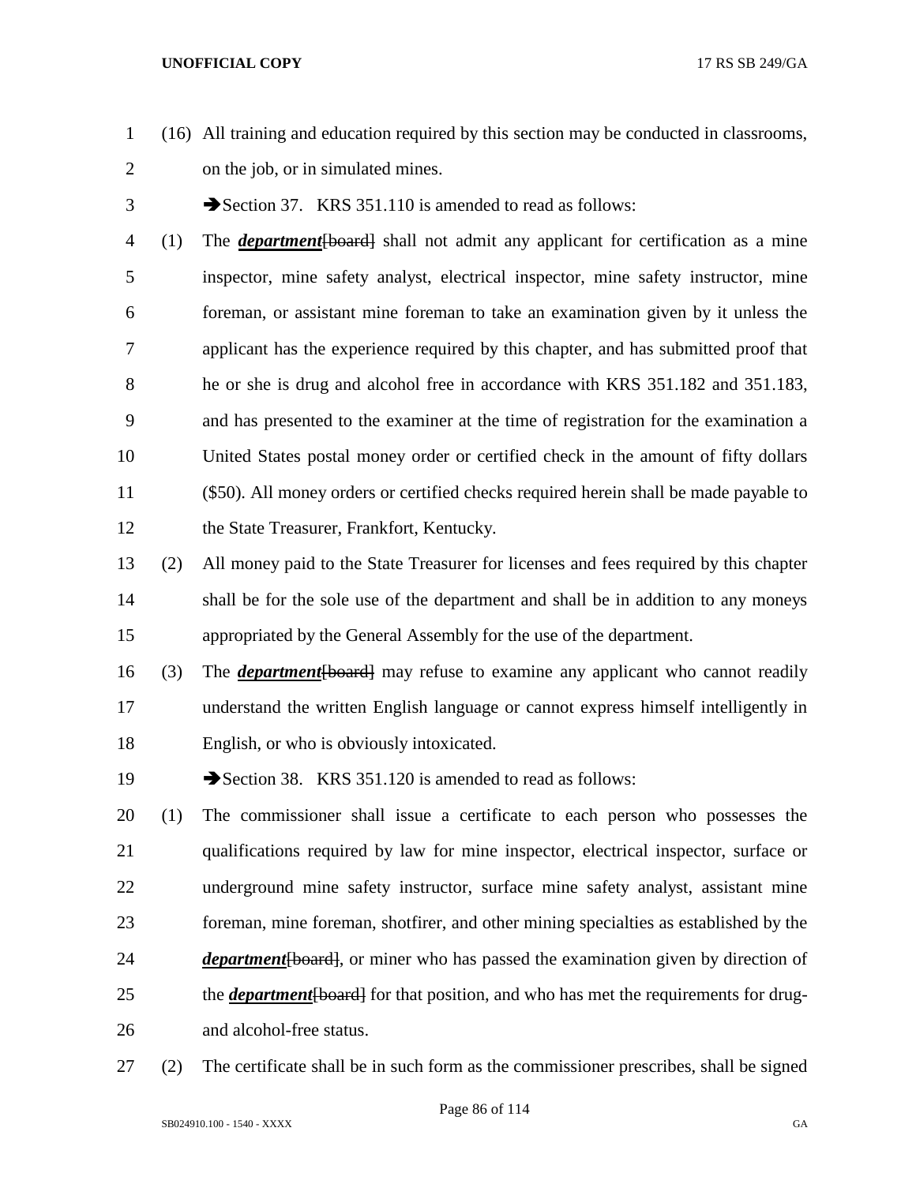(16) All training and education required by this section may be conducted in classrooms, on the job, or in simulated mines.

➔Section 37. KRS 351.110 is amended to read as follows:

(1) The ***department***~~[board]~~ shall not admit any applicant for certification as a mine inspector, mine safety analyst, electrical inspector, mine safety instructor, mine foreman, or assistant mine foreman to take an examination given by it unless the applicant has the experience required by this chapter, and has submitted proof that he or she is drug and alcohol free in accordance with KRS 351.182 and 351.183, and has presented to the examiner at the time of registration for the examination a United States postal money order or certified check in the amount of fifty dollars ($50). All money orders or certified checks required herein shall be made payable to the State Treasurer, Frankfort, Kentucky.

(2) All money paid to the State Treasurer for licenses and fees required by this chapter shall be for the sole use of the department and shall be in addition to any moneys appropriated by the General Assembly for the use of the department.

(3) The ***department***~~[board]~~ may refuse to examine any applicant who cannot readily understand the written English language or cannot express himself intelligently in English, or who is obviously intoxicated.

➔Section 38. KRS 351.120 is amended to read as follows:

(1) The commissioner shall issue a certificate to each person who possesses the qualifications required by law for mine inspector, electrical inspector, surface or underground mine safety instructor, surface mine safety analyst, assistant mine foreman, mine foreman, shotfirer, and other mining specialties as established by the ***department***~~[board]~~, or miner who has passed the examination given by direction of the ***department***~~[board]~~ for that position, and who has met the requirements for drug- and alcohol-free status.

(2) The certificate shall be in such form as the commissioner prescribes, shall be signed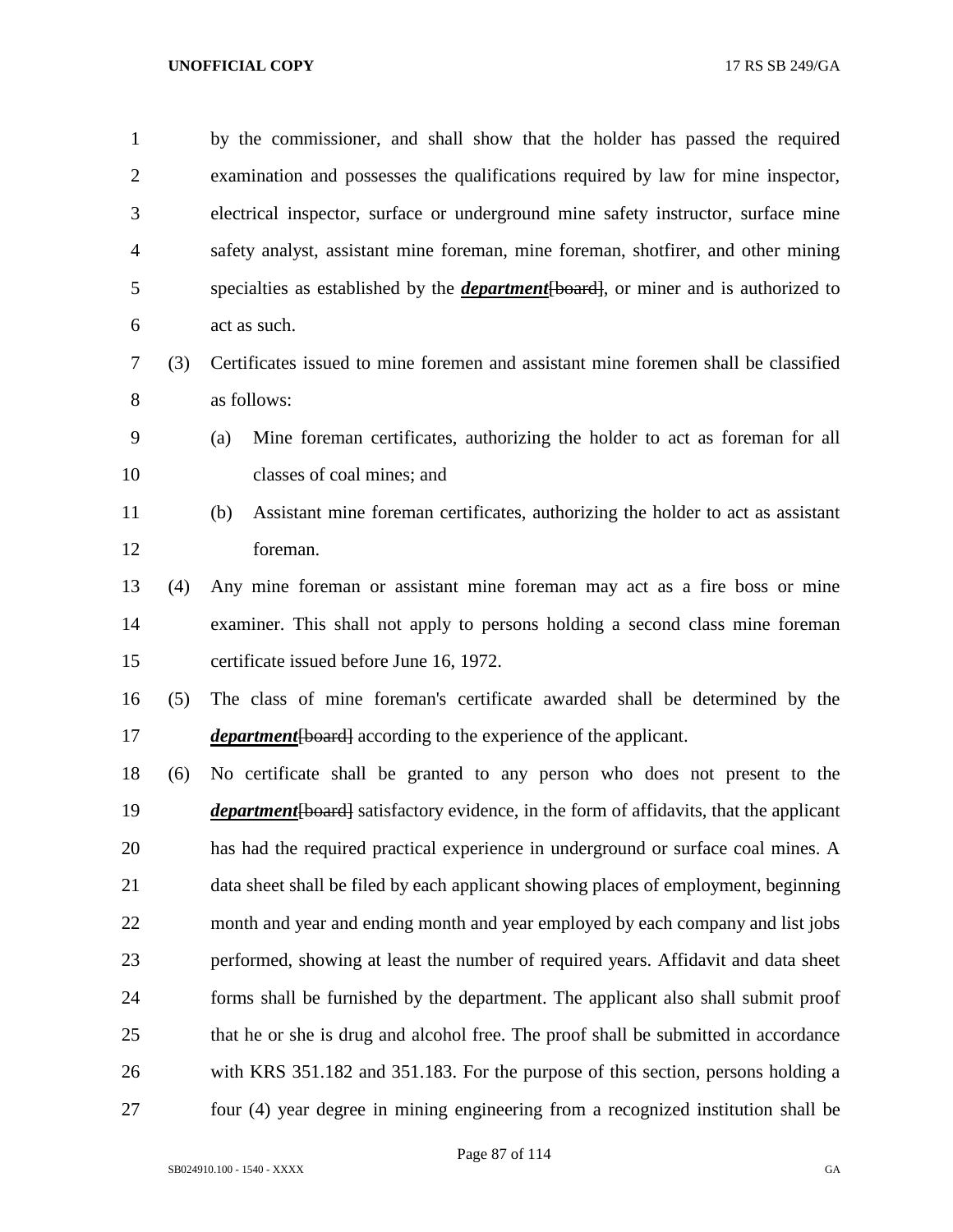by the commissioner, and shall show that the holder has passed the required examination and possesses the qualifications required by law for mine inspector, electrical inspector, surface or underground mine safety instructor, surface mine safety analyst, assistant mine foreman, mine foreman, shotfirer, and other mining specialties as established by the ***department***~~[board]~~, or miner and is authorized to act as such.

(3) Certificates issued to mine foremen and assistant mine foremen shall be classified as follows:

(a) Mine foreman certificates, authorizing the holder to act as foreman for all classes of coal mines; and

(b) Assistant mine foreman certificates, authorizing the holder to act as assistant foreman.

(4) Any mine foreman or assistant mine foreman may act as a fire boss or mine examiner. This shall not apply to persons holding a second class mine foreman certificate issued before June 16, 1972.

(5) The class of mine foreman's certificate awarded shall be determined by the ***department***~~[board]~~ according to the experience of the applicant.

(6) No certificate shall be granted to any person who does not present to the ***department***~~[board]~~ satisfactory evidence, in the form of affidavits, that the applicant has had the required practical experience in underground or surface coal mines. A data sheet shall be filed by each applicant showing places of employment, beginning month and year and ending month and year employed by each company and list jobs performed, showing at least the number of required years. Affidavit and data sheet forms shall be furnished by the department. The applicant also shall submit proof that he or she is drug and alcohol free. The proof shall be submitted in accordance with KRS 351.182 and 351.183. For the purpose of this section, persons holding a four (4) year degree in mining engineering from a recognized institution shall be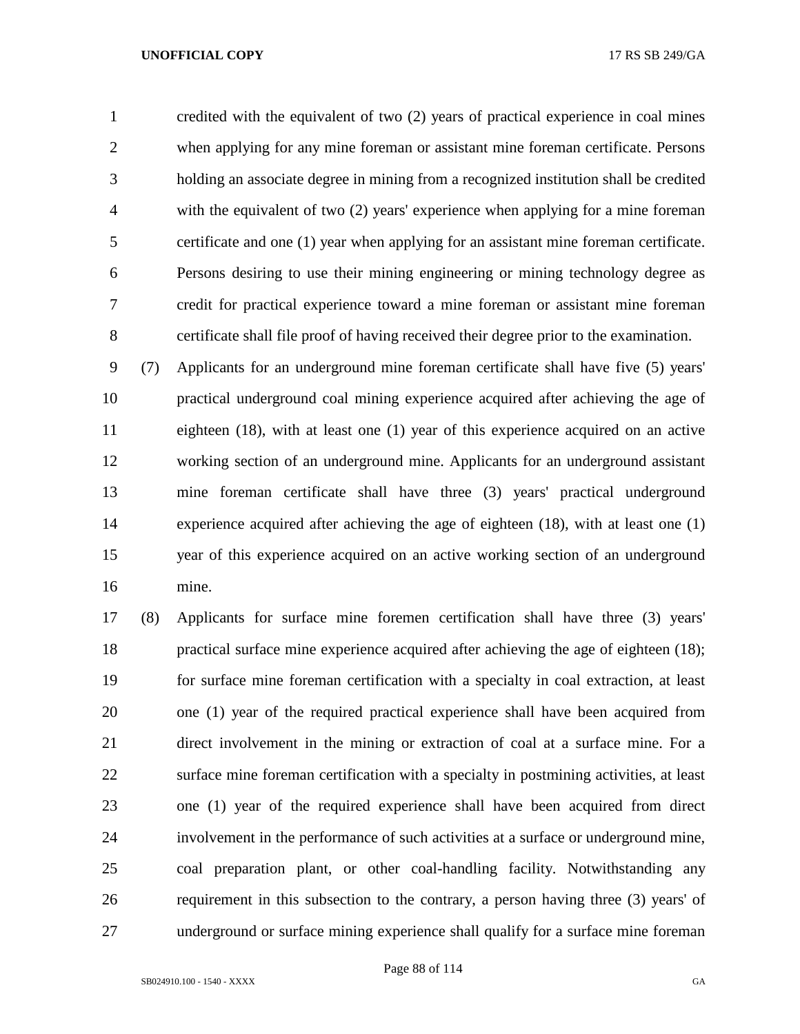credited with the equivalent of two (2) years of practical experience in coal mines when applying for any mine foreman or assistant mine foreman certificate. Persons holding an associate degree in mining from a recognized institution shall be credited with the equivalent of two (2) years' experience when applying for a mine foreman certificate and one (1) year when applying for an assistant mine foreman certificate. Persons desiring to use their mining engineering or mining technology degree as credit for practical experience toward a mine foreman or assistant mine foreman certificate shall file proof of having received their degree prior to the examination.

(7) Applicants for an underground mine foreman certificate shall have five (5) years' practical underground coal mining experience acquired after achieving the age of eighteen (18), with at least one (1) year of this experience acquired on an active working section of an underground mine. Applicants for an underground assistant mine foreman certificate shall have three (3) years' practical underground experience acquired after achieving the age of eighteen (18), with at least one (1) year of this experience acquired on an active working section of an underground mine.

(8) Applicants for surface mine foremen certification shall have three (3) years' practical surface mine experience acquired after achieving the age of eighteen (18); for surface mine foreman certification with a specialty in coal extraction, at least one (1) year of the required practical experience shall have been acquired from direct involvement in the mining or extraction of coal at a surface mine. For a surface mine foreman certification with a specialty in postmining activities, at least one (1) year of the required experience shall have been acquired from direct involvement in the performance of such activities at a surface or underground mine, coal preparation plant, or other coal-handling facility. Notwithstanding any requirement in this subsection to the contrary, a person having three (3) years' of underground or surface mining experience shall qualify for a surface mine foreman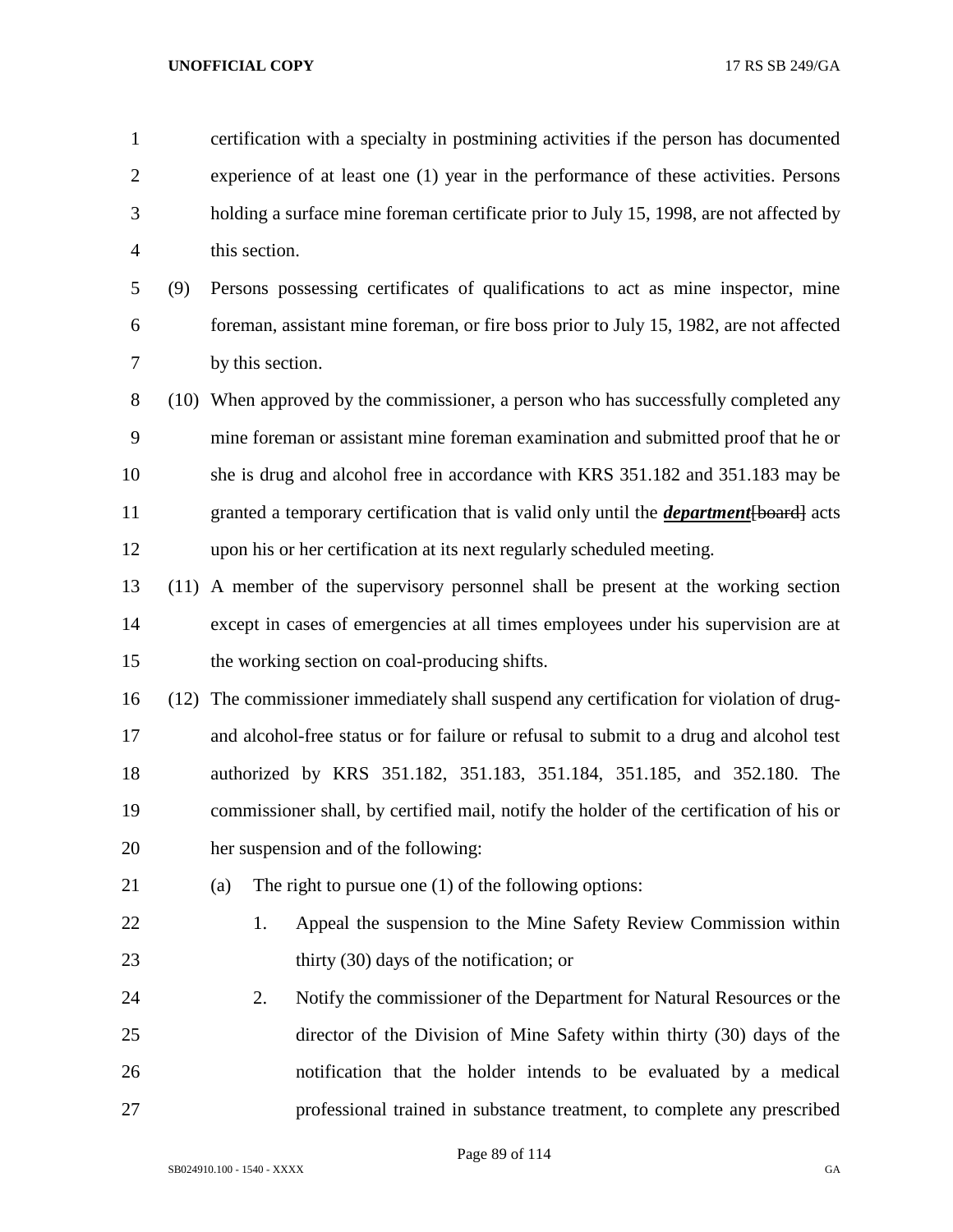certification with a specialty in postmining activities if the person has documented experience of at least one (1) year in the performance of these activities. Persons holding a surface mine foreman certificate prior to July 15, 1998, are not affected by this section.

(9) Persons possessing certificates of qualifications to act as mine inspector, mine foreman, assistant mine foreman, or fire boss prior to July 15, 1982, are not affected by this section.

(10) When approved by the commissioner, a person who has successfully completed any mine foreman or assistant mine foreman examination and submitted proof that he or she is drug and alcohol free in accordance with KRS 351.182 and 351.183 may be granted a temporary certification that is valid only until the ***department***~~[board]~~ acts upon his or her certification at its next regularly scheduled meeting.

(11) A member of the supervisory personnel shall be present at the working section except in cases of emergencies at all times employees under his supervision are at the working section on coal-producing shifts.

(12) The commissioner immediately shall suspend any certification for violation of drug- and alcohol-free status or for failure or refusal to submit to a drug and alcohol test authorized by KRS 351.182, 351.183, 351.184, 351.185, and 352.180. The commissioner shall, by certified mail, notify the holder of the certification of his or her suspension and of the following:

(a) The right to pursue one (1) of the following options:

1. Appeal the suspension to the Mine Safety Review Commission within thirty (30) days of the notification; or

2. Notify the commissioner of the Department for Natural Resources or the director of the Division of Mine Safety within thirty (30) days of the notification that the holder intends to be evaluated by a medical professional trained in substance treatment, to complete any prescribed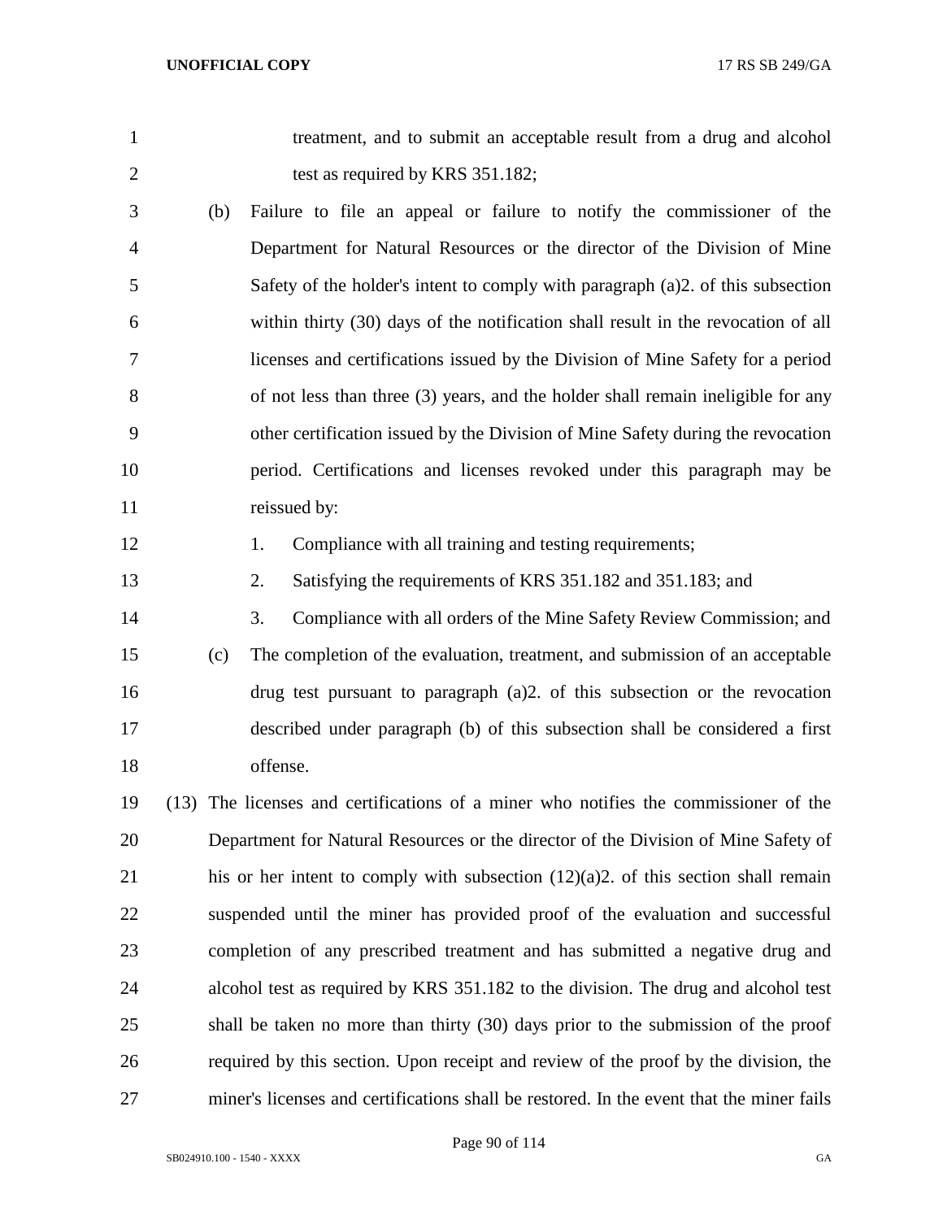treatment, and to submit an acceptable result from a drug and alcohol test as required by KRS 351.182;

(b) Failure to file an appeal or failure to notify the commissioner of the Department for Natural Resources or the director of the Division of Mine Safety of the holder's intent to comply with paragraph (a)2. of this subsection within thirty (30) days of the notification shall result in the revocation of all licenses and certifications issued by the Division of Mine Safety for a period of not less than three (3) years, and the holder shall remain ineligible for any other certification issued by the Division of Mine Safety during the revocation period. Certifications and licenses revoked under this paragraph may be reissued by:

1. Compliance with all training and testing requirements;
2. Satisfying the requirements of KRS 351.182 and 351.183; and
3. Compliance with all orders of the Mine Safety Review Commission; and

(c) The completion of the evaluation, treatment, and submission of an acceptable drug test pursuant to paragraph (a)2. of this subsection or the revocation described under paragraph (b) of this subsection shall be considered a first offense.

(13) The licenses and certifications of a miner who notifies the commissioner of the Department for Natural Resources or the director of the Division of Mine Safety of his or her intent to comply with subsection (12)(a)2. of this section shall remain suspended until the miner has provided proof of the evaluation and successful completion of any prescribed treatment and has submitted a negative drug and alcohol test as required by KRS 351.182 to the division. The drug and alcohol test shall be taken no more than thirty (30) days prior to the submission of the proof required by this section. Upon receipt and review of the proof by the division, the miner's licenses and certifications shall be restored. In the event that the miner fails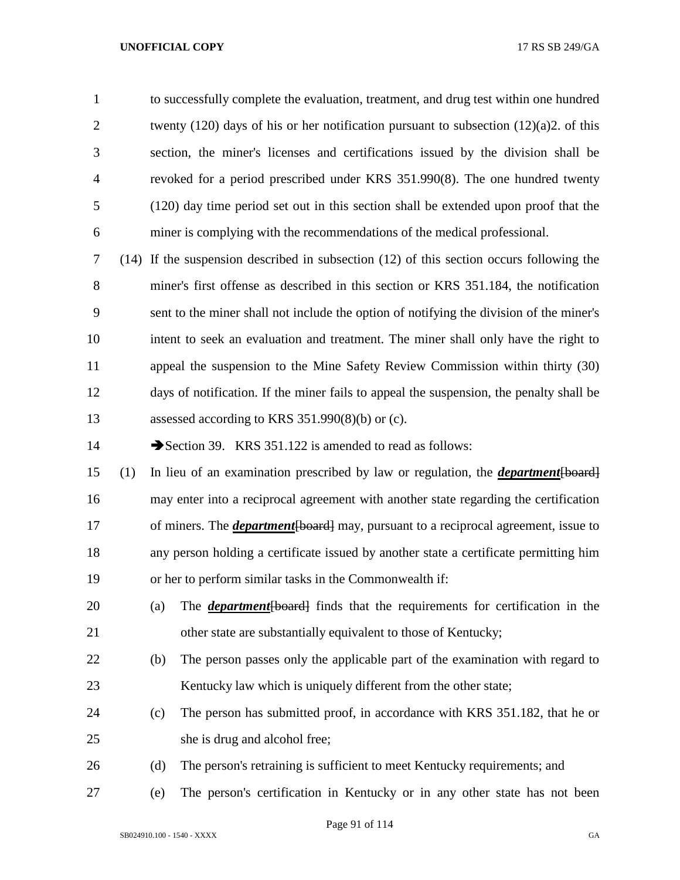to successfully complete the evaluation, treatment, and drug test within one hundred twenty (120) days of his or her notification pursuant to subsection (12)(a)2. of this section, the miner's licenses and certifications issued by the division shall be revoked for a period prescribed under KRS 351.990(8). The one hundred twenty (120) day time period set out in this section shall be extended upon proof that the miner is complying with the recommendations of the medical professional.

(14) If the suspension described in subsection (12) of this section occurs following the miner's first offense as described in this section or KRS 351.184, the notification sent to the miner shall not include the option of notifying the division of the miner's intent to seek an evaluation and treatment. The miner shall only have the right to appeal the suspension to the Mine Safety Review Commission within thirty (30) days of notification. If the miner fails to appeal the suspension, the penalty shall be assessed according to KRS 351.990(8)(b) or (c).

➔Section 39. KRS 351.122 is amended to read as follows:

(1) In lieu of an examination prescribed by law or regulation, the ***department***~~[board]~~ may enter into a reciprocal agreement with another state regarding the certification of miners. The ***department***~~[board]~~ may, pursuant to a reciprocal agreement, issue to any person holding a certificate issued by another state a certificate permitting him or her to perform similar tasks in the Commonwealth if:

(a) The ***department***~~[board]~~ finds that the requirements for certification in the other state are substantially equivalent to those of Kentucky;

(b) The person passes only the applicable part of the examination with regard to Kentucky law which is uniquely different from the other state;

(c) The person has submitted proof, in accordance with KRS 351.182, that he or she is drug and alcohol free;

(d) The person's retraining is sufficient to meet Kentucky requirements; and

(e) The person's certification in Kentucky or in any other state has not been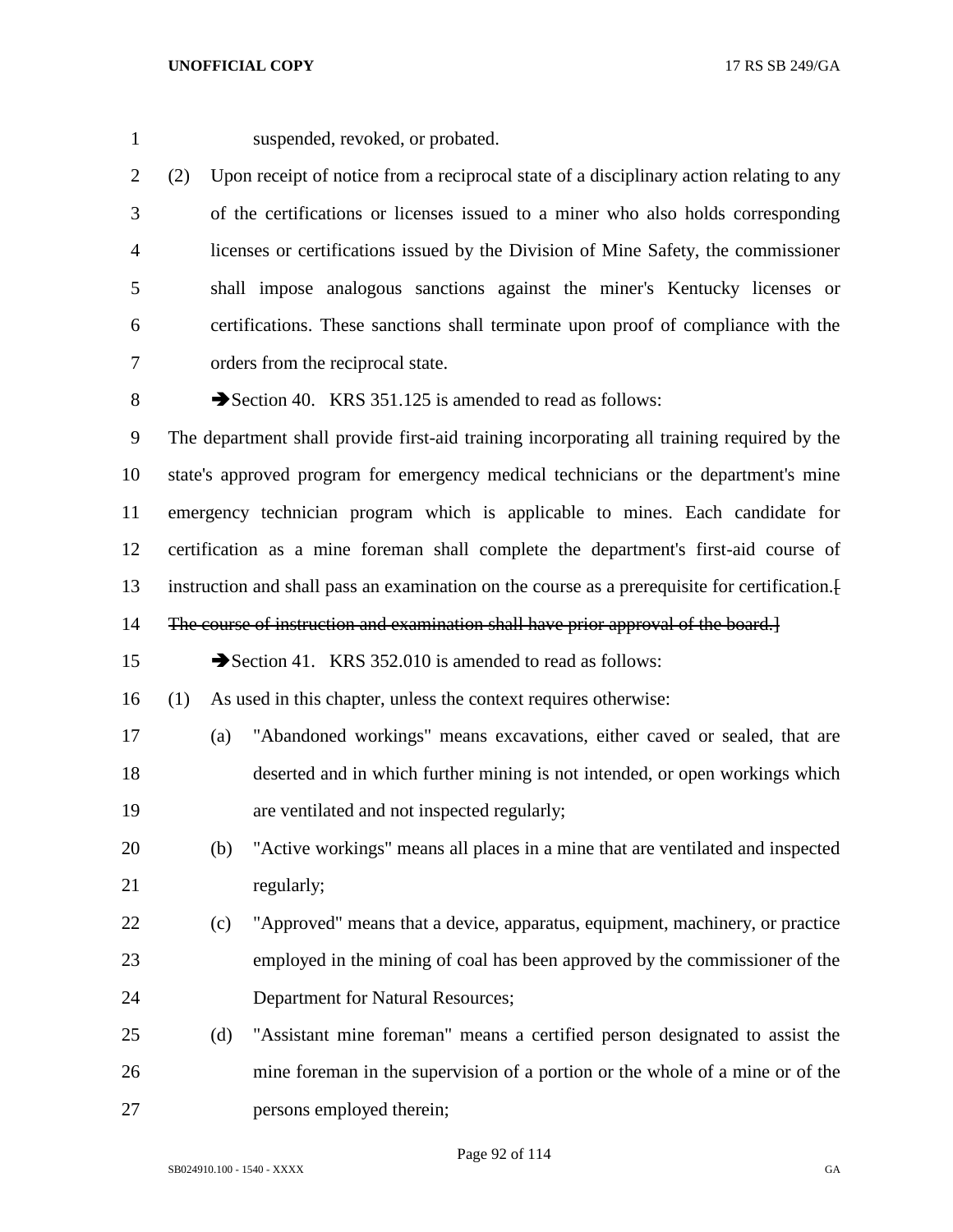suspended, revoked, or probated.

(2) Upon receipt of notice from a reciprocal state of a disciplinary action relating to any of the certifications or licenses issued to a miner who also holds corresponding licenses or certifications issued by the Division of Mine Safety, the commissioner shall impose analogous sanctions against the miner's Kentucky licenses or certifications. These sanctions shall terminate upon proof of compliance with the orders from the reciprocal state.

➔Section 40. KRS 351.125 is amended to read as follows:

The department shall provide first-aid training incorporating all training required by the state's approved program for emergency medical technicians or the department's mine emergency technician program which is applicable to mines. Each candidate for certification as a mine foreman shall complete the department's first-aid course of instruction and shall pass an examination on the course as a prerequisite for certification.[ ~~The course of instruction and examination shall have prior approval of the board.~~]

➔Section 41. KRS 352.010 is amended to read as follows:

(1) As used in this chapter, unless the context requires otherwise:

(a) "Abandoned workings" means excavations, either caved or sealed, that are deserted and in which further mining is not intended, or open workings which are ventilated and not inspected regularly;

(b) "Active workings" means all places in a mine that are ventilated and inspected regularly;

(c) "Approved" means that a device, apparatus, equipment, machinery, or practice employed in the mining of coal has been approved by the commissioner of the Department for Natural Resources;

(d) "Assistant mine foreman" means a certified person designated to assist the mine foreman in the supervision of a portion or the whole of a mine or of the persons employed therein;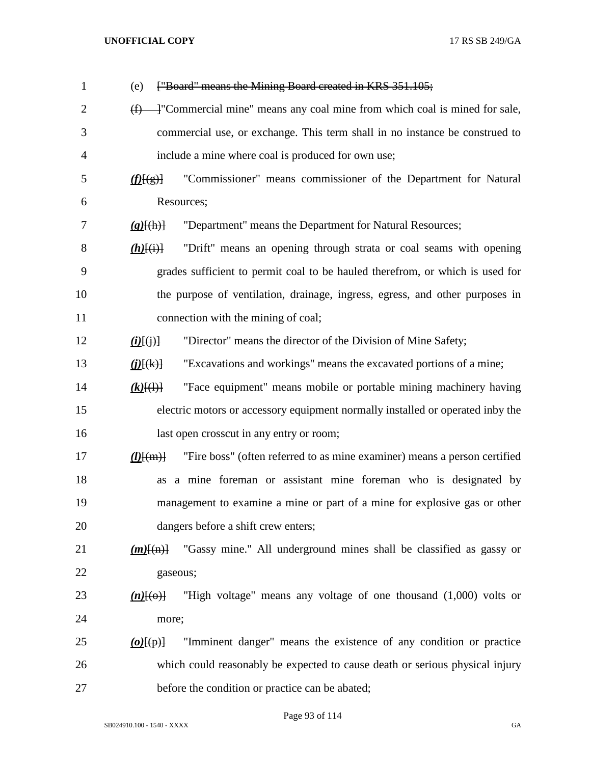(e) ~~["Board" means the Mining Board created in KRS 351.105;~~

~~(f)~~ ]"Commercial mine" means any coal mine from which coal is mined for sale, commercial use, or exchange. This term shall in no instance be construed to include a mine where coal is produced for own use;

***(f)***[~~(g)~~] "Commissioner" means commissioner of the Department for Natural Resources;

***(g)***[~~(h)~~] "Department" means the Department for Natural Resources;

***(h)***[~~(i)~~] "Drift" means an opening through strata or coal seams with opening grades sufficient to permit coal to be hauled therefrom, or which is used for the purpose of ventilation, drainage, ingress, egress, and other purposes in connection with the mining of coal;

***(i)***[~~(j)~~] "Director" means the director of the Division of Mine Safety;

***(j)***[~~(k)~~] "Excavations and workings" means the excavated portions of a mine;

***(k)***[~~(l)~~] "Face equipment" means mobile or portable mining machinery having electric motors or accessory equipment normally installed or operated inby the last open crosscut in any entry or room;

***(l)***[~~(m)~~] "Fire boss" (often referred to as mine examiner) means a person certified as a mine foreman or assistant mine foreman who is designated by management to examine a mine or part of a mine for explosive gas or other dangers before a shift crew enters;

***(m)***[~~(n)~~] "Gassy mine." All underground mines shall be classified as gassy or gaseous;

***(n)***[~~(o)~~] "High voltage" means any voltage of one thousand (1,000) volts or more;

***(o)***[~~(p)~~] "Imminent danger" means the existence of any condition or practice which could reasonably be expected to cause death or serious physical injury before the condition or practice can be abated;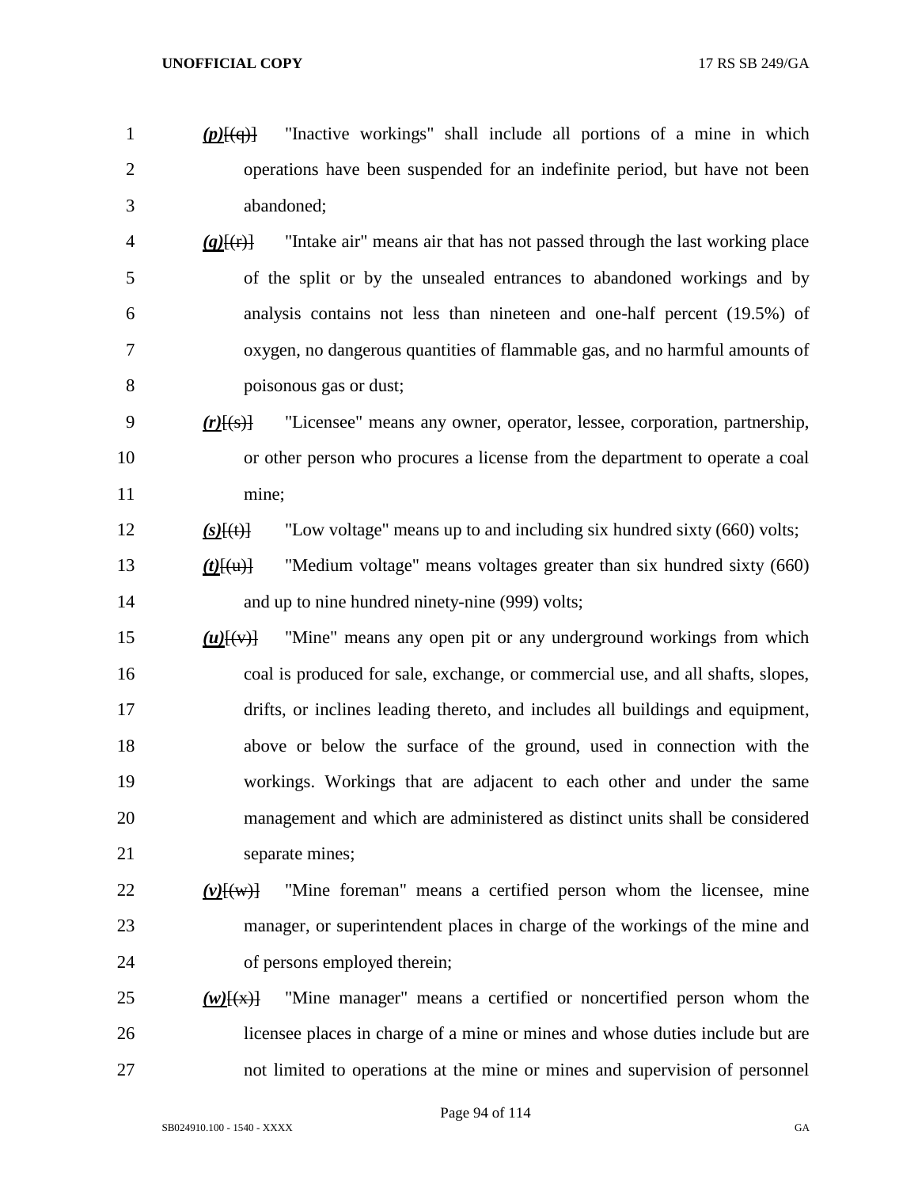*(p)*[(q)] "Inactive workings" shall include all portions of a mine in which operations have been suspended for an indefinite period, but have not been abandoned;

*(q)*[(r)] "Intake air" means air that has not passed through the last working place of the split or by the unsealed entrances to abandoned workings and by analysis contains not less than nineteen and one-half percent (19.5%) of oxygen, no dangerous quantities of flammable gas, and no harmful amounts of poisonous gas or dust;

*(r)*[(s)] "Licensee" means any owner, operator, lessee, corporation, partnership, or other person who procures a license from the department to operate a coal mine;

*(s)*[(t)] "Low voltage" means up to and including six hundred sixty (660) volts;

*(t)*[(u)] "Medium voltage" means voltages greater than six hundred sixty (660) and up to nine hundred ninety-nine (999) volts;

*(u)*[(v)] "Mine" means any open pit or any underground workings from which coal is produced for sale, exchange, or commercial use, and all shafts, slopes, drifts, or inclines leading thereto, and includes all buildings and equipment, above or below the surface of the ground, used in connection with the workings. Workings that are adjacent to each other and under the same management and which are administered as distinct units shall be considered separate mines;

*(v)*[(w)] "Mine foreman" means a certified person whom the licensee, mine manager, or superintendent places in charge of the workings of the mine and of persons employed therein;

*(w)*[(x)] "Mine manager" means a certified or noncertified person whom the licensee places in charge of a mine or mines and whose duties include but are not limited to operations at the mine or mines and supervision of personnel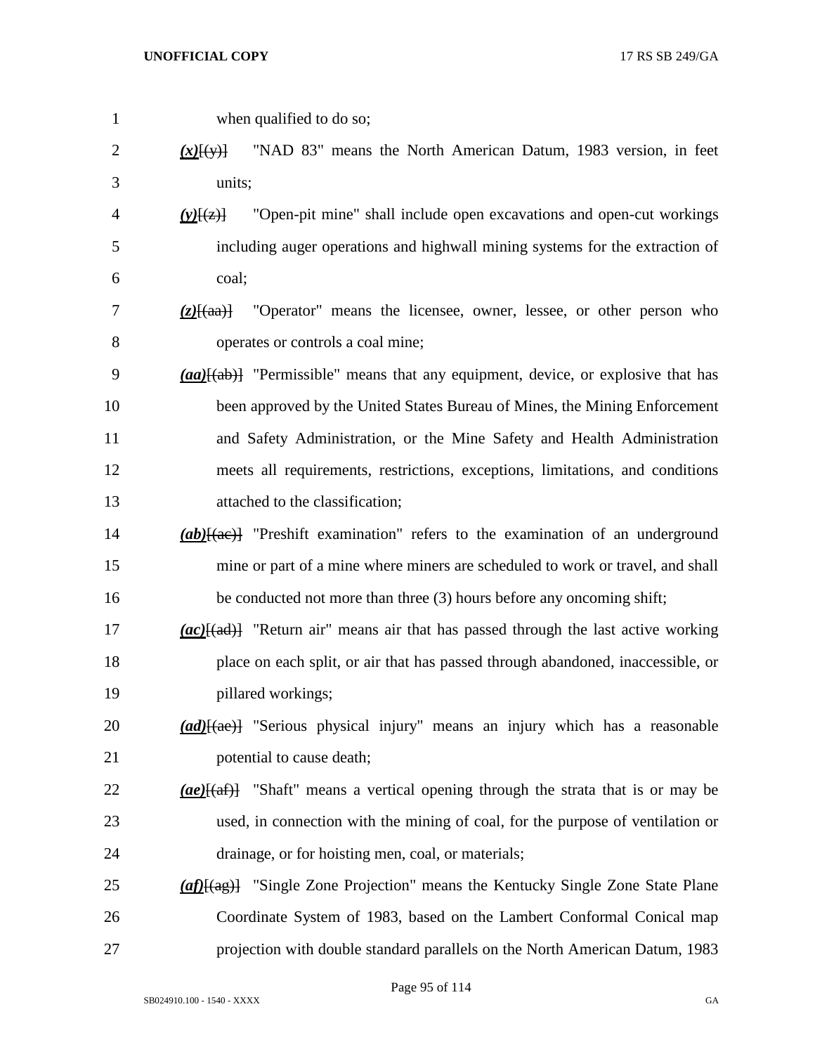when qualified to do so;

***(x)***[(y)] "NAD 83" means the North American Datum, 1983 version, in feet units;

***(y)***[(z)] "Open-pit mine" shall include open excavations and open-cut workings including auger operations and highwall mining systems for the extraction of coal;

***(z)***[(aa)] "Operator" means the licensee, owner, lessee, or other person who operates or controls a coal mine;

***(aa)***[(ab)] "Permissible" means that any equipment, device, or explosive that has been approved by the United States Bureau of Mines, the Mining Enforcement and Safety Administration, or the Mine Safety and Health Administration meets all requirements, restrictions, exceptions, limitations, and conditions attached to the classification;

***(ab)***[(ac)] "Preshift examination" refers to the examination of an underground mine or part of a mine where miners are scheduled to work or travel, and shall be conducted not more than three (3) hours before any oncoming shift;

***(ac)***[(ad)] "Return air" means air that has passed through the last active working place on each split, or air that has passed through abandoned, inaccessible, or pillared workings;

***(ad)***[(ae)] "Serious physical injury" means an injury which has a reasonable potential to cause death;

***(ae)***[(af)] "Shaft" means a vertical opening through the strata that is or may be used, in connection with the mining of coal, for the purpose of ventilation or drainage, or for hoisting men, coal, or materials;

***(af)***[(ag)] "Single Zone Projection" means the Kentucky Single Zone State Plane Coordinate System of 1983, based on the Lambert Conformal Conical map projection with double standard parallels on the North American Datum, 1983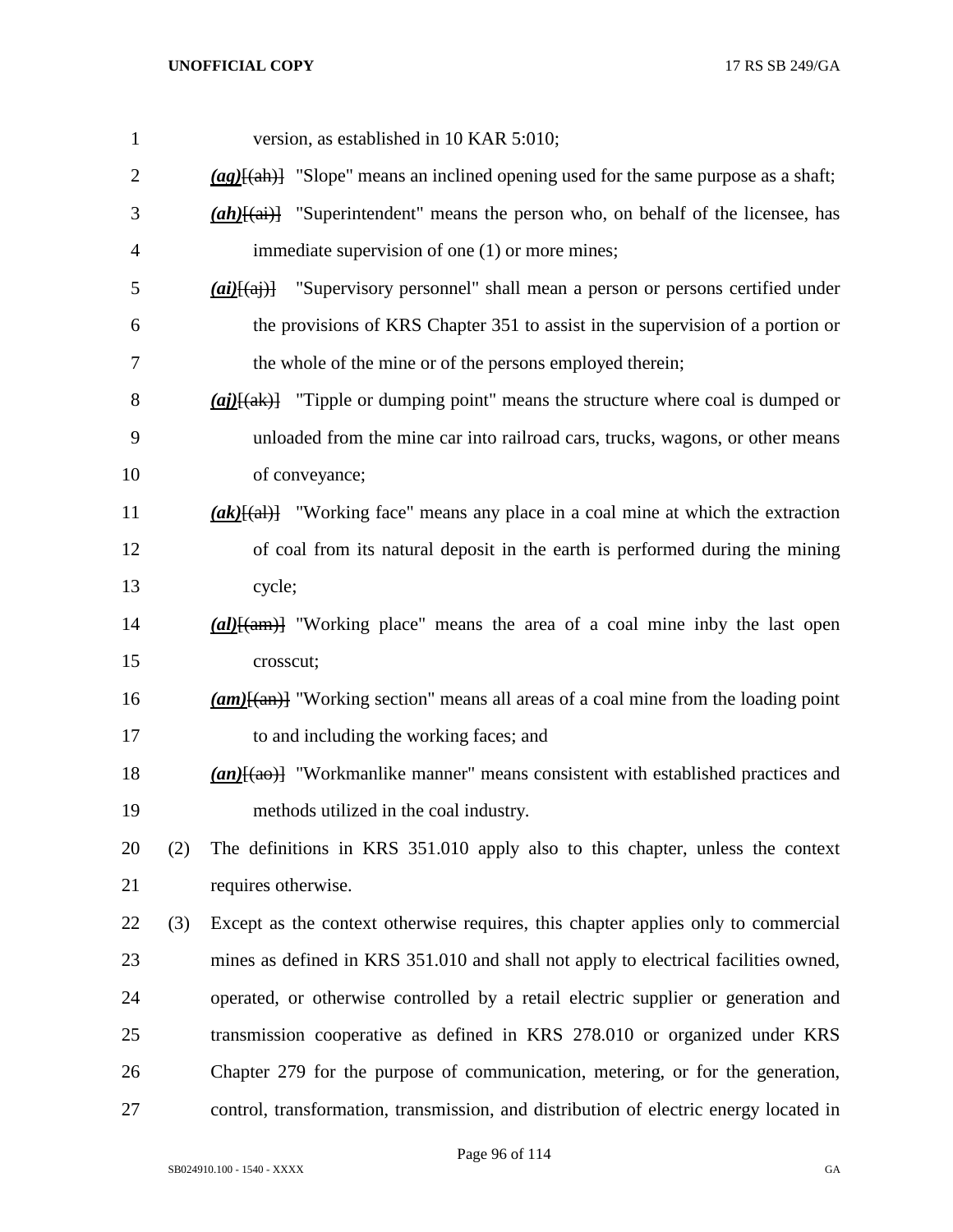version, as established in 10 KAR 5:010;

***(ag)***~~[(ah)]~~ "Slope" means an inclined opening used for the same purpose as a shaft;

***(ah)***~~[(ai)]~~ "Superintendent" means the person who, on behalf of the licensee, has immediate supervision of one (1) or more mines;

***(ai)***~~[(aj)]~~ "Supervisory personnel" shall mean a person or persons certified under the provisions of KRS Chapter 351 to assist in the supervision of a portion or the whole of the mine or of the persons employed therein;

***(aj)***~~[(ak)]~~ "Tipple or dumping point" means the structure where coal is dumped or unloaded from the mine car into railroad cars, trucks, wagons, or other means of conveyance;

***(ak)***~~[(al)]~~ "Working face" means any place in a coal mine at which the extraction of coal from its natural deposit in the earth is performed during the mining cycle;

***(al)***~~[(am)]~~ "Working place" means the area of a coal mine inby the last open crosscut;

***(am)***~~[(an)]~~ "Working section" means all areas of a coal mine from the loading point to and including the working faces; and

***(an)***~~[(ao)]~~ "Workmanlike manner" means consistent with established practices and methods utilized in the coal industry.

(2) The definitions in KRS 351.010 apply also to this chapter, unless the context requires otherwise.

(3) Except as the context otherwise requires, this chapter applies only to commercial mines as defined in KRS 351.010 and shall not apply to electrical facilities owned, operated, or otherwise controlled by a retail electric supplier or generation and transmission cooperative as defined in KRS 278.010 or organized under KRS Chapter 279 for the purpose of communication, metering, or for the generation, control, transformation, transmission, and distribution of electric energy located in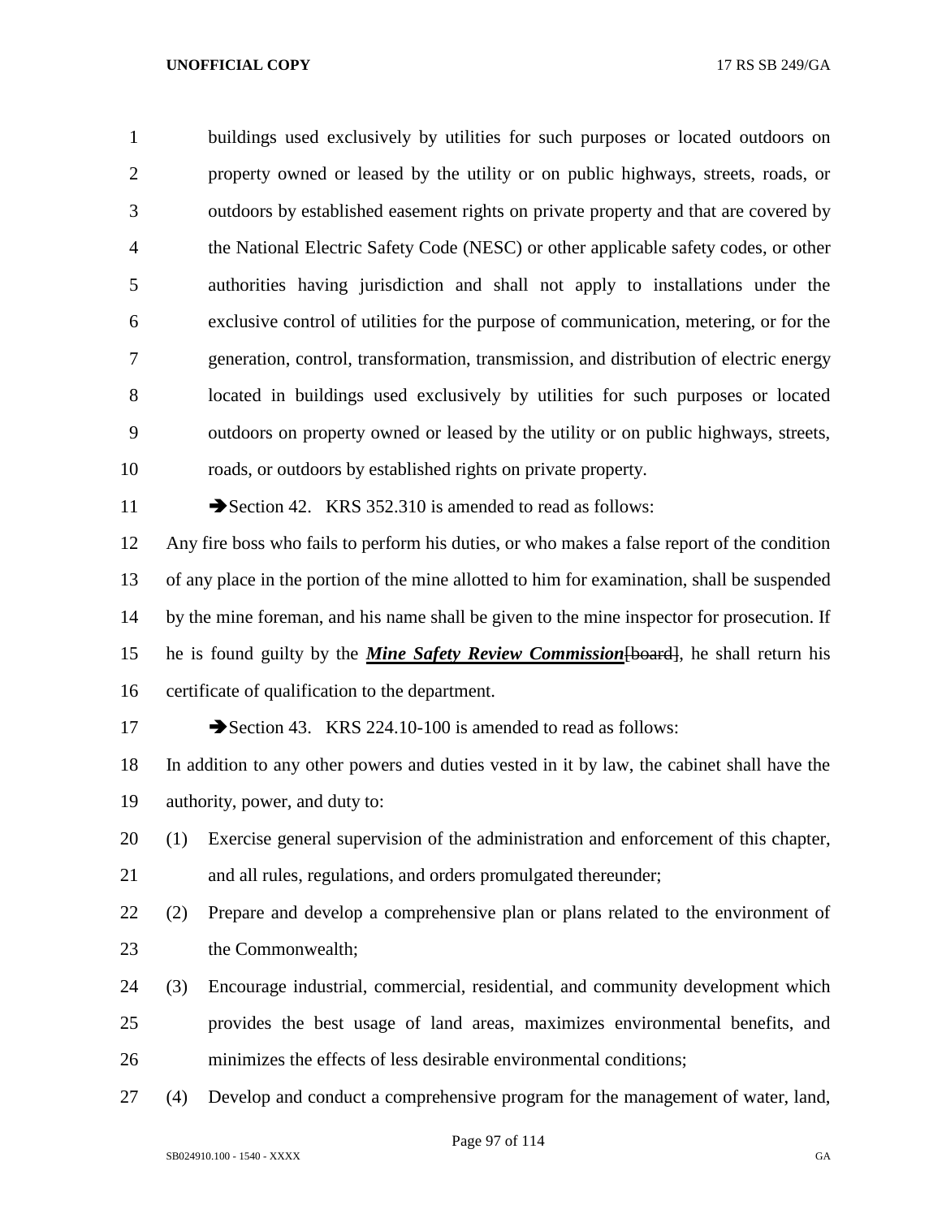buildings used exclusively by utilities for such purposes or located outdoors on property owned or leased by the utility or on public highways, streets, roads, or outdoors by established easement rights on private property and that are covered by the National Electric Safety Code (NESC) or other applicable safety codes, or other authorities having jurisdiction and shall not apply to installations under the exclusive control of utilities for the purpose of communication, metering, or for the generation, control, transformation, transmission, and distribution of electric energy located in buildings used exclusively by utilities for such purposes or located outdoors on property owned or leased by the utility or on public highways, streets, roads, or outdoors by established rights on private property.

➔Section 42. KRS 352.310 is amended to read as follows:

Any fire boss who fails to perform his duties, or who makes a false report of the condition of any place in the portion of the mine allotted to him for examination, shall be suspended by the mine foreman, and his name shall be given to the mine inspector for prosecution. If he is found guilty by the ***Mine Safety Review Commission***~~[board]~~, he shall return his certificate of qualification to the department.

➔Section 43. KRS 224.10-100 is amended to read as follows:

In addition to any other powers and duties vested in it by law, the cabinet shall have the authority, power, and duty to:

(1) Exercise general supervision of the administration and enforcement of this chapter, and all rules, regulations, and orders promulgated thereunder;

(2) Prepare and develop a comprehensive plan or plans related to the environment of the Commonwealth;

(3) Encourage industrial, commercial, residential, and community development which provides the best usage of land areas, maximizes environmental benefits, and minimizes the effects of less desirable environmental conditions;

(4) Develop and conduct a comprehensive program for the management of water, land,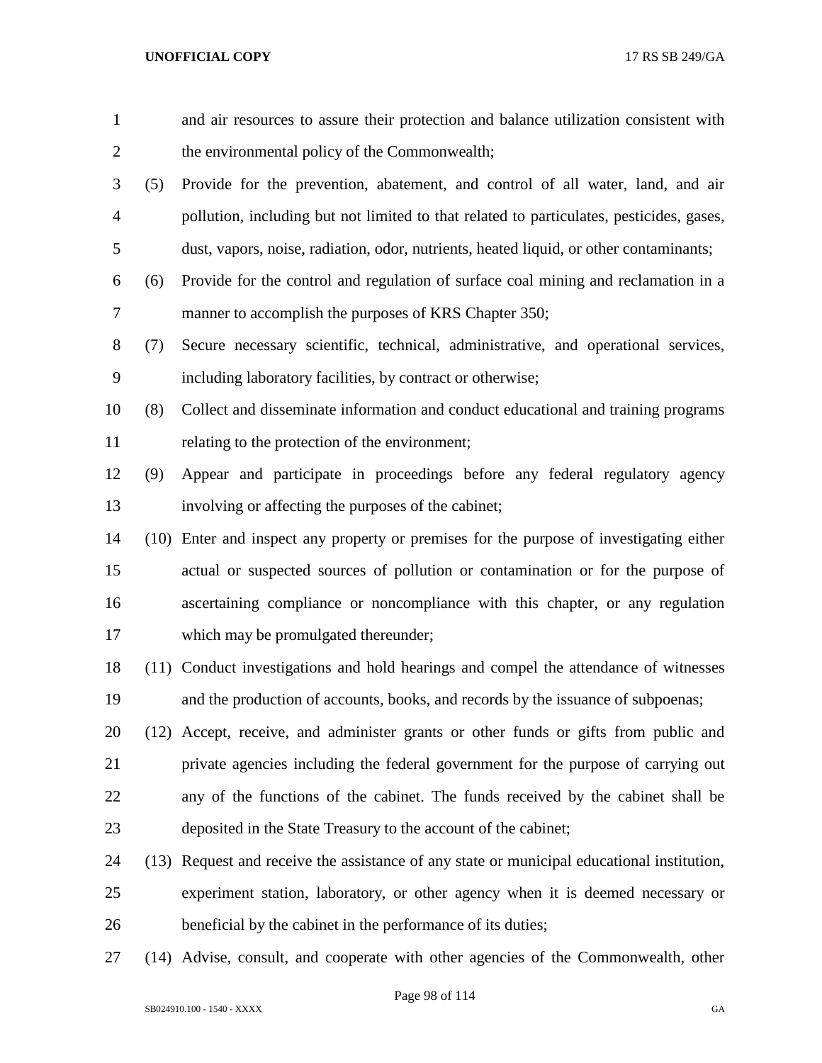and air resources to assure their protection and balance utilization consistent with the environmental policy of the Commonwealth;

(5) Provide for the prevention, abatement, and control of all water, land, and air pollution, including but not limited to that related to particulates, pesticides, gases, dust, vapors, noise, radiation, odor, nutrients, heated liquid, or other contaminants;

(6) Provide for the control and regulation of surface coal mining and reclamation in a manner to accomplish the purposes of KRS Chapter 350;

(7) Secure necessary scientific, technical, administrative, and operational services, including laboratory facilities, by contract or otherwise;

(8) Collect and disseminate information and conduct educational and training programs relating to the protection of the environment;

(9) Appear and participate in proceedings before any federal regulatory agency involving or affecting the purposes of the cabinet;

(10) Enter and inspect any property or premises for the purpose of investigating either actual or suspected sources of pollution or contamination or for the purpose of ascertaining compliance or noncompliance with this chapter, or any regulation which may be promulgated thereunder;

(11) Conduct investigations and hold hearings and compel the attendance of witnesses and the production of accounts, books, and records by the issuance of subpoenas;

(12) Accept, receive, and administer grants or other funds or gifts from public and private agencies including the federal government for the purpose of carrying out any of the functions of the cabinet. The funds received by the cabinet shall be deposited in the State Treasury to the account of the cabinet;

(13) Request and receive the assistance of any state or municipal educational institution, experiment station, laboratory, or other agency when it is deemed necessary or beneficial by the cabinet in the performance of its duties;

(14) Advise, consult, and cooperate with other agencies of the Commonwealth, other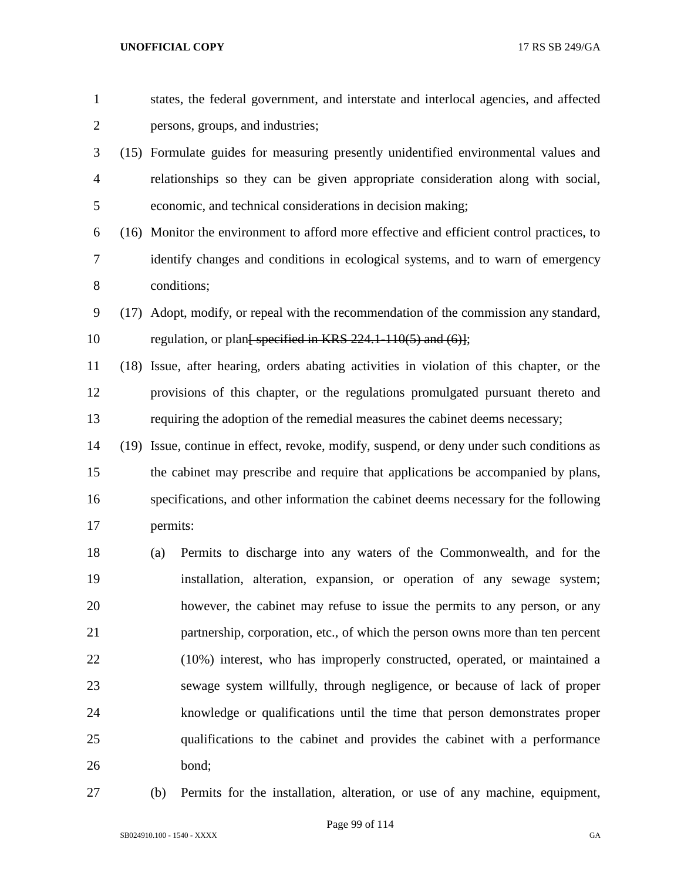states, the federal government, and interstate and interlocal agencies, and affected persons, groups, and industries;

(15) Formulate guides for measuring presently unidentified environmental values and relationships so they can be given appropriate consideration along with social, economic, and technical considerations in decision making;

(16) Monitor the environment to afford more effective and efficient control practices, to identify changes and conditions in ecological systems, and to warn of emergency conditions;

(17) Adopt, modify, or repeal with the recommendation of the commission any standard, regulation, or plan~~[ specified in KRS 224.1-110(5) and (6)]~~;

(18) Issue, after hearing, orders abating activities in violation of this chapter, or the provisions of this chapter, or the regulations promulgated pursuant thereto and requiring the adoption of the remedial measures the cabinet deems necessary;

(19) Issue, continue in effect, revoke, modify, suspend, or deny under such conditions as the cabinet may prescribe and require that applications be accompanied by plans, specifications, and other information the cabinet deems necessary for the following permits:

(a) Permits to discharge into any waters of the Commonwealth, and for the installation, alteration, expansion, or operation of any sewage system; however, the cabinet may refuse to issue the permits to any person, or any partnership, corporation, etc., of which the person owns more than ten percent (10%) interest, who has improperly constructed, operated, or maintained a sewage system willfully, through negligence, or because of lack of proper knowledge or qualifications until the time that person demonstrates proper qualifications to the cabinet and provides the cabinet with a performance bond;

(b) Permits for the installation, alteration, or use of any machine, equipment,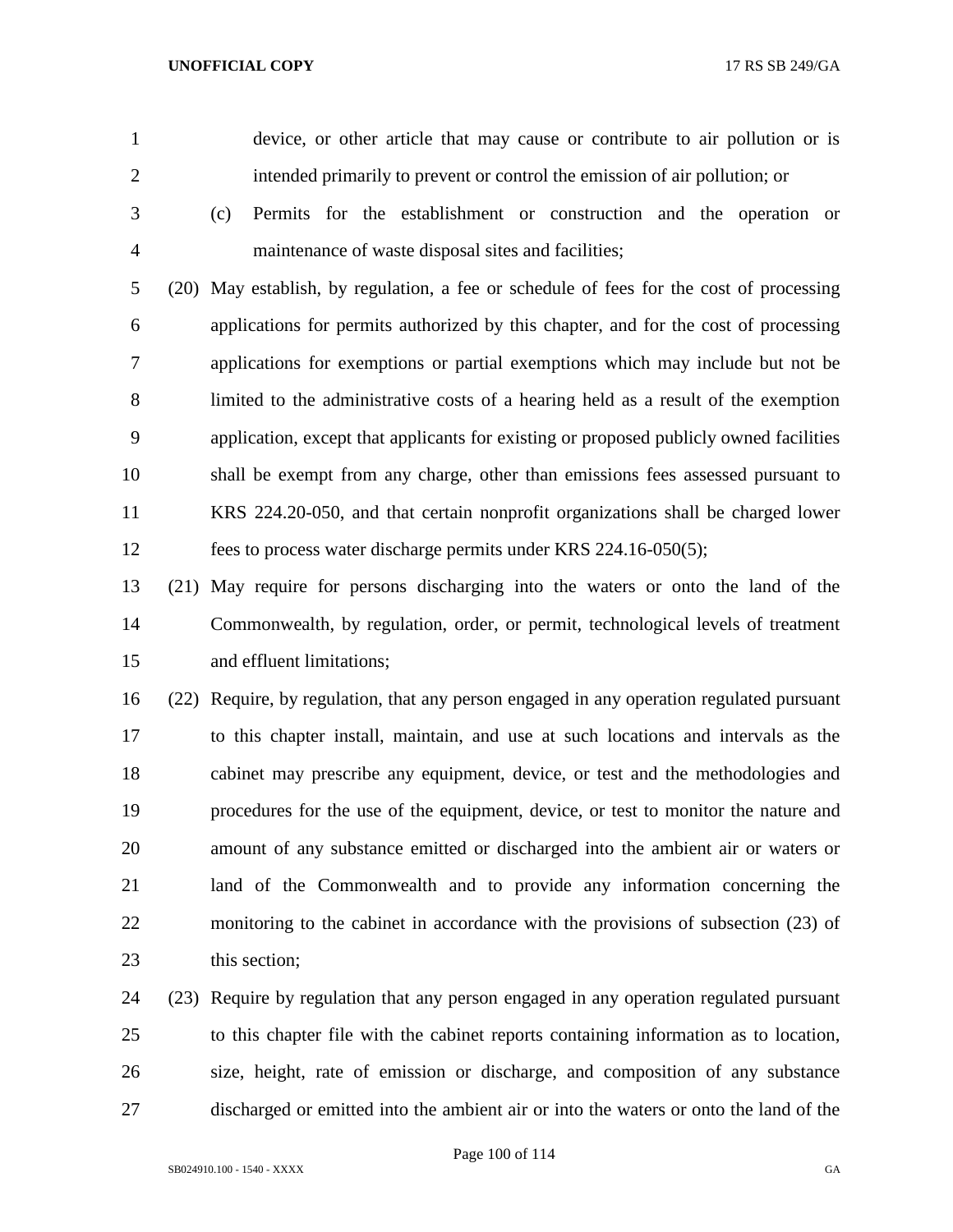device, or other article that may cause or contribute to air pollution or is intended primarily to prevent or control the emission of air pollution; or

(c) Permits for the establishment or construction and the operation or maintenance of waste disposal sites and facilities;

(20) May establish, by regulation, a fee or schedule of fees for the cost of processing applications for permits authorized by this chapter, and for the cost of processing applications for exemptions or partial exemptions which may include but not be limited to the administrative costs of a hearing held as a result of the exemption application, except that applicants for existing or proposed publicly owned facilities shall be exempt from any charge, other than emissions fees assessed pursuant to KRS 224.20-050, and that certain nonprofit organizations shall be charged lower fees to process water discharge permits under KRS 224.16-050(5);

(21) May require for persons discharging into the waters or onto the land of the Commonwealth, by regulation, order, or permit, technological levels of treatment and effluent limitations;

(22) Require, by regulation, that any person engaged in any operation regulated pursuant to this chapter install, maintain, and use at such locations and intervals as the cabinet may prescribe any equipment, device, or test and the methodologies and procedures for the use of the equipment, device, or test to monitor the nature and amount of any substance emitted or discharged into the ambient air or waters or land of the Commonwealth and to provide any information concerning the monitoring to the cabinet in accordance with the provisions of subsection (23) of this section;

(23) Require by regulation that any person engaged in any operation regulated pursuant to this chapter file with the cabinet reports containing information as to location, size, height, rate of emission or discharge, and composition of any substance discharged or emitted into the ambient air or into the waters or onto the land of the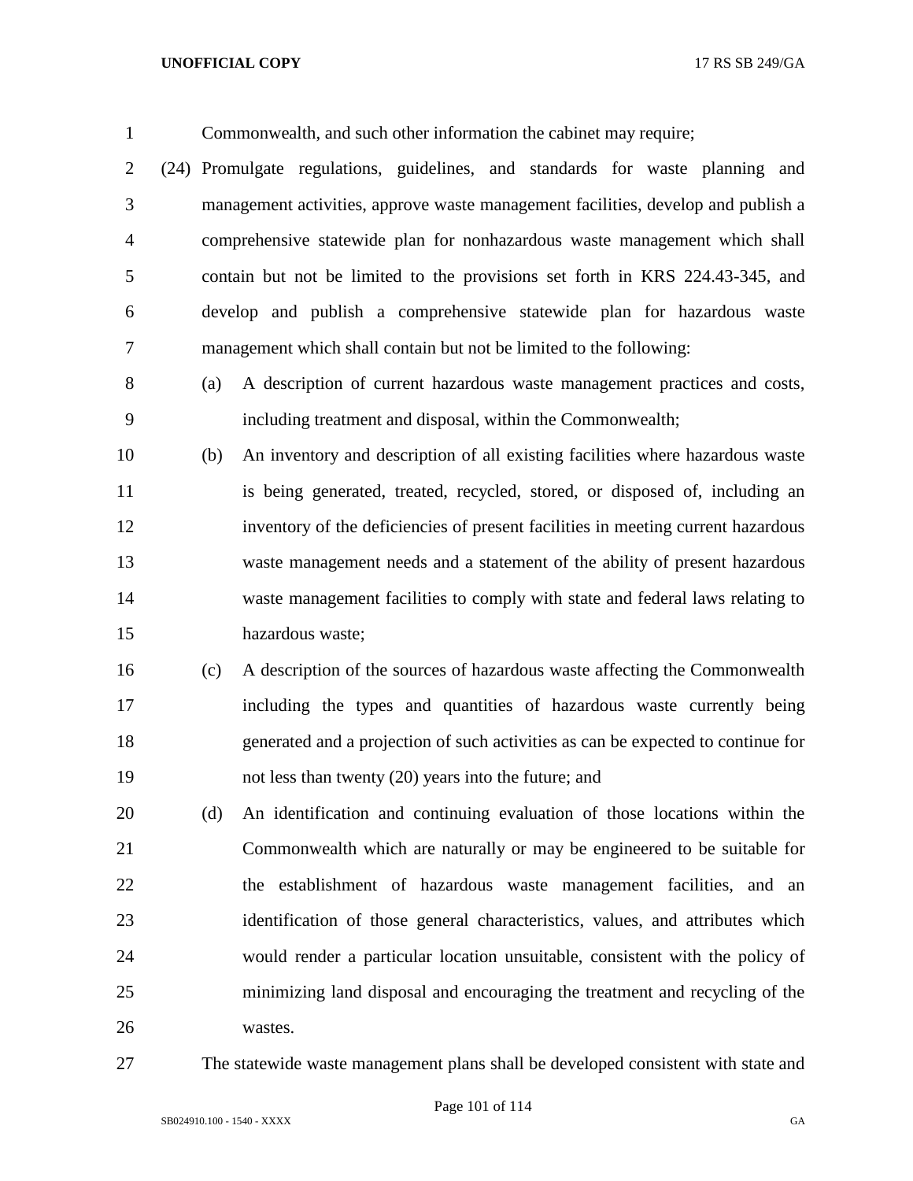Commonwealth, and such other information the cabinet may require;

(24) Promulgate regulations, guidelines, and standards for waste planning and management activities, approve waste management facilities, develop and publish a comprehensive statewide plan for nonhazardous waste management which shall contain but not be limited to the provisions set forth in KRS 224.43-345, and develop and publish a comprehensive statewide plan for hazardous waste management which shall contain but not be limited to the following:

(a) A description of current hazardous waste management practices and costs, including treatment and disposal, within the Commonwealth;

(b) An inventory and description of all existing facilities where hazardous waste is being generated, treated, recycled, stored, or disposed of, including an inventory of the deficiencies of present facilities in meeting current hazardous waste management needs and a statement of the ability of present hazardous waste management facilities to comply with state and federal laws relating to hazardous waste;

(c) A description of the sources of hazardous waste affecting the Commonwealth including the types and quantities of hazardous waste currently being generated and a projection of such activities as can be expected to continue for not less than twenty (20) years into the future; and

(d) An identification and continuing evaluation of those locations within the Commonwealth which are naturally or may be engineered to be suitable for the establishment of hazardous waste management facilities, and an identification of those general characteristics, values, and attributes which would render a particular location unsuitable, consistent with the policy of minimizing land disposal and encouraging the treatment and recycling of the wastes.

The statewide waste management plans shall be developed consistent with state and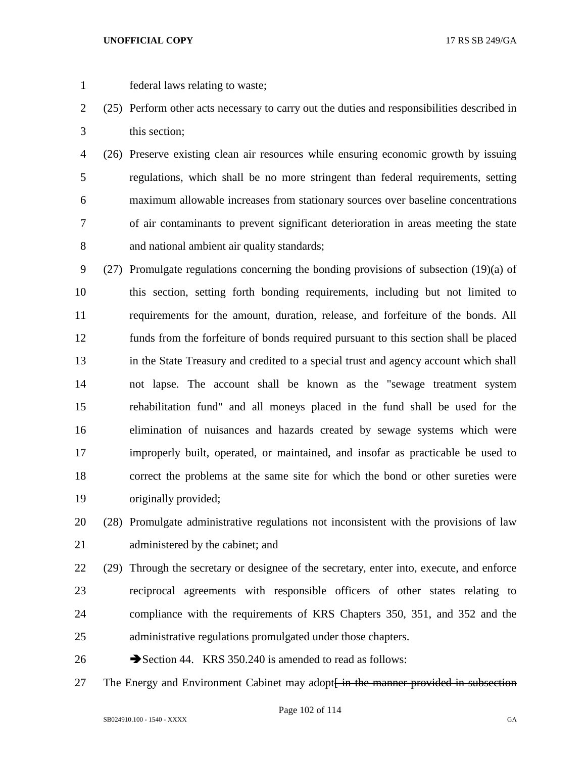federal laws relating to waste;

(25) Perform other acts necessary to carry out the duties and responsibilities described in this section;

(26) Preserve existing clean air resources while ensuring economic growth by issuing regulations, which shall be no more stringent than federal requirements, setting maximum allowable increases from stationary sources over baseline concentrations of air contaminants to prevent significant deterioration in areas meeting the state and national ambient air quality standards;

(27) Promulgate regulations concerning the bonding provisions of subsection (19)(a) of this section, setting forth bonding requirements, including but not limited to requirements for the amount, duration, release, and forfeiture of the bonds. All funds from the forfeiture of bonds required pursuant to this section shall be placed in the State Treasury and credited to a special trust and agency account which shall not lapse. The account shall be known as the "sewage treatment system rehabilitation fund" and all moneys placed in the fund shall be used for the elimination of nuisances and hazards created by sewage systems which were improperly built, operated, or maintained, and insofar as practicable be used to correct the problems at the same site for which the bond or other sureties were originally provided;

(28) Promulgate administrative regulations not inconsistent with the provisions of law administered by the cabinet; and

(29) Through the secretary or designee of the secretary, enter into, execute, and enforce reciprocal agreements with responsible officers of other states relating to compliance with the requirements of KRS Chapters 350, 351, and 352 and the administrative regulations promulgated under those chapters.

➔Section 44. KRS 350.240 is amended to read as follows:

The Energy and Environment Cabinet may adopt~~[ in the manner provided in subsection~~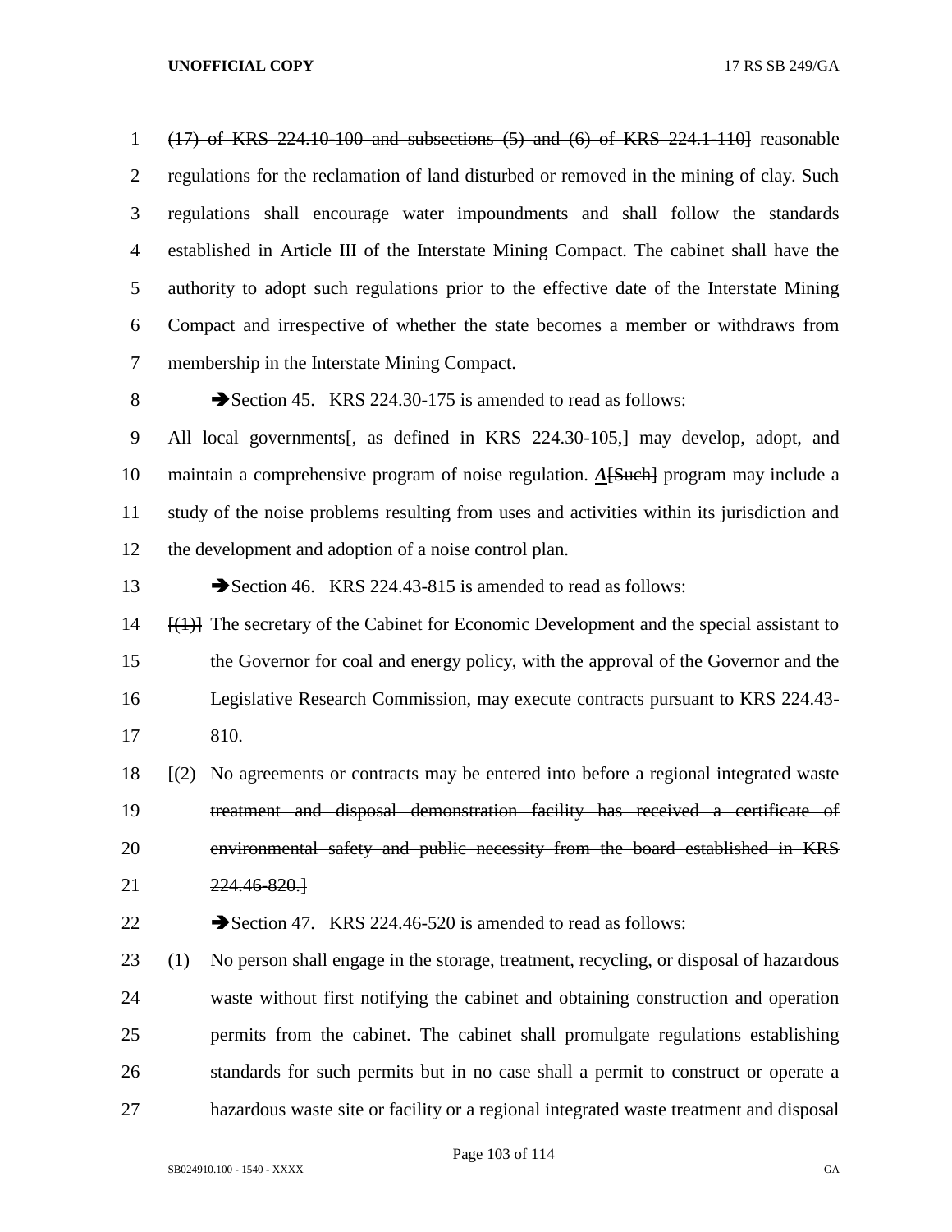~~(17) of KRS 224.10-100 and subsections (5) and (6) of KRS 224.1-110]~~ reasonable regulations for the reclamation of land disturbed or removed in the mining of clay. Such regulations shall encourage water impoundments and shall follow the standards established in Article III of the Interstate Mining Compact. The cabinet shall have the authority to adopt such regulations prior to the effective date of the Interstate Mining Compact and irrespective of whether the state becomes a member or withdraws from membership in the Interstate Mining Compact.

➔Section 45. KRS 224.30-175 is amended to read as follows:

All local governments~~[, as defined in KRS 224.30-105,]~~ may develop, adopt, and maintain a comprehensive program of noise regulation. ***A***~~[Such]~~ program may include a study of the noise problems resulting from uses and activities within its jurisdiction and the development and adoption of a noise control plan.

➔Section 46. KRS 224.43-815 is amended to read as follows:

~~[(1)]~~ The secretary of the Cabinet for Economic Development and the special assistant to the Governor for coal and energy policy, with the approval of the Governor and the Legislative Research Commission, may execute contracts pursuant to KRS 224.43-810.

~~[(2) No agreements or contracts may be entered into before a regional integrated waste treatment and disposal demonstration facility has received a certificate of environmental safety and public necessity from the board established in KRS 224.46-820.]~~

➔Section 47. KRS 224.46-520 is amended to read as follows:

(1) No person shall engage in the storage, treatment, recycling, or disposal of hazardous waste without first notifying the cabinet and obtaining construction and operation permits from the cabinet. The cabinet shall promulgate regulations establishing standards for such permits but in no case shall a permit to construct or operate a hazardous waste site or facility or a regional integrated waste treatment and disposal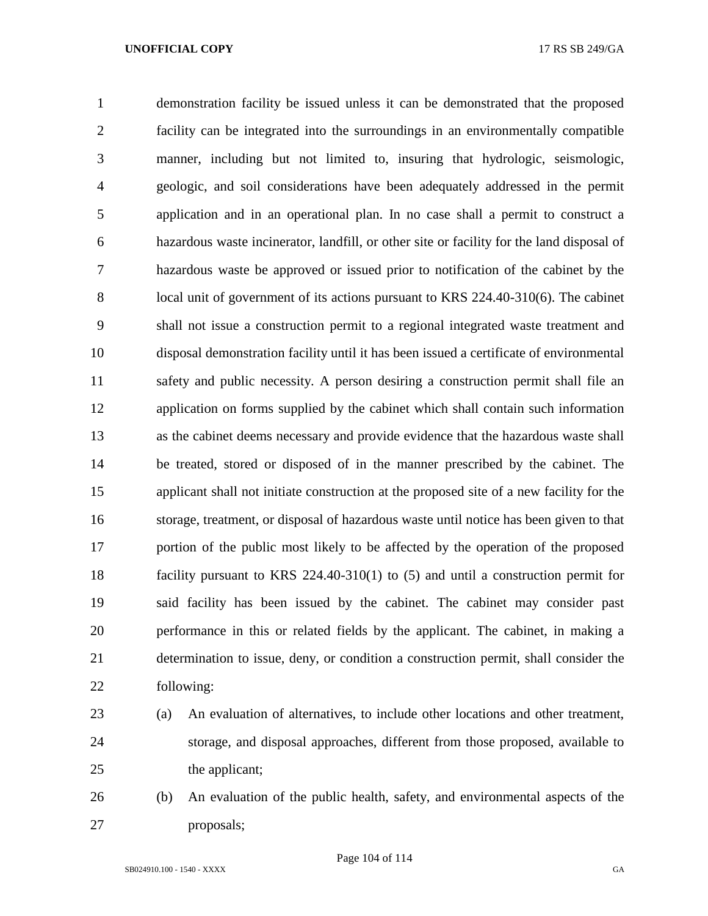demonstration facility be issued unless it can be demonstrated that the proposed facility can be integrated into the surroundings in an environmentally compatible manner, including but not limited to, insuring that hydrologic, seismologic, geologic, and soil considerations have been adequately addressed in the permit application and in an operational plan. In no case shall a permit to construct a hazardous waste incinerator, landfill, or other site or facility for the land disposal of hazardous waste be approved or issued prior to notification of the cabinet by the local unit of government of its actions pursuant to KRS 224.40-310(6). The cabinet shall not issue a construction permit to a regional integrated waste treatment and disposal demonstration facility until it has been issued a certificate of environmental safety and public necessity. A person desiring a construction permit shall file an application on forms supplied by the cabinet which shall contain such information as the cabinet deems necessary and provide evidence that the hazardous waste shall be treated, stored or disposed of in the manner prescribed by the cabinet. The applicant shall not initiate construction at the proposed site of a new facility for the storage, treatment, or disposal of hazardous waste until notice has been given to that portion of the public most likely to be affected by the operation of the proposed facility pursuant to KRS 224.40-310(1) to (5) and until a construction permit for said facility has been issued by the cabinet. The cabinet may consider past performance in this or related fields by the applicant. The cabinet, in making a determination to issue, deny, or condition a construction permit, shall consider the following:

(a) An evaluation of alternatives, to include other locations and other treatment, storage, and disposal approaches, different from those proposed, available to the applicant;

(b) An evaluation of the public health, safety, and environmental aspects of the proposals;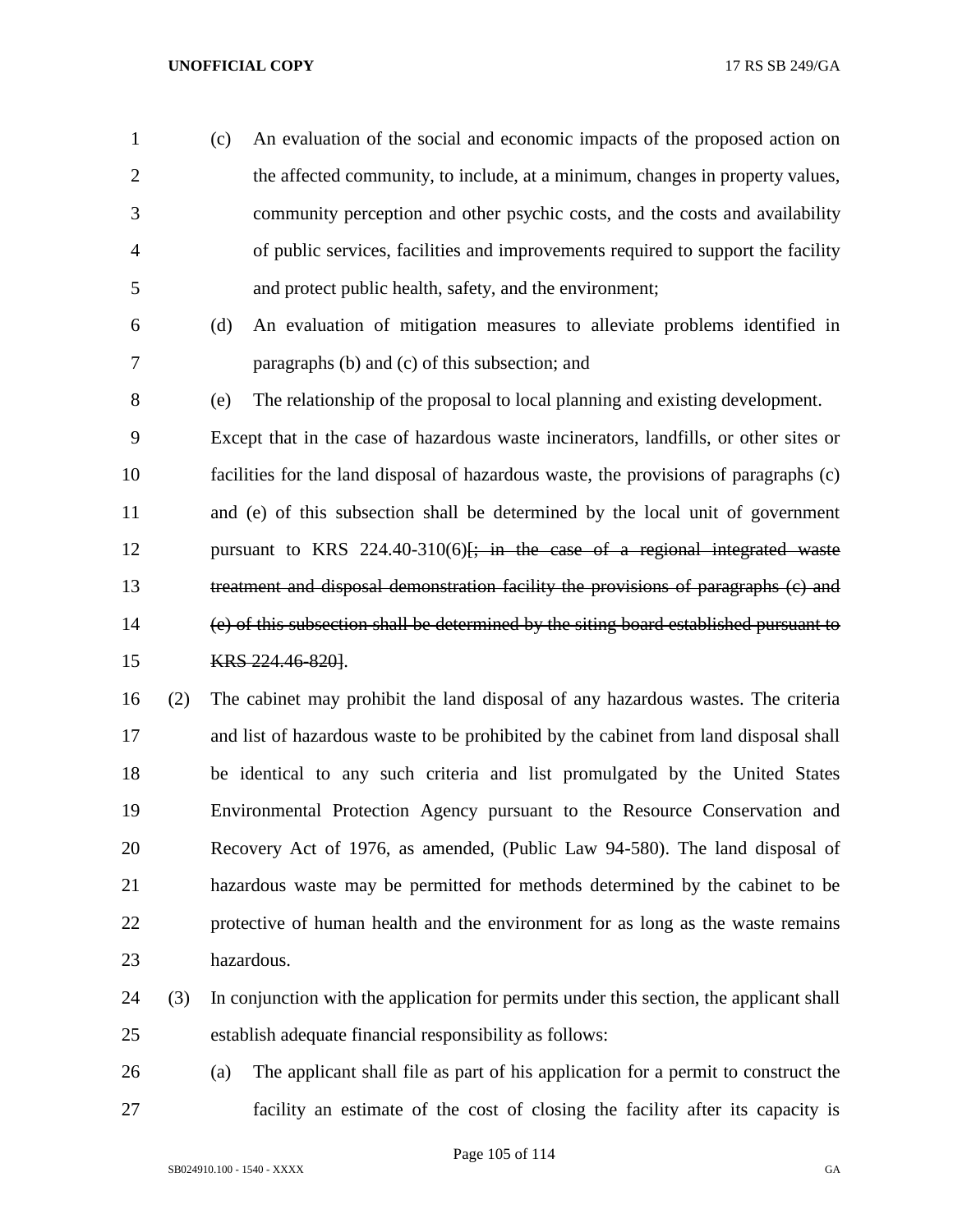(c) An evaluation of the social and economic impacts of the proposed action on the affected community, to include, at a minimum, changes in property values, community perception and other psychic costs, and the costs and availability of public services, facilities and improvements required to support the facility and protect public health, safety, and the environment;

(d) An evaluation of mitigation measures to alleviate problems identified in paragraphs (b) and (c) of this subsection; and

(e) The relationship of the proposal to local planning and existing development.

Except that in the case of hazardous waste incinerators, landfills, or other sites or facilities for the land disposal of hazardous waste, the provisions of paragraphs (c) and (e) of this subsection shall be determined by the local unit of government pursuant to KRS 224.40-310(6)~~[; in the case of a regional integrated waste treatment and disposal demonstration facility the provisions of paragraphs (c) and (e) of this subsection shall be determined by the siting board established pursuant to KRS 224.46-820]~~.

(2) The cabinet may prohibit the land disposal of any hazardous wastes. The criteria and list of hazardous waste to be prohibited by the cabinet from land disposal shall be identical to any such criteria and list promulgated by the United States Environmental Protection Agency pursuant to the Resource Conservation and Recovery Act of 1976, as amended, (Public Law 94-580). The land disposal of hazardous waste may be permitted for methods determined by the cabinet to be protective of human health and the environment for as long as the waste remains hazardous.

(3) In conjunction with the application for permits under this section, the applicant shall establish adequate financial responsibility as follows:

(a) The applicant shall file as part of his application for a permit to construct the facility an estimate of the cost of closing the facility after its capacity is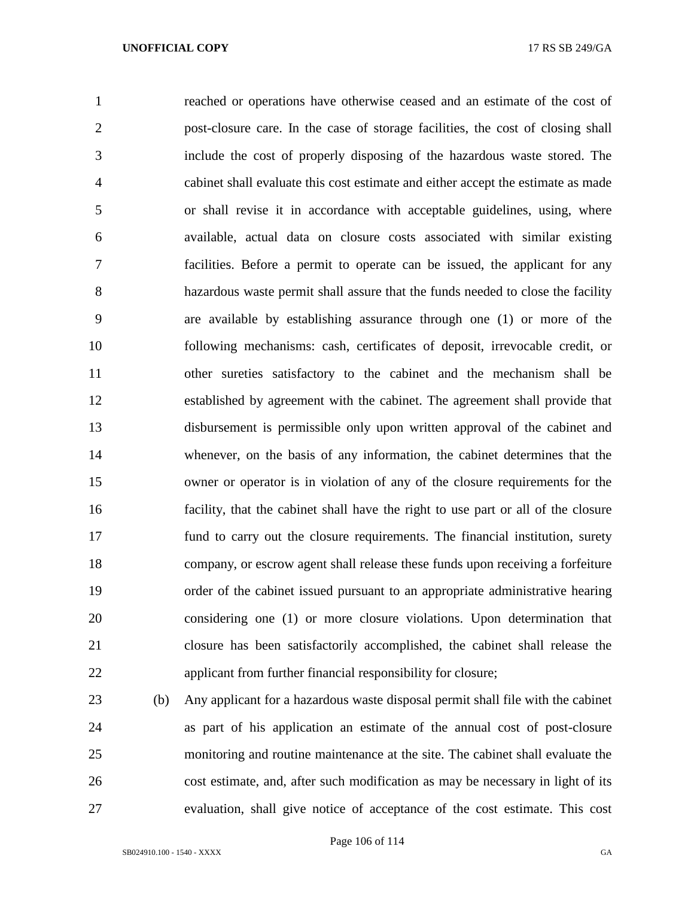reached or operations have otherwise ceased and an estimate of the cost of post-closure care. In the case of storage facilities, the cost of closing shall include the cost of properly disposing of the hazardous waste stored. The cabinet shall evaluate this cost estimate and either accept the estimate as made or shall revise it in accordance with acceptable guidelines, using, where available, actual data on closure costs associated with similar existing facilities. Before a permit to operate can be issued, the applicant for any hazardous waste permit shall assure that the funds needed to close the facility are available by establishing assurance through one (1) or more of the following mechanisms: cash, certificates of deposit, irrevocable credit, or other sureties satisfactory to the cabinet and the mechanism shall be established by agreement with the cabinet. The agreement shall provide that disbursement is permissible only upon written approval of the cabinet and whenever, on the basis of any information, the cabinet determines that the owner or operator is in violation of any of the closure requirements for the facility, that the cabinet shall have the right to use part or all of the closure fund to carry out the closure requirements. The financial institution, surety company, or escrow agent shall release these funds upon receiving a forfeiture order of the cabinet issued pursuant to an appropriate administrative hearing considering one (1) or more closure violations. Upon determination that closure has been satisfactorily accomplished, the cabinet shall release the applicant from further financial responsibility for closure;

(b) Any applicant for a hazardous waste disposal permit shall file with the cabinet as part of his application an estimate of the annual cost of post-closure monitoring and routine maintenance at the site. The cabinet shall evaluate the cost estimate, and, after such modification as may be necessary in light of its evaluation, shall give notice of acceptance of the cost estimate. This cost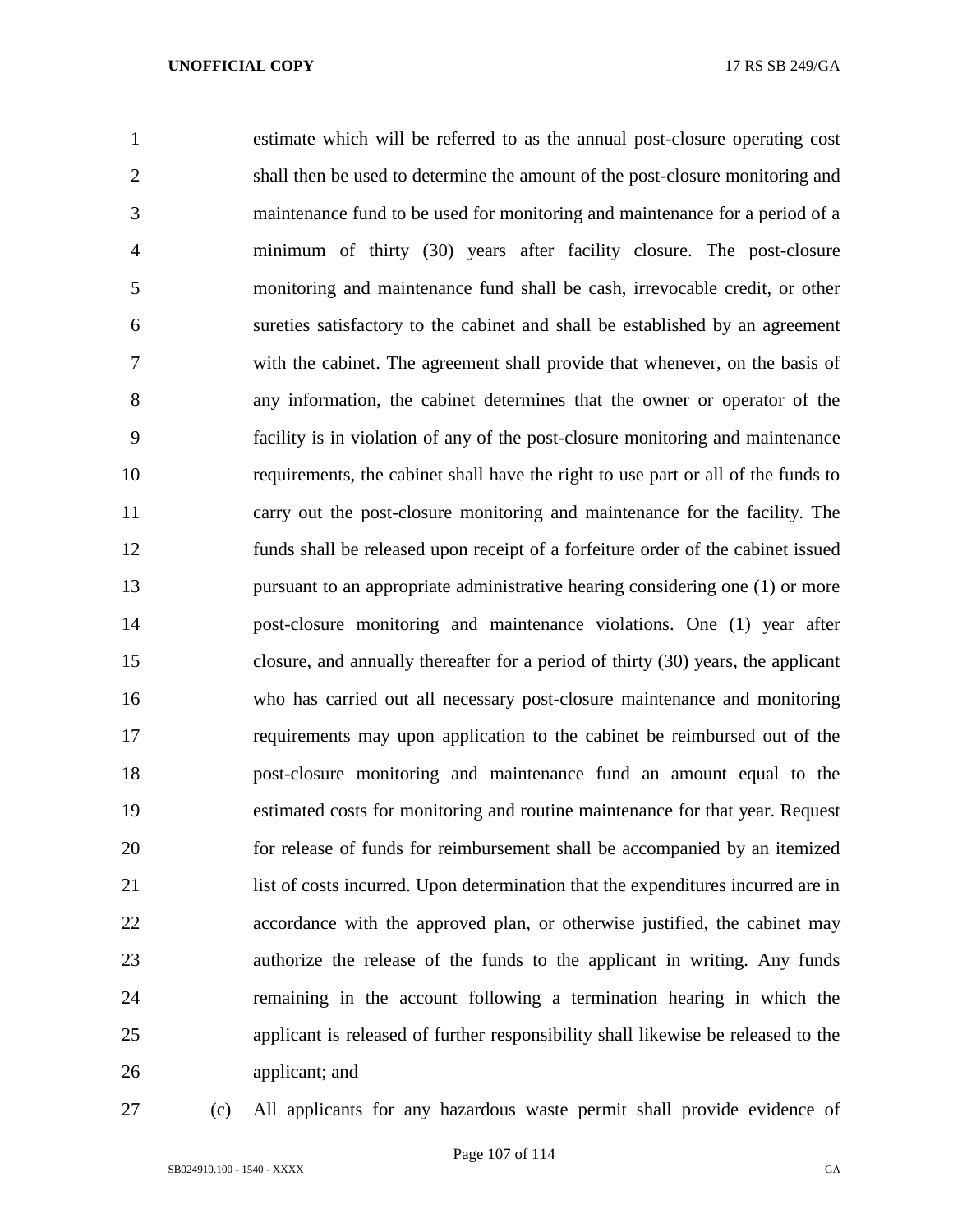estimate which will be referred to as the annual post-closure operating cost shall then be used to determine the amount of the post-closure monitoring and maintenance fund to be used for monitoring and maintenance for a period of a minimum of thirty (30) years after facility closure. The post-closure monitoring and maintenance fund shall be cash, irrevocable credit, or other sureties satisfactory to the cabinet and shall be established by an agreement with the cabinet. The agreement shall provide that whenever, on the basis of any information, the cabinet determines that the owner or operator of the facility is in violation of any of the post-closure monitoring and maintenance requirements, the cabinet shall have the right to use part or all of the funds to carry out the post-closure monitoring and maintenance for the facility. The funds shall be released upon receipt of a forfeiture order of the cabinet issued pursuant to an appropriate administrative hearing considering one (1) or more post-closure monitoring and maintenance violations. One (1) year after closure, and annually thereafter for a period of thirty (30) years, the applicant who has carried out all necessary post-closure maintenance and monitoring requirements may upon application to the cabinet be reimbursed out of the post-closure monitoring and maintenance fund an amount equal to the estimated costs for monitoring and routine maintenance for that year. Request for release of funds for reimbursement shall be accompanied by an itemized list of costs incurred. Upon determination that the expenditures incurred are in accordance with the approved plan, or otherwise justified, the cabinet may authorize the release of the funds to the applicant in writing. Any funds remaining in the account following a termination hearing in which the applicant is released of further responsibility shall likewise be released to the applicant; and

(c) All applicants for any hazardous waste permit shall provide evidence of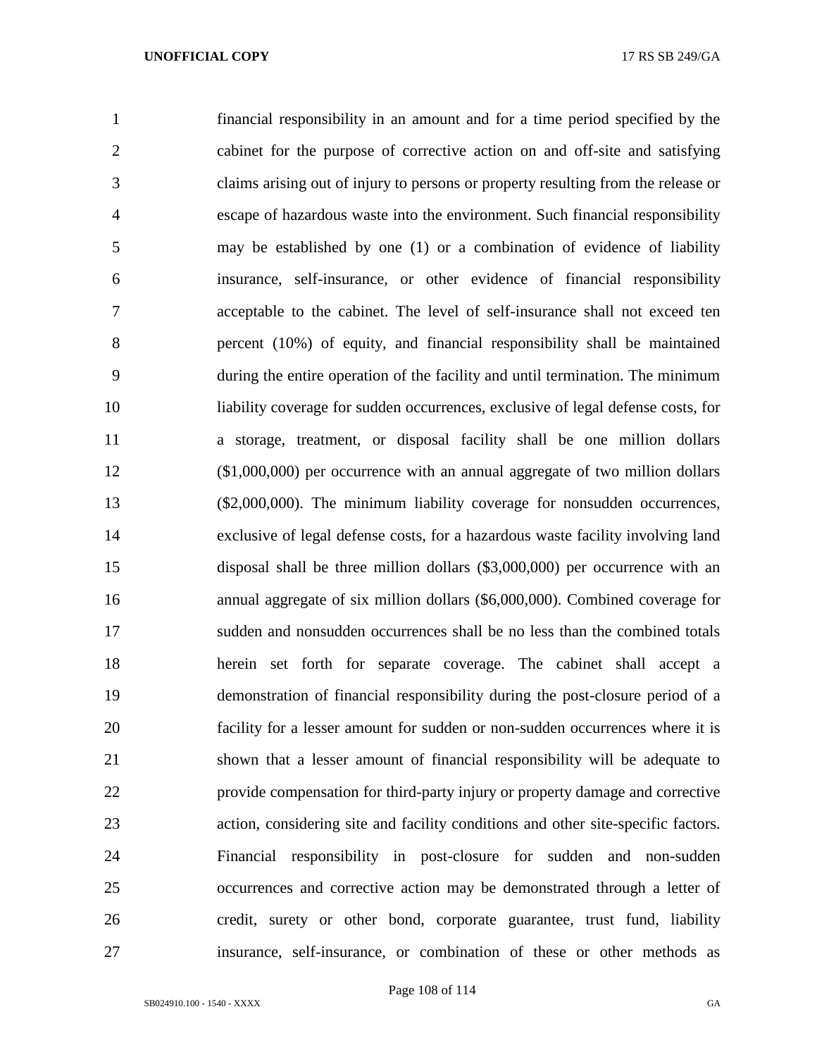financial responsibility in an amount and for a time period specified by the cabinet for the purpose of corrective action on and off-site and satisfying claims arising out of injury to persons or property resulting from the release or escape of hazardous waste into the environment. Such financial responsibility may be established by one (1) or a combination of evidence of liability insurance, self-insurance, or other evidence of financial responsibility acceptable to the cabinet. The level of self-insurance shall not exceed ten percent (10%) of equity, and financial responsibility shall be maintained during the entire operation of the facility and until termination. The minimum liability coverage for sudden occurrences, exclusive of legal defense costs, for a storage, treatment, or disposal facility shall be one million dollars ($1,000,000) per occurrence with an annual aggregate of two million dollars ($2,000,000). The minimum liability coverage for nonsudden occurrences, exclusive of legal defense costs, for a hazardous waste facility involving land disposal shall be three million dollars ($3,000,000) per occurrence with an annual aggregate of six million dollars ($6,000,000). Combined coverage for sudden and nonsudden occurrences shall be no less than the combined totals herein set forth for separate coverage. The cabinet shall accept a demonstration of financial responsibility during the post-closure period of a facility for a lesser amount for sudden or non-sudden occurrences where it is shown that a lesser amount of financial responsibility will be adequate to provide compensation for third-party injury or property damage and corrective action, considering site and facility conditions and other site-specific factors. Financial responsibility in post-closure for sudden and non-sudden occurrences and corrective action may be demonstrated through a letter of credit, surety or other bond, corporate guarantee, trust fund, liability insurance, self-insurance, or combination of these or other methods as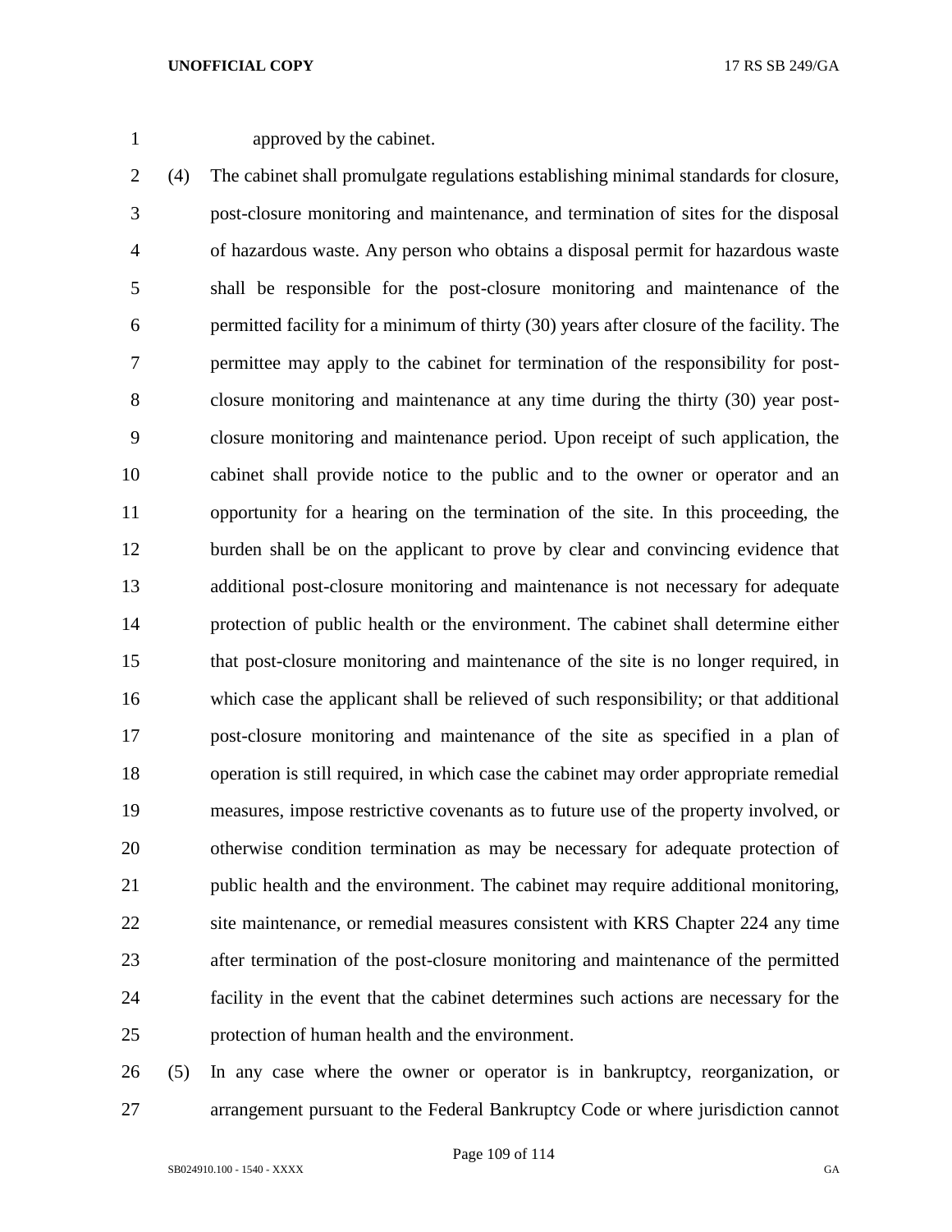approved by the cabinet.

(4) The cabinet shall promulgate regulations establishing minimal standards for closure, post-closure monitoring and maintenance, and termination of sites for the disposal of hazardous waste. Any person who obtains a disposal permit for hazardous waste shall be responsible for the post-closure monitoring and maintenance of the permitted facility for a minimum of thirty (30) years after closure of the facility. The permittee may apply to the cabinet for termination of the responsibility for post-closure monitoring and maintenance at any time during the thirty (30) year post-closure monitoring and maintenance period. Upon receipt of such application, the cabinet shall provide notice to the public and to the owner or operator and an opportunity for a hearing on the termination of the site. In this proceeding, the burden shall be on the applicant to prove by clear and convincing evidence that additional post-closure monitoring and maintenance is not necessary for adequate protection of public health or the environment. The cabinet shall determine either that post-closure monitoring and maintenance of the site is no longer required, in which case the applicant shall be relieved of such responsibility; or that additional post-closure monitoring and maintenance of the site as specified in a plan of operation is still required, in which case the cabinet may order appropriate remedial measures, impose restrictive covenants as to future use of the property involved, or otherwise condition termination as may be necessary for adequate protection of public health and the environment. The cabinet may require additional monitoring, site maintenance, or remedial measures consistent with KRS Chapter 224 any time after termination of the post-closure monitoring and maintenance of the permitted facility in the event that the cabinet determines such actions are necessary for the protection of human health and the environment.

(5) In any case where the owner or operator is in bankruptcy, reorganization, or arrangement pursuant to the Federal Bankruptcy Code or where jurisdiction cannot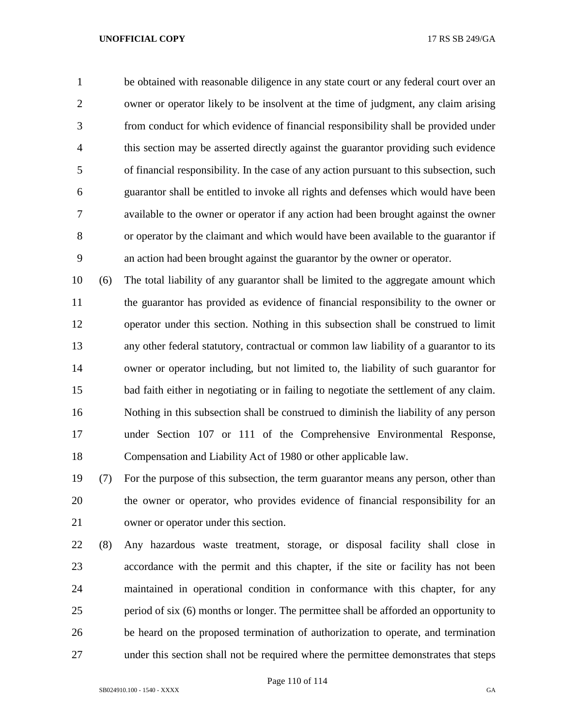be obtained with reasonable diligence in any state court or any federal court over an owner or operator likely to be insolvent at the time of judgment, any claim arising from conduct for which evidence of financial responsibility shall be provided under this section may be asserted directly against the guarantor providing such evidence of financial responsibility. In the case of any action pursuant to this subsection, such guarantor shall be entitled to invoke all rights and defenses which would have been available to the owner or operator if any action had been brought against the owner or operator by the claimant and which would have been available to the guarantor if an action had been brought against the guarantor by the owner or operator.

(6) The total liability of any guarantor shall be limited to the aggregate amount which the guarantor has provided as evidence of financial responsibility to the owner or operator under this section. Nothing in this subsection shall be construed to limit any other federal statutory, contractual or common law liability of a guarantor to its owner or operator including, but not limited to, the liability of such guarantor for bad faith either in negotiating or in failing to negotiate the settlement of any claim. Nothing in this subsection shall be construed to diminish the liability of any person under Section 107 or 111 of the Comprehensive Environmental Response, Compensation and Liability Act of 1980 or other applicable law.

(7) For the purpose of this subsection, the term guarantor means any person, other than the owner or operator, who provides evidence of financial responsibility for an owner or operator under this section.

(8) Any hazardous waste treatment, storage, or disposal facility shall close in accordance with the permit and this chapter, if the site or facility has not been maintained in operational condition in conformance with this chapter, for any period of six (6) months or longer. The permittee shall be afforded an opportunity to be heard on the proposed termination of authorization to operate, and termination under this section shall not be required where the permittee demonstrates that steps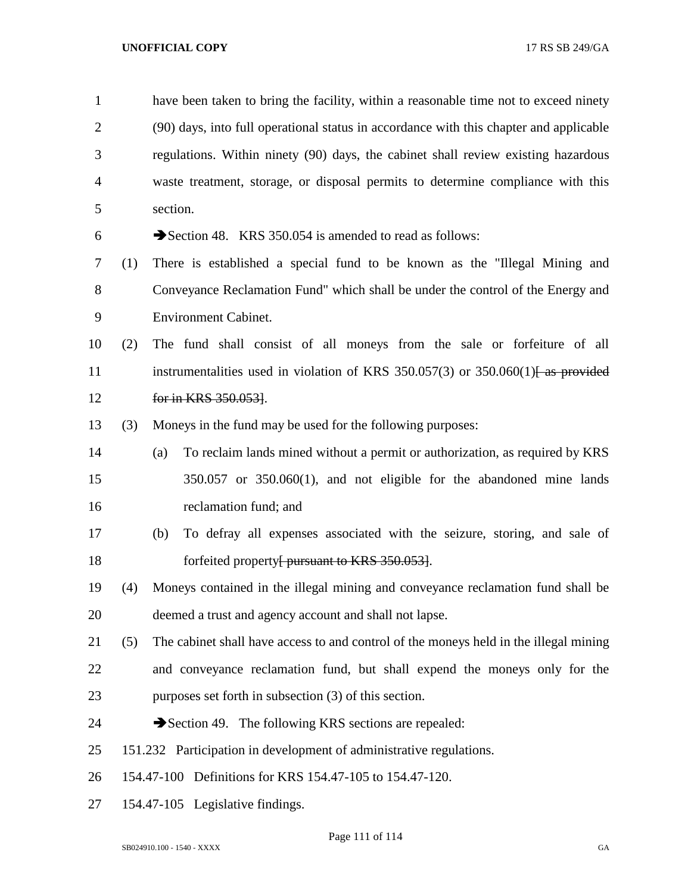have been taken to bring the facility, within a reasonable time not to exceed ninety (90) days, into full operational status in accordance with this chapter and applicable regulations. Within ninety (90) days, the cabinet shall review existing hazardous waste treatment, storage, or disposal permits to determine compliance with this section.

➔Section 48. KRS 350.054 is amended to read as follows:

(1) There is established a special fund to be known as the "Illegal Mining and Conveyance Reclamation Fund" which shall be under the control of the Energy and Environment Cabinet.

(2) The fund shall consist of all moneys from the sale or forfeiture of all instrumentalities used in violation of KRS 350.057(3) or 350.060(1)~~[ as provided for in KRS 350.053]~~.

(3) Moneys in the fund may be used for the following purposes:

(a) To reclaim lands mined without a permit or authorization, as required by KRS 350.057 or 350.060(1), and not eligible for the abandoned mine lands reclamation fund; and

(b) To defray all expenses associated with the seizure, storing, and sale of forfeited property~~[ pursuant to KRS 350.053]~~.

(4) Moneys contained in the illegal mining and conveyance reclamation fund shall be deemed a trust and agency account and shall not lapse.

(5) The cabinet shall have access to and control of the moneys held in the illegal mining and conveyance reclamation fund, but shall expend the moneys only for the purposes set forth in subsection (3) of this section.

➔Section 49. The following KRS sections are repealed:

151.232 Participation in development of administrative regulations.

154.47-100 Definitions for KRS 154.47-105 to 154.47-120.

154.47-105 Legislative findings.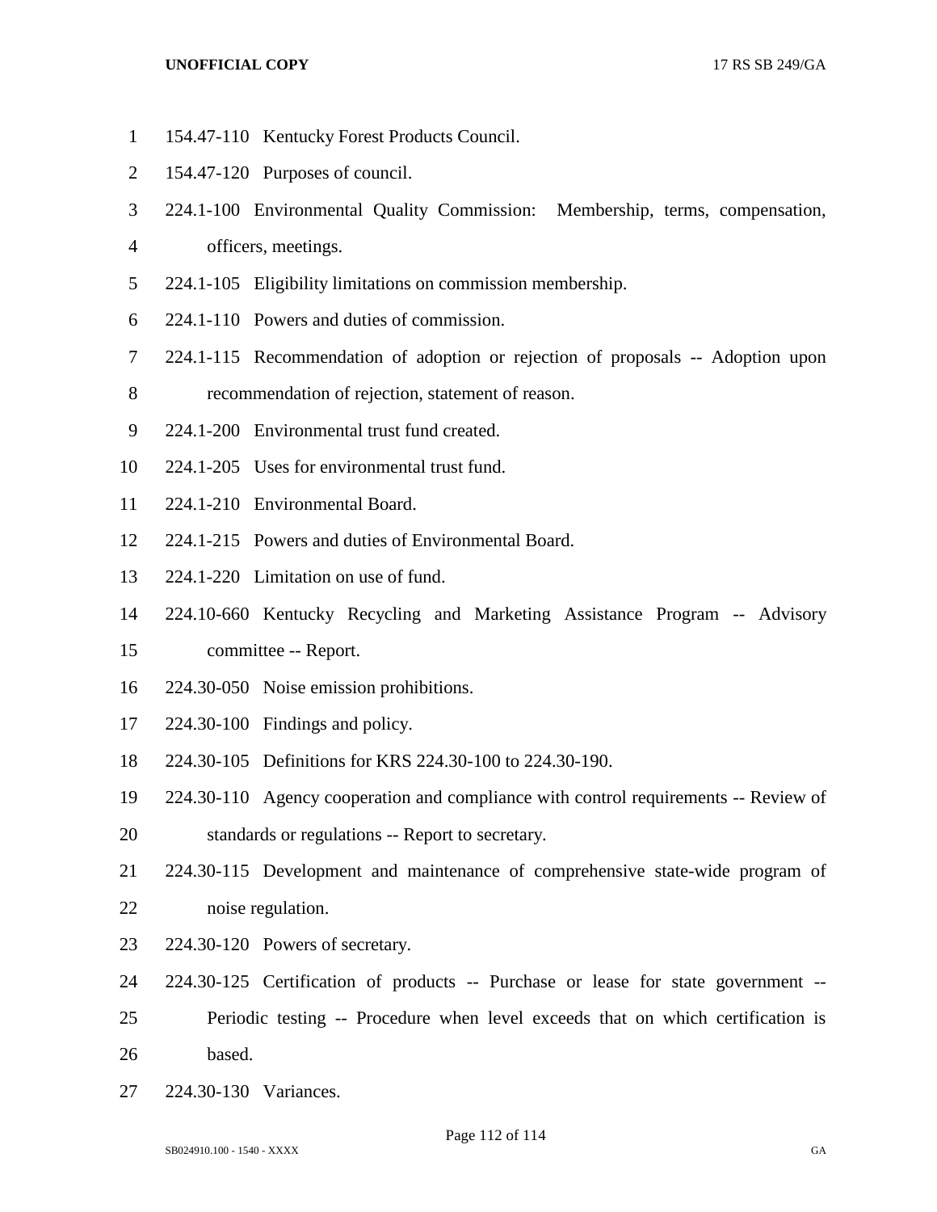154.47-110 Kentucky Forest Products Council.

154.47-120 Purposes of council.

224.1-100 Environmental Quality Commission: Membership, terms, compensation, officers, meetings.

224.1-105 Eligibility limitations on commission membership.

224.1-110 Powers and duties of commission.

224.1-115 Recommendation of adoption or rejection of proposals -- Adoption upon recommendation of rejection, statement of reason.

224.1-200 Environmental trust fund created.

224.1-205 Uses for environmental trust fund.

224.1-210 Environmental Board.

224.1-215 Powers and duties of Environmental Board.

224.1-220 Limitation on use of fund.

224.10-660 Kentucky Recycling and Marketing Assistance Program -- Advisory committee -- Report.

224.30-050 Noise emission prohibitions.

224.30-100 Findings and policy.

224.30-105 Definitions for KRS 224.30-100 to 224.30-190.

224.30-110 Agency cooperation and compliance with control requirements -- Review of standards or regulations -- Report to secretary.

224.30-115 Development and maintenance of comprehensive state-wide program of noise regulation.

224.30-120 Powers of secretary.

224.30-125 Certification of products -- Purchase or lease for state government -- Periodic testing -- Procedure when level exceeds that on which certification is based.

224.30-130 Variances.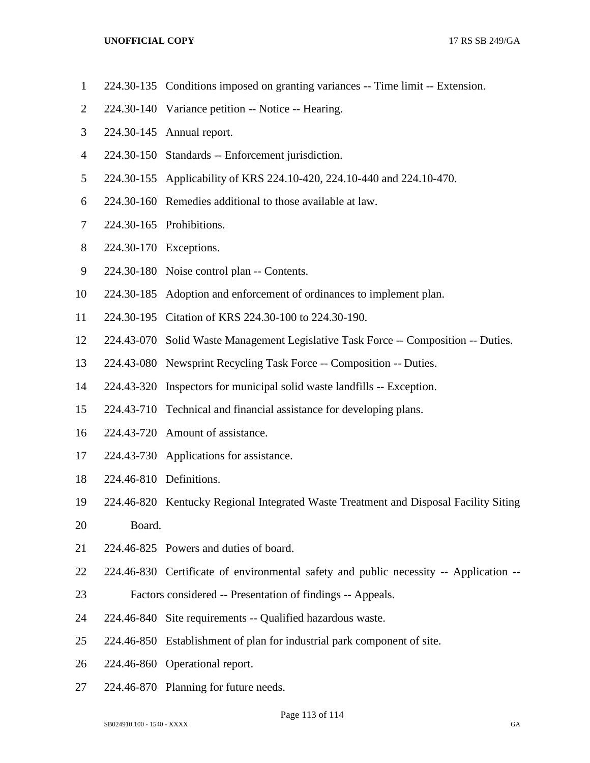224.30-135 Conditions imposed on granting variances -- Time limit -- Extension.

224.30-140 Variance petition -- Notice -- Hearing.

224.30-145 Annual report.

224.30-150 Standards -- Enforcement jurisdiction.

224.30-155 Applicability of KRS 224.10-420, 224.10-440 and 224.10-470.

224.30-160 Remedies additional to those available at law.

224.30-165 Prohibitions.

224.30-170 Exceptions.

224.30-180 Noise control plan -- Contents.

224.30-185 Adoption and enforcement of ordinances to implement plan.

224.30-195 Citation of KRS 224.30-100 to 224.30-190.

224.43-070 Solid Waste Management Legislative Task Force -- Composition -- Duties.

224.43-080 Newsprint Recycling Task Force -- Composition -- Duties.

224.43-320 Inspectors for municipal solid waste landfills -- Exception.

224.43-710 Technical and financial assistance for developing plans.

224.43-720 Amount of assistance.

224.43-730 Applications for assistance.

224.46-810 Definitions.

224.46-820 Kentucky Regional Integrated Waste Treatment and Disposal Facility Siting Board.

224.46-825 Powers and duties of board.

224.46-830 Certificate of environmental safety and public necessity -- Application -- Factors considered -- Presentation of findings -- Appeals.

224.46-840 Site requirements -- Qualified hazardous waste.

224.46-850 Establishment of plan for industrial park component of site.

224.46-860 Operational report.

224.46-870 Planning for future needs.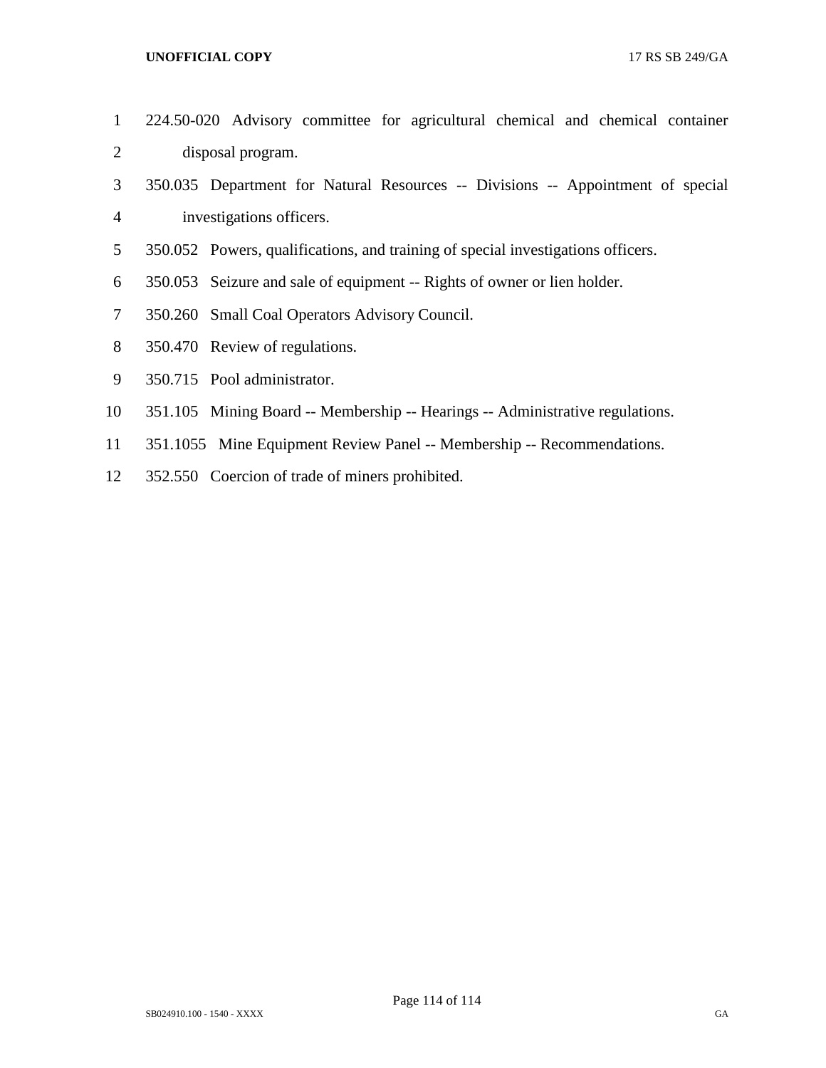224.50-020 Advisory committee for agricultural chemical and chemical container disposal program.

350.035 Department for Natural Resources -- Divisions -- Appointment of special investigations officers.

350.052 Powers, qualifications, and training of special investigations officers.

350.053 Seizure and sale of equipment -- Rights of owner or lien holder.

350.260 Small Coal Operators Advisory Council.

350.470 Review of regulations.

350.715 Pool administrator.

351.105 Mining Board -- Membership -- Hearings -- Administrative regulations.

351.1055 Mine Equipment Review Panel -- Membership -- Recommendations.

352.550 Coercion of trade of miners prohibited.